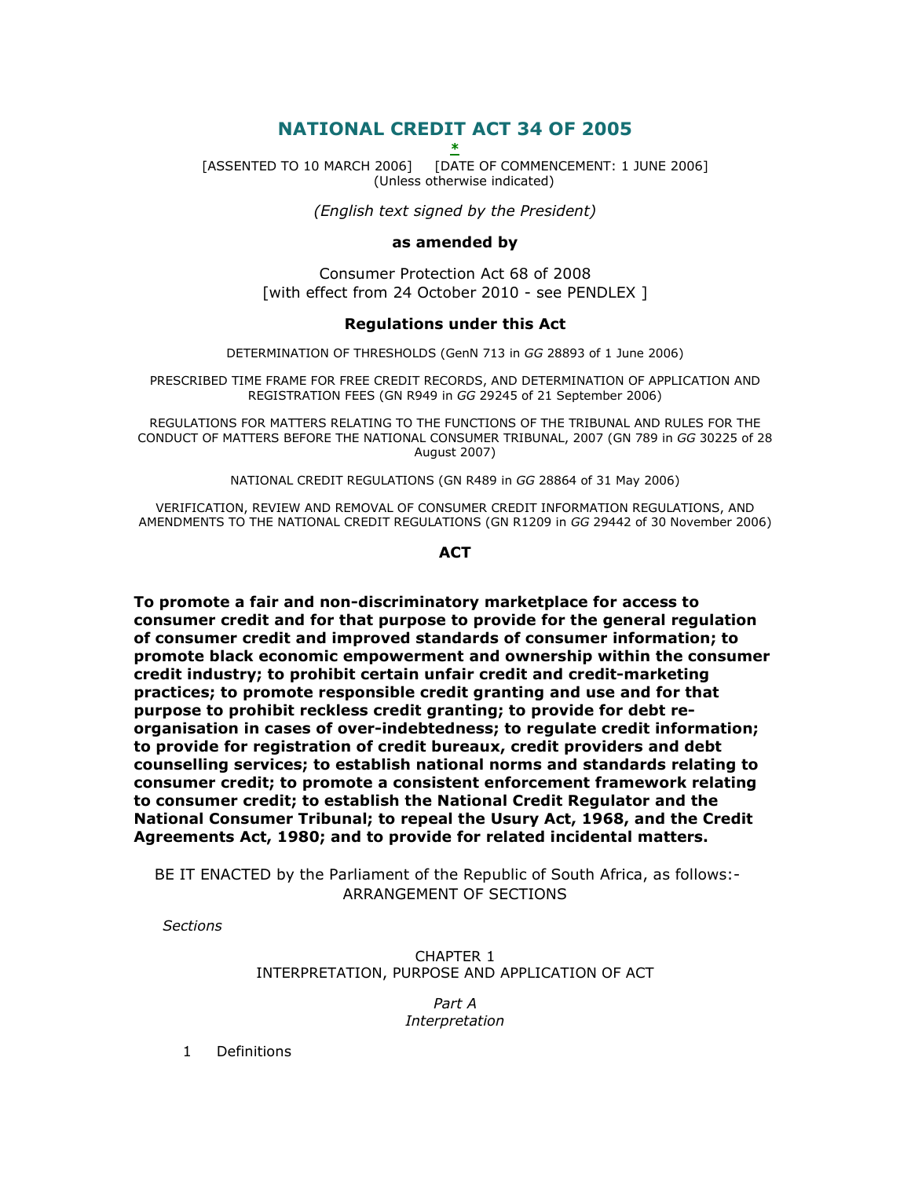# NATIONAL CREDIT ACT 34 OF 2005

*

[ASSENTED TO 10 MARCH 2006] [DATE OF COMMENCEMENT: 1 JUNE 2006]
(Unless otherwise indicated)

*(English text signed by the President)*

**as amended by**

Consumer Protection Act 68 of 2008
[with effect from 24 October 2010 - see PENDLEX ]

**Regulations under this Act**

DETERMINATION OF THRESHOLDS (GenN 713 in *GG* 28893 of 1 June 2006)

PRESCRIBED TIME FRAME FOR FREE CREDIT RECORDS, AND DETERMINATION OF APPLICATION AND REGISTRATION FEES (GN R949 in *GG* 29245 of 21 September 2006)

REGULATIONS FOR MATTERS RELATING TO THE FUNCTIONS OF THE TRIBUNAL AND RULES FOR THE CONDUCT OF MATTERS BEFORE THE NATIONAL CONSUMER TRIBUNAL, 2007 (GN 789 in *GG* 30225 of 28 August 2007)

NATIONAL CREDIT REGULATIONS (GN R489 in *GG* 28864 of 31 May 2006)

VERIFICATION, REVIEW AND REMOVAL OF CONSUMER CREDIT INFORMATION REGULATIONS, AND AMENDMENTS TO THE NATIONAL CREDIT REGULATIONS (GN R1209 in *GG* 29442 of 30 November 2006)

**ACT**

**To promote a fair and non-discriminatory marketplace for access to consumer credit and for that purpose to provide for the general regulation of consumer credit and improved standards of consumer information; to promote black economic empowerment and ownership within the consumer credit industry; to prohibit certain unfair credit and credit-marketing practices; to promote responsible credit granting and use and for that purpose to prohibit reckless credit granting; to provide for debt re-organisation in cases of over-indebtedness; to regulate credit information; to provide for registration of credit bureaux, credit providers and debt counselling services; to establish national norms and standards relating to consumer credit; to promote a consistent enforcement framework relating to consumer credit; to establish the National Credit Regulator and the National Consumer Tribunal; to repeal the Usury Act, 1968, and the Credit Agreements Act, 1980; and to provide for related incidental matters.**

BE IT ENACTED by the Parliament of the Republic of South Africa, as follows:-

ARRANGEMENT OF SECTIONS

*Sections*

CHAPTER 1
INTERPRETATION, PURPOSE AND APPLICATION OF ACT

*Part A*
*Interpretation*

1 Definitions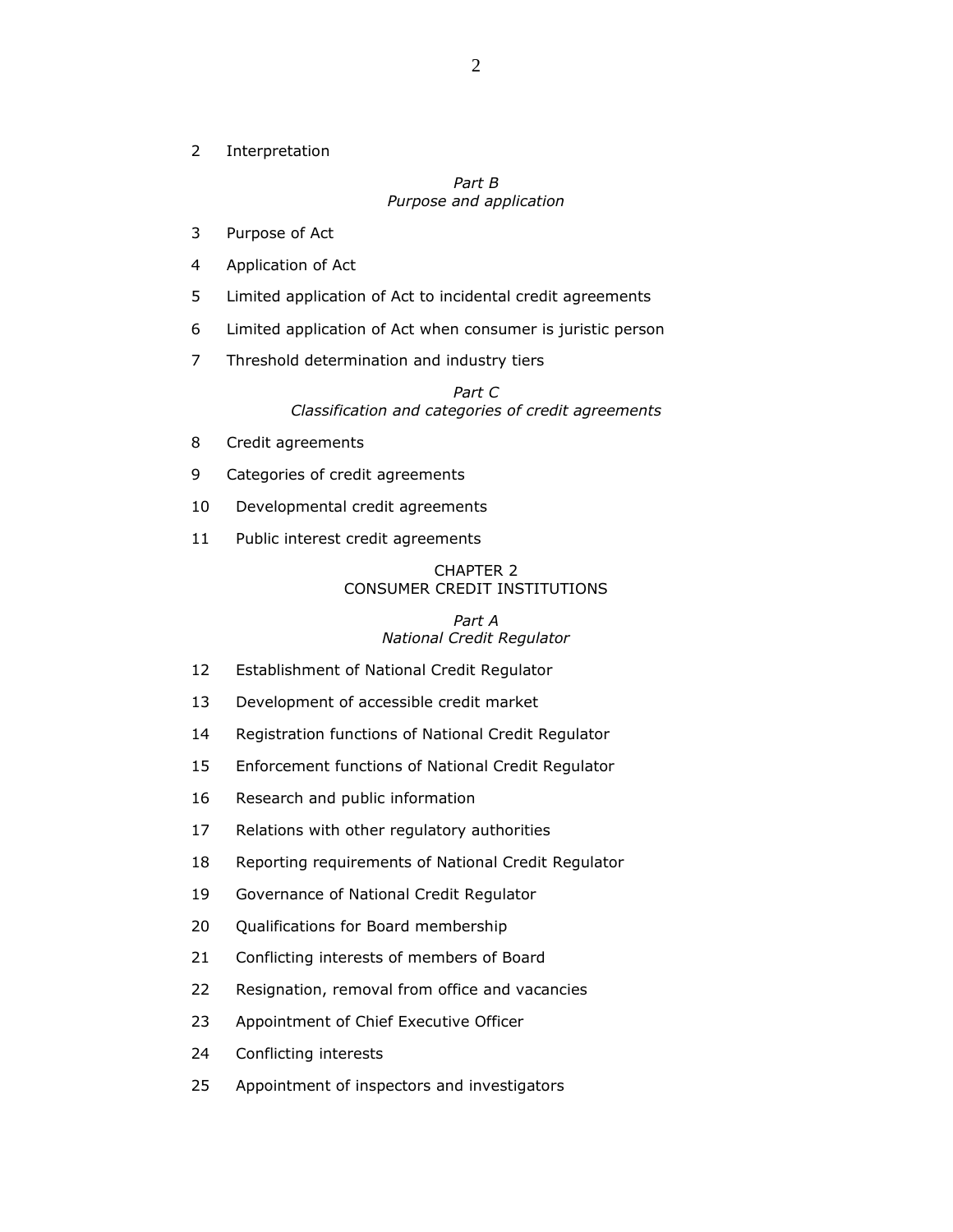2 Interpretation

*Part B*
*Purpose and application*

3 Purpose of Act

4 Application of Act

5 Limited application of Act to incidental credit agreements

6 Limited application of Act when consumer is juristic person

7 Threshold determination and industry tiers

*Part C*
*Classification and categories of credit agreements*

8 Credit agreements

9 Categories of credit agreements

10 Developmental credit agreements

11 Public interest credit agreements

## CHAPTER 2
## CONSUMER CREDIT INSTITUTIONS

*Part A*
*National Credit Regulator*

12 Establishment of National Credit Regulator

13 Development of accessible credit market

14 Registration functions of National Credit Regulator

15 Enforcement functions of National Credit Regulator

16 Research and public information

17 Relations with other regulatory authorities

18 Reporting requirements of National Credit Regulator

19 Governance of National Credit Regulator

20 Qualifications for Board membership

21 Conflicting interests of members of Board

22 Resignation, removal from office and vacancies

23 Appointment of Chief Executive Officer

24 Conflicting interests

25 Appointment of inspectors and investigators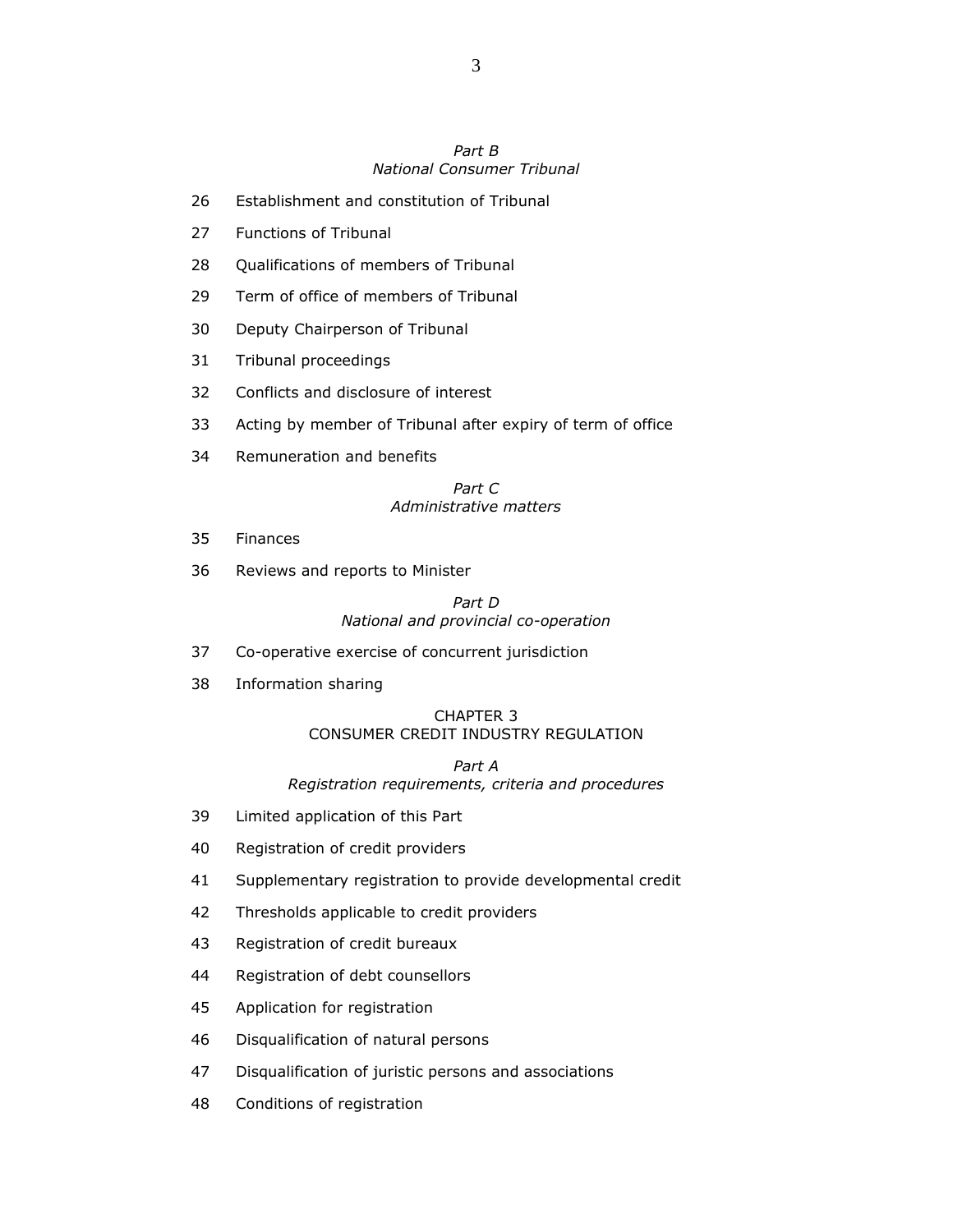*Part B*
*National Consumer Tribunal*

26 Establishment and constitution of Tribunal

27 Functions of Tribunal

28 Qualifications of members of Tribunal

29 Term of office of members of Tribunal

30 Deputy Chairperson of Tribunal

31 Tribunal proceedings

32 Conflicts and disclosure of interest

33 Acting by member of Tribunal after expiry of term of office

34 Remuneration and benefits

*Part C*
*Administrative matters*

35 Finances

36 Reviews and reports to Minister

*Part D*
*National and provincial co-operation*

37 Co-operative exercise of concurrent jurisdiction

38 Information sharing

CHAPTER 3
CONSUMER CREDIT INDUSTRY REGULATION

*Part A*
*Registration requirements, criteria and procedures*

39 Limited application of this Part

40 Registration of credit providers

41 Supplementary registration to provide developmental credit

42 Thresholds applicable to credit providers

43 Registration of credit bureaux

44 Registration of debt counsellors

45 Application for registration

46 Disqualification of natural persons

47 Disqualification of juristic persons and associations

48 Conditions of registration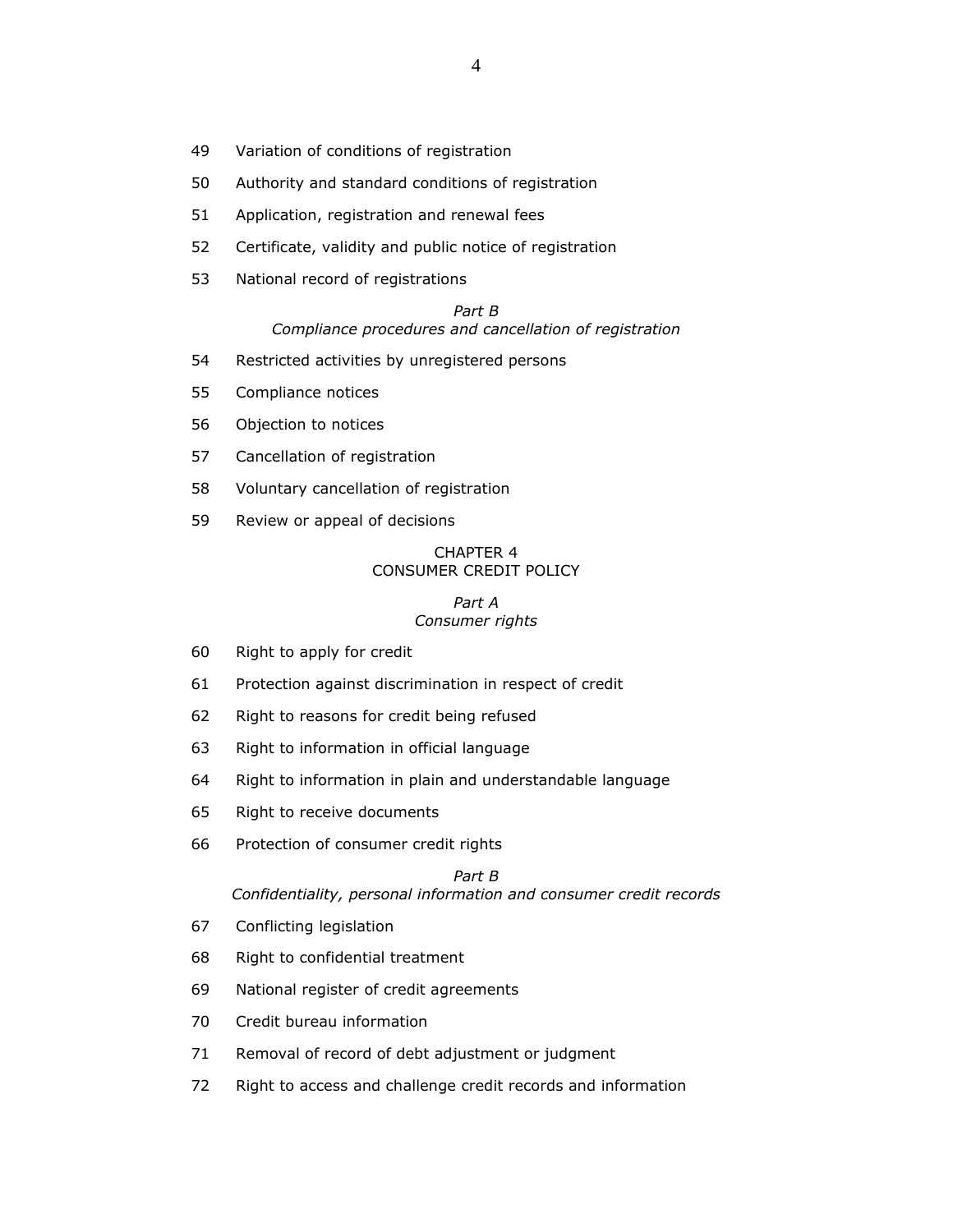49 Variation of conditions of registration

50 Authority and standard conditions of registration

51 Application, registration and renewal fees

52 Certificate, validity and public notice of registration

53 National record of registrations

*Part B*
*Compliance procedures and cancellation of registration*

54 Restricted activities by unregistered persons

55 Compliance notices

56 Objection to notices

57 Cancellation of registration

58 Voluntary cancellation of registration

59 Review or appeal of decisions

CHAPTER 4
CONSUMER CREDIT POLICY

*Part A*
*Consumer rights*

60 Right to apply for credit

61 Protection against discrimination in respect of credit

62 Right to reasons for credit being refused

63 Right to information in official language

64 Right to information in plain and understandable language

65 Right to receive documents

66 Protection of consumer credit rights

*Part B*
*Confidentiality, personal information and consumer credit records*

67 Conflicting legislation

68 Right to confidential treatment

69 National register of credit agreements

70 Credit bureau information

71 Removal of record of debt adjustment or judgment

72 Right to access and challenge credit records and information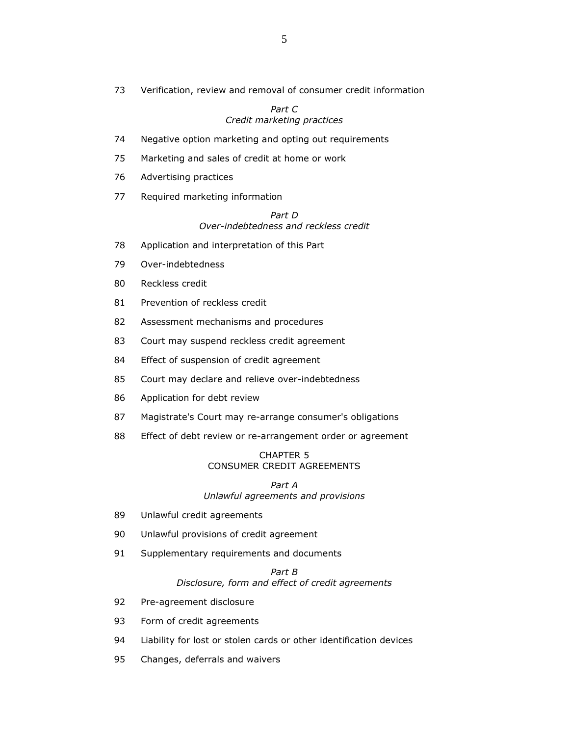73 Verification, review and removal of consumer credit information

*Part C*
*Credit marketing practices*

74 Negative option marketing and opting out requirements

75 Marketing and sales of credit at home or work

76 Advertising practices

77 Required marketing information

*Part D*
*Over-indebtedness and reckless credit*

78 Application and interpretation of this Part

79 Over-indebtedness

80 Reckless credit

81 Prevention of reckless credit

82 Assessment mechanisms and procedures

83 Court may suspend reckless credit agreement

84 Effect of suspension of credit agreement

85 Court may declare and relieve over-indebtedness

86 Application for debt review

87 Magistrate's Court may re-arrange consumer's obligations

88 Effect of debt review or re-arrangement order or agreement

CHAPTER 5
CONSUMER CREDIT AGREEMENTS

*Part A*
*Unlawful agreements and provisions*

89 Unlawful credit agreements

90 Unlawful provisions of credit agreement

91 Supplementary requirements and documents

*Part B*
*Disclosure, form and effect of credit agreements*

92 Pre-agreement disclosure

93 Form of credit agreements

94 Liability for lost or stolen cards or other identification devices

95 Changes, deferrals and waivers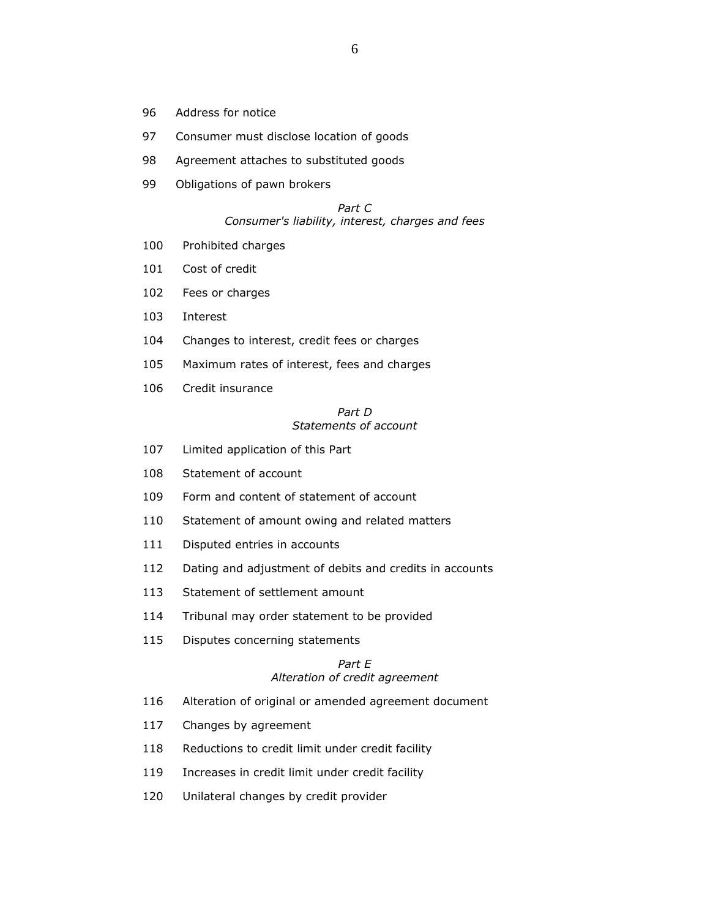96 Address for notice

97 Consumer must disclose location of goods

98 Agreement attaches to substituted goods

99 Obligations of pawn brokers

*Part C*
*Consumer's liability, interest, charges and fees*

100 Prohibited charges

101 Cost of credit

102 Fees or charges

103 Interest

104 Changes to interest, credit fees or charges

105 Maximum rates of interest, fees and charges

106 Credit insurance

*Part D*
*Statements of account*

107 Limited application of this Part

108 Statement of account

109 Form and content of statement of account

110 Statement of amount owing and related matters

111 Disputed entries in accounts

112 Dating and adjustment of debits and credits in accounts

113 Statement of settlement amount

114 Tribunal may order statement to be provided

115 Disputes concerning statements

*Part E*
*Alteration of credit agreement*

116 Alteration of original or amended agreement document

117 Changes by agreement

118 Reductions to credit limit under credit facility

119 Increases in credit limit under credit facility

120 Unilateral changes by credit provider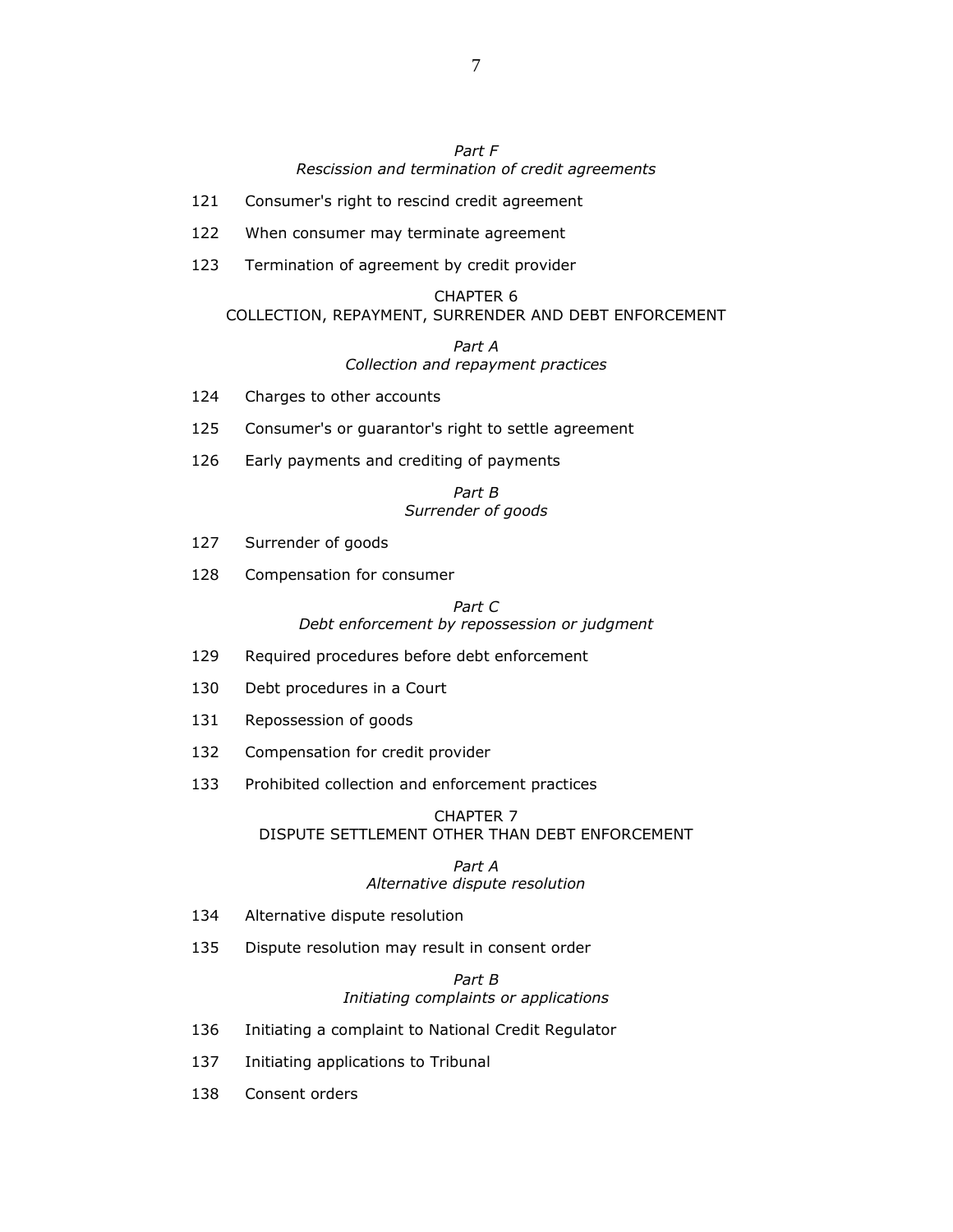*Part F*
*Rescission and termination of credit agreements*

121 Consumer's right to rescind credit agreement

122 When consumer may terminate agreement

123 Termination of agreement by credit provider

CHAPTER 6
COLLECTION, REPAYMENT, SURRENDER AND DEBT ENFORCEMENT

*Part A*
*Collection and repayment practices*

124 Charges to other accounts

125 Consumer's or guarantor's right to settle agreement

126 Early payments and crediting of payments

*Part B*
*Surrender of goods*

127 Surrender of goods

128 Compensation for consumer

*Part C*
*Debt enforcement by repossession or judgment*

129 Required procedures before debt enforcement

130 Debt procedures in a Court

131 Repossession of goods

132 Compensation for credit provider

133 Prohibited collection and enforcement practices

CHAPTER 7
DISPUTE SETTLEMENT OTHER THAN DEBT ENFORCEMENT

*Part A*
*Alternative dispute resolution*

134 Alternative dispute resolution

135 Dispute resolution may result in consent order

*Part B*
*Initiating complaints or applications*

136 Initiating a complaint to National Credit Regulator

137 Initiating applications to Tribunal

138 Consent orders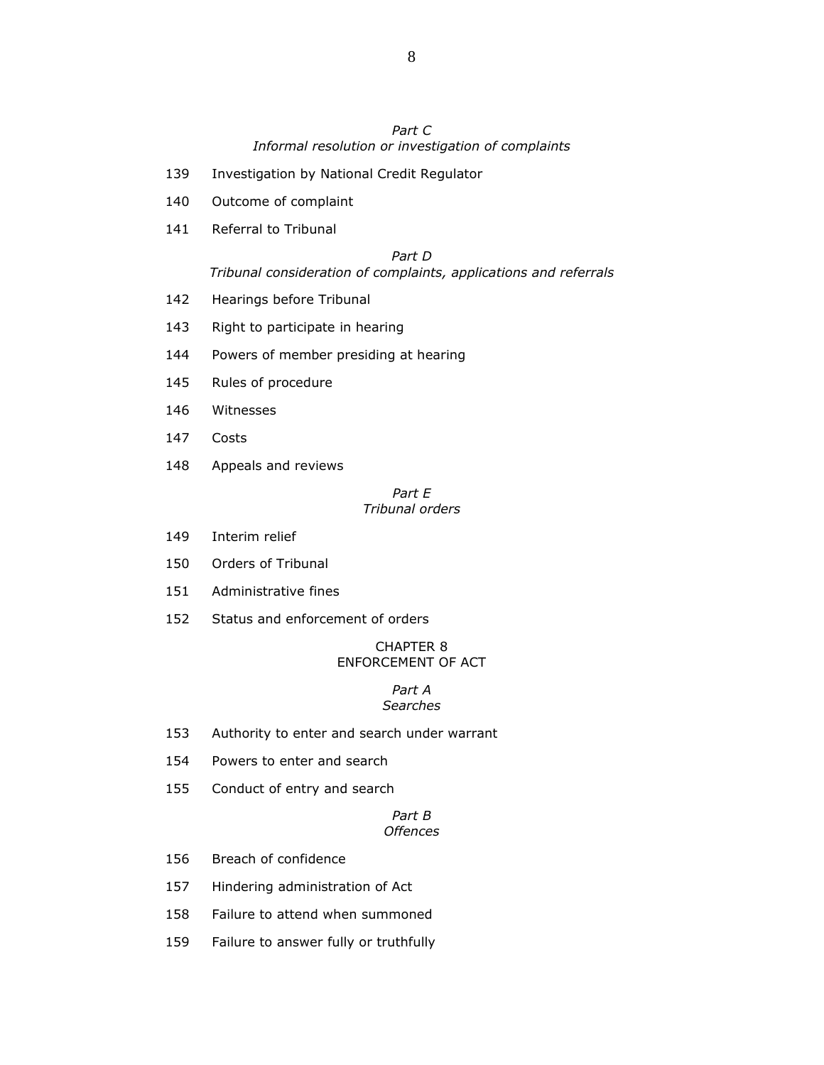*Part C*
*Informal resolution or investigation of complaints*

139 Investigation by National Credit Regulator

140 Outcome of complaint

141 Referral to Tribunal

*Part D*
*Tribunal consideration of complaints, applications and referrals*

142 Hearings before Tribunal

143 Right to participate in hearing

144 Powers of member presiding at hearing

145 Rules of procedure

146 Witnesses

147 Costs

148 Appeals and reviews

*Part E*
*Tribunal orders*

149 Interim relief

150 Orders of Tribunal

151 Administrative fines

152 Status and enforcement of orders

CHAPTER 8
ENFORCEMENT OF ACT

*Part A*
*Searches*

153 Authority to enter and search under warrant

154 Powers to enter and search

155 Conduct of entry and search

*Part B*
*Offences*

156 Breach of confidence

157 Hindering administration of Act

158 Failure to attend when summoned

159 Failure to answer fully or truthfully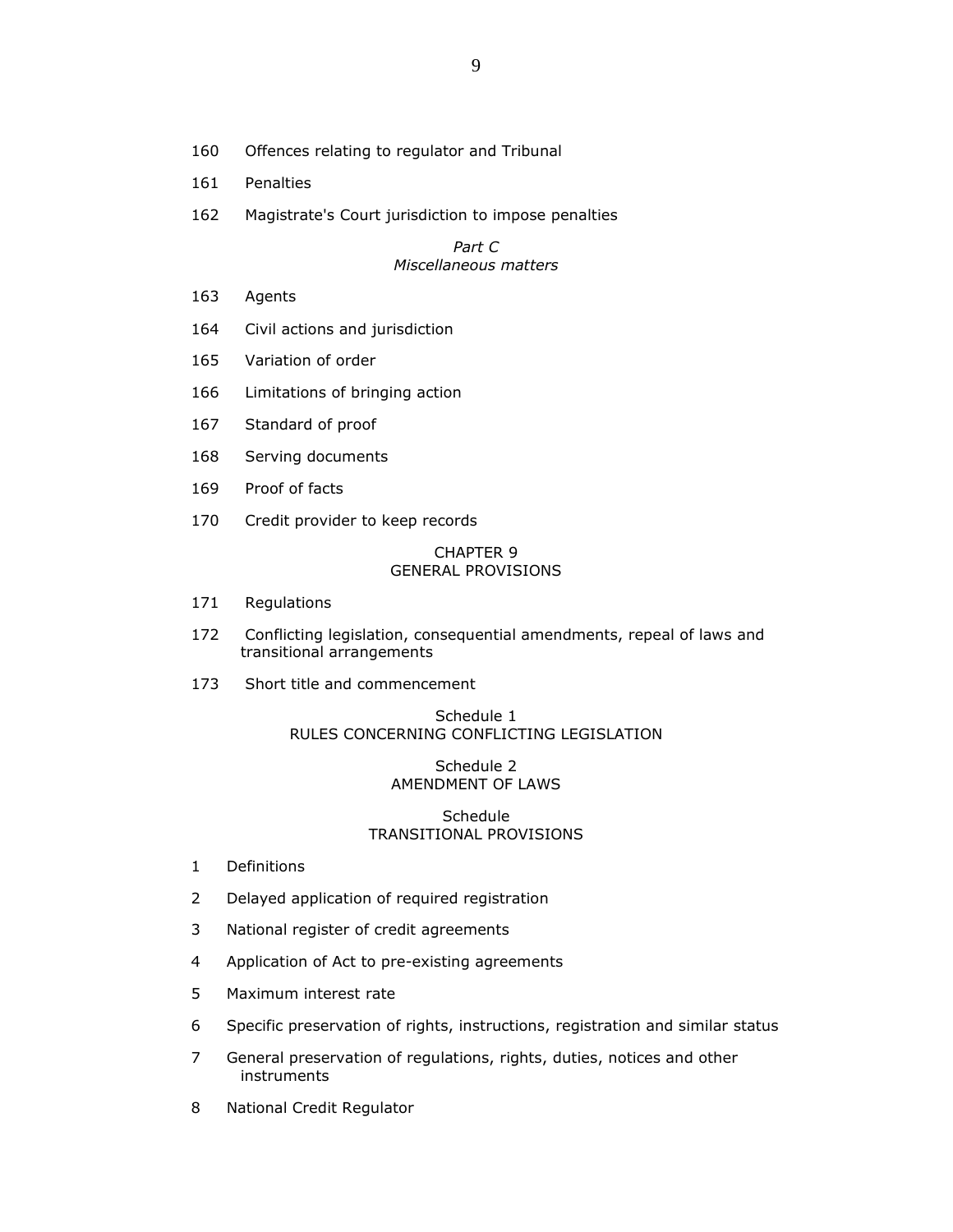160 Offences relating to regulator and Tribunal

161 Penalties

162 Magistrate's Court jurisdiction to impose penalties

*Part C*
*Miscellaneous matters*

163 Agents

164 Civil actions and jurisdiction

165 Variation of order

166 Limitations of bringing action

167 Standard of proof

168 Serving documents

169 Proof of facts

170 Credit provider to keep records

CHAPTER 9
GENERAL PROVISIONS

171 Regulations

172 Conflicting legislation, consequential amendments, repeal of laws and transitional arrangements

173 Short title and commencement

Schedule 1
RULES CONCERNING CONFLICTING LEGISLATION

Schedule 2
AMENDMENT OF LAWS

Schedule
TRANSITIONAL PROVISIONS

1 Definitions

2 Delayed application of required registration

3 National register of credit agreements

4 Application of Act to pre-existing agreements

5 Maximum interest rate

6 Specific preservation of rights, instructions, registration and similar status

7 General preservation of regulations, rights, duties, notices and other instruments

8 National Credit Regulator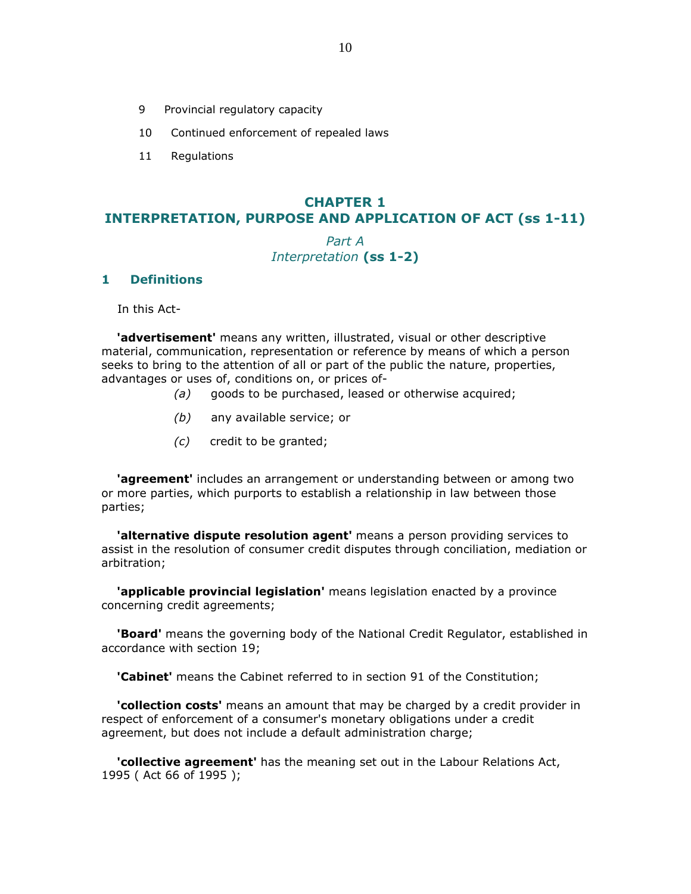9 Provincial regulatory capacity

10 Continued enforcement of repealed laws

11 Regulations

## CHAPTER 1
## INTERPRETATION, PURPOSE AND APPLICATION OF ACT (ss 1-11)

### *Part A*
### *Interpretation* **(ss 1-2)**

### 1 Definitions

In this Act-

**'advertisement'** means any written, illustrated, visual or other descriptive material, communication, representation or reference by means of which a person seeks to bring to the attention of all or part of the public the nature, properties, advantages or uses of, conditions on, or prices of-

*(a)* goods to be purchased, leased or otherwise acquired;

*(b)* any available service; or

*(c)* credit to be granted;

**'agreement'** includes an arrangement or understanding between or among two or more parties, which purports to establish a relationship in law between those parties;

**'alternative dispute resolution agent'** means a person providing services to assist in the resolution of consumer credit disputes through conciliation, mediation or arbitration;

**'applicable provincial legislation'** means legislation enacted by a province concerning credit agreements;

**'Board'** means the governing body of the National Credit Regulator, established in accordance with section 19;

**'Cabinet'** means the Cabinet referred to in section 91 of the Constitution;

**'collection costs'** means an amount that may be charged by a credit provider in respect of enforcement of a consumer's monetary obligations under a credit agreement, but does not include a default administration charge;

**'collective agreement'** has the meaning set out in the Labour Relations Act, 1995 ( Act 66 of 1995 );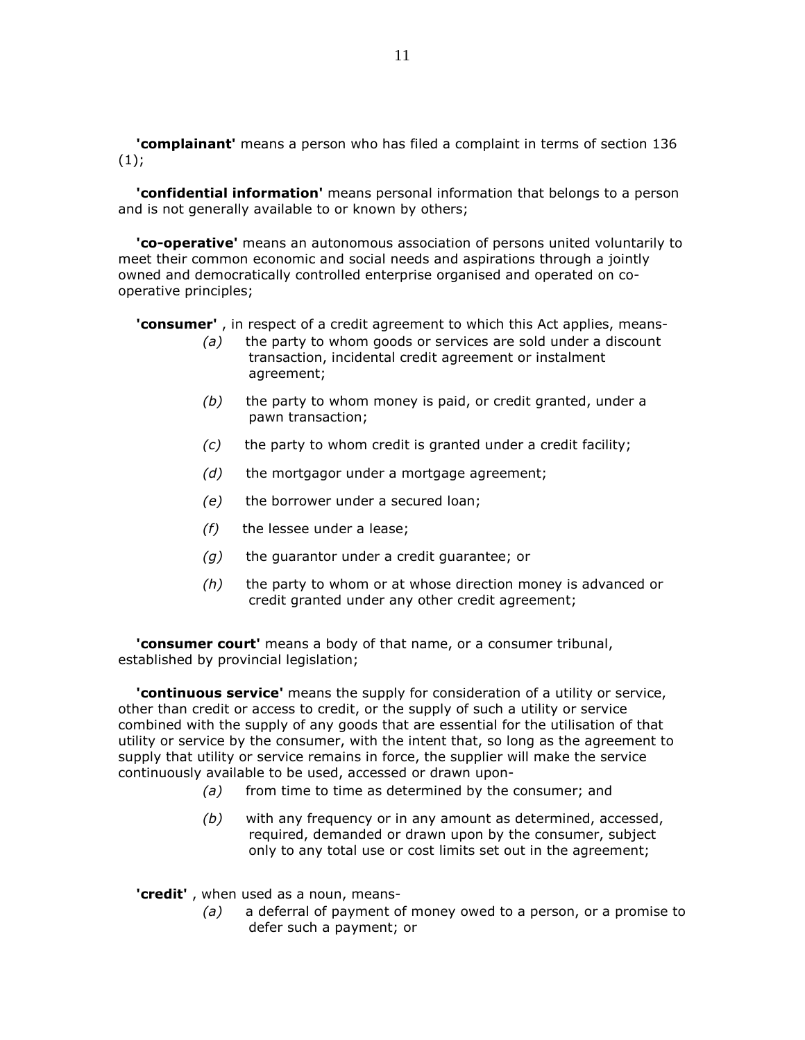**'complainant'** means a person who has filed a complaint in terms of section 136 (1);

**'confidential information'** means personal information that belongs to a person and is not generally available to or known by others;

**'co-operative'** means an autonomous association of persons united voluntarily to meet their common economic and social needs and aspirations through a jointly owned and democratically controlled enterprise organised and operated on co-operative principles;

**'consumer'** , in respect of a credit agreement to which this Act applies, means-

- *(a)* the party to whom goods or services are sold under a discount transaction, incidental credit agreement or instalment agreement;
- *(b)* the party to whom money is paid, or credit granted, under a pawn transaction;
- *(c)* the party to whom credit is granted under a credit facility;
- *(d)* the mortgagor under a mortgage agreement;
- *(e)* the borrower under a secured loan;
- *(f)* the lessee under a lease;
- *(g)* the guarantor under a credit guarantee; or
- *(h)* the party to whom or at whose direction money is advanced or credit granted under any other credit agreement;

**'consumer court'** means a body of that name, or a consumer tribunal, established by provincial legislation;

**'continuous service'** means the supply for consideration of a utility or service, other than credit or access to credit, or the supply of such a utility or service combined with the supply of any goods that are essential for the utilisation of that utility or service by the consumer, with the intent that, so long as the agreement to supply that utility or service remains in force, the supplier will make the service continuously available to be used, accessed or drawn upon-

- *(a)* from time to time as determined by the consumer; and
- *(b)* with any frequency or in any amount as determined, accessed, required, demanded or drawn upon by the consumer, subject only to any total use or cost limits set out in the agreement;

**'credit'** , when used as a noun, means-

- *(a)* a deferral of payment of money owed to a person, or a promise to defer such a payment; or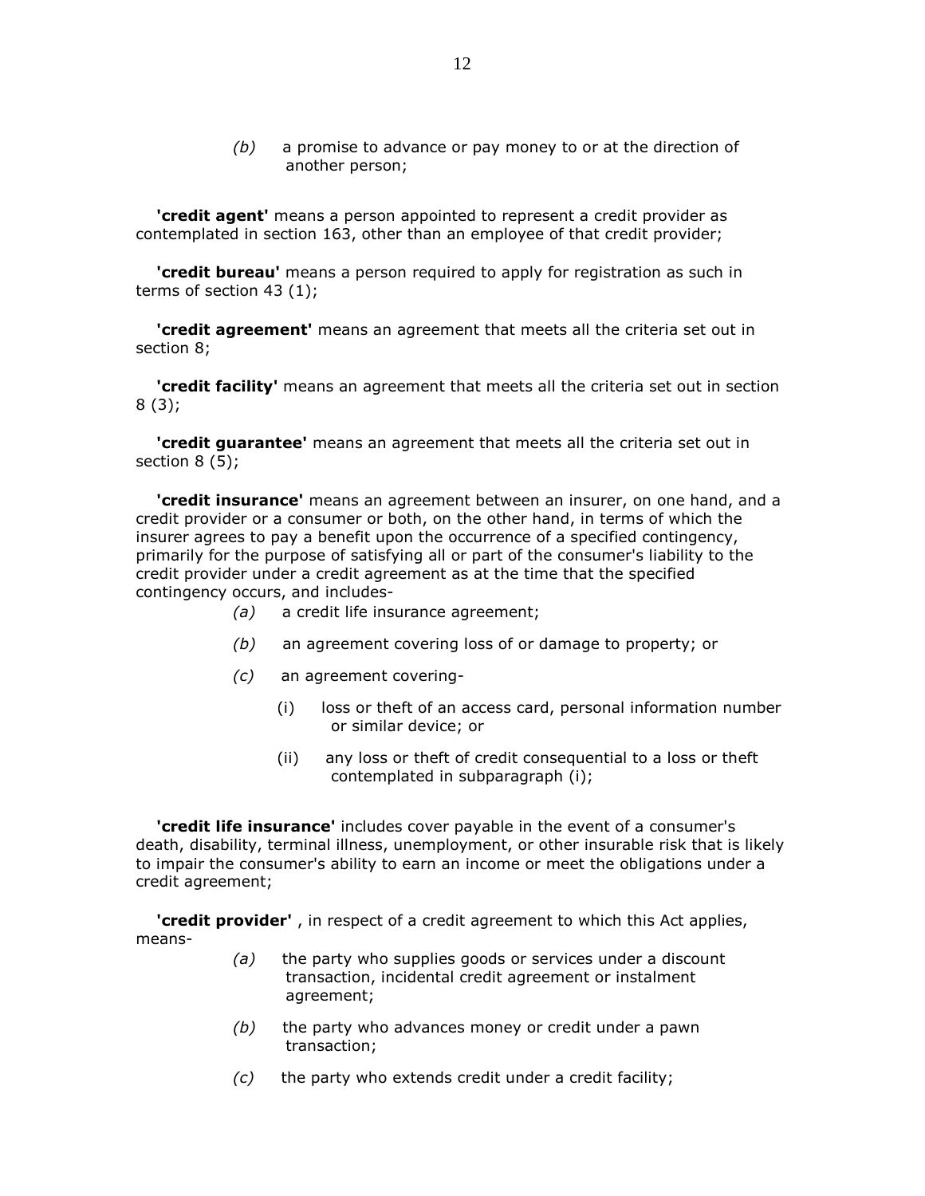*(b)* a promise to advance or pay money to or at the direction of another person;

**'credit agent'** means a person appointed to represent a credit provider as contemplated in section 163, other than an employee of that credit provider;

**'credit bureau'** means a person required to apply for registration as such in terms of section 43 (1);

**'credit agreement'** means an agreement that meets all the criteria set out in section 8;

**'credit facility'** means an agreement that meets all the criteria set out in section 8 (3);

**'credit guarantee'** means an agreement that meets all the criteria set out in section 8 (5);

**'credit insurance'** means an agreement between an insurer, on one hand, and a credit provider or a consumer or both, on the other hand, in terms of which the insurer agrees to pay a benefit upon the occurrence of a specified contingency, primarily for the purpose of satisfying all or part of the consumer's liability to the credit provider under a credit agreement as at the time that the specified contingency occurs, and includes-

*(a)* a credit life insurance agreement;

*(b)* an agreement covering loss of or damage to property; or

*(c)* an agreement covering-

(i) loss or theft of an access card, personal information number or similar device; or

(ii) any loss or theft of credit consequential to a loss or theft contemplated in subparagraph (i);

**'credit life insurance'** includes cover payable in the event of a consumer's death, disability, terminal illness, unemployment, or other insurable risk that is likely to impair the consumer's ability to earn an income or meet the obligations under a credit agreement;

**'credit provider'** , in respect of a credit agreement to which this Act applies, means-

*(a)* the party who supplies goods or services under a discount transaction, incidental credit agreement or instalment agreement;

*(b)* the party who advances money or credit under a pawn transaction;

*(c)* the party who extends credit under a credit facility;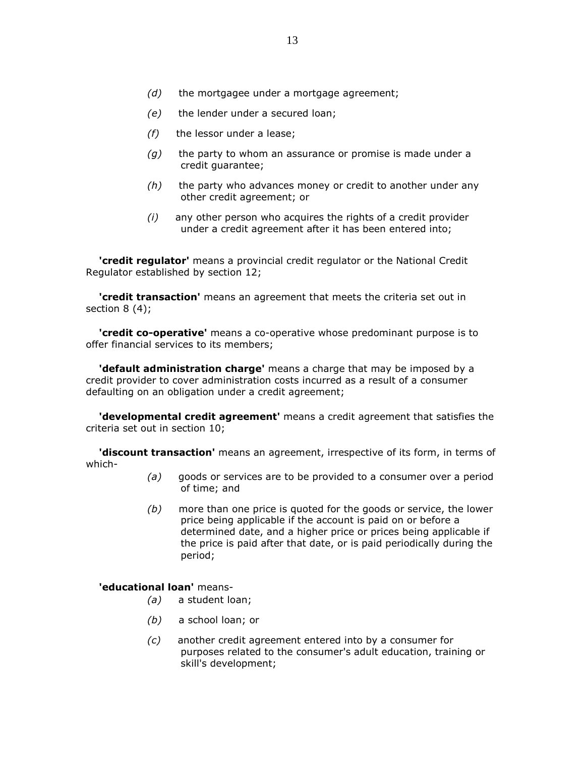- *(d)* the mortgagee under a mortgage agreement;
- *(e)* the lender under a secured loan;
- *(f)* the lessor under a lease;
- *(g)* the party to whom an assurance or promise is made under a credit guarantee;
- *(h)* the party who advances money or credit to another under any other credit agreement; or
- *(i)* any other person who acquires the rights of a credit provider under a credit agreement after it has been entered into;

**'credit regulator'** means a provincial credit regulator or the National Credit Regulator established by section 12;

**'credit transaction'** means an agreement that meets the criteria set out in section 8 (4);

**'credit co-operative'** means a co-operative whose predominant purpose is to offer financial services to its members;

**'default administration charge'** means a charge that may be imposed by a credit provider to cover administration costs incurred as a result of a consumer defaulting on an obligation under a credit agreement;

**'developmental credit agreement'** means a credit agreement that satisfies the criteria set out in section 10;

**'discount transaction'** means an agreement, irrespective of its form, in terms of which-

- *(a)* goods or services are to be provided to a consumer over a period of time; and
- *(b)* more than one price is quoted for the goods or service, the lower price being applicable if the account is paid on or before a determined date, and a higher price or prices being applicable if the price is paid after that date, or is paid periodically during the period;

**'educational loan'** means-

- *(a)* a student loan;
- *(b)* a school loan; or
- *(c)* another credit agreement entered into by a consumer for purposes related to the consumer's adult education, training or skill's development;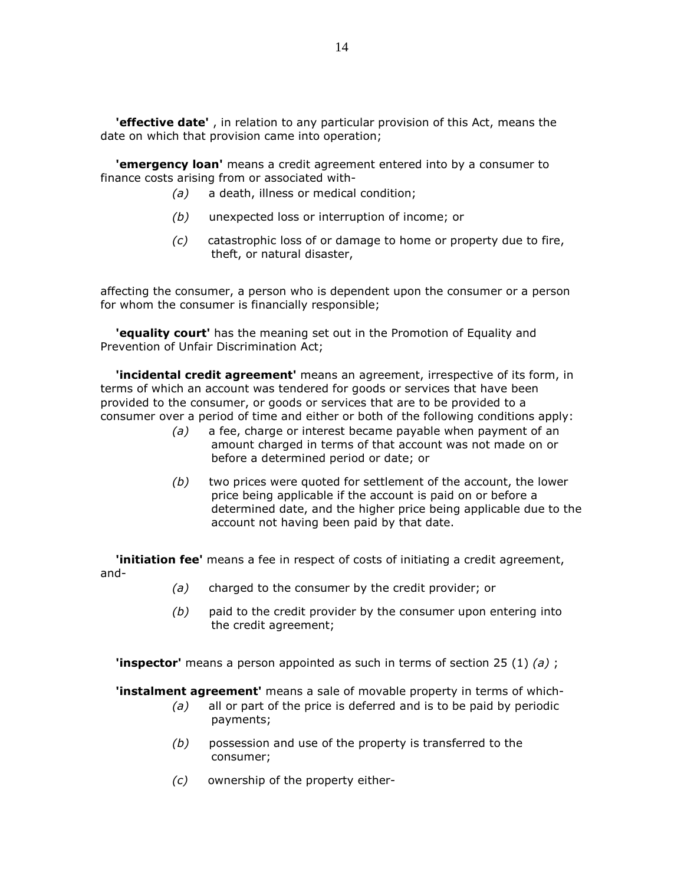**'effective date'** , in relation to any particular provision of this Act, means the date on which that provision came into operation;

**'emergency loan'** means a credit agreement entered into by a consumer to finance costs arising from or associated with-

> *(a)* a death, illness or medical condition;
>
> *(b)* unexpected loss or interruption of income; or
>
> *(c)* catastrophic loss of or damage to home or property due to fire, theft, or natural disaster,

affecting the consumer, a person who is dependent upon the consumer or a person for whom the consumer is financially responsible;

**'equality court'** has the meaning set out in the Promotion of Equality and Prevention of Unfair Discrimination Act;

**'incidental credit agreement'** means an agreement, irrespective of its form, in terms of which an account was tendered for goods or services that have been provided to the consumer, or goods or services that are to be provided to a consumer over a period of time and either or both of the following conditions apply:

> *(a)* a fee, charge or interest became payable when payment of an amount charged in terms of that account was not made on or before a determined period or date; or
>
> *(b)* two prices were quoted for settlement of the account, the lower price being applicable if the account is paid on or before a determined date, and the higher price being applicable due to the account not having been paid by that date.

**'initiation fee'** means a fee in respect of costs of initiating a credit agreement, and-

> *(a)* charged to the consumer by the credit provider; or
>
> *(b)* paid to the credit provider by the consumer upon entering into the credit agreement;

**'inspector'** means a person appointed as such in terms of section 25 (1) *(a)* ;

**'instalment agreement'** means a sale of movable property in terms of which-

> *(a)* all or part of the price is deferred and is to be paid by periodic payments;
>
> *(b)* possession and use of the property is transferred to the consumer;
>
> *(c)* ownership of the property either-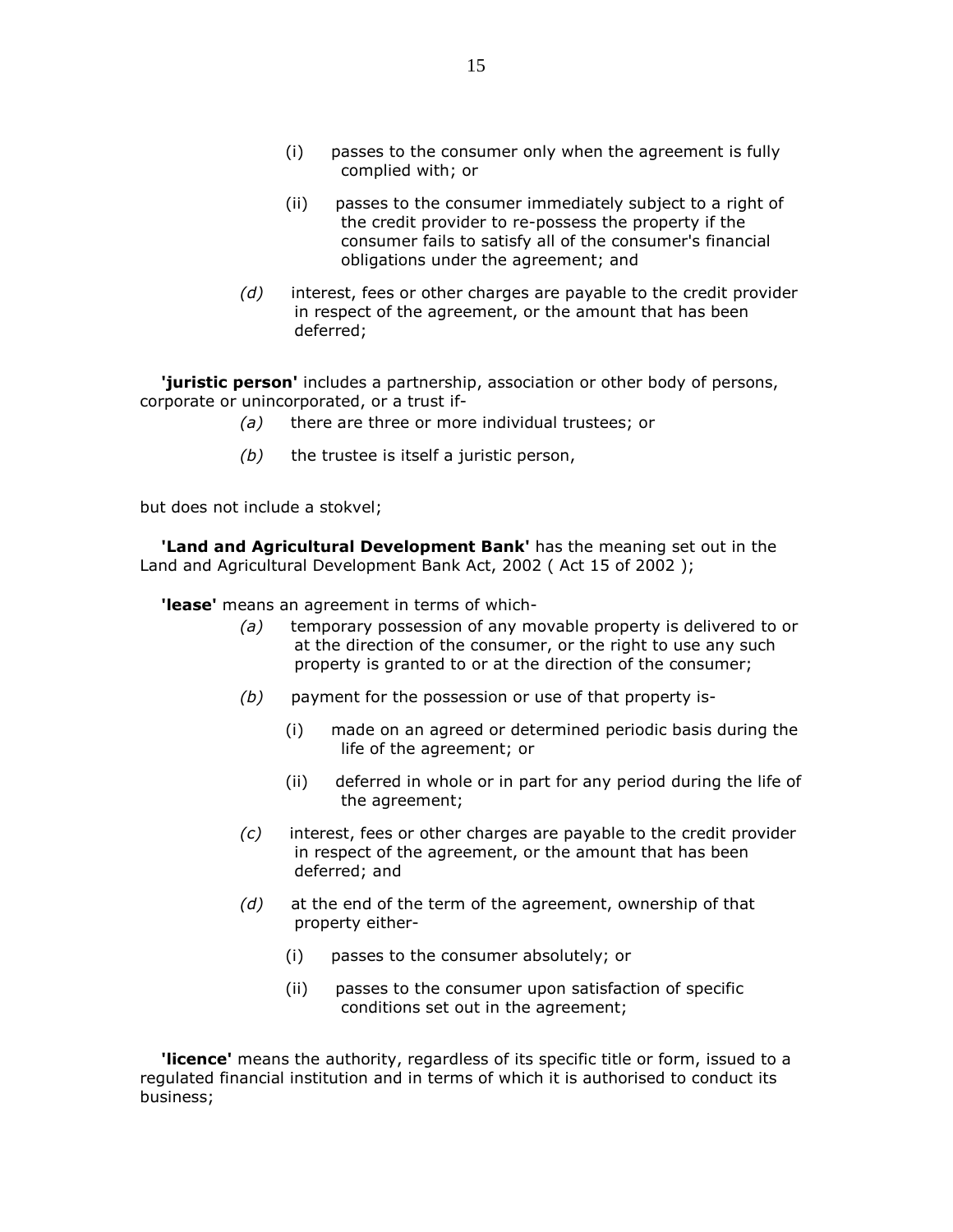(i) passes to the consumer only when the agreement is fully complied with; or

(ii) passes to the consumer immediately subject to a right of the credit provider to re-possess the property if the consumer fails to satisfy all of the consumer's financial obligations under the agreement; and

*(d)* interest, fees or other charges are payable to the credit provider in respect of the agreement, or the amount that has been deferred;

**'juristic person'** includes a partnership, association or other body of persons, corporate or unincorporated, or a trust if-

*(a)* there are three or more individual trustees; or

*(b)* the trustee is itself a juristic person,

but does not include a stokvel;

**'Land and Agricultural Development Bank'** has the meaning set out in the Land and Agricultural Development Bank Act, 2002 ( Act 15 of 2002 );

**'lease'** means an agreement in terms of which-

*(a)* temporary possession of any movable property is delivered to or at the direction of the consumer, or the right to use any such property is granted to or at the direction of the consumer;

*(b)* payment for the possession or use of that property is-

(i) made on an agreed or determined periodic basis during the life of the agreement; or

(ii) deferred in whole or in part for any period during the life of the agreement;

*(c)* interest, fees or other charges are payable to the credit provider in respect of the agreement, or the amount that has been deferred; and

*(d)* at the end of the term of the agreement, ownership of that property either-

(i) passes to the consumer absolutely; or

(ii) passes to the consumer upon satisfaction of specific conditions set out in the agreement;

**'licence'** means the authority, regardless of its specific title or form, issued to a regulated financial institution and in terms of which it is authorised to conduct its business;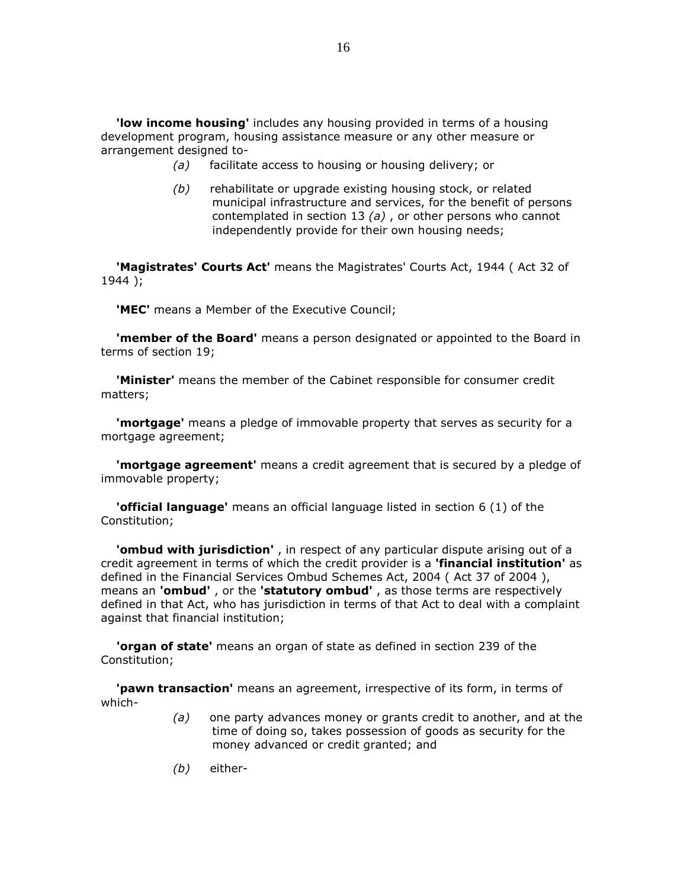**'low income housing'** includes any housing provided in terms of a housing development program, housing assistance measure or any other measure or arrangement designed to-

*(a)* facilitate access to housing or housing delivery; or

*(b)* rehabilitate or upgrade existing housing stock, or related municipal infrastructure and services, for the benefit of persons contemplated in section 13 *(a)* , or other persons who cannot independently provide for their own housing needs;

**'Magistrates' Courts Act'** means the Magistrates' Courts Act, 1944 ( Act 32 of 1944 );

**'MEC'** means a Member of the Executive Council;

**'member of the Board'** means a person designated or appointed to the Board in terms of section 19;

**'Minister'** means the member of the Cabinet responsible for consumer credit matters;

**'mortgage'** means a pledge of immovable property that serves as security for a mortgage agreement;

**'mortgage agreement'** means a credit agreement that is secured by a pledge of immovable property;

**'official language'** means an official language listed in section 6 (1) of the Constitution;

**'ombud with jurisdiction'** , in respect of any particular dispute arising out of a credit agreement in terms of which the credit provider is a **'financial institution'** as defined in the Financial Services Ombud Schemes Act, 2004 ( Act 37 of 2004 ), means an **'ombud'** , or the **'statutory ombud'** , as those terms are respectively defined in that Act, who has jurisdiction in terms of that Act to deal with a complaint against that financial institution;

**'organ of state'** means an organ of state as defined in section 239 of the Constitution;

**'pawn transaction'** means an agreement, irrespective of its form, in terms of which-

*(a)* one party advances money or grants credit to another, and at the time of doing so, takes possession of goods as security for the money advanced or credit granted; and

*(b)* either-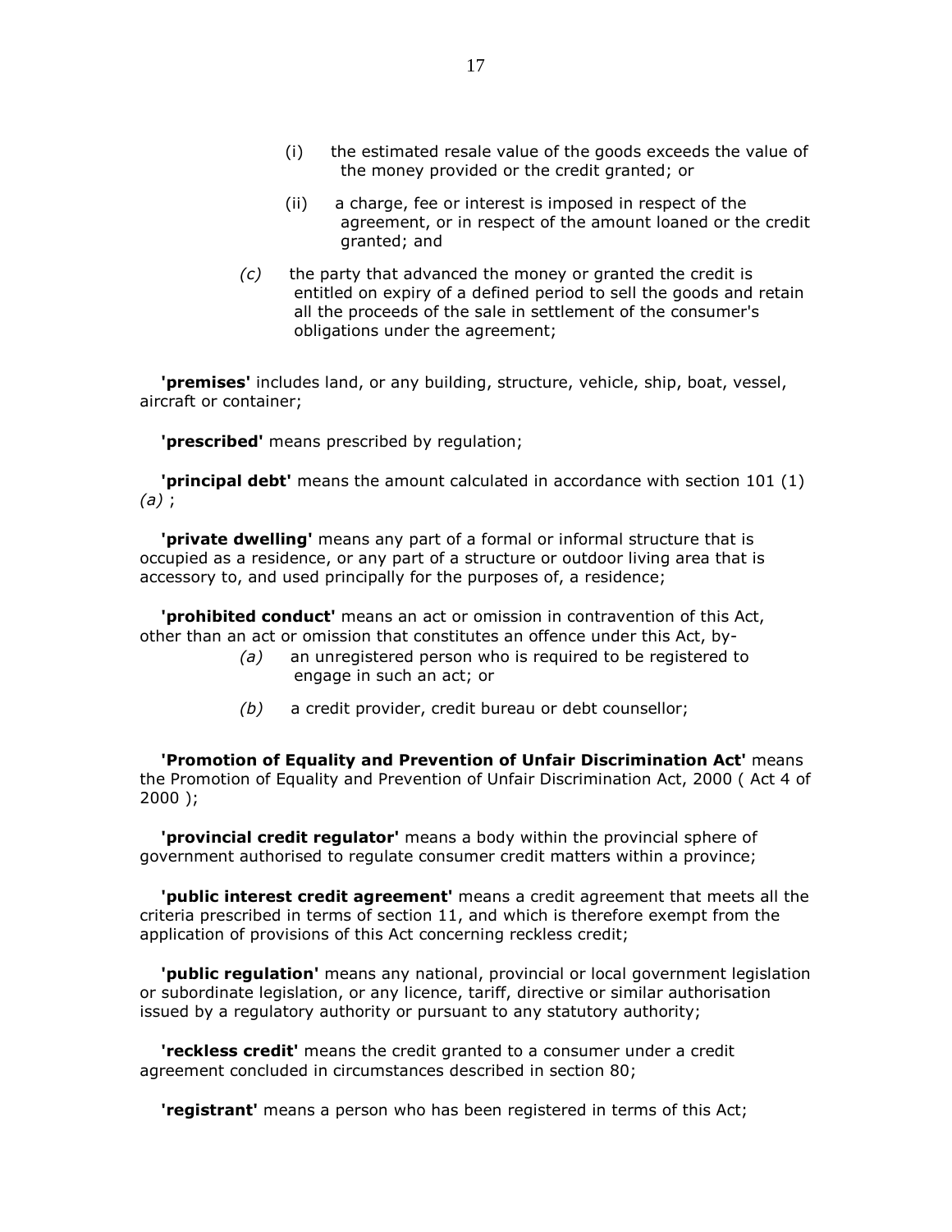(i) the estimated resale value of the goods exceeds the value of the money provided or the credit granted; or

(ii) a charge, fee or interest is imposed in respect of the agreement, or in respect of the amount loaned or the credit granted; and

*(c)* the party that advanced the money or granted the credit is entitled on expiry of a defined period to sell the goods and retain all the proceeds of the sale in settlement of the consumer's obligations under the agreement;

**'premises'** includes land, or any building, structure, vehicle, ship, boat, vessel, aircraft or container;

**'prescribed'** means prescribed by regulation;

**'principal debt'** means the amount calculated in accordance with section 101 (1) *(a)* ;

**'private dwelling'** means any part of a formal or informal structure that is occupied as a residence, or any part of a structure or outdoor living area that is accessory to, and used principally for the purposes of, a residence;

**'prohibited conduct'** means an act or omission in contravention of this Act, other than an act or omission that constitutes an offence under this Act, by-

*(a)* an unregistered person who is required to be registered to engage in such an act; or

*(b)* a credit provider, credit bureau or debt counsellor;

**'Promotion of Equality and Prevention of Unfair Discrimination Act'** means the Promotion of Equality and Prevention of Unfair Discrimination Act, 2000 ( Act 4 of 2000 );

**'provincial credit regulator'** means a body within the provincial sphere of government authorised to regulate consumer credit matters within a province;

**'public interest credit agreement'** means a credit agreement that meets all the criteria prescribed in terms of section 11, and which is therefore exempt from the application of provisions of this Act concerning reckless credit;

**'public regulation'** means any national, provincial or local government legislation or subordinate legislation, or any licence, tariff, directive or similar authorisation issued by a regulatory authority or pursuant to any statutory authority;

**'reckless credit'** means the credit granted to a consumer under a credit agreement concluded in circumstances described in section 80;

**'registrant'** means a person who has been registered in terms of this Act;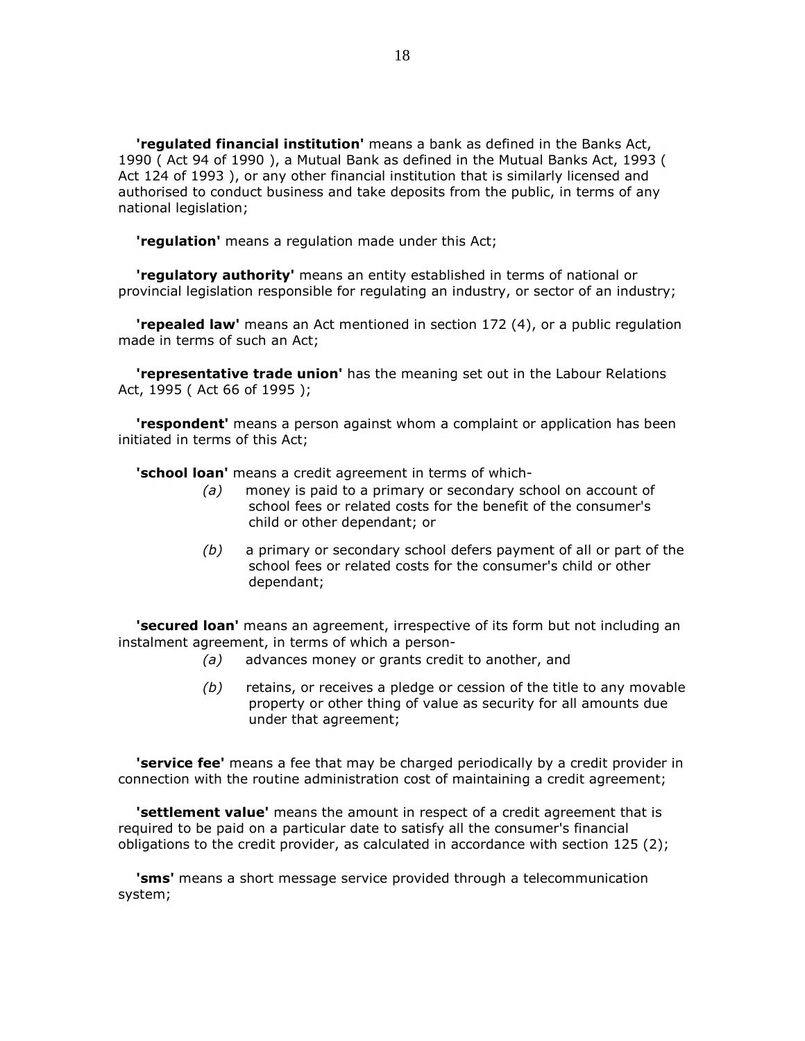**'regulated financial institution'** means a bank as defined in the Banks Act, 1990 ( Act 94 of 1990 ), a Mutual Bank as defined in the Mutual Banks Act, 1993 ( Act 124 of 1993 ), or any other financial institution that is similarly licensed and authorised to conduct business and take deposits from the public, in terms of any national legislation;

**'regulation'** means a regulation made under this Act;

**'regulatory authority'** means an entity established in terms of national or provincial legislation responsible for regulating an industry, or sector of an industry;

**'repealed law'** means an Act mentioned in section 172 (4), or a public regulation made in terms of such an Act;

**'representative trade union'** has the meaning set out in the Labour Relations Act, 1995 ( Act 66 of 1995 );

**'respondent'** means a person against whom a complaint or application has been initiated in terms of this Act;

**'school loan'** means a credit agreement in terms of which-

*(a)* money is paid to a primary or secondary school on account of school fees or related costs for the benefit of the consumer's child or other dependant; or

*(b)* a primary or secondary school defers payment of all or part of the school fees or related costs for the consumer's child or other dependant;

**'secured loan'** means an agreement, irrespective of its form but not including an instalment agreement, in terms of which a person-

*(a)* advances money or grants credit to another, and

*(b)* retains, or receives a pledge or cession of the title to any movable property or other thing of value as security for all amounts due under that agreement;

**'service fee'** means a fee that may be charged periodically by a credit provider in connection with the routine administration cost of maintaining a credit agreement;

**'settlement value'** means the amount in respect of a credit agreement that is required to be paid on a particular date to satisfy all the consumer's financial obligations to the credit provider, as calculated in accordance with section 125 (2);

**'sms'** means a short message service provided through a telecommunication system;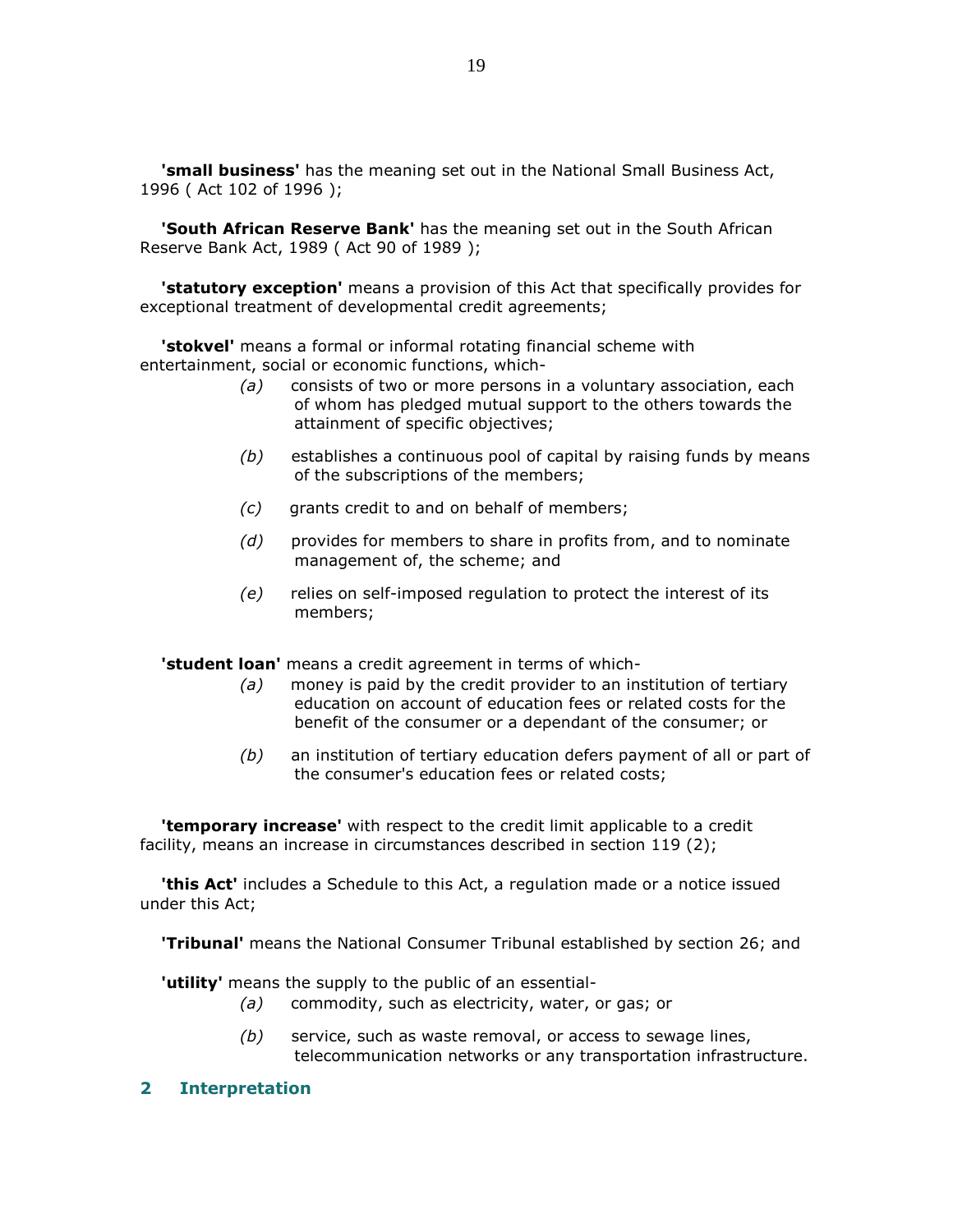**'small business'** has the meaning set out in the National Small Business Act, 1996 ( Act 102 of 1996 );

**'South African Reserve Bank'** has the meaning set out in the South African Reserve Bank Act, 1989 ( Act 90 of 1989 );

**'statutory exception'** means a provision of this Act that specifically provides for exceptional treatment of developmental credit agreements;

**'stokvel'** means a formal or informal rotating financial scheme with entertainment, social or economic functions, which-

*(a)* consists of two or more persons in a voluntary association, each of whom has pledged mutual support to the others towards the attainment of specific objectives;

*(b)* establishes a continuous pool of capital by raising funds by means of the subscriptions of the members;

*(c)* grants credit to and on behalf of members;

*(d)* provides for members to share in profits from, and to nominate management of, the scheme; and

*(e)* relies on self-imposed regulation to protect the interest of its members;

**'student loan'** means a credit agreement in terms of which-

*(a)* money is paid by the credit provider to an institution of tertiary education on account of education fees or related costs for the benefit of the consumer or a dependant of the consumer; or

*(b)* an institution of tertiary education defers payment of all or part of the consumer's education fees or related costs;

**'temporary increase'** with respect to the credit limit applicable to a credit facility, means an increase in circumstances described in section 119 (2);

**'this Act'** includes a Schedule to this Act, a regulation made or a notice issued under this Act;

**'Tribunal'** means the National Consumer Tribunal established by section 26; and

**'utility'** means the supply to the public of an essential-

*(a)* commodity, such as electricity, water, or gas; or

*(b)* service, such as waste removal, or access to sewage lines, telecommunication networks or any transportation infrastructure.

## 2 Interpretation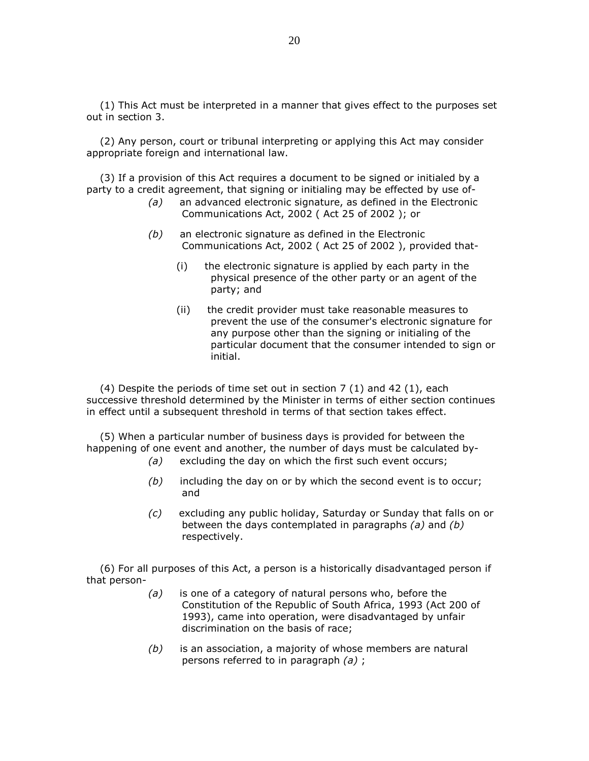(1) This Act must be interpreted in a manner that gives effect to the purposes set out in section 3.

(2) Any person, court or tribunal interpreting or applying this Act may consider appropriate foreign and international law.

(3) If a provision of this Act requires a document to be signed or initialed by a party to a credit agreement, that signing or initialing may be effected by use of-

*(a)* an advanced electronic signature, as defined in the Electronic Communications Act, 2002 ( Act 25 of 2002 ); or

*(b)* an electronic signature as defined in the Electronic Communications Act, 2002 ( Act 25 of 2002 ), provided that-

(i) the electronic signature is applied by each party in the physical presence of the other party or an agent of the party; and

(ii) the credit provider must take reasonable measures to prevent the use of the consumer's electronic signature for any purpose other than the signing or initialing of the particular document that the consumer intended to sign or initial.

(4) Despite the periods of time set out in section 7 (1) and 42 (1), each successive threshold determined by the Minister in terms of either section continues in effect until a subsequent threshold in terms of that section takes effect.

(5) When a particular number of business days is provided for between the happening of one event and another, the number of days must be calculated by-

*(a)* excluding the day on which the first such event occurs;

*(b)* including the day on or by which the second event is to occur; and

*(c)* excluding any public holiday, Saturday or Sunday that falls on or between the days contemplated in paragraphs *(a)* and *(b)* respectively.

(6) For all purposes of this Act, a person is a historically disadvantaged person if that person-

*(a)* is one of a category of natural persons who, before the Constitution of the Republic of South Africa, 1993 (Act 200 of 1993), came into operation, were disadvantaged by unfair discrimination on the basis of race;

*(b)* is an association, a majority of whose members are natural persons referred to in paragraph *(a)* ;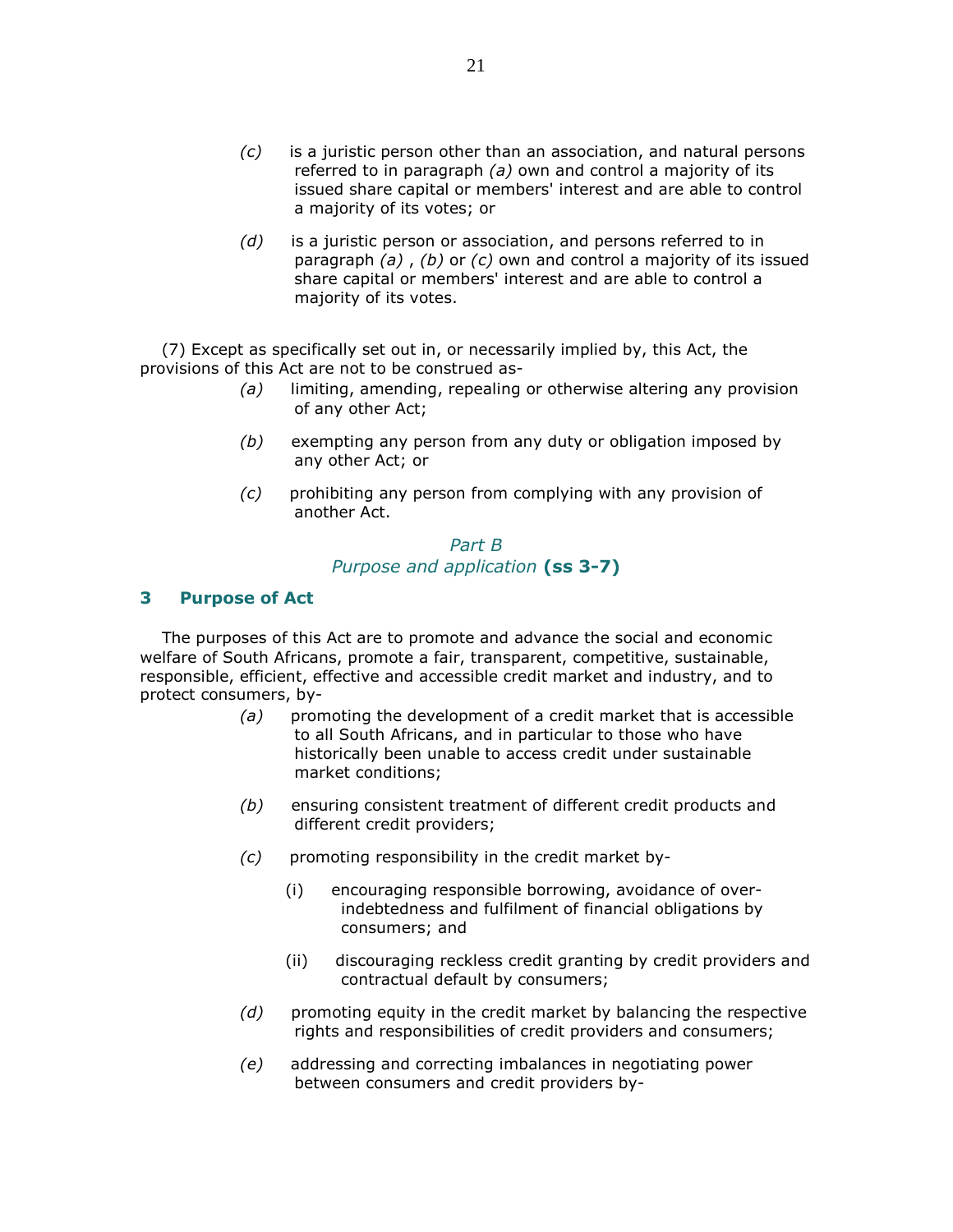*(c)* is a juristic person other than an association, and natural persons referred to in paragraph *(a)* own and control a majority of its issued share capital or members' interest and are able to control a majority of its votes; or

*(d)* is a juristic person or association, and persons referred to in paragraph *(a)* , *(b)* or *(c)* own and control a majority of its issued share capital or members' interest and are able to control a majority of its votes.

(7) Except as specifically set out in, or necessarily implied by, this Act, the provisions of this Act are not to be construed as-

*(a)* limiting, amending, repealing or otherwise altering any provision of any other Act;

*(b)* exempting any person from any duty or obligation imposed by any other Act; or

*(c)* prohibiting any person from complying with any provision of another Act.

*Part B*
*Purpose and application* **(ss 3-7)**

## 3 Purpose of Act

The purposes of this Act are to promote and advance the social and economic welfare of South Africans, promote a fair, transparent, competitive, sustainable, responsible, efficient, effective and accessible credit market and industry, and to protect consumers, by-

*(a)* promoting the development of a credit market that is accessible to all South Africans, and in particular to those who have historically been unable to access credit under sustainable market conditions;

*(b)* ensuring consistent treatment of different credit products and different credit providers;

*(c)* promoting responsibility in the credit market by-

(i) encouraging responsible borrowing, avoidance of over-indebtedness and fulfilment of financial obligations by consumers; and

(ii) discouraging reckless credit granting by credit providers and contractual default by consumers;

*(d)* promoting equity in the credit market by balancing the respective rights and responsibilities of credit providers and consumers;

*(e)* addressing and correcting imbalances in negotiating power between consumers and credit providers by-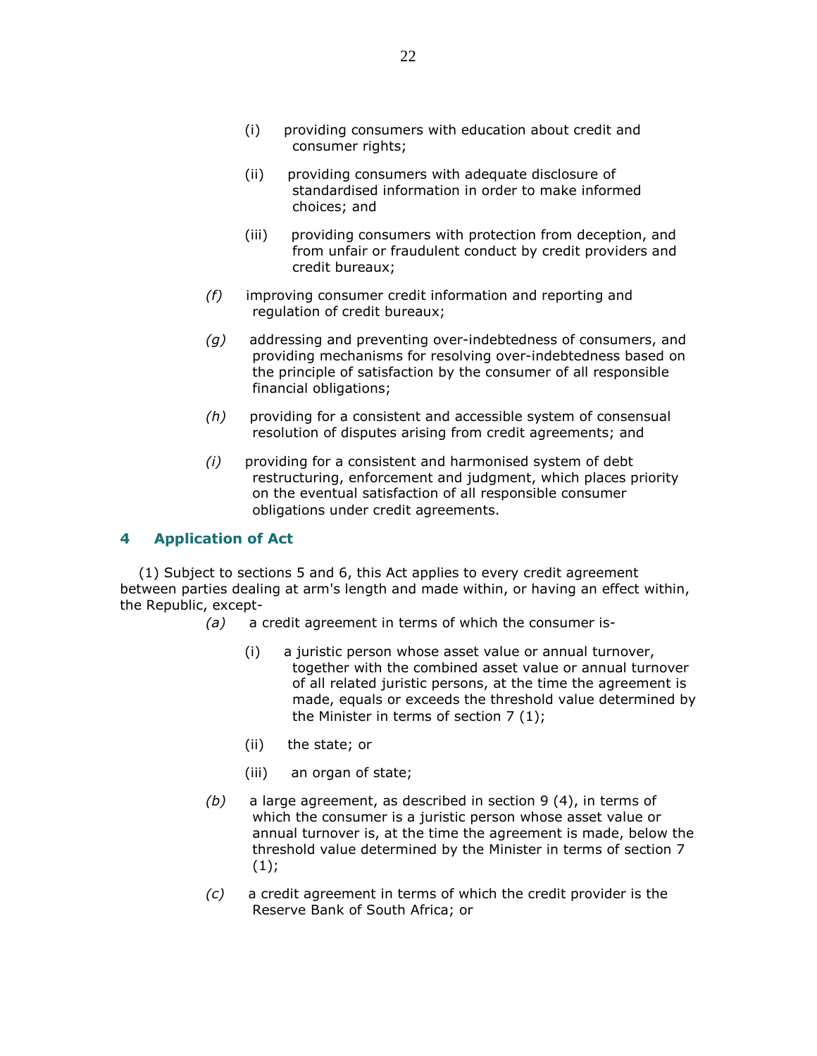(i) providing consumers with education about credit and consumer rights;

(ii) providing consumers with adequate disclosure of standardised information in order to make informed choices; and

(iii) providing consumers with protection from deception, and from unfair or fraudulent conduct by credit providers and credit bureaux;

*(f)* improving consumer credit information and reporting and regulation of credit bureaux;

*(g)* addressing and preventing over-indebtedness of consumers, and providing mechanisms for resolving over-indebtedness based on the principle of satisfaction by the consumer of all responsible financial obligations;

*(h)* providing for a consistent and accessible system of consensual resolution of disputes arising from credit agreements; and

*(i)* providing for a consistent and harmonised system of debt restructuring, enforcement and judgment, which places priority on the eventual satisfaction of all responsible consumer obligations under credit agreements.

## 4 Application of Act

(1) Subject to sections 5 and 6, this Act applies to every credit agreement between parties dealing at arm's length and made within, or having an effect within, the Republic, except-

*(a)* a credit agreement in terms of which the consumer is-

(i) a juristic person whose asset value or annual turnover, together with the combined asset value or annual turnover of all related juristic persons, at the time the agreement is made, equals or exceeds the threshold value determined by the Minister in terms of section 7 (1);

(ii) the state; or

(iii) an organ of state;

*(b)* a large agreement, as described in section 9 (4), in terms of which the consumer is a juristic person whose asset value or annual turnover is, at the time the agreement is made, below the threshold value determined by the Minister in terms of section 7 (1);

*(c)* a credit agreement in terms of which the credit provider is the Reserve Bank of South Africa; or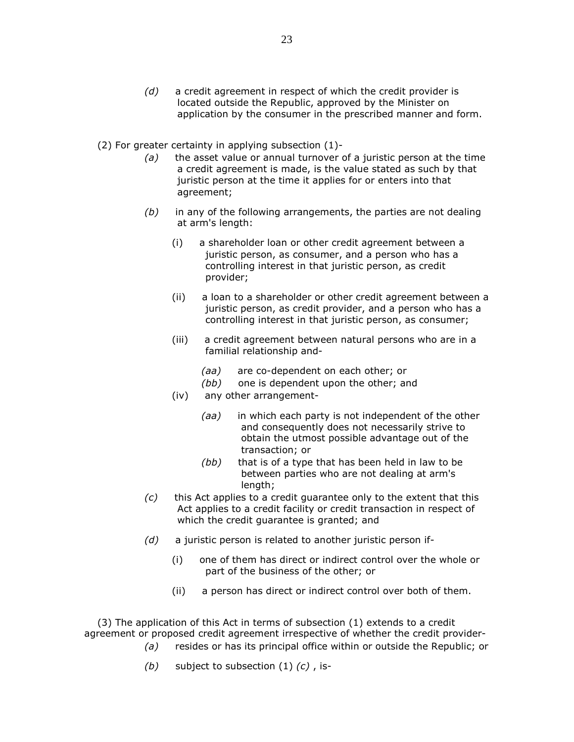*(d)* a credit agreement in respect of which the credit provider is located outside the Republic, approved by the Minister on application by the consumer in the prescribed manner and form.

(2) For greater certainty in applying subsection (1)-

*(a)* the asset value or annual turnover of a juristic person at the time a credit agreement is made, is the value stated as such by that juristic person at the time it applies for or enters into that agreement;

*(b)* in any of the following arrangements, the parties are not dealing at arm's length:

(i) a shareholder loan or other credit agreement between a juristic person, as consumer, and a person who has a controlling interest in that juristic person, as credit provider;

(ii) a loan to a shareholder or other credit agreement between a juristic person, as credit provider, and a person who has a controlling interest in that juristic person, as consumer;

(iii) a credit agreement between natural persons who are in a familial relationship and-

*(aa)* are co-dependent on each other; or

*(bb)* one is dependent upon the other; and

(iv) any other arrangement-

*(aa)* in which each party is not independent of the other and consequently does not necessarily strive to obtain the utmost possible advantage out of the transaction; or

*(bb)* that is of a type that has been held in law to be between parties who are not dealing at arm's length;

*(c)* this Act applies to a credit guarantee only to the extent that this Act applies to a credit facility or credit transaction in respect of which the credit guarantee is granted; and

*(d)* a juristic person is related to another juristic person if-

(i) one of them has direct or indirect control over the whole or part of the business of the other; or

(ii) a person has direct or indirect control over both of them.

(3) The application of this Act in terms of subsection (1) extends to a credit agreement or proposed credit agreement irrespective of whether the credit provider-

*(a)* resides or has its principal office within or outside the Republic; or

*(b)* subject to subsection (1) *(c)* , is-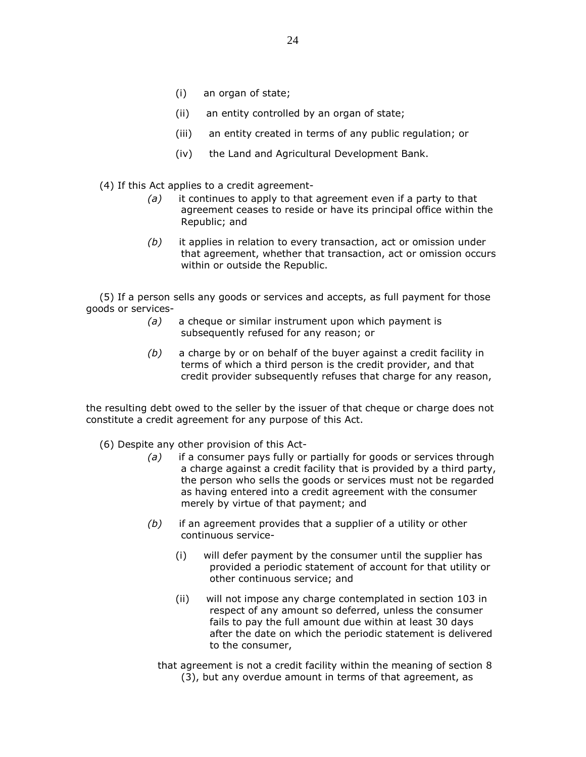(i) an organ of state;

(ii) an entity controlled by an organ of state;

(iii) an entity created in terms of any public regulation; or

(iv) the Land and Agricultural Development Bank.

(4) If this Act applies to a credit agreement-

*(a)* it continues to apply to that agreement even if a party to that agreement ceases to reside or have its principal office within the Republic; and

*(b)* it applies in relation to every transaction, act or omission under that agreement, whether that transaction, act or omission occurs within or outside the Republic.

(5) If a person sells any goods or services and accepts, as full payment for those goods or services-

*(a)* a cheque or similar instrument upon which payment is subsequently refused for any reason; or

*(b)* a charge by or on behalf of the buyer against a credit facility in terms of which a third person is the credit provider, and that credit provider subsequently refuses that charge for any reason,

the resulting debt owed to the seller by the issuer of that cheque or charge does not constitute a credit agreement for any purpose of this Act.

(6) Despite any other provision of this Act-

*(a)* if a consumer pays fully or partially for goods or services through a charge against a credit facility that is provided by a third party, the person who sells the goods or services must not be regarded as having entered into a credit agreement with the consumer merely by virtue of that payment; and

*(b)* if an agreement provides that a supplier of a utility or other continuous service-

(i) will defer payment by the consumer until the supplier has provided a periodic statement of account for that utility or other continuous service; and

(ii) will not impose any charge contemplated in section 103 in respect of any amount so deferred, unless the consumer fails to pay the full amount due within at least 30 days after the date on which the periodic statement is delivered to the consumer,

that agreement is not a credit facility within the meaning of section 8 (3), but any overdue amount in terms of that agreement, as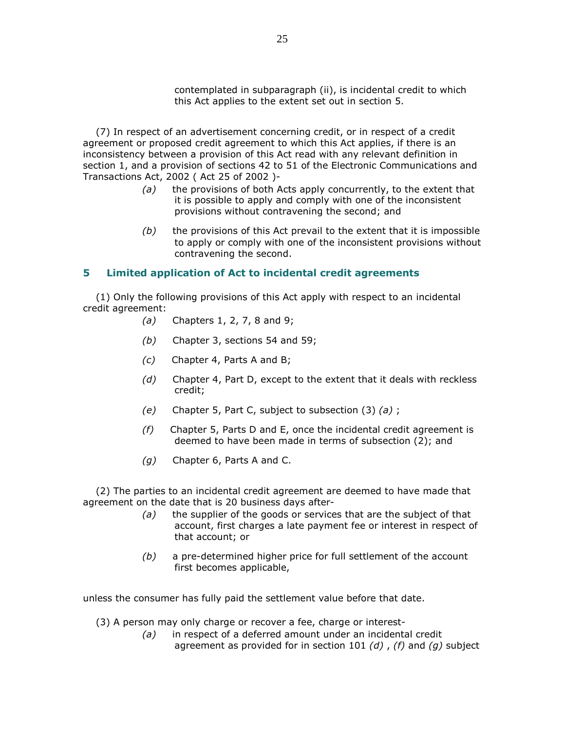contemplated in subparagraph (ii), is incidental credit to which this Act applies to the extent set out in section 5.

(7) In respect of an advertisement concerning credit, or in respect of a credit agreement or proposed credit agreement to which this Act applies, if there is an inconsistency between a provision of this Act read with any relevant definition in section 1, and a provision of sections 42 to 51 of the Electronic Communications and Transactions Act, 2002 ( Act 25 of 2002 )-

*(a)* the provisions of both Acts apply concurrently, to the extent that it is possible to apply and comply with one of the inconsistent provisions without contravening the second; and

*(b)* the provisions of this Act prevail to the extent that it is impossible to apply or comply with one of the inconsistent provisions without contravening the second.

## 5 Limited application of Act to incidental credit agreements

(1) Only the following provisions of this Act apply with respect to an incidental credit agreement:

*(a)* Chapters 1, 2, 7, 8 and 9;

*(b)* Chapter 3, sections 54 and 59;

*(c)* Chapter 4, Parts A and B;

*(d)* Chapter 4, Part D, except to the extent that it deals with reckless credit;

*(e)* Chapter 5, Part C, subject to subsection (3) *(a)* ;

*(f)* Chapter 5, Parts D and E, once the incidental credit agreement is deemed to have been made in terms of subsection (2); and

*(g)* Chapter 6, Parts A and C.

(2) The parties to an incidental credit agreement are deemed to have made that agreement on the date that is 20 business days after-

*(a)* the supplier of the goods or services that are the subject of that account, first charges a late payment fee or interest in respect of that account; or

*(b)* a pre-determined higher price for full settlement of the account first becomes applicable,

unless the consumer has fully paid the settlement value before that date.

(3) A person may only charge or recover a fee, charge or interest-

*(a)* in respect of a deferred amount under an incidental credit agreement as provided for in section 101 *(d)* , *(f)* and *(g)* subject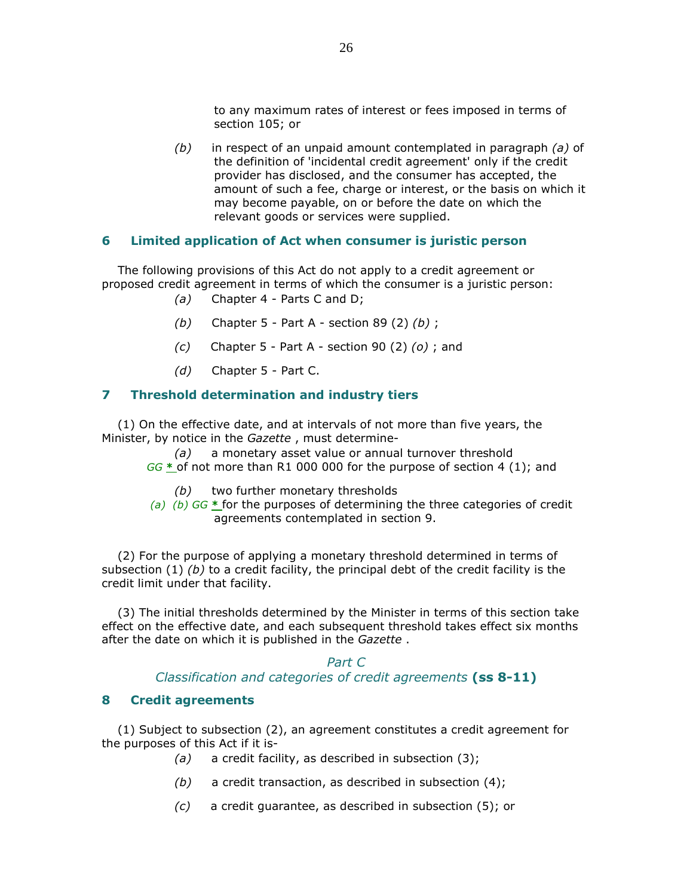to any maximum rates of interest or fees imposed in terms of section 105; or

*(b)* in respect of an unpaid amount contemplated in paragraph *(a)* of the definition of 'incidental credit agreement' only if the credit provider has disclosed, and the consumer has accepted, the amount of such a fee, charge or interest, or the basis on which it may become payable, on or before the date on which the relevant goods or services were supplied.

### 6 Limited application of Act when consumer is juristic person

The following provisions of this Act do not apply to a credit agreement or proposed credit agreement in terms of which the consumer is a juristic person:

*(a)* Chapter 4 - Parts C and D;

*(b)* Chapter 5 - Part A - section 89 (2) *(b)* ;

*(c)* Chapter 5 - Part A - section 90 (2) *(o)* ; and

*(d)* Chapter 5 - Part C.

### 7 Threshold determination and industry tiers

(1) On the effective date, and at intervals of not more than five years, the Minister, by notice in the *Gazette* , must determine-

*(a)* a monetary asset value or annual turnover threshold *GG* * of not more than R1 000 000 for the purpose of section 4 (1); and

*(b)* two further monetary thresholds *(a) (b) GG* * for the purposes of determining the three categories of credit agreements contemplated in section 9.

(2) For the purpose of applying a monetary threshold determined in terms of subsection (1) *(b)* to a credit facility, the principal debt of the credit facility is the credit limit under that facility.

(3) The initial thresholds determined by the Minister in terms of this section take effect on the effective date, and each subsequent threshold takes effect six months after the date on which it is published in the *Gazette* .

## *Part C*
## *Classification and categories of credit agreements* **(ss 8-11)**

### 8 Credit agreements

(1) Subject to subsection (2), an agreement constitutes a credit agreement for the purposes of this Act if it is-

*(a)* a credit facility, as described in subsection (3);

*(b)* a credit transaction, as described in subsection (4);

*(c)* a credit guarantee, as described in subsection (5); or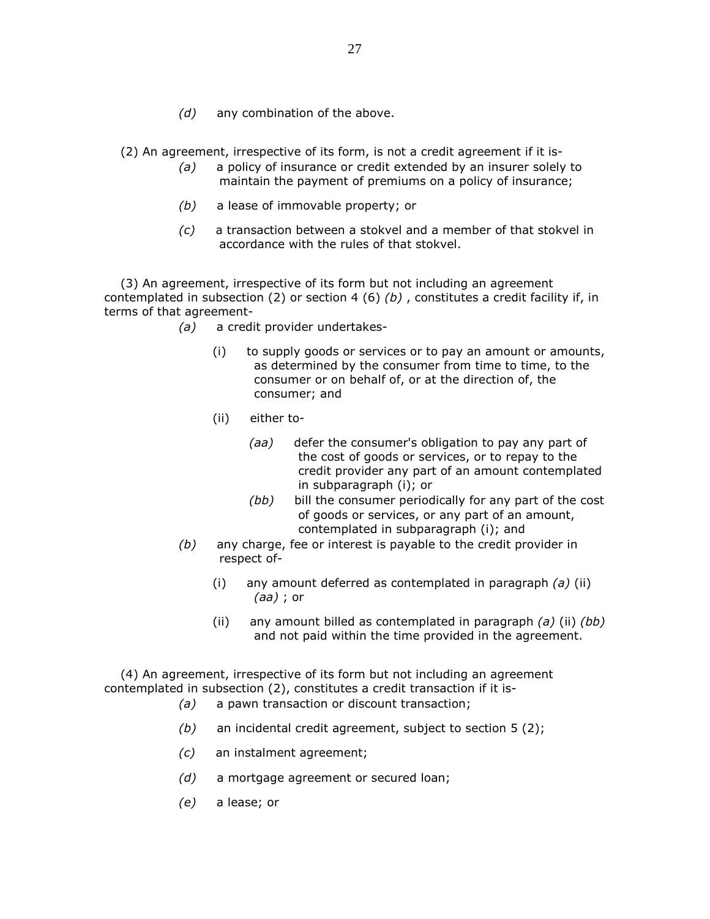*(d)* any combination of the above.

(2) An agreement, irrespective of its form, is not a credit agreement if it is-

*(a)* a policy of insurance or credit extended by an insurer solely to maintain the payment of premiums on a policy of insurance;

*(b)* a lease of immovable property; or

*(c)* a transaction between a stokvel and a member of that stokvel in accordance with the rules of that stokvel.

(3) An agreement, irrespective of its form but not including an agreement contemplated in subsection (2) or section 4 (6) *(b)* , constitutes a credit facility if, in terms of that agreement-

*(a)* a credit provider undertakes-

(i) to supply goods or services or to pay an amount or amounts, as determined by the consumer from time to time, to the consumer or on behalf of, or at the direction of, the consumer; and

(ii) either to-

*(aa)* defer the consumer's obligation to pay any part of the cost of goods or services, or to repay to the credit provider any part of an amount contemplated in subparagraph (i); or

*(bb)* bill the consumer periodically for any part of the cost of goods or services, or any part of an amount, contemplated in subparagraph (i); and

*(b)* any charge, fee or interest is payable to the credit provider in respect of-

(i) any amount deferred as contemplated in paragraph *(a)* (ii) *(aa)* ; or

(ii) any amount billed as contemplated in paragraph *(a)* (ii) *(bb)* and not paid within the time provided in the agreement.

(4) An agreement, irrespective of its form but not including an agreement contemplated in subsection (2), constitutes a credit transaction if it is-

*(a)* a pawn transaction or discount transaction;

*(b)* an incidental credit agreement, subject to section 5 (2);

*(c)* an instalment agreement;

*(d)* a mortgage agreement or secured loan;

*(e)* a lease; or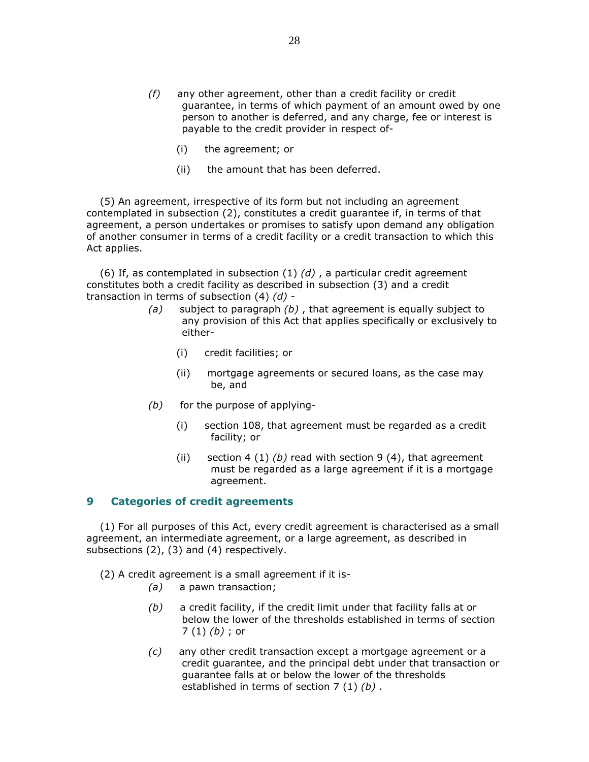*(f)* any other agreement, other than a credit facility or credit guarantee, in terms of which payment of an amount owed by one person to another is deferred, and any charge, fee or interest is payable to the credit provider in respect of-

(i) the agreement; or

(ii) the amount that has been deferred.

(5) An agreement, irrespective of its form but not including an agreement contemplated in subsection (2), constitutes a credit guarantee if, in terms of that agreement, a person undertakes or promises to satisfy upon demand any obligation of another consumer in terms of a credit facility or a credit transaction to which this Act applies.

(6) If, as contemplated in subsection (1) *(d)* , a particular credit agreement constitutes both a credit facility as described in subsection (3) and a credit transaction in terms of subsection (4) *(d)* -

*(a)* subject to paragraph *(b)* , that agreement is equally subject to any provision of this Act that applies specifically or exclusively to either-

(i) credit facilities; or

(ii) mortgage agreements or secured loans, as the case may be, and

*(b)* for the purpose of applying-

(i) section 108, that agreement must be regarded as a credit facility; or

(ii) section 4 (1) *(b)* read with section 9 (4), that agreement must be regarded as a large agreement if it is a mortgage agreement.

## 9 Categories of credit agreements

(1) For all purposes of this Act, every credit agreement is characterised as a small agreement, an intermediate agreement, or a large agreement, as described in subsections (2), (3) and (4) respectively.

(2) A credit agreement is a small agreement if it is-

*(a)* a pawn transaction;

*(b)* a credit facility, if the credit limit under that facility falls at or below the lower of the thresholds established in terms of section 7 (1) *(b)* ; or

*(c)* any other credit transaction except a mortgage agreement or a credit guarantee, and the principal debt under that transaction or guarantee falls at or below the lower of the thresholds established in terms of section 7 (1) *(b)* .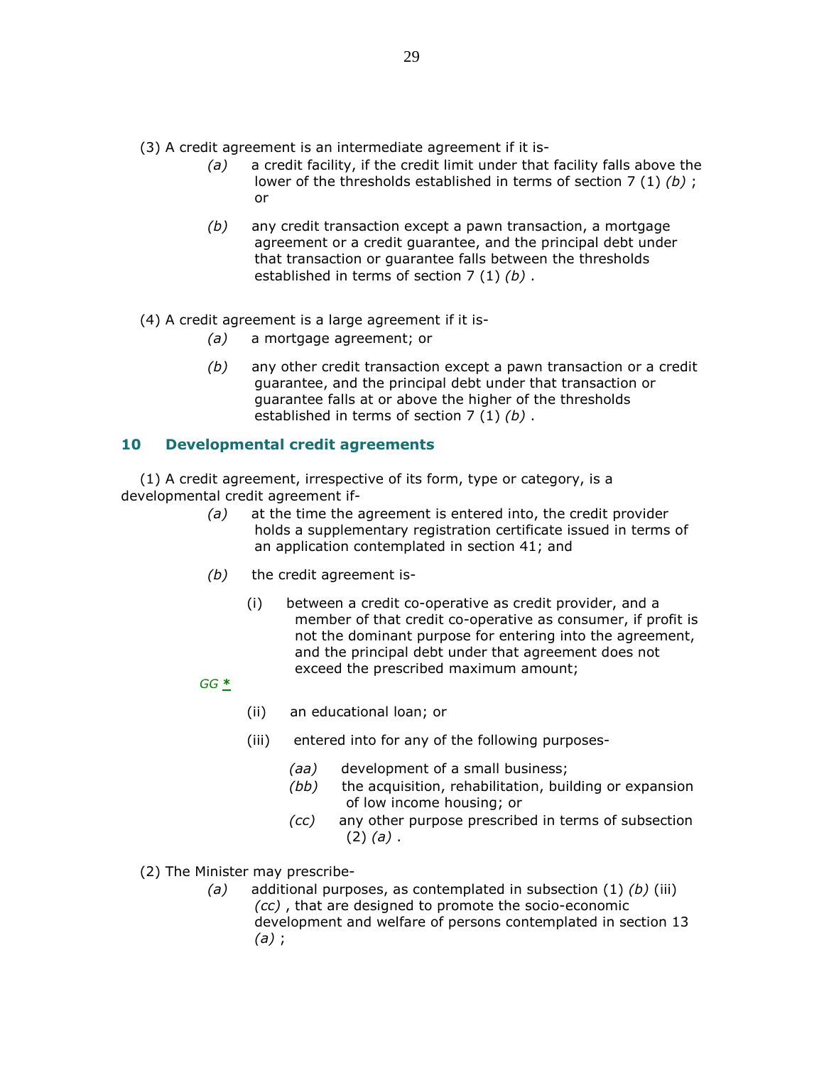(3) A credit agreement is an intermediate agreement if it is-

*(a)* a credit facility, if the credit limit under that facility falls above the lower of the thresholds established in terms of section 7 (1) *(b)* ; or

*(b)* any credit transaction except a pawn transaction, a mortgage agreement or a credit guarantee, and the principal debt under that transaction or guarantee falls between the thresholds established in terms of section 7 (1) *(b)* .

(4) A credit agreement is a large agreement if it is-

*(a)* a mortgage agreement; or

*(b)* any other credit transaction except a pawn transaction or a credit guarantee, and the principal debt under that transaction or guarantee falls at or above the higher of the thresholds established in terms of section 7 (1) *(b)* .

## 10 Developmental credit agreements

(1) A credit agreement, irrespective of its form, type or category, is a developmental credit agreement if-

*(a)* at the time the agreement is entered into, the credit provider holds a supplementary registration certificate issued in terms of an application contemplated in section 41; and

*(b)* the credit agreement is-

(i) between a credit co-operative as credit provider, and a member of that credit co-operative as consumer, if profit is not the dominant purpose for entering into the agreement, and the principal debt under that agreement does not exceed the prescribed maximum amount;

*GG* *

(ii) an educational loan; or

(iii) entered into for any of the following purposes-

*(aa)* development of a small business;

*(bb)* the acquisition, rehabilitation, building or expansion of low income housing; or

*(cc)* any other purpose prescribed in terms of subsection (2) *(a)* .

(2) The Minister may prescribe-

*(a)* additional purposes, as contemplated in subsection (1) *(b)* (iii) *(cc)* , that are designed to promote the socio-economic development and welfare of persons contemplated in section 13 *(a)* ;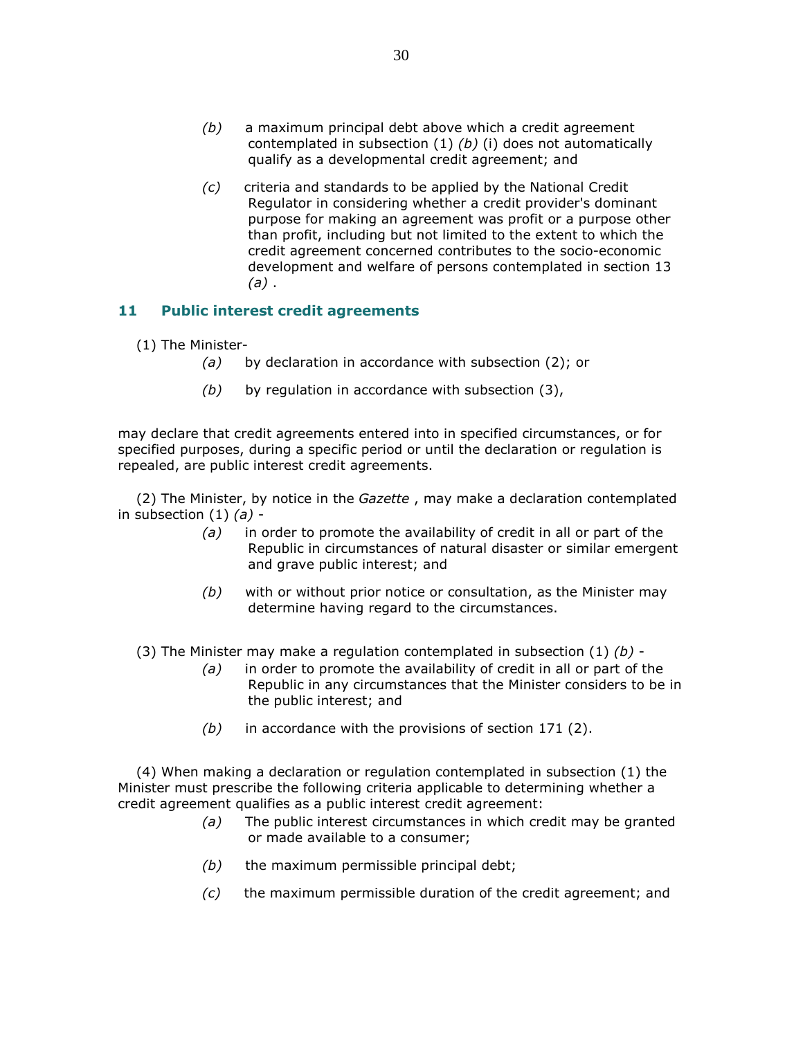*(b)* a maximum principal debt above which a credit agreement contemplated in subsection (1) *(b)* (i) does not automatically qualify as a developmental credit agreement; and

*(c)* criteria and standards to be applied by the National Credit Regulator in considering whether a credit provider's dominant purpose for making an agreement was profit or a purpose other than profit, including but not limited to the extent to which the credit agreement concerned contributes to the socio-economic development and welfare of persons contemplated in section 13 *(a)* .

## 11 Public interest credit agreements

(1) The Minister-

*(a)* by declaration in accordance with subsection (2); or

*(b)* by regulation in accordance with subsection (3),

may declare that credit agreements entered into in specified circumstances, or for specified purposes, during a specific period or until the declaration or regulation is repealed, are public interest credit agreements.

(2) The Minister, by notice in the *Gazette* , may make a declaration contemplated in subsection (1) *(a)* -

*(a)* in order to promote the availability of credit in all or part of the Republic in circumstances of natural disaster or similar emergent and grave public interest; and

*(b)* with or without prior notice or consultation, as the Minister may determine having regard to the circumstances.

(3) The Minister may make a regulation contemplated in subsection (1) *(b)* -

*(a)* in order to promote the availability of credit in all or part of the Republic in any circumstances that the Minister considers to be in the public interest; and

*(b)* in accordance with the provisions of section 171 (2).

(4) When making a declaration or regulation contemplated in subsection (1) the Minister must prescribe the following criteria applicable to determining whether a credit agreement qualifies as a public interest credit agreement:

*(a)* The public interest circumstances in which credit may be granted or made available to a consumer;

*(b)* the maximum permissible principal debt;

*(c)* the maximum permissible duration of the credit agreement; and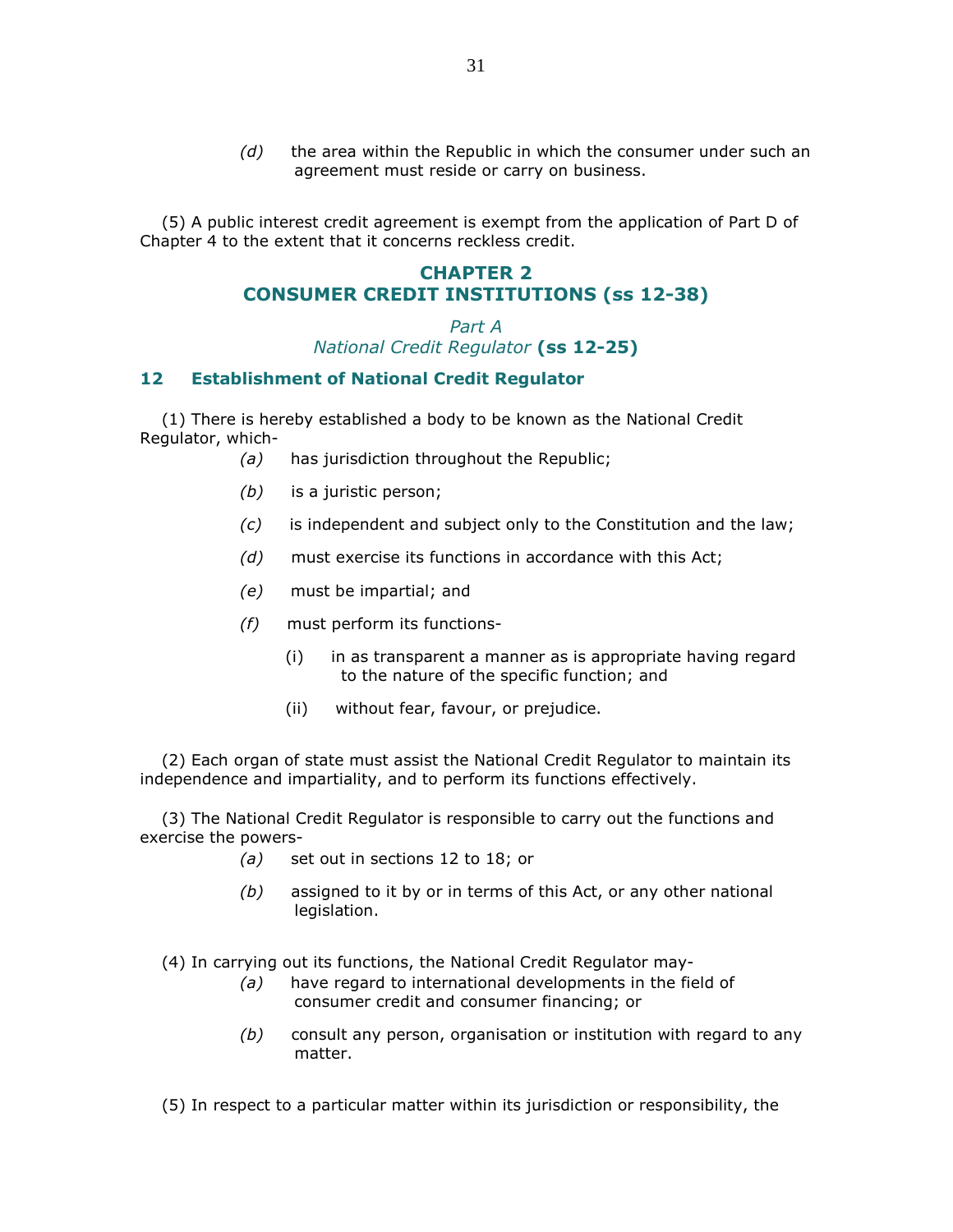*(d)* the area within the Republic in which the consumer under such an agreement must reside or carry on business.

(5) A public interest credit agreement is exempt from the application of Part D of Chapter 4 to the extent that it concerns reckless credit.

## CHAPTER 2
## CONSUMER CREDIT INSTITUTIONS (ss 12-38)

### *Part A*
### *National Credit Regulator* **(ss 12-25)**

### 12 Establishment of National Credit Regulator

(1) There is hereby established a body to be known as the National Credit Regulator, which-

*(a)* has jurisdiction throughout the Republic;

*(b)* is a juristic person;

*(c)* is independent and subject only to the Constitution and the law;

*(d)* must exercise its functions in accordance with this Act;

*(e)* must be impartial; and

*(f)* must perform its functions-

(i) in as transparent a manner as is appropriate having regard to the nature of the specific function; and

(ii) without fear, favour, or prejudice.

(2) Each organ of state must assist the National Credit Regulator to maintain its independence and impartiality, and to perform its functions effectively.

(3) The National Credit Regulator is responsible to carry out the functions and exercise the powers-

*(a)* set out in sections 12 to 18; or

*(b)* assigned to it by or in terms of this Act, or any other national legislation.

(4) In carrying out its functions, the National Credit Regulator may-

*(a)* have regard to international developments in the field of consumer credit and consumer financing; or

*(b)* consult any person, organisation or institution with regard to any matter.

(5) In respect to a particular matter within its jurisdiction or responsibility, the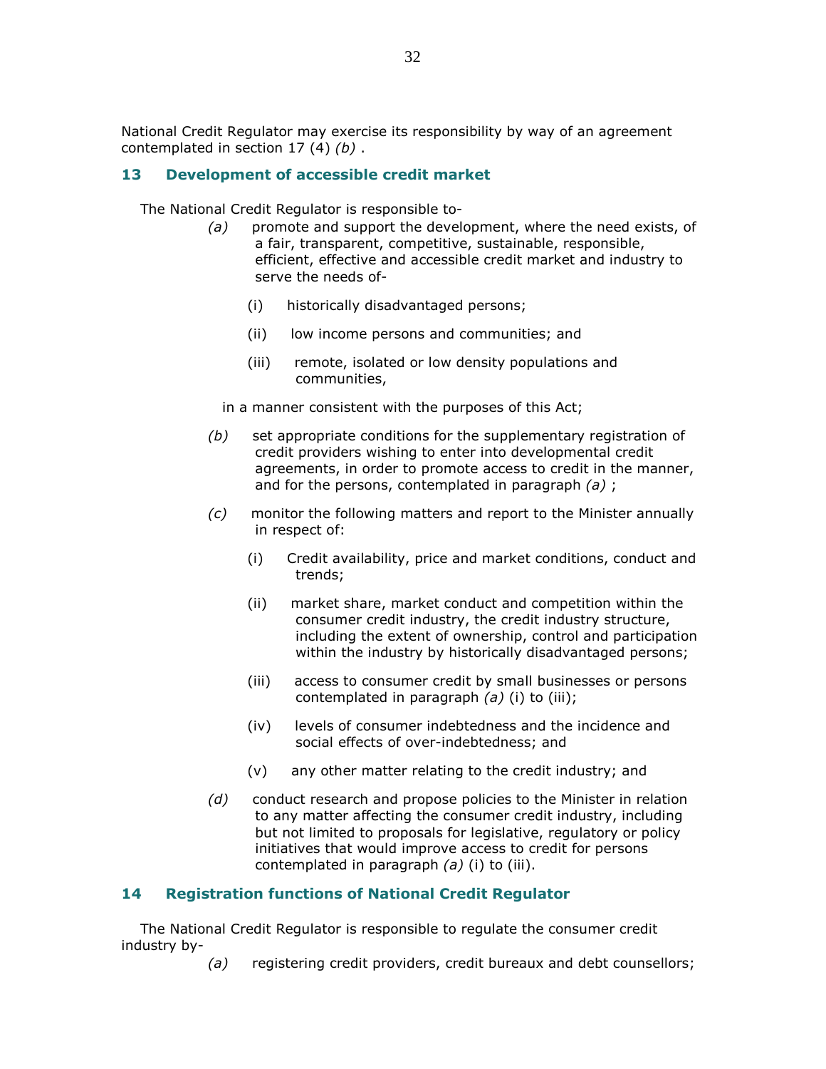National Credit Regulator may exercise its responsibility by way of an agreement contemplated in section 17 (4) *(b)* .

## 13 Development of accessible credit market

The National Credit Regulator is responsible to-

*(a)* promote and support the development, where the need exists, of a fair, transparent, competitive, sustainable, responsible, efficient, effective and accessible credit market and industry to serve the needs of-

(i) historically disadvantaged persons;

(ii) low income persons and communities; and

(iii) remote, isolated or low density populations and communities,

in a manner consistent with the purposes of this Act;

*(b)* set appropriate conditions for the supplementary registration of credit providers wishing to enter into developmental credit agreements, in order to promote access to credit in the manner, and for the persons, contemplated in paragraph *(a)* ;

*(c)* monitor the following matters and report to the Minister annually in respect of:

(i) Credit availability, price and market conditions, conduct and trends;

(ii) market share, market conduct and competition within the consumer credit industry, the credit industry structure, including the extent of ownership, control and participation within the industry by historically disadvantaged persons;

(iii) access to consumer credit by small businesses or persons contemplated in paragraph *(a)* (i) to (iii);

(iv) levels of consumer indebtedness and the incidence and social effects of over-indebtedness; and

(v) any other matter relating to the credit industry; and

*(d)* conduct research and propose policies to the Minister in relation to any matter affecting the consumer credit industry, including but not limited to proposals for legislative, regulatory or policy initiatives that would improve access to credit for persons contemplated in paragraph *(a)* (i) to (iii).

## 14 Registration functions of National Credit Regulator

The National Credit Regulator is responsible to regulate the consumer credit industry by-

*(a)* registering credit providers, credit bureaux and debt counsellors;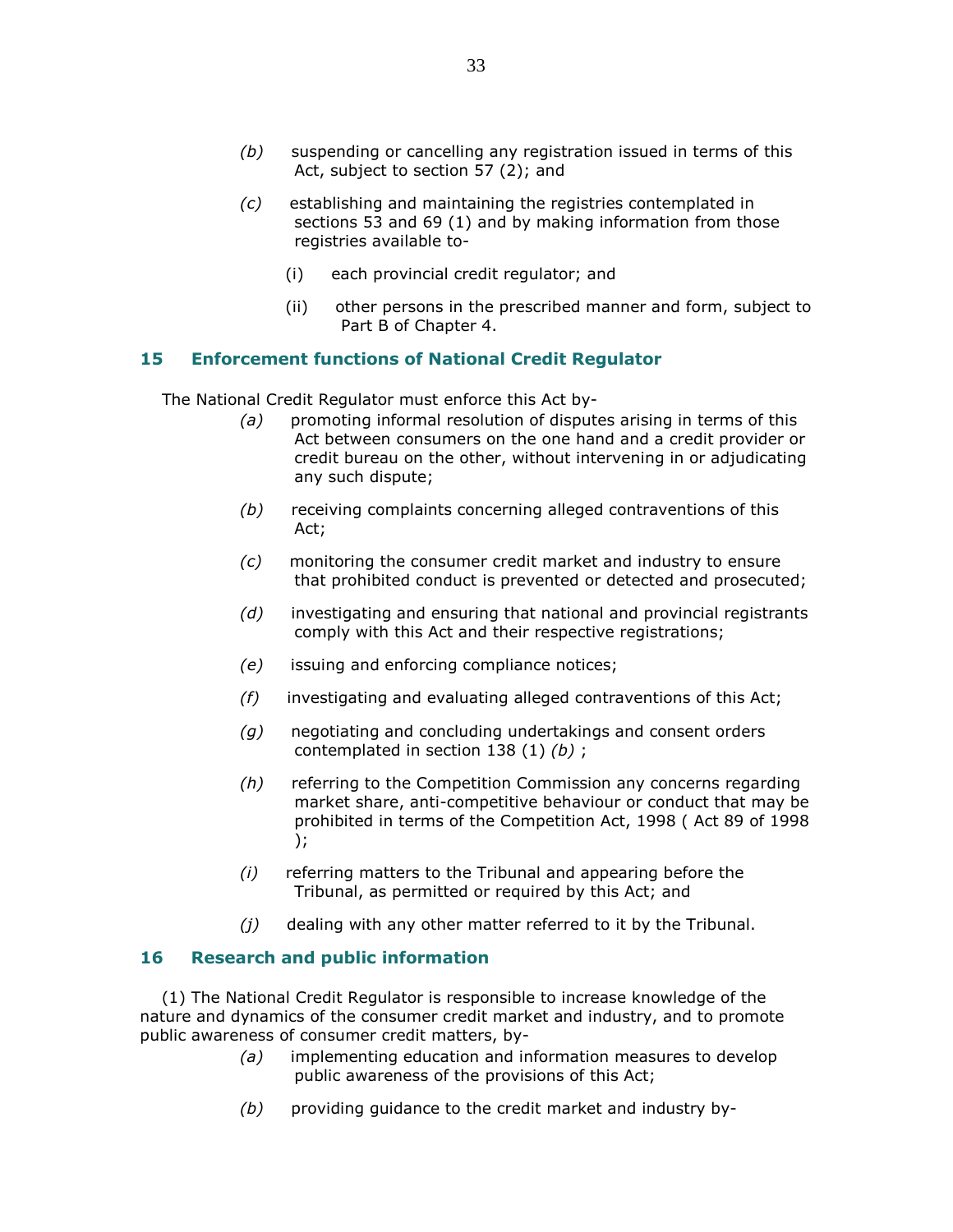*(b)* suspending or cancelling any registration issued in terms of this Act, subject to section 57 (2); and

*(c)* establishing and maintaining the registries contemplated in sections 53 and 69 (1) and by making information from those registries available to-

(i) each provincial credit regulator; and

(ii) other persons in the prescribed manner and form, subject to Part B of Chapter 4.

### 15 Enforcement functions of National Credit Regulator

The National Credit Regulator must enforce this Act by-

*(a)* promoting informal resolution of disputes arising in terms of this Act between consumers on the one hand and a credit provider or credit bureau on the other, without intervening in or adjudicating any such dispute;

*(b)* receiving complaints concerning alleged contraventions of this Act;

*(c)* monitoring the consumer credit market and industry to ensure that prohibited conduct is prevented or detected and prosecuted;

*(d)* investigating and ensuring that national and provincial registrants comply with this Act and their respective registrations;

*(e)* issuing and enforcing compliance notices;

*(f)* investigating and evaluating alleged contraventions of this Act;

*(g)* negotiating and concluding undertakings and consent orders contemplated in section 138 (1) *(b)* ;

*(h)* referring to the Competition Commission any concerns regarding market share, anti-competitive behaviour or conduct that may be prohibited in terms of the Competition Act, 1998 ( Act 89 of 1998 );

*(i)* referring matters to the Tribunal and appearing before the Tribunal, as permitted or required by this Act; and

*(j)* dealing with any other matter referred to it by the Tribunal.

### 16 Research and public information

(1) The National Credit Regulator is responsible to increase knowledge of the nature and dynamics of the consumer credit market and industry, and to promote public awareness of consumer credit matters, by-

*(a)* implementing education and information measures to develop public awareness of the provisions of this Act;

*(b)* providing guidance to the credit market and industry by-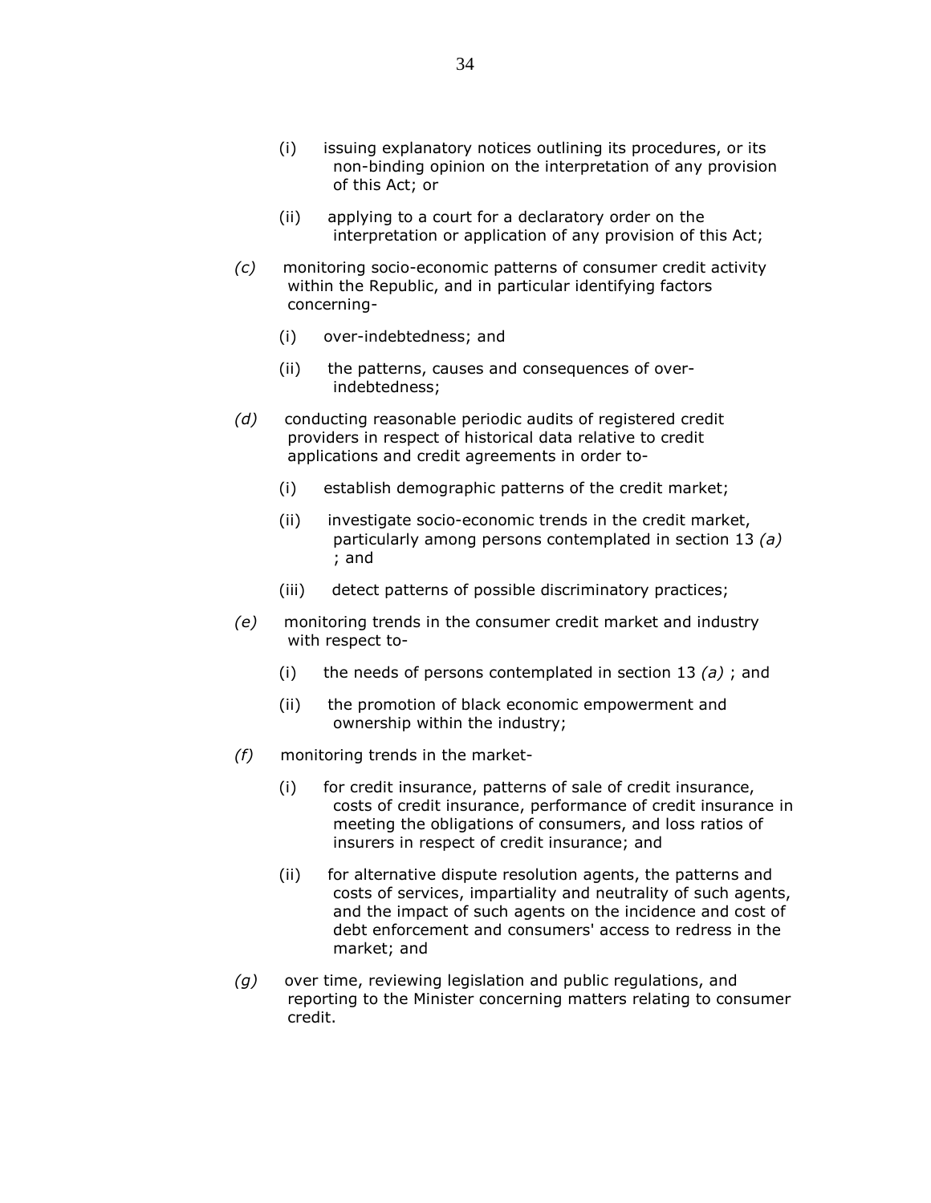(i) issuing explanatory notices outlining its procedures, or its non-binding opinion on the interpretation of any provision of this Act; or

(ii) applying to a court for a declaratory order on the interpretation or application of any provision of this Act;

*(c)* monitoring socio-economic patterns of consumer credit activity within the Republic, and in particular identifying factors concerning-

(i) over-indebtedness; and

(ii) the patterns, causes and consequences of over-indebtedness;

*(d)* conducting reasonable periodic audits of registered credit providers in respect of historical data relative to credit applications and credit agreements in order to-

(i) establish demographic patterns of the credit market;

(ii) investigate socio-economic trends in the credit market, particularly among persons contemplated in section 13 *(a)* ; and

(iii) detect patterns of possible discriminatory practices;

*(e)* monitoring trends in the consumer credit market and industry with respect to-

(i) the needs of persons contemplated in section 13 *(a)* ; and

(ii) the promotion of black economic empowerment and ownership within the industry;

*(f)* monitoring trends in the market-

(i) for credit insurance, patterns of sale of credit insurance, costs of credit insurance, performance of credit insurance in meeting the obligations of consumers, and loss ratios of insurers in respect of credit insurance; and

(ii) for alternative dispute resolution agents, the patterns and costs of services, impartiality and neutrality of such agents, and the impact of such agents on the incidence and cost of debt enforcement and consumers' access to redress in the market; and

*(g)* over time, reviewing legislation and public regulations, and reporting to the Minister concerning matters relating to consumer credit.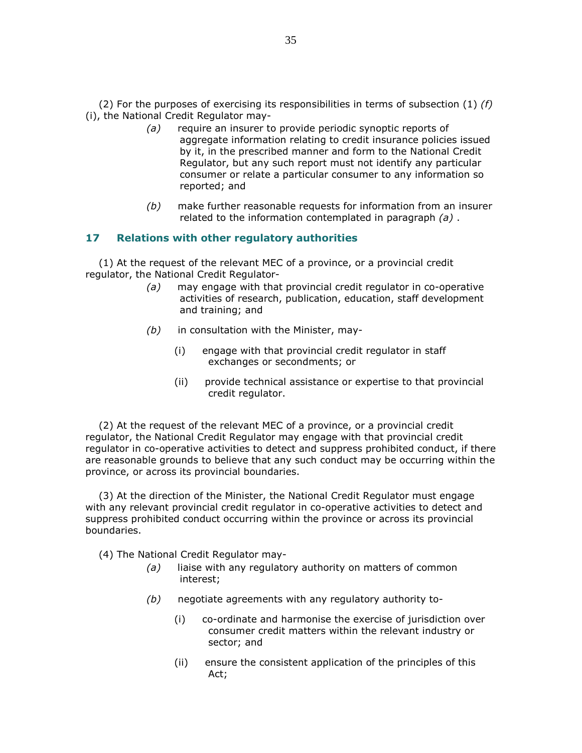(2) For the purposes of exercising its responsibilities in terms of subsection (1) *(f)* (i), the National Credit Regulator may-

*(a)* require an insurer to provide periodic synoptic reports of aggregate information relating to credit insurance policies issued by it, in the prescribed manner and form to the National Credit Regulator, but any such report must not identify any particular consumer or relate a particular consumer to any information so reported; and

*(b)* make further reasonable requests for information from an insurer related to the information contemplated in paragraph *(a)* .

## 17 Relations with other regulatory authorities

(1) At the request of the relevant MEC of a province, or a provincial credit regulator, the National Credit Regulator-

*(a)* may engage with that provincial credit regulator in co-operative activities of research, publication, education, staff development and training; and

*(b)* in consultation with the Minister, may-

(i) engage with that provincial credit regulator in staff exchanges or secondments; or

(ii) provide technical assistance or expertise to that provincial credit regulator.

(2) At the request of the relevant MEC of a province, or a provincial credit regulator, the National Credit Regulator may engage with that provincial credit regulator in co-operative activities to detect and suppress prohibited conduct, if there are reasonable grounds to believe that any such conduct may be occurring within the province, or across its provincial boundaries.

(3) At the direction of the Minister, the National Credit Regulator must engage with any relevant provincial credit regulator in co-operative activities to detect and suppress prohibited conduct occurring within the province or across its provincial boundaries.

(4) The National Credit Regulator may-

*(a)* liaise with any regulatory authority on matters of common interest;

*(b)* negotiate agreements with any regulatory authority to-

(i) co-ordinate and harmonise the exercise of jurisdiction over consumer credit matters within the relevant industry or sector; and

(ii) ensure the consistent application of the principles of this Act;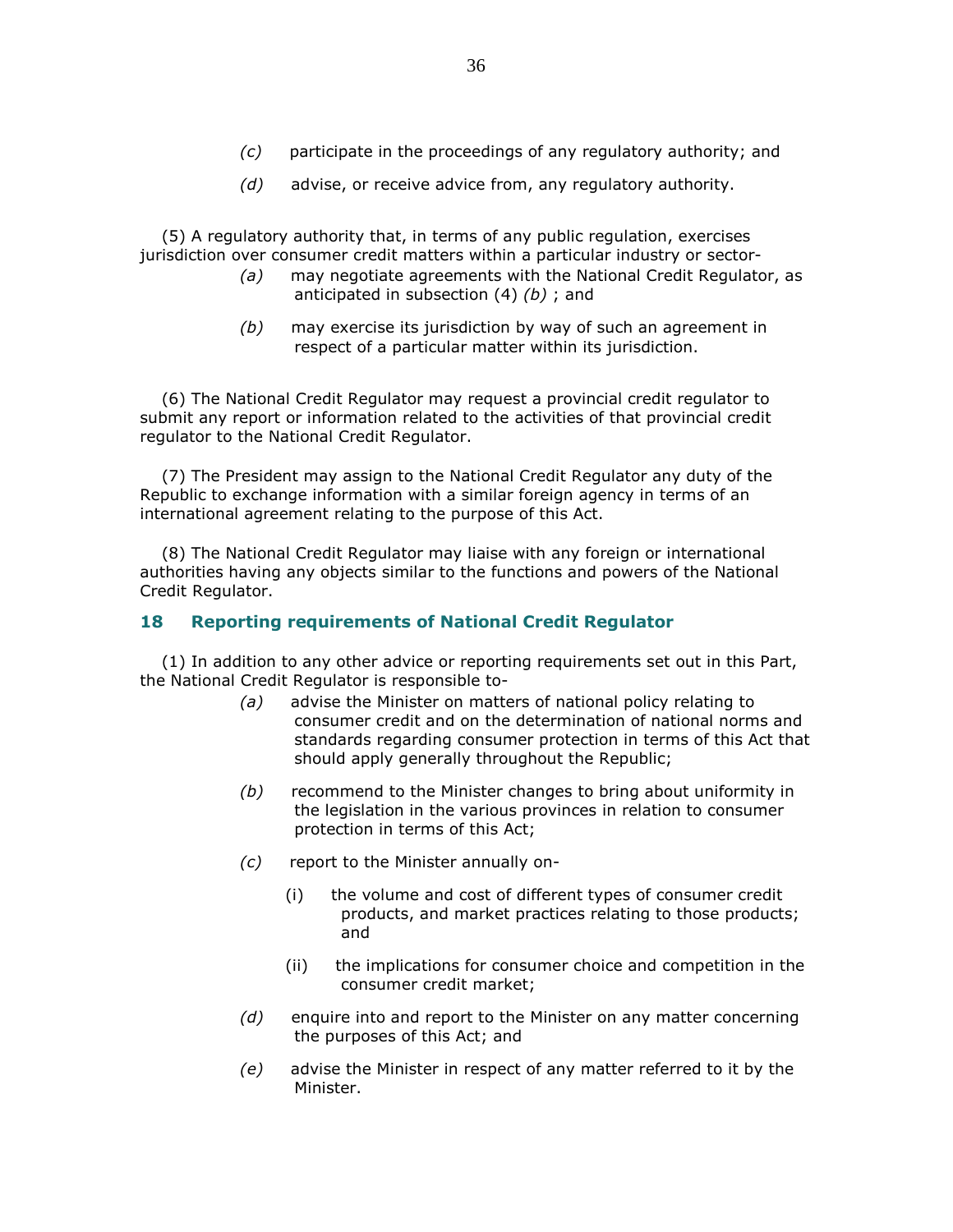(c) participate in the proceedings of any regulatory authority; and

(d) advise, or receive advice from, any regulatory authority.

(5) A regulatory authority that, in terms of any public regulation, exercises jurisdiction over consumer credit matters within a particular industry or sector-

(a) may negotiate agreements with the National Credit Regulator, as anticipated in subsection (4) *(b)* ; and

(b) may exercise its jurisdiction by way of such an agreement in respect of a particular matter within its jurisdiction.

(6) The National Credit Regulator may request a provincial credit regulator to submit any report or information related to the activities of that provincial credit regulator to the National Credit Regulator.

(7) The President may assign to the National Credit Regulator any duty of the Republic to exchange information with a similar foreign agency in terms of an international agreement relating to the purpose of this Act.

(8) The National Credit Regulator may liaise with any foreign or international authorities having any objects similar to the functions and powers of the National Credit Regulator.

## 18 Reporting requirements of National Credit Regulator

(1) In addition to any other advice or reporting requirements set out in this Part, the National Credit Regulator is responsible to-

(a) advise the Minister on matters of national policy relating to consumer credit and on the determination of national norms and standards regarding consumer protection in terms of this Act that should apply generally throughout the Republic;

(b) recommend to the Minister changes to bring about uniformity in the legislation in the various provinces in relation to consumer protection in terms of this Act;

(c) report to the Minister annually on-

(i) the volume and cost of different types of consumer credit products, and market practices relating to those products; and

(ii) the implications for consumer choice and competition in the consumer credit market;

(d) enquire into and report to the Minister on any matter concerning the purposes of this Act; and

(e) advise the Minister in respect of any matter referred to it by the Minister.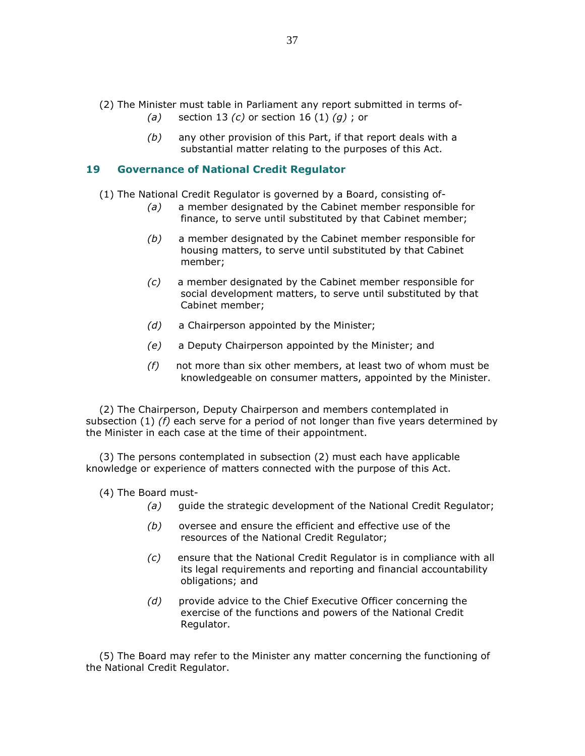(2) The Minister must table in Parliament any report submitted in terms of-

*(a)* section 13 *(c)* or section 16 (1) *(g)* ; or

*(b)* any other provision of this Part, if that report deals with a substantial matter relating to the purposes of this Act.

## 19 Governance of National Credit Regulator

(1) The National Credit Regulator is governed by a Board, consisting of-

*(a)* a member designated by the Cabinet member responsible for finance, to serve until substituted by that Cabinet member;

*(b)* a member designated by the Cabinet member responsible for housing matters, to serve until substituted by that Cabinet member;

*(c)* a member designated by the Cabinet member responsible for social development matters, to serve until substituted by that Cabinet member;

*(d)* a Chairperson appointed by the Minister;

*(e)* a Deputy Chairperson appointed by the Minister; and

*(f)* not more than six other members, at least two of whom must be knowledgeable on consumer matters, appointed by the Minister.

(2) The Chairperson, Deputy Chairperson and members contemplated in subsection (1) *(f)* each serve for a period of not longer than five years determined by the Minister in each case at the time of their appointment.

(3) The persons contemplated in subsection (2) must each have applicable knowledge or experience of matters connected with the purpose of this Act.

(4) The Board must-

*(a)* guide the strategic development of the National Credit Regulator;

*(b)* oversee and ensure the efficient and effective use of the resources of the National Credit Regulator;

*(c)* ensure that the National Credit Regulator is in compliance with all its legal requirements and reporting and financial accountability obligations; and

*(d)* provide advice to the Chief Executive Officer concerning the exercise of the functions and powers of the National Credit Regulator.

(5) The Board may refer to the Minister any matter concerning the functioning of the National Credit Regulator.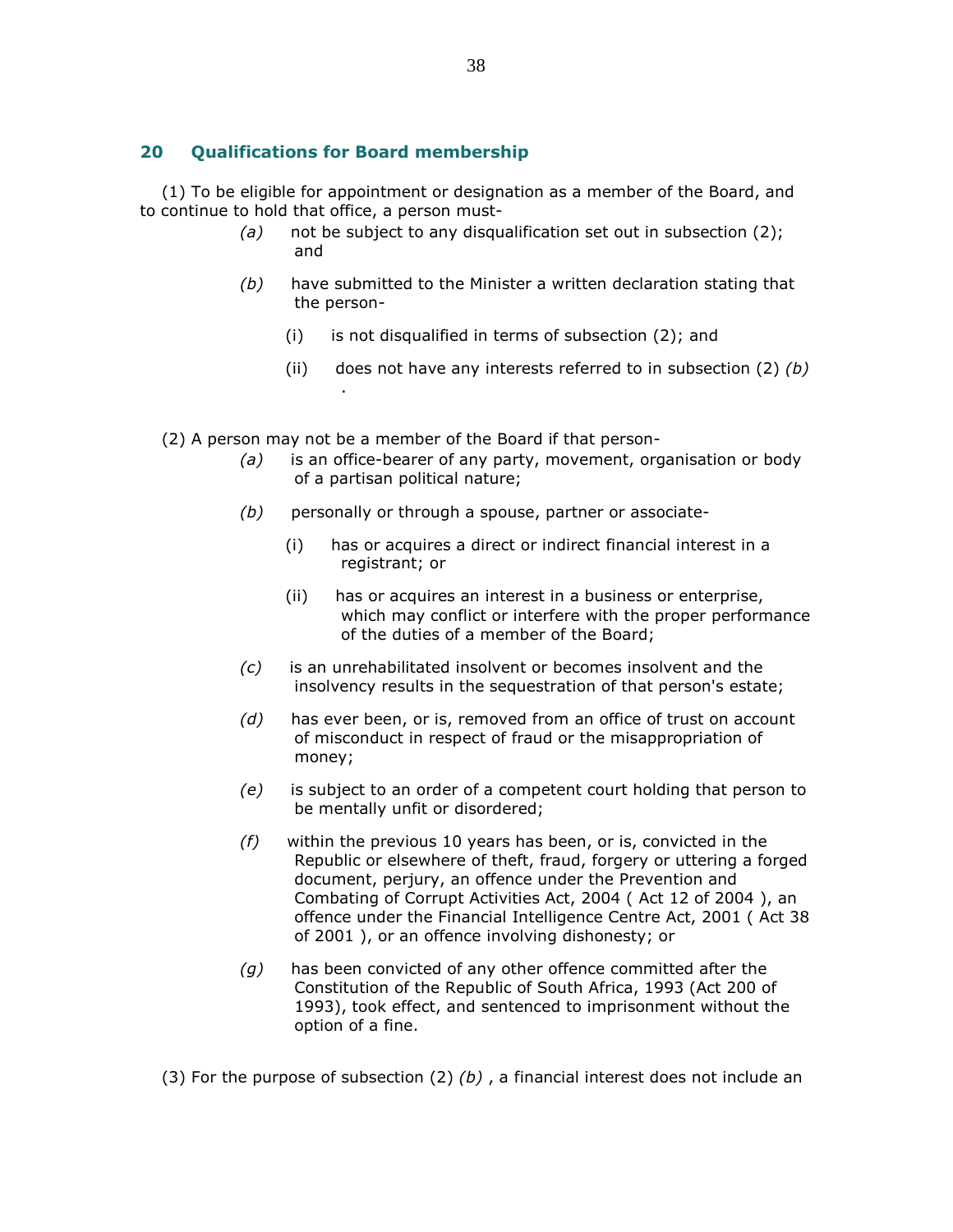## 20 Qualifications for Board membership

(1) To be eligible for appointment or designation as a member of the Board, and to continue to hold that office, a person must-

*(a)* not be subject to any disqualification set out in subsection (2); and

*(b)* have submitted to the Minister a written declaration stating that the person-

(i) is not disqualified in terms of subsection (2); and

(ii) does not have any interests referred to in subsection (2) *(b)* .

(2) A person may not be a member of the Board if that person-

*(a)* is an office-bearer of any party, movement, organisation or body of a partisan political nature;

*(b)* personally or through a spouse, partner or associate-

(i) has or acquires a direct or indirect financial interest in a registrant; or

(ii) has or acquires an interest in a business or enterprise, which may conflict or interfere with the proper performance of the duties of a member of the Board;

*(c)* is an unrehabilitated insolvent or becomes insolvent and the insolvency results in the sequestration of that person's estate;

*(d)* has ever been, or is, removed from an office of trust on account of misconduct in respect of fraud or the misappropriation of money;

*(e)* is subject to an order of a competent court holding that person to be mentally unfit or disordered;

*(f)* within the previous 10 years has been, or is, convicted in the Republic or elsewhere of theft, fraud, forgery or uttering a forged document, perjury, an offence under the Prevention and Combating of Corrupt Activities Act, 2004 ( Act 12 of 2004 ), an offence under the Financial Intelligence Centre Act, 2001 ( Act 38 of 2001 ), or an offence involving dishonesty; or

*(g)* has been convicted of any other offence committed after the Constitution of the Republic of South Africa, 1993 (Act 200 of 1993), took effect, and sentenced to imprisonment without the option of a fine.

(3) For the purpose of subsection (2) *(b)* , a financial interest does not include an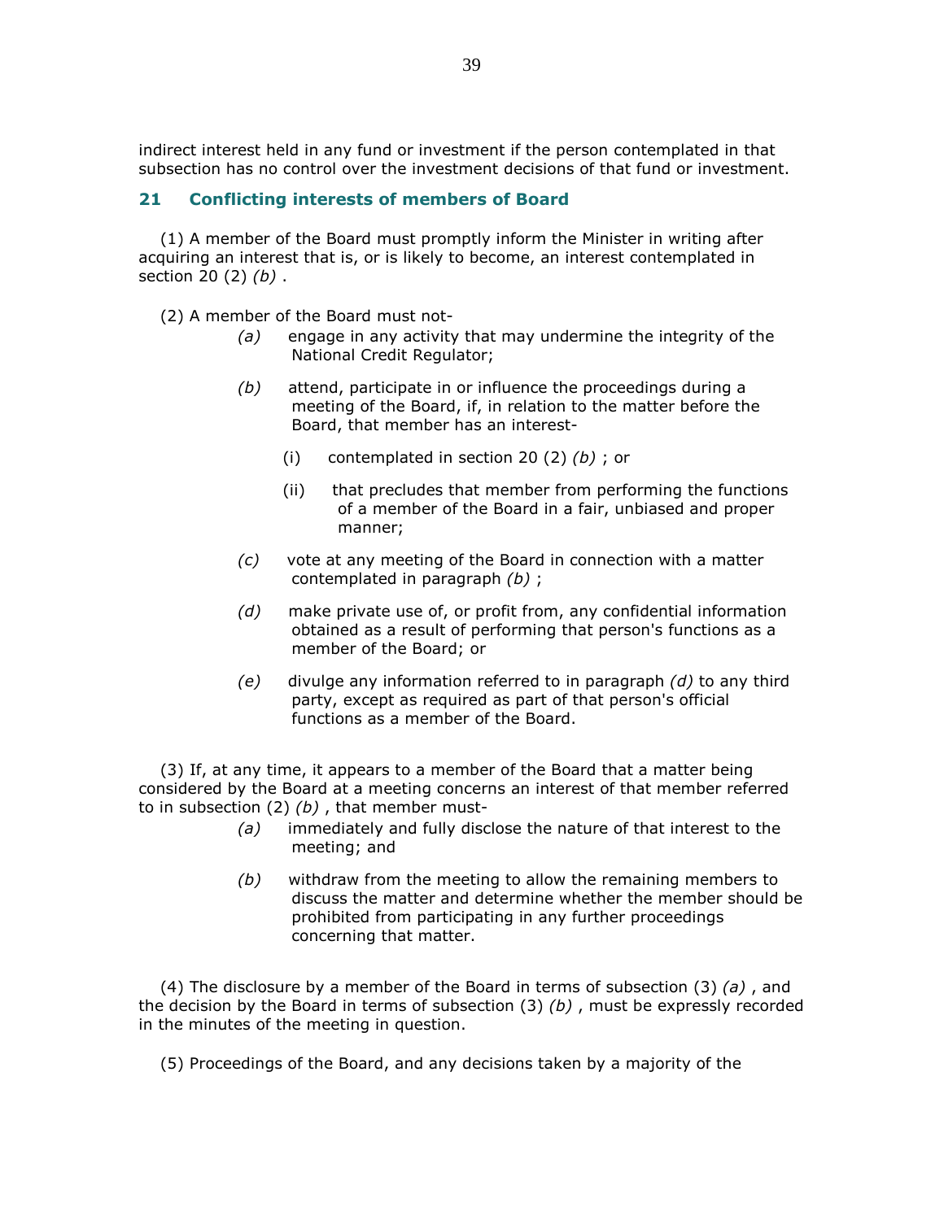indirect interest held in any fund or investment if the person contemplated in that subsection has no control over the investment decisions of that fund or investment.

## 21 Conflicting interests of members of Board

(1) A member of the Board must promptly inform the Minister in writing after acquiring an interest that is, or is likely to become, an interest contemplated in section 20 (2) *(b)* .

(2) A member of the Board must not-

*(a)* engage in any activity that may undermine the integrity of the National Credit Regulator;

*(b)* attend, participate in or influence the proceedings during a meeting of the Board, if, in relation to the matter before the Board, that member has an interest-

(i) contemplated in section 20 (2) *(b)* ; or

(ii) that precludes that member from performing the functions of a member of the Board in a fair, unbiased and proper manner;

*(c)* vote at any meeting of the Board in connection with a matter contemplated in paragraph *(b)* ;

*(d)* make private use of, or profit from, any confidential information obtained as a result of performing that person's functions as a member of the Board; or

*(e)* divulge any information referred to in paragraph *(d)* to any third party, except as required as part of that person's official functions as a member of the Board.

(3) If, at any time, it appears to a member of the Board that a matter being considered by the Board at a meeting concerns an interest of that member referred to in subsection (2) *(b)* , that member must-

*(a)* immediately and fully disclose the nature of that interest to the meeting; and

*(b)* withdraw from the meeting to allow the remaining members to discuss the matter and determine whether the member should be prohibited from participating in any further proceedings concerning that matter.

(4) The disclosure by a member of the Board in terms of subsection (3) *(a)* , and the decision by the Board in terms of subsection (3) *(b)* , must be expressly recorded in the minutes of the meeting in question.

(5) Proceedings of the Board, and any decisions taken by a majority of the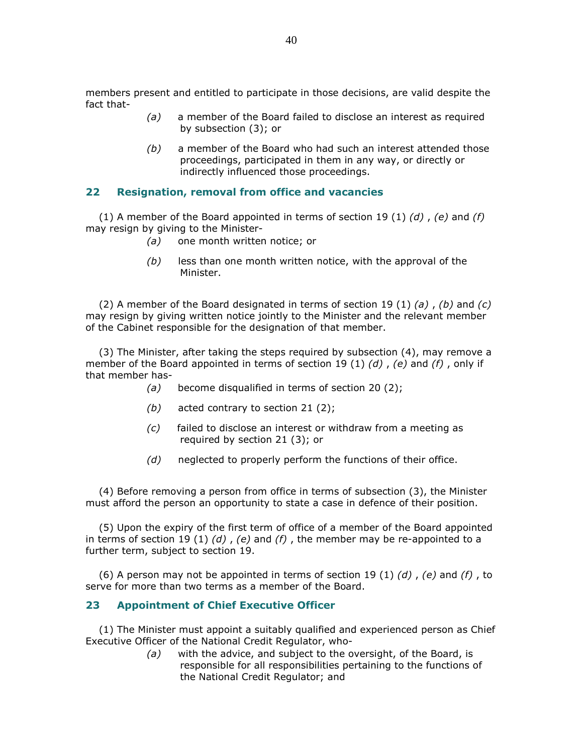members present and entitled to participate in those decisions, are valid despite the fact that-

*(a)* a member of the Board failed to disclose an interest as required by subsection (3); or

*(b)* a member of the Board who had such an interest attended those proceedings, participated in them in any way, or directly or indirectly influenced those proceedings.

## 22 Resignation, removal from office and vacancies

(1) A member of the Board appointed in terms of section 19 (1) *(d)* , *(e)* and *(f)* may resign by giving to the Minister-

*(a)* one month written notice; or

*(b)* less than one month written notice, with the approval of the Minister.

(2) A member of the Board designated in terms of section 19 (1) *(a)* , *(b)* and *(c)* may resign by giving written notice jointly to the Minister and the relevant member of the Cabinet responsible for the designation of that member.

(3) The Minister, after taking the steps required by subsection (4), may remove a member of the Board appointed in terms of section 19 (1) *(d)* , *(e)* and *(f)* , only if that member has-

*(a)* become disqualified in terms of section 20 (2);

*(b)* acted contrary to section 21 (2);

*(c)* failed to disclose an interest or withdraw from a meeting as required by section 21 (3); or

*(d)* neglected to properly perform the functions of their office.

(4) Before removing a person from office in terms of subsection (3), the Minister must afford the person an opportunity to state a case in defence of their position.

(5) Upon the expiry of the first term of office of a member of the Board appointed in terms of section 19 (1) *(d)* , *(e)* and *(f)* , the member may be re-appointed to a further term, subject to section 19.

(6) A person may not be appointed in terms of section 19 (1) *(d)* , *(e)* and *(f)* , to serve for more than two terms as a member of the Board.

## 23 Appointment of Chief Executive Officer

(1) The Minister must appoint a suitably qualified and experienced person as Chief Executive Officer of the National Credit Regulator, who-

*(a)* with the advice, and subject to the oversight, of the Board, is responsible for all responsibilities pertaining to the functions of the National Credit Regulator; and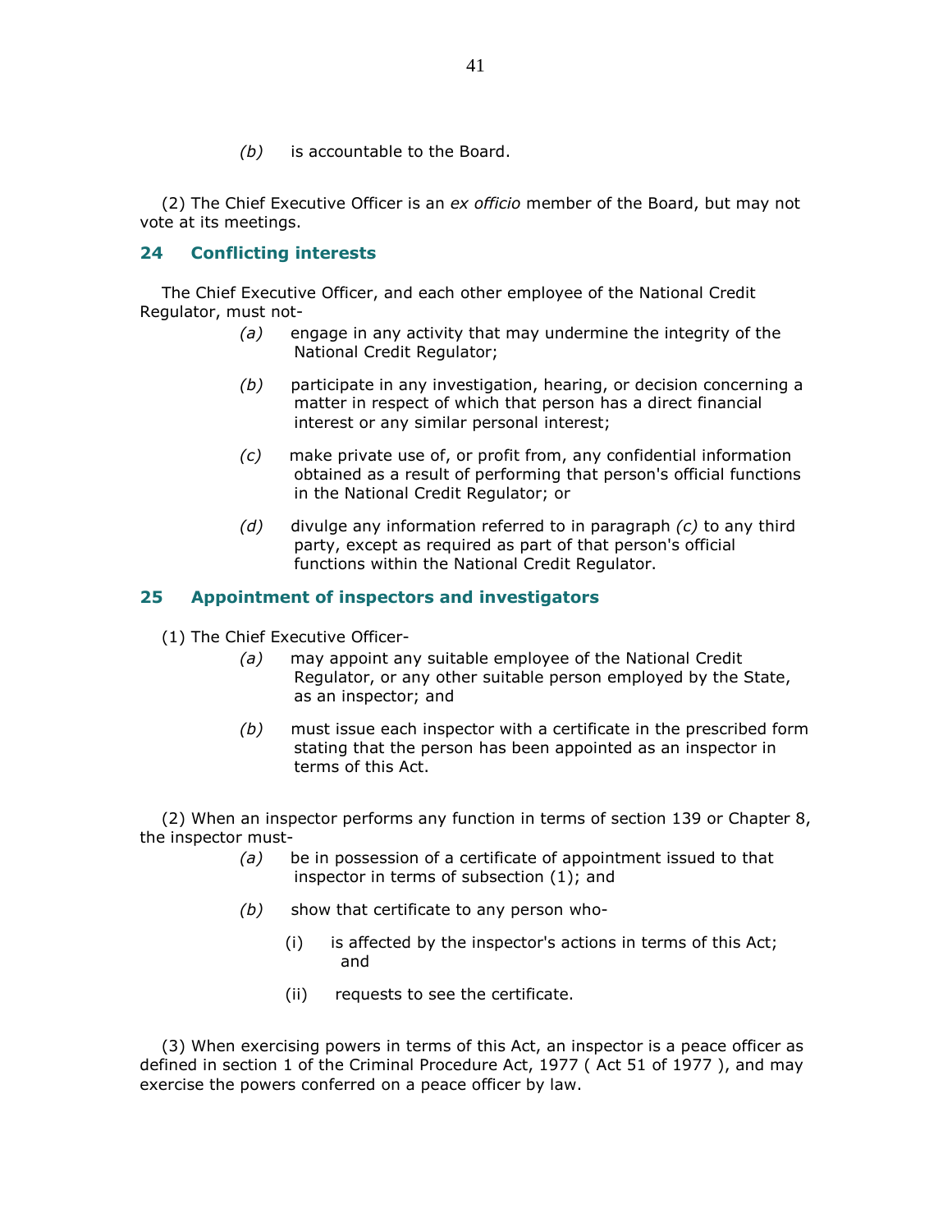(b) is accountable to the Board.

(2) The Chief Executive Officer is an *ex officio* member of the Board, but may not vote at its meetings.

## 24 Conflicting interests

The Chief Executive Officer, and each other employee of the National Credit Regulator, must not-

- *(a)* engage in any activity that may undermine the integrity of the National Credit Regulator;
- *(b)* participate in any investigation, hearing, or decision concerning a matter in respect of which that person has a direct financial interest or any similar personal interest;
- *(c)* make private use of, or profit from, any confidential information obtained as a result of performing that person's official functions in the National Credit Regulator; or
- *(d)* divulge any information referred to in paragraph *(c)* to any third party, except as required as part of that person's official functions within the National Credit Regulator.

## 25 Appointment of inspectors and investigators

(1) The Chief Executive Officer-

- *(a)* may appoint any suitable employee of the National Credit Regulator, or any other suitable person employed by the State, as an inspector; and
- *(b)* must issue each inspector with a certificate in the prescribed form stating that the person has been appointed as an inspector in terms of this Act.

(2) When an inspector performs any function in terms of section 139 or Chapter 8, the inspector must-

- *(a)* be in possession of a certificate of appointment issued to that inspector in terms of subsection (1); and
- *(b)* show that certificate to any person who-
  - (i) is affected by the inspector's actions in terms of this Act; and
  - (ii) requests to see the certificate.

(3) When exercising powers in terms of this Act, an inspector is a peace officer as defined in section 1 of the Criminal Procedure Act, 1977 ( Act 51 of 1977 ), and may exercise the powers conferred on a peace officer by law.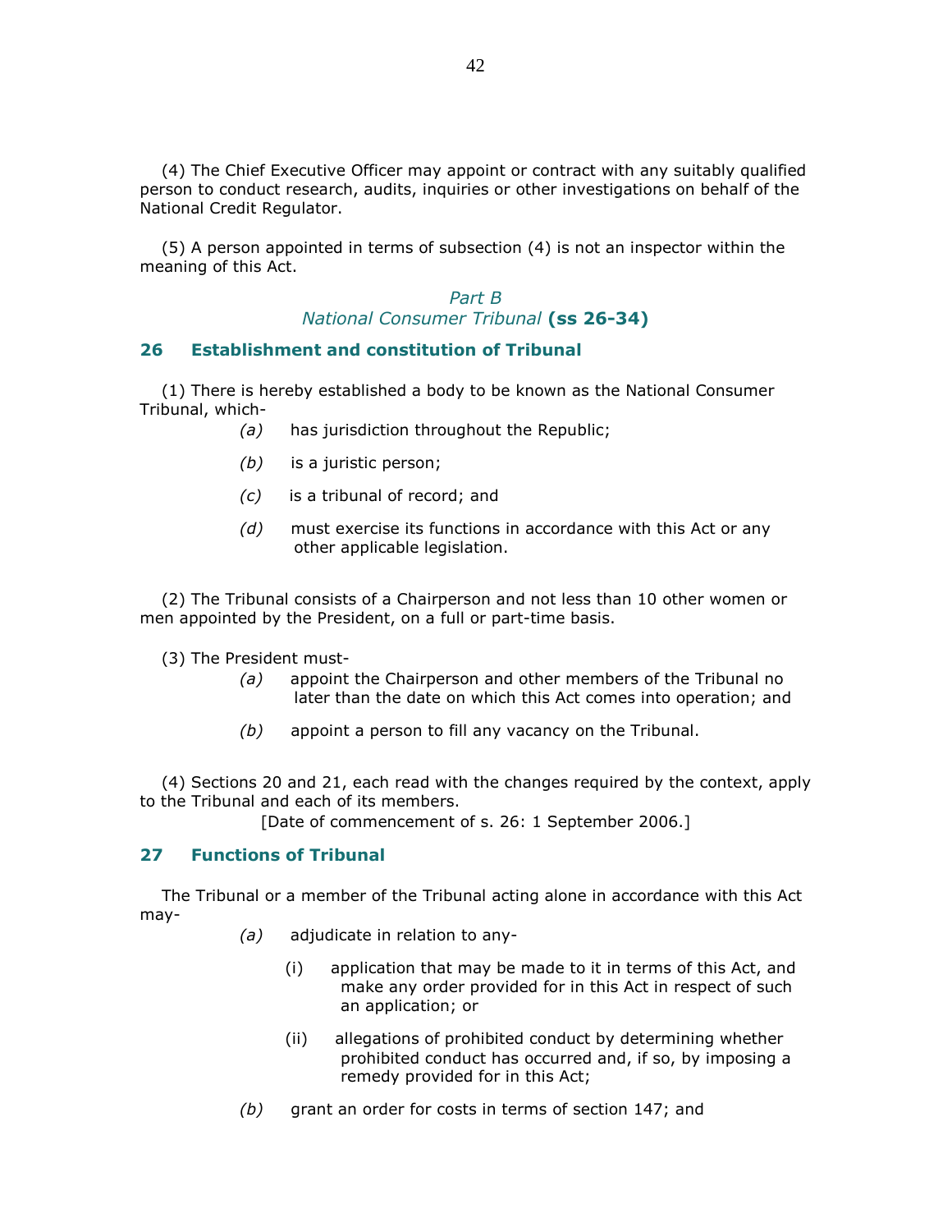(4) The Chief Executive Officer may appoint or contract with any suitably qualified person to conduct research, audits, inquiries or other investigations on behalf of the National Credit Regulator.

(5) A person appointed in terms of subsection (4) is not an inspector within the meaning of this Act.

### *Part B*
### *National Consumer Tribunal* **(ss 26-34)**

## 26 Establishment and constitution of Tribunal

(1) There is hereby established a body to be known as the National Consumer Tribunal, which-

*(a)* has jurisdiction throughout the Republic;

*(b)* is a juristic person;

*(c)* is a tribunal of record; and

*(d)* must exercise its functions in accordance with this Act or any other applicable legislation.

(2) The Tribunal consists of a Chairperson and not less than 10 other women or men appointed by the President, on a full or part-time basis.

(3) The President must-

*(a)* appoint the Chairperson and other members of the Tribunal no later than the date on which this Act comes into operation; and

*(b)* appoint a person to fill any vacancy on the Tribunal.

(4) Sections 20 and 21, each read with the changes required by the context, apply to the Tribunal and each of its members.

[Date of commencement of s. 26: 1 September 2006.]

## 27 Functions of Tribunal

The Tribunal or a member of the Tribunal acting alone in accordance with this Act may-

*(a)* adjudicate in relation to any-

(i) application that may be made to it in terms of this Act, and make any order provided for in this Act in respect of such an application; or

(ii) allegations of prohibited conduct by determining whether prohibited conduct has occurred and, if so, by imposing a remedy provided for in this Act;

*(b)* grant an order for costs in terms of section 147; and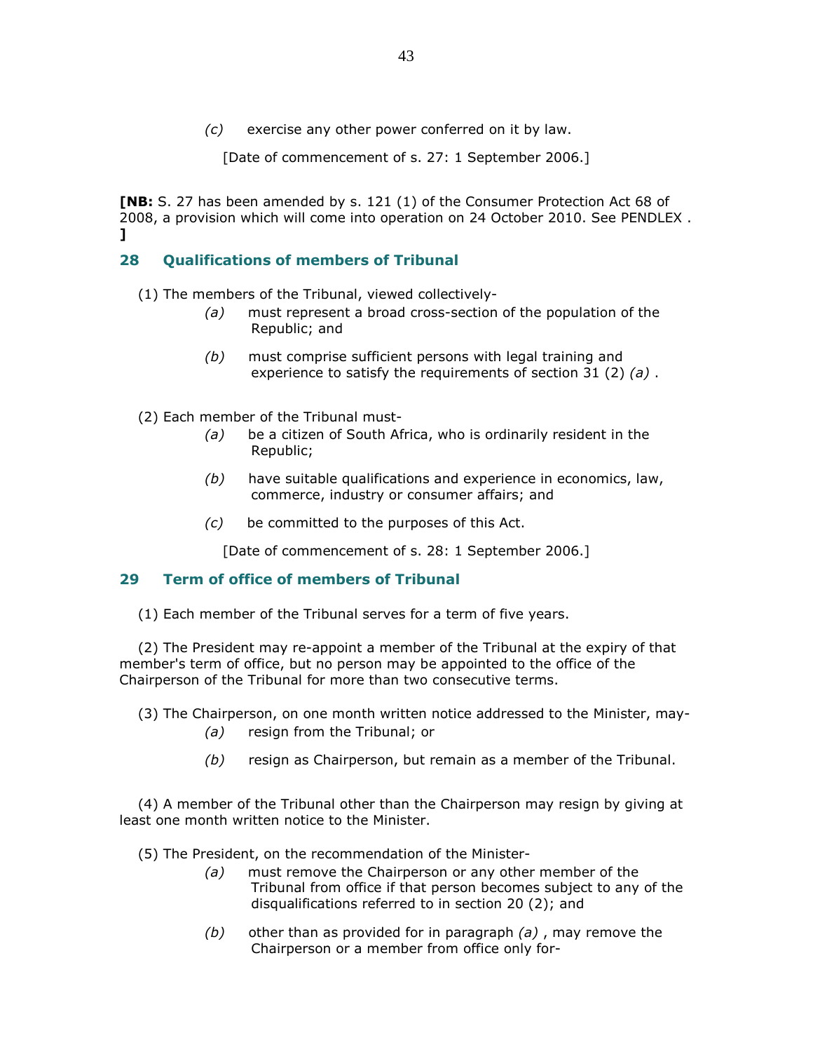(c) exercise any other power conferred on it by law.

[Date of commencement of s. 27: 1 September 2006.]

**[NB:** S. 27 has been amended by s. 121 (1) of the Consumer Protection Act 68 of 2008, a provision which will come into operation on 24 October 2010. See PENDLEX . **]**

### 28 Qualifications of members of Tribunal

(1) The members of the Tribunal, viewed collectively-

*(a)* must represent a broad cross-section of the population of the Republic; and

*(b)* must comprise sufficient persons with legal training and experience to satisfy the requirements of section 31 (2) *(a)* .

(2) Each member of the Tribunal must-

*(a)* be a citizen of South Africa, who is ordinarily resident in the Republic;

*(b)* have suitable qualifications and experience in economics, law, commerce, industry or consumer affairs; and

*(c)* be committed to the purposes of this Act.

[Date of commencement of s. 28: 1 September 2006.]

### 29 Term of office of members of Tribunal

(1) Each member of the Tribunal serves for a term of five years.

(2) The President may re-appoint a member of the Tribunal at the expiry of that member's term of office, but no person may be appointed to the office of the Chairperson of the Tribunal for more than two consecutive terms.

(3) The Chairperson, on one month written notice addressed to the Minister, may-

*(a)* resign from the Tribunal; or

*(b)* resign as Chairperson, but remain as a member of the Tribunal.

(4) A member of the Tribunal other than the Chairperson may resign by giving at least one month written notice to the Minister.

(5) The President, on the recommendation of the Minister-

*(a)* must remove the Chairperson or any other member of the Tribunal from office if that person becomes subject to any of the disqualifications referred to in section 20 (2); and

*(b)* other than as provided for in paragraph *(a)* , may remove the Chairperson or a member from office only for-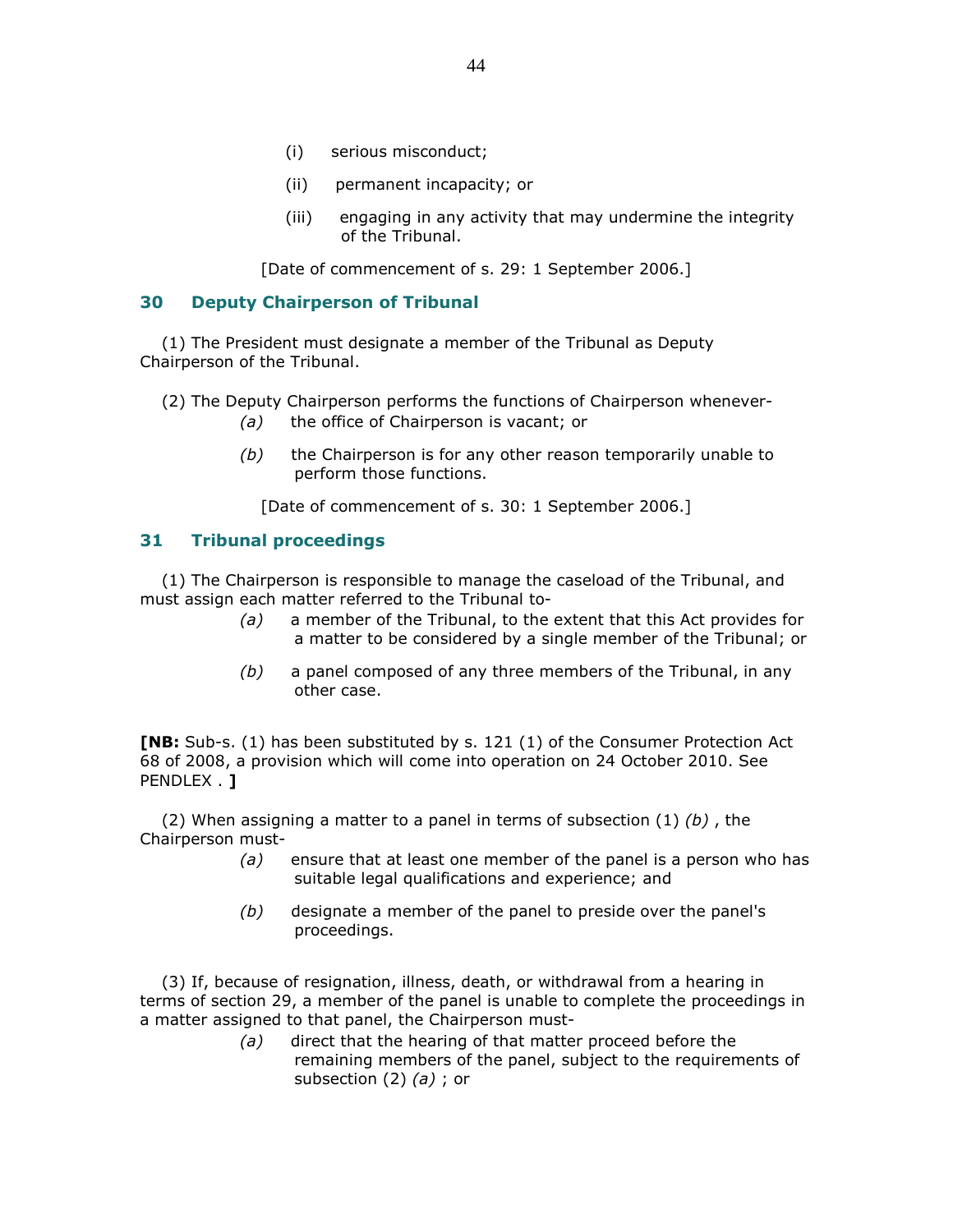(i) serious misconduct;

(ii) permanent incapacity; or

(iii) engaging in any activity that may undermine the integrity of the Tribunal.

[Date of commencement of s. 29: 1 September 2006.]

## 30 Deputy Chairperson of Tribunal

(1) The President must designate a member of the Tribunal as Deputy Chairperson of the Tribunal.

(2) The Deputy Chairperson performs the functions of Chairperson whenever-

*(a)* the office of Chairperson is vacant; or

*(b)* the Chairperson is for any other reason temporarily unable to perform those functions.

[Date of commencement of s. 30: 1 September 2006.]

## 31 Tribunal proceedings

(1) The Chairperson is responsible to manage the caseload of the Tribunal, and must assign each matter referred to the Tribunal to-

*(a)* a member of the Tribunal, to the extent that this Act provides for a matter to be considered by a single member of the Tribunal; or

*(b)* a panel composed of any three members of the Tribunal, in any other case.

**[NB:** Sub-s. (1) has been substituted by s. 121 (1) of the Consumer Protection Act 68 of 2008, a provision which will come into operation on 24 October 2010. See PENDLEX . **]**

(2) When assigning a matter to a panel in terms of subsection (1) *(b)* , the Chairperson must-

*(a)* ensure that at least one member of the panel is a person who has suitable legal qualifications and experience; and

*(b)* designate a member of the panel to preside over the panel's proceedings.

(3) If, because of resignation, illness, death, or withdrawal from a hearing in terms of section 29, a member of the panel is unable to complete the proceedings in a matter assigned to that panel, the Chairperson must-

*(a)* direct that the hearing of that matter proceed before the remaining members of the panel, subject to the requirements of subsection (2) *(a)* ; or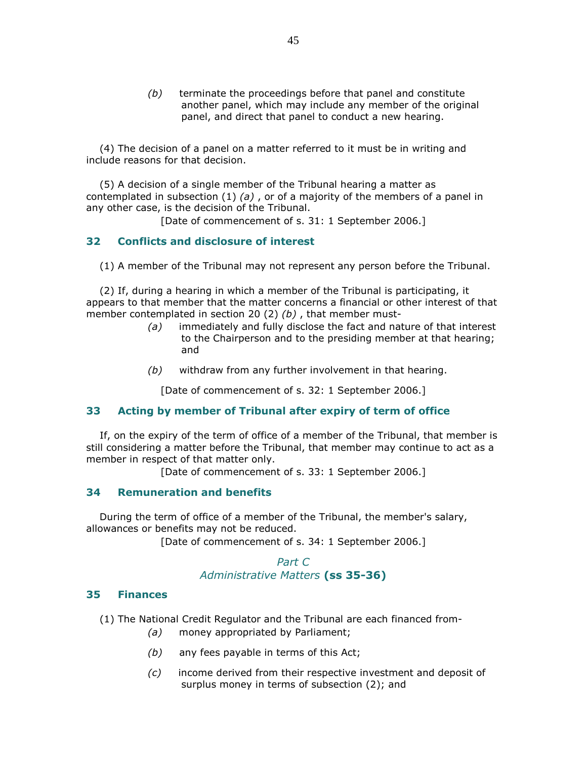(b) terminate the proceedings before that panel and constitute another panel, which may include any member of the original panel, and direct that panel to conduct a new hearing.

(4) The decision of a panel on a matter referred to it must be in writing and include reasons for that decision.

(5) A decision of a single member of the Tribunal hearing a matter as contemplated in subsection (1) *(a)* , or of a majority of the members of a panel in any other case, is the decision of the Tribunal.

[Date of commencement of s. 31: 1 September 2006.]

### 32 Conflicts and disclosure of interest

(1) A member of the Tribunal may not represent any person before the Tribunal.

(2) If, during a hearing in which a member of the Tribunal is participating, it appears to that member that the matter concerns a financial or other interest of that member contemplated in section 20 (2) *(b)* , that member must-

*(a)* immediately and fully disclose the fact and nature of that interest to the Chairperson and to the presiding member at that hearing; and

*(b)* withdraw from any further involvement in that hearing.

[Date of commencement of s. 32: 1 September 2006.]

### 33 Acting by member of Tribunal after expiry of term of office

If, on the expiry of the term of office of a member of the Tribunal, that member is still considering a matter before the Tribunal, that member may continue to act as a member in respect of that matter only.

[Date of commencement of s. 33: 1 September 2006.]

### 34 Remuneration and benefits

During the term of office of a member of the Tribunal, the member's salary, allowances or benefits may not be reduced.

[Date of commencement of s. 34: 1 September 2006.]

## *Part C*
## *Administrative Matters* **(ss 35-36)**

### 35 Finances

(1) The National Credit Regulator and the Tribunal are each financed from-

*(a)* money appropriated by Parliament;

*(b)* any fees payable in terms of this Act;

*(c)* income derived from their respective investment and deposit of surplus money in terms of subsection (2); and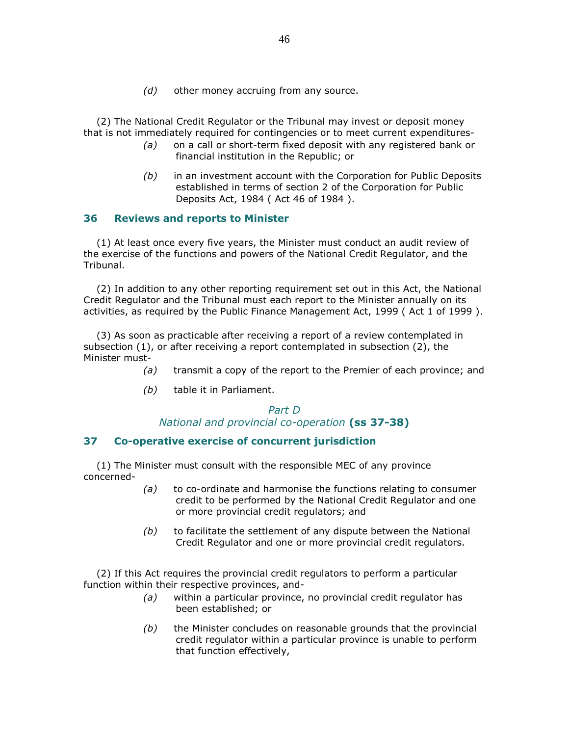*(d)* other money accruing from any source.

(2) The National Credit Regulator or the Tribunal may invest or deposit money that is not immediately required for contingencies or to meet current expenditures-

*(a)* on a call or short-term fixed deposit with any registered bank or financial institution in the Republic; or

*(b)* in an investment account with the Corporation for Public Deposits established in terms of section 2 of the Corporation for Public Deposits Act, 1984 ( Act 46 of 1984 ).

### 36 Reviews and reports to Minister

(1) At least once every five years, the Minister must conduct an audit review of the exercise of the functions and powers of the National Credit Regulator, and the Tribunal.

(2) In addition to any other reporting requirement set out in this Act, the National Credit Regulator and the Tribunal must each report to the Minister annually on its activities, as required by the Public Finance Management Act, 1999 ( Act 1 of 1999 ).

(3) As soon as practicable after receiving a report of a review contemplated in subsection (1), or after receiving a report contemplated in subsection (2), the Minister must-

*(a)* transmit a copy of the report to the Premier of each province; and

*(b)* table it in Parliament.

## *Part D*
## *National and provincial co-operation* **(ss 37-38)**

### 37 Co-operative exercise of concurrent jurisdiction

(1) The Minister must consult with the responsible MEC of any province concerned-

*(a)* to co-ordinate and harmonise the functions relating to consumer credit to be performed by the National Credit Regulator and one or more provincial credit regulators; and

*(b)* to facilitate the settlement of any dispute between the National Credit Regulator and one or more provincial credit regulators.

(2) If this Act requires the provincial credit regulators to perform a particular function within their respective provinces, and-

*(a)* within a particular province, no provincial credit regulator has been established; or

*(b)* the Minister concludes on reasonable grounds that the provincial credit regulator within a particular province is unable to perform that function effectively,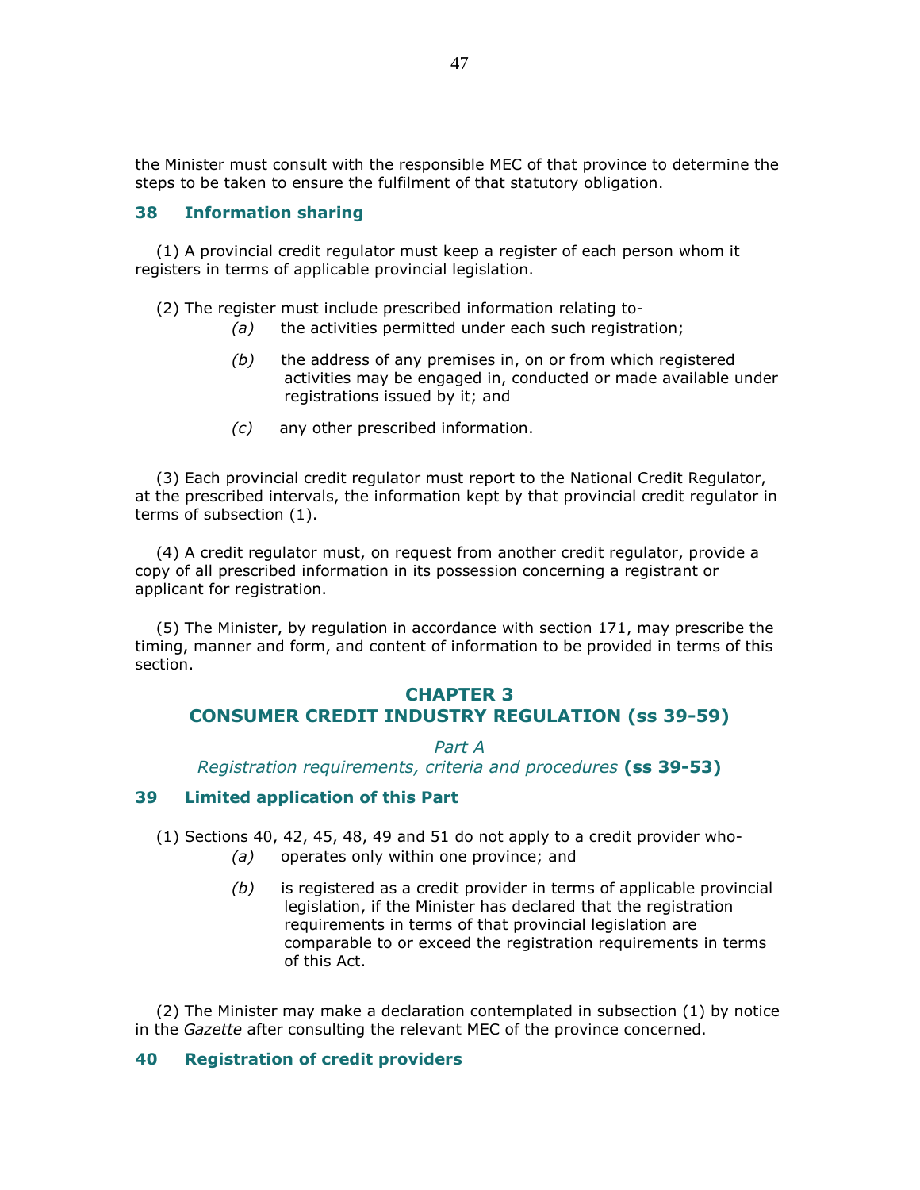the Minister must consult with the responsible MEC of that province to determine the steps to be taken to ensure the fulfilment of that statutory obligation.

### 38 Information sharing

(1) A provincial credit regulator must keep a register of each person whom it registers in terms of applicable provincial legislation.

(2) The register must include prescribed information relating to-

*(a)* the activities permitted under each such registration;

*(b)* the address of any premises in, on or from which registered activities may be engaged in, conducted or made available under registrations issued by it; and

*(c)* any other prescribed information.

(3) Each provincial credit regulator must report to the National Credit Regulator, at the prescribed intervals, the information kept by that provincial credit regulator in terms of subsection (1).

(4) A credit regulator must, on request from another credit regulator, provide a copy of all prescribed information in its possession concerning a registrant or applicant for registration.

(5) The Minister, by regulation in accordance with section 171, may prescribe the timing, manner and form, and content of information to be provided in terms of this section.

## CHAPTER 3
## CONSUMER CREDIT INDUSTRY REGULATION (ss 39-59)

*Part A*
*Registration requirements, criteria and procedures* **(ss 39-53)**

### 39 Limited application of this Part

(1) Sections 40, 42, 45, 48, 49 and 51 do not apply to a credit provider who-

*(a)* operates only within one province; and

*(b)* is registered as a credit provider in terms of applicable provincial legislation, if the Minister has declared that the registration requirements in terms of that provincial legislation are comparable to or exceed the registration requirements in terms of this Act.

(2) The Minister may make a declaration contemplated in subsection (1) by notice in the *Gazette* after consulting the relevant MEC of the province concerned.

### 40 Registration of credit providers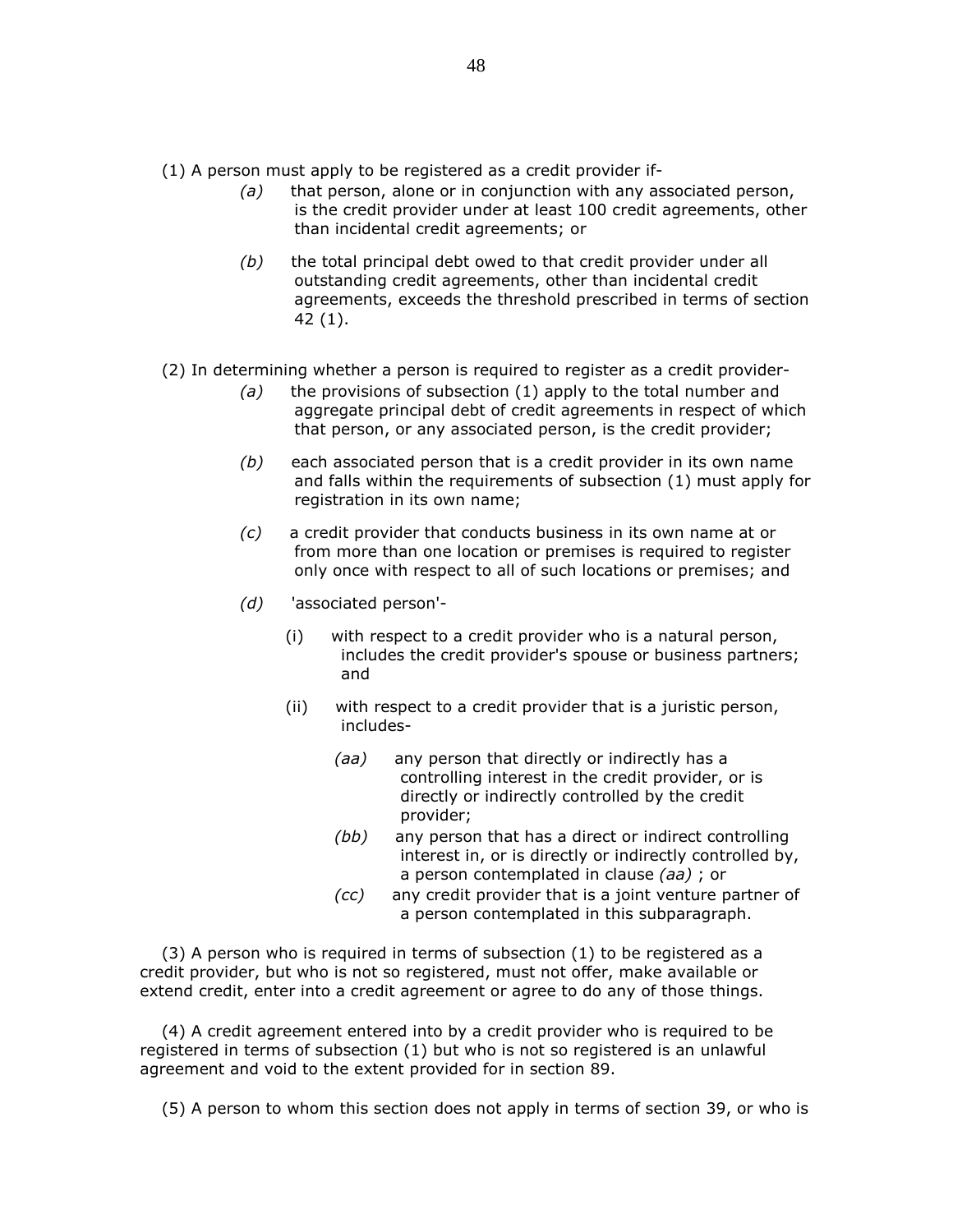(1) A person must apply to be registered as a credit provider if-

*(a)* that person, alone or in conjunction with any associated person, is the credit provider under at least 100 credit agreements, other than incidental credit agreements; or

*(b)* the total principal debt owed to that credit provider under all outstanding credit agreements, other than incidental credit agreements, exceeds the threshold prescribed in terms of section 42 (1).

(2) In determining whether a person is required to register as a credit provider-

*(a)* the provisions of subsection (1) apply to the total number and aggregate principal debt of credit agreements in respect of which that person, or any associated person, is the credit provider;

*(b)* each associated person that is a credit provider in its own name and falls within the requirements of subsection (1) must apply for registration in its own name;

*(c)* a credit provider that conducts business in its own name at or from more than one location or premises is required to register only once with respect to all of such locations or premises; and

*(d)* 'associated person'-

(i) with respect to a credit provider who is a natural person, includes the credit provider's spouse or business partners; and

(ii) with respect to a credit provider that is a juristic person, includes-

*(aa)* any person that directly or indirectly has a controlling interest in the credit provider, or is directly or indirectly controlled by the credit provider;

*(bb)* any person that has a direct or indirect controlling interest in, or is directly or indirectly controlled by, a person contemplated in clause *(aa)* ; or

*(cc)* any credit provider that is a joint venture partner of a person contemplated in this subparagraph.

(3) A person who is required in terms of subsection (1) to be registered as a credit provider, but who is not so registered, must not offer, make available or extend credit, enter into a credit agreement or agree to do any of those things.

(4) A credit agreement entered into by a credit provider who is required to be registered in terms of subsection (1) but who is not so registered is an unlawful agreement and void to the extent provided for in section 89.

(5) A person to whom this section does not apply in terms of section 39, or who is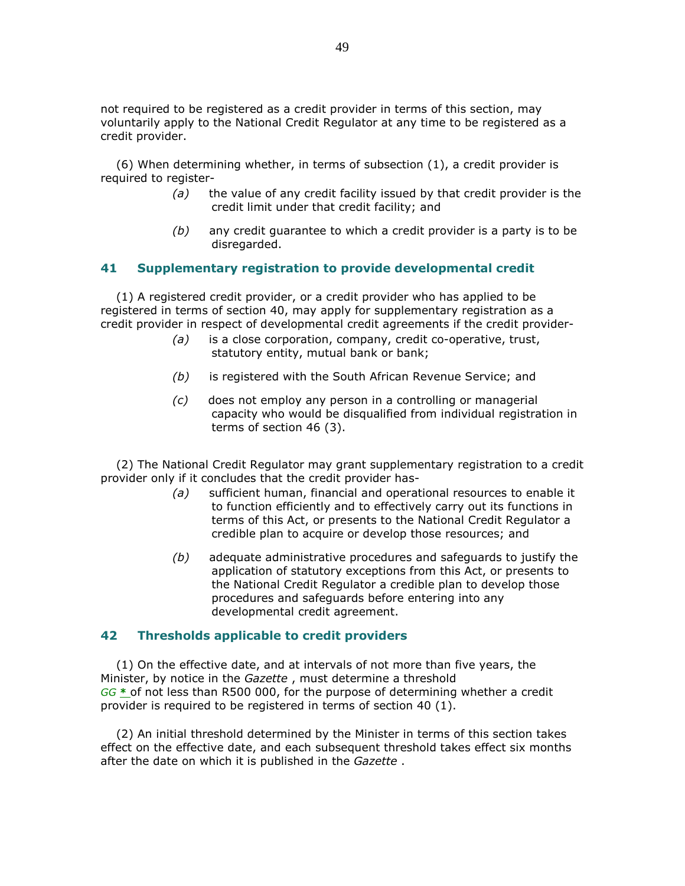not required to be registered as a credit provider in terms of this section, may voluntarily apply to the National Credit Regulator at any time to be registered as a credit provider.

(6) When determining whether, in terms of subsection (1), a credit provider is required to register-

*(a)* the value of any credit facility issued by that credit provider is the credit limit under that credit facility; and

*(b)* any credit guarantee to which a credit provider is a party is to be disregarded.

### 41 Supplementary registration to provide developmental credit

(1) A registered credit provider, or a credit provider who has applied to be registered in terms of section 40, may apply for supplementary registration as a credit provider in respect of developmental credit agreements if the credit provider-

*(a)* is a close corporation, company, credit co-operative, trust, statutory entity, mutual bank or bank;

*(b)* is registered with the South African Revenue Service; and

*(c)* does not employ any person in a controlling or managerial capacity who would be disqualified from individual registration in terms of section 46 (3).

(2) The National Credit Regulator may grant supplementary registration to a credit provider only if it concludes that the credit provider has-

*(a)* sufficient human, financial and operational resources to enable it to function efficiently and to effectively carry out its functions in terms of this Act, or presents to the National Credit Regulator a credible plan to acquire or develop those resources; and

*(b)* adequate administrative procedures and safeguards to justify the application of statutory exceptions from this Act, or presents to the National Credit Regulator a credible plan to develop those procedures and safeguards before entering into any developmental credit agreement.

### 42 Thresholds applicable to credit providers

(1) On the effective date, and at intervals of not more than five years, the Minister, by notice in the *Gazette* , must determine a threshold *GG* * of not less than R500 000, for the purpose of determining whether a credit provider is required to be registered in terms of section 40 (1).

(2) An initial threshold determined by the Minister in terms of this section takes effect on the effective date, and each subsequent threshold takes effect six months after the date on which it is published in the *Gazette* .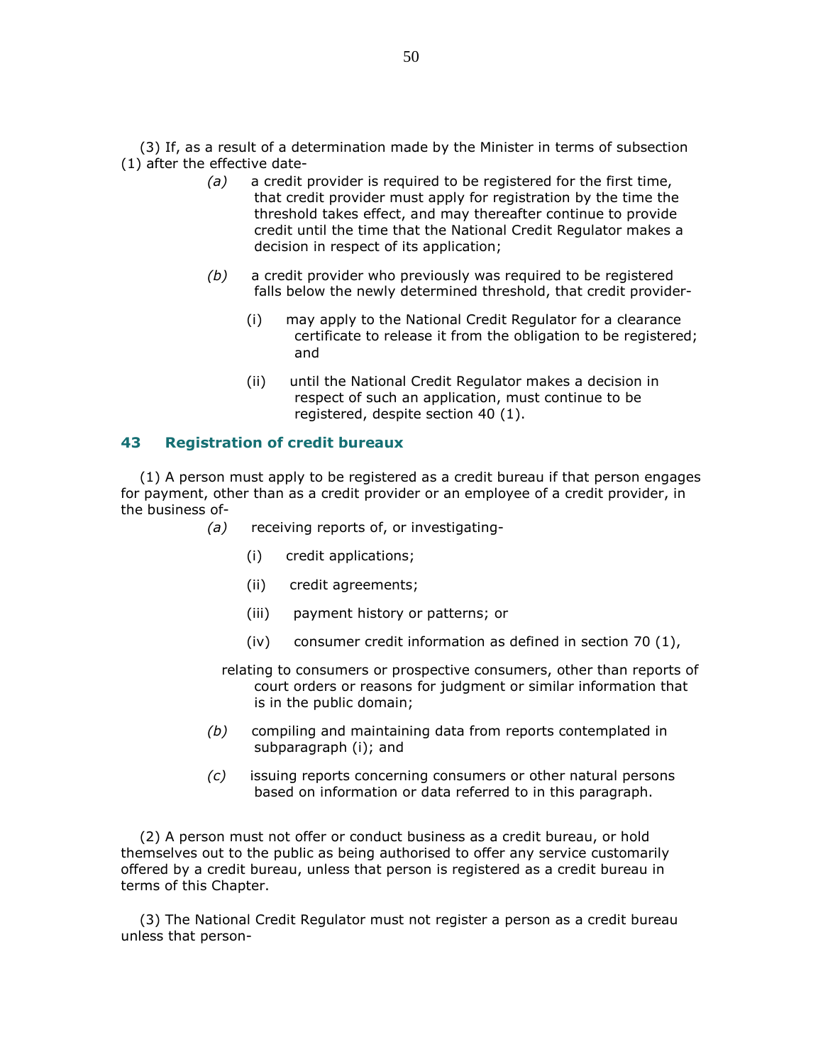(3) If, as a result of a determination made by the Minister in terms of subsection (1) after the effective date-

*(a)* a credit provider is required to be registered for the first time, that credit provider must apply for registration by the time the threshold takes effect, and may thereafter continue to provide credit until the time that the National Credit Regulator makes a decision in respect of its application;

*(b)* a credit provider who previously was required to be registered falls below the newly determined threshold, that credit provider-

(i) may apply to the National Credit Regulator for a clearance certificate to release it from the obligation to be registered; and

(ii) until the National Credit Regulator makes a decision in respect of such an application, must continue to be registered, despite section 40 (1).

## 43 Registration of credit bureaux

(1) A person must apply to be registered as a credit bureau if that person engages for payment, other than as a credit provider or an employee of a credit provider, in the business of-

*(a)* receiving reports of, or investigating-

(i) credit applications;

(ii) credit agreements;

(iii) payment history or patterns; or

(iv) consumer credit information as defined in section 70 (1),

relating to consumers or prospective consumers, other than reports of court orders or reasons for judgment or similar information that is in the public domain;

*(b)* compiling and maintaining data from reports contemplated in subparagraph (i); and

*(c)* issuing reports concerning consumers or other natural persons based on information or data referred to in this paragraph.

(2) A person must not offer or conduct business as a credit bureau, or hold themselves out to the public as being authorised to offer any service customarily offered by a credit bureau, unless that person is registered as a credit bureau in terms of this Chapter.

(3) The National Credit Regulator must not register a person as a credit bureau unless that person-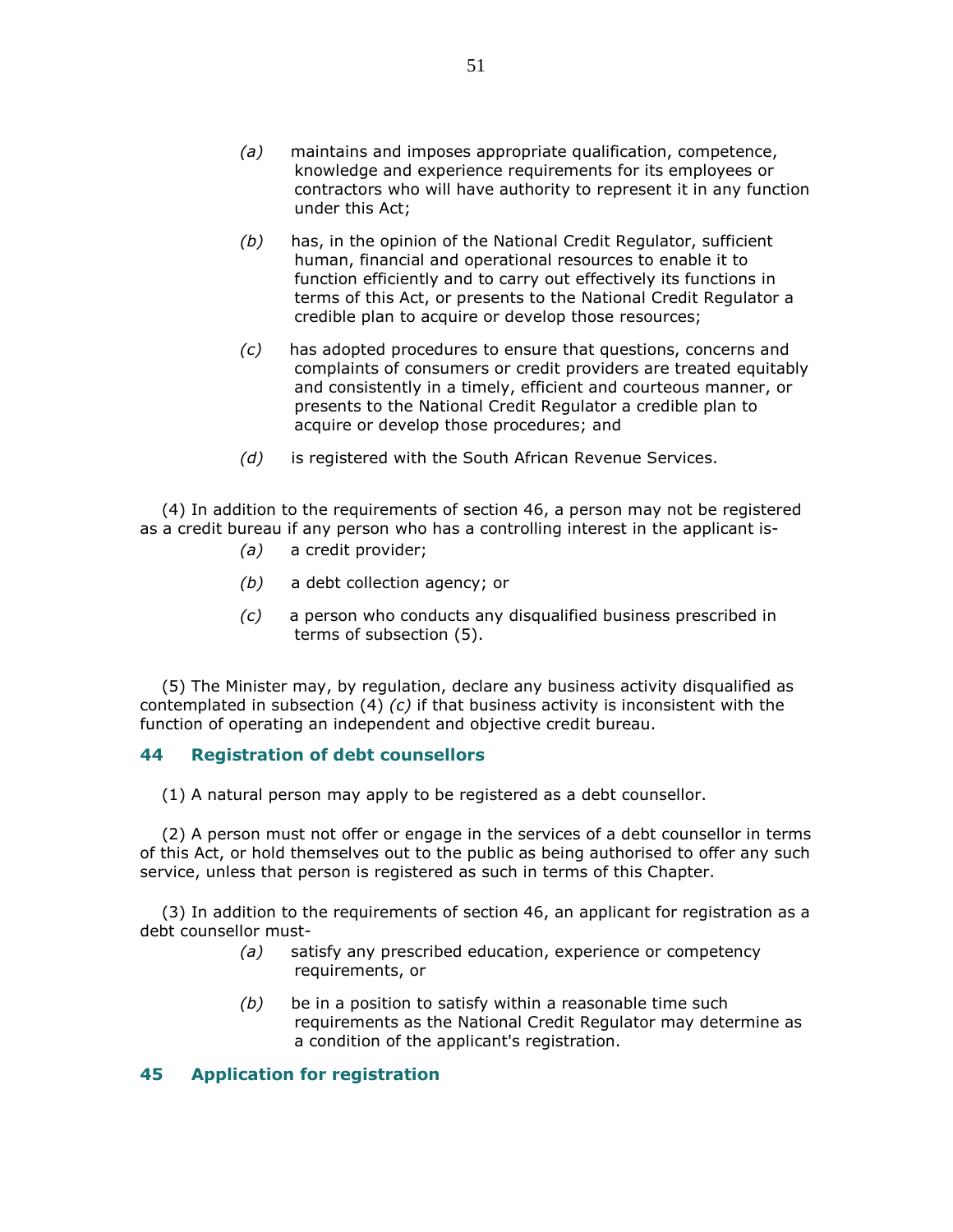*(a)* maintains and imposes appropriate qualification, competence, knowledge and experience requirements for its employees or contractors who will have authority to represent it in any function under this Act;

*(b)* has, in the opinion of the National Credit Regulator, sufficient human, financial and operational resources to enable it to function efficiently and to carry out effectively its functions in terms of this Act, or presents to the National Credit Regulator a credible plan to acquire or develop those resources;

*(c)* has adopted procedures to ensure that questions, concerns and complaints of consumers or credit providers are treated equitably and consistently in a timely, efficient and courteous manner, or presents to the National Credit Regulator a credible plan to acquire or develop those procedures; and

*(d)* is registered with the South African Revenue Services.

(4) In addition to the requirements of section 46, a person may not be registered as a credit bureau if any person who has a controlling interest in the applicant is-

*(a)* a credit provider;

*(b)* a debt collection agency; or

*(c)* a person who conducts any disqualified business prescribed in terms of subsection (5).

(5) The Minister may, by regulation, declare any business activity disqualified as contemplated in subsection (4) *(c)* if that business activity is inconsistent with the function of operating an independent and objective credit bureau.

### 44 Registration of debt counsellors

(1) A natural person may apply to be registered as a debt counsellor.

(2) A person must not offer or engage in the services of a debt counsellor in terms of this Act, or hold themselves out to the public as being authorised to offer any such service, unless that person is registered as such in terms of this Chapter.

(3) In addition to the requirements of section 46, an applicant for registration as a debt counsellor must-

*(a)* satisfy any prescribed education, experience or competency requirements, or

*(b)* be in a position to satisfy within a reasonable time such requirements as the National Credit Regulator may determine as a condition of the applicant's registration.

### 45 Application for registration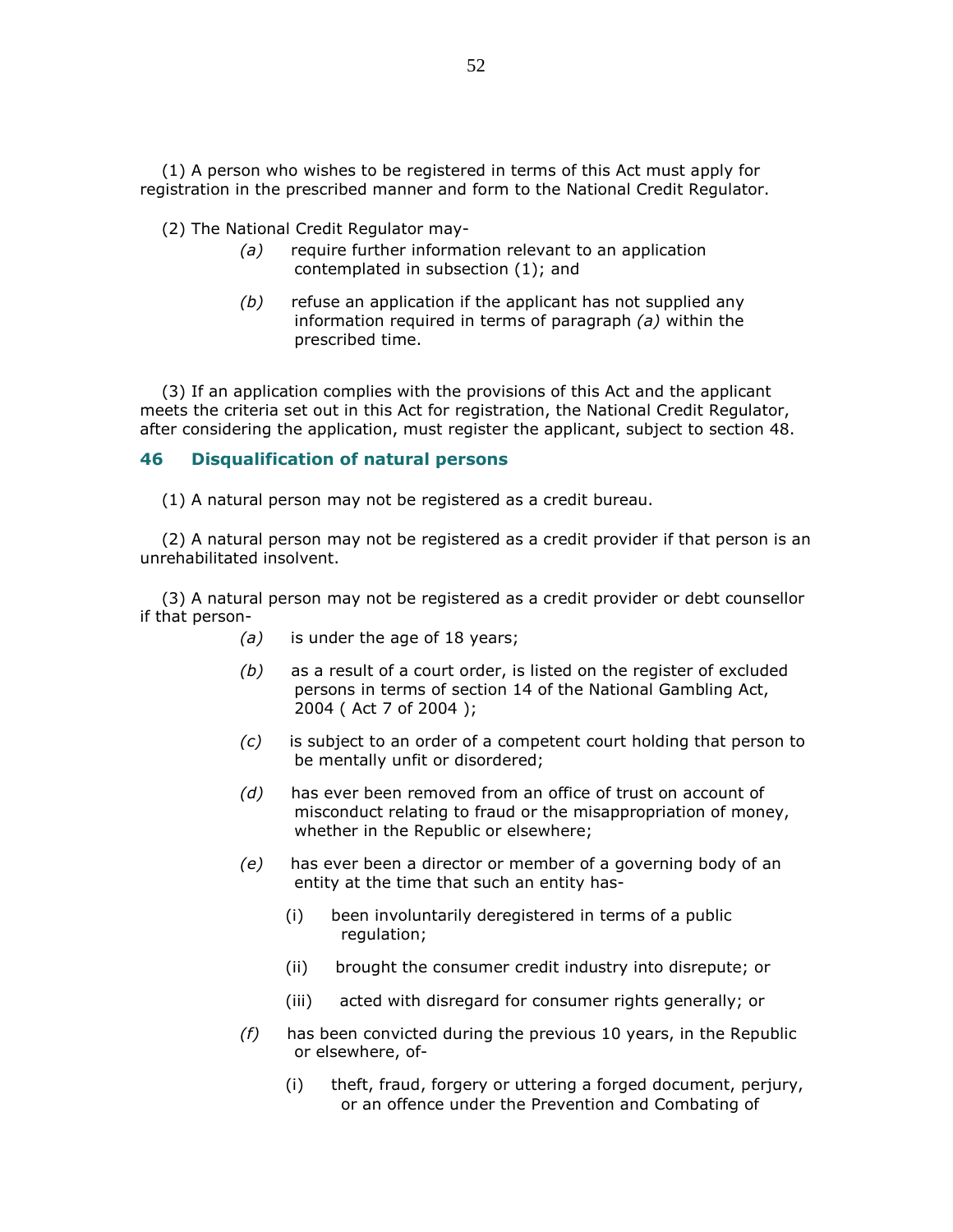(1) A person who wishes to be registered in terms of this Act must apply for registration in the prescribed manner and form to the National Credit Regulator.

(2) The National Credit Regulator may-

*(a)* require further information relevant to an application contemplated in subsection (1); and

*(b)* refuse an application if the applicant has not supplied any information required in terms of paragraph *(a)* within the prescribed time.

(3) If an application complies with the provisions of this Act and the applicant meets the criteria set out in this Act for registration, the National Credit Regulator, after considering the application, must register the applicant, subject to section 48.

### 46 Disqualification of natural persons

(1) A natural person may not be registered as a credit bureau.

(2) A natural person may not be registered as a credit provider if that person is an unrehabilitated insolvent.

(3) A natural person may not be registered as a credit provider or debt counsellor if that person-

*(a)* is under the age of 18 years;

*(b)* as a result of a court order, is listed on the register of excluded persons in terms of section 14 of the National Gambling Act, 2004 ( Act 7 of 2004 );

*(c)* is subject to an order of a competent court holding that person to be mentally unfit or disordered;

*(d)* has ever been removed from an office of trust on account of misconduct relating to fraud or the misappropriation of money, whether in the Republic or elsewhere;

*(e)* has ever been a director or member of a governing body of an entity at the time that such an entity has-

(i) been involuntarily deregistered in terms of a public regulation;

(ii) brought the consumer credit industry into disrepute; or

(iii) acted with disregard for consumer rights generally; or

*(f)* has been convicted during the previous 10 years, in the Republic or elsewhere, of-

(i) theft, fraud, forgery or uttering a forged document, perjury, or an offence under the Prevention and Combating of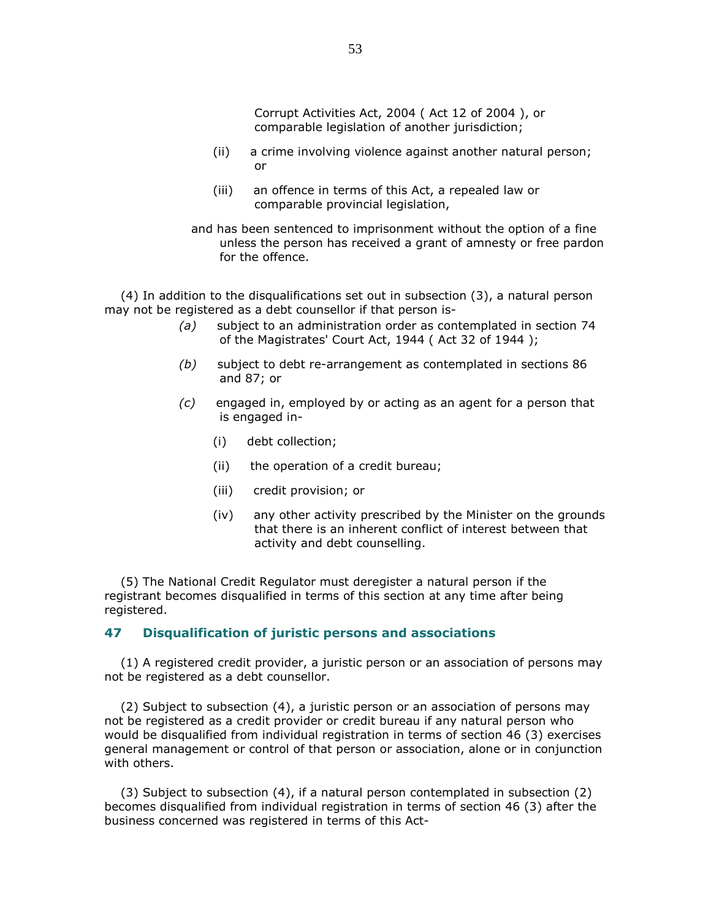Corrupt Activities Act, 2004 ( Act 12 of 2004 ), or comparable legislation of another jurisdiction;

(ii) a crime involving violence against another natural person; or

(iii) an offence in terms of this Act, a repealed law or comparable provincial legislation,

and has been sentenced to imprisonment without the option of a fine unless the person has received a grant of amnesty or free pardon for the offence.

(4) In addition to the disqualifications set out in subsection (3), a natural person may not be registered as a debt counsellor if that person is-

*(a)* subject to an administration order as contemplated in section 74 of the Magistrates' Court Act, 1944 ( Act 32 of 1944 );

*(b)* subject to debt re-arrangement as contemplated in sections 86 and 87; or

*(c)* engaged in, employed by or acting as an agent for a person that is engaged in-

(i) debt collection;

(ii) the operation of a credit bureau;

(iii) credit provision; or

(iv) any other activity prescribed by the Minister on the grounds that there is an inherent conflict of interest between that activity and debt counselling.

(5) The National Credit Regulator must deregister a natural person if the registrant becomes disqualified in terms of this section at any time after being registered.

## 47 Disqualification of juristic persons and associations

(1) A registered credit provider, a juristic person or an association of persons may not be registered as a debt counsellor.

(2) Subject to subsection (4), a juristic person or an association of persons may not be registered as a credit provider or credit bureau if any natural person who would be disqualified from individual registration in terms of section 46 (3) exercises general management or control of that person or association, alone or in conjunction with others.

(3) Subject to subsection (4), if a natural person contemplated in subsection (2) becomes disqualified from individual registration in terms of section 46 (3) after the business concerned was registered in terms of this Act-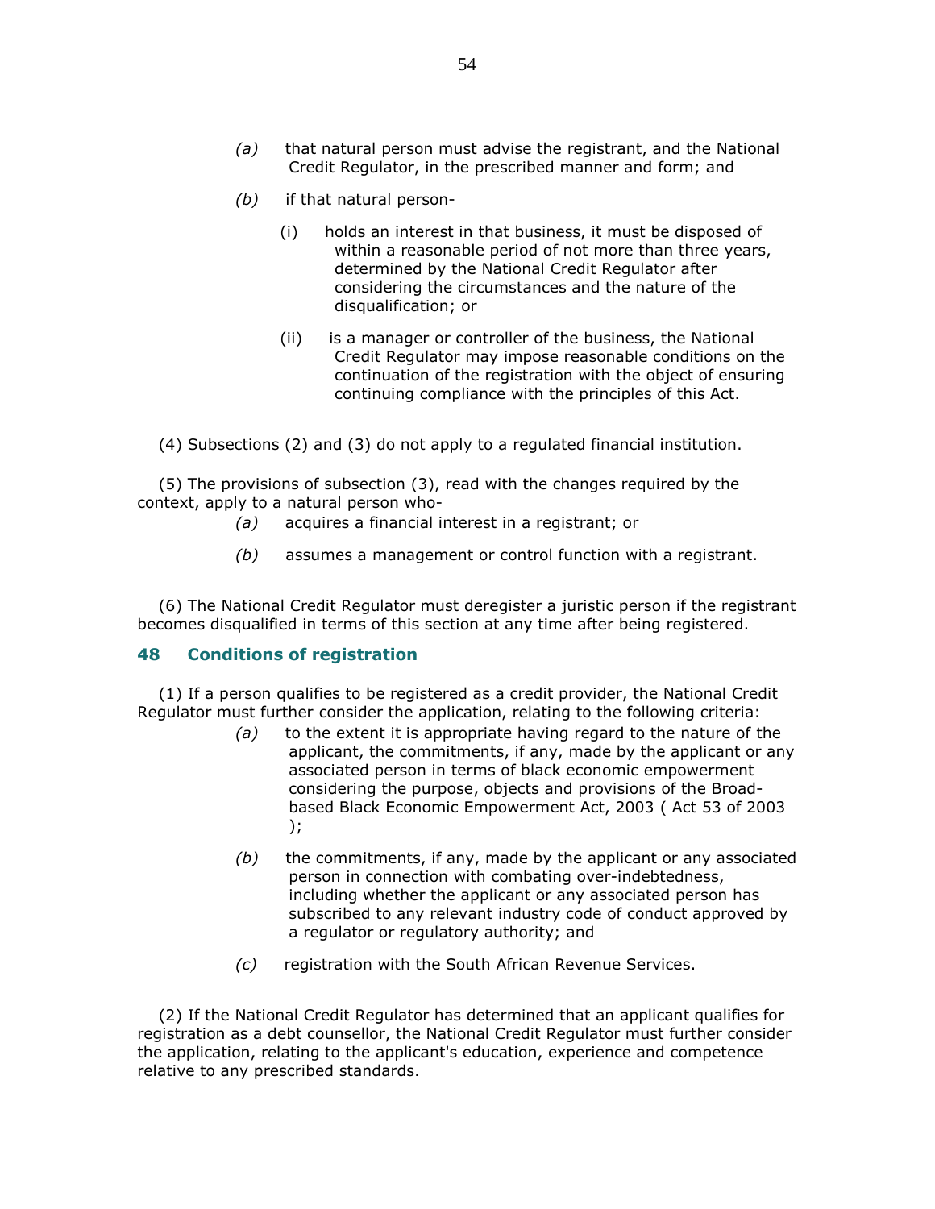*(a)* that natural person must advise the registrant, and the National Credit Regulator, in the prescribed manner and form; and

*(b)* if that natural person-

(i) holds an interest in that business, it must be disposed of within a reasonable period of not more than three years, determined by the National Credit Regulator after considering the circumstances and the nature of the disqualification; or

(ii) is a manager or controller of the business, the National Credit Regulator may impose reasonable conditions on the continuation of the registration with the object of ensuring continuing compliance with the principles of this Act.

(4) Subsections (2) and (3) do not apply to a regulated financial institution.

(5) The provisions of subsection (3), read with the changes required by the context, apply to a natural person who-

*(a)* acquires a financial interest in a registrant; or

*(b)* assumes a management or control function with a registrant.

(6) The National Credit Regulator must deregister a juristic person if the registrant becomes disqualified in terms of this section at any time after being registered.

## 48 Conditions of registration

(1) If a person qualifies to be registered as a credit provider, the National Credit Regulator must further consider the application, relating to the following criteria:

*(a)* to the extent it is appropriate having regard to the nature of the applicant, the commitments, if any, made by the applicant or any associated person in terms of black economic empowerment considering the purpose, objects and provisions of the Broad-based Black Economic Empowerment Act, 2003 ( Act 53 of 2003 );

*(b)* the commitments, if any, made by the applicant or any associated person in connection with combating over-indebtedness, including whether the applicant or any associated person has subscribed to any relevant industry code of conduct approved by a regulator or regulatory authority; and

*(c)* registration with the South African Revenue Services.

(2) If the National Credit Regulator has determined that an applicant qualifies for registration as a debt counsellor, the National Credit Regulator must further consider the application, relating to the applicant's education, experience and competence relative to any prescribed standards.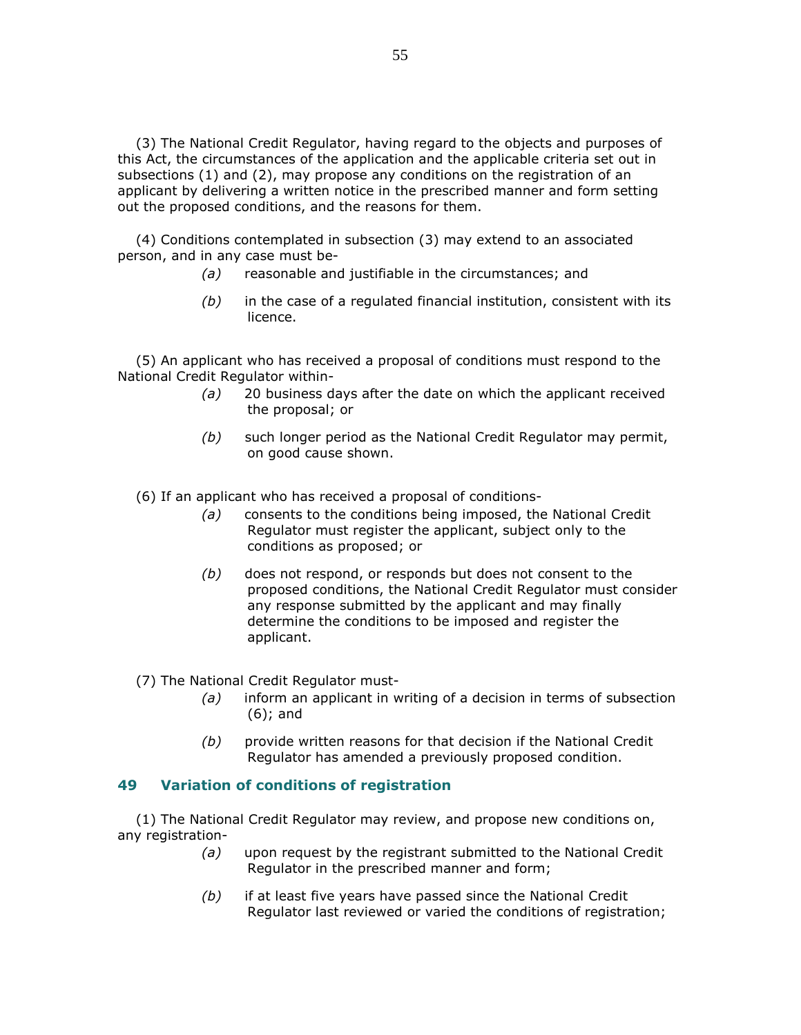(3) The National Credit Regulator, having regard to the objects and purposes of this Act, the circumstances of the application and the applicable criteria set out in subsections (1) and (2), may propose any conditions on the registration of an applicant by delivering a written notice in the prescribed manner and form setting out the proposed conditions, and the reasons for them.

(4) Conditions contemplated in subsection (3) may extend to an associated person, and in any case must be-

*(a)* reasonable and justifiable in the circumstances; and

*(b)* in the case of a regulated financial institution, consistent with its licence.

(5) An applicant who has received a proposal of conditions must respond to the National Credit Regulator within-

*(a)* 20 business days after the date on which the applicant received the proposal; or

*(b)* such longer period as the National Credit Regulator may permit, on good cause shown.

(6) If an applicant who has received a proposal of conditions-

*(a)* consents to the conditions being imposed, the National Credit Regulator must register the applicant, subject only to the conditions as proposed; or

*(b)* does not respond, or responds but does not consent to the proposed conditions, the National Credit Regulator must consider any response submitted by the applicant and may finally determine the conditions to be imposed and register the applicant.

(7) The National Credit Regulator must-

*(a)* inform an applicant in writing of a decision in terms of subsection (6); and

*(b)* provide written reasons for that decision if the National Credit Regulator has amended a previously proposed condition.

## 49 Variation of conditions of registration

(1) The National Credit Regulator may review, and propose new conditions on, any registration-

*(a)* upon request by the registrant submitted to the National Credit Regulator in the prescribed manner and form;

*(b)* if at least five years have passed since the National Credit Regulator last reviewed or varied the conditions of registration;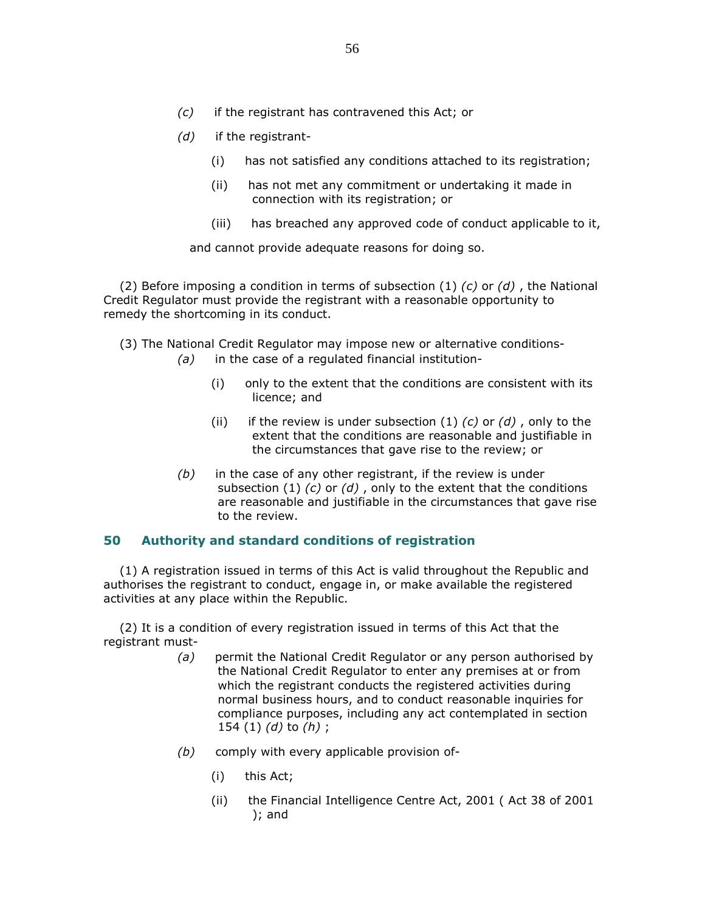*(c)* if the registrant has contravened this Act; or

*(d)* if the registrant-

(i) has not satisfied any conditions attached to its registration;

(ii) has not met any commitment or undertaking it made in connection with its registration; or

(iii) has breached any approved code of conduct applicable to it,

and cannot provide adequate reasons for doing so.

(2) Before imposing a condition in terms of subsection (1) *(c)* or *(d)* , the National Credit Regulator must provide the registrant with a reasonable opportunity to remedy the shortcoming in its conduct.

(3) The National Credit Regulator may impose new or alternative conditions-

*(a)* in the case of a regulated financial institution-

(i) only to the extent that the conditions are consistent with its licence; and

(ii) if the review is under subsection (1) *(c)* or *(d)* , only to the extent that the conditions are reasonable and justifiable in the circumstances that gave rise to the review; or

*(b)* in the case of any other registrant, if the review is under subsection (1) *(c)* or *(d)* , only to the extent that the conditions are reasonable and justifiable in the circumstances that gave rise to the review.

## 50 Authority and standard conditions of registration

(1) A registration issued in terms of this Act is valid throughout the Republic and authorises the registrant to conduct, engage in, or make available the registered activities at any place within the Republic.

(2) It is a condition of every registration issued in terms of this Act that the registrant must-

*(a)* permit the National Credit Regulator or any person authorised by the National Credit Regulator to enter any premises at or from which the registrant conducts the registered activities during normal business hours, and to conduct reasonable inquiries for compliance purposes, including any act contemplated in section 154 (1) *(d)* to *(h)* ;

*(b)* comply with every applicable provision of-

(i) this Act;

(ii) the Financial Intelligence Centre Act, 2001 ( Act 38 of 2001 ); and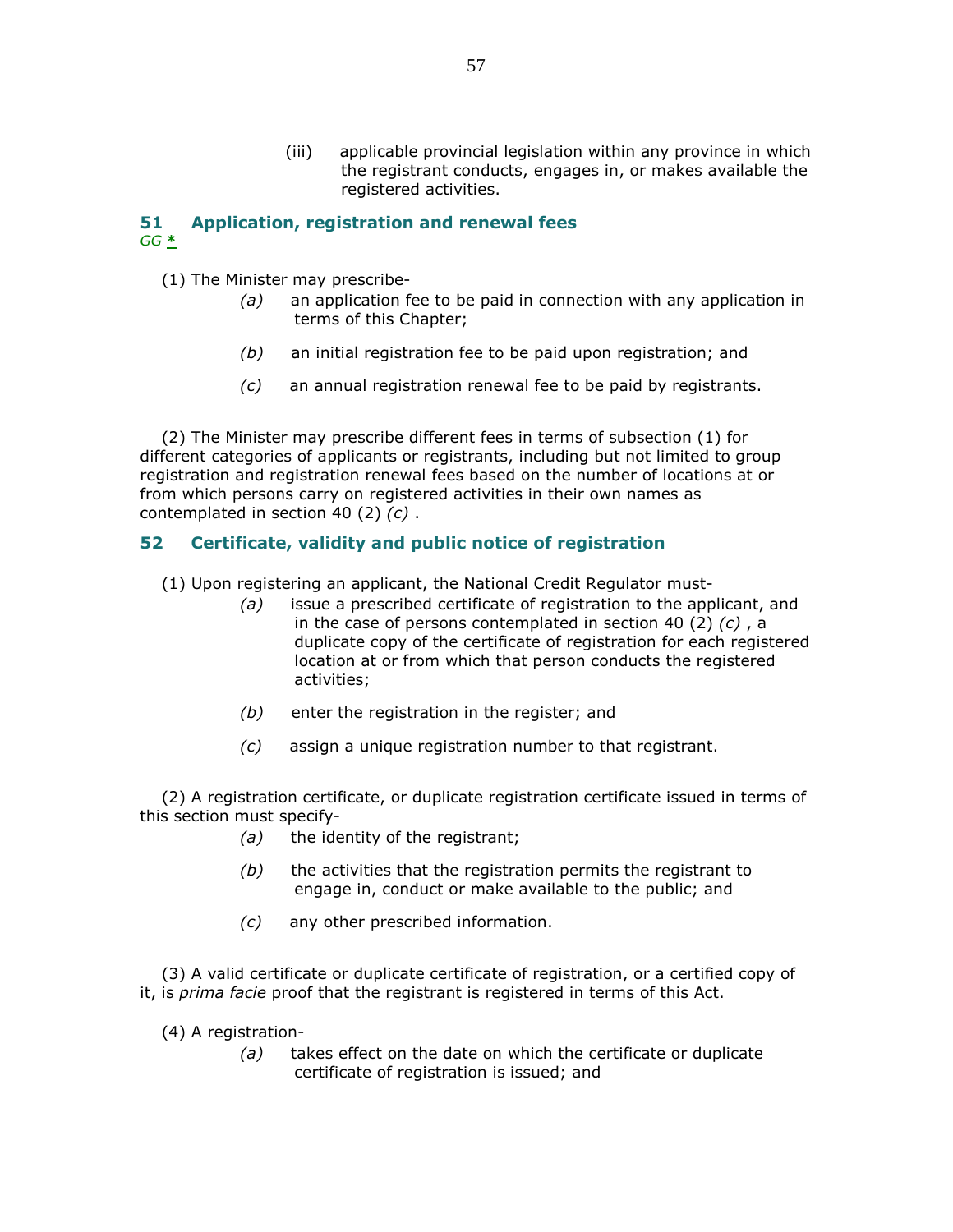(iii) applicable provincial legislation within any province in which the registrant conducts, engages in, or makes available the registered activities.

## 51 Application, registration and renewal fees

*GG* *

(1) The Minister may prescribe-

*(a)* an application fee to be paid in connection with any application in terms of this Chapter;

*(b)* an initial registration fee to be paid upon registration; and

*(c)* an annual registration renewal fee to be paid by registrants.

(2) The Minister may prescribe different fees in terms of subsection (1) for different categories of applicants or registrants, including but not limited to group registration and registration renewal fees based on the number of locations at or from which persons carry on registered activities in their own names as contemplated in section 40 (2) *(c)* .

## 52 Certificate, validity and public notice of registration

(1) Upon registering an applicant, the National Credit Regulator must-

*(a)* issue a prescribed certificate of registration to the applicant, and in the case of persons contemplated in section 40 (2) *(c)* , a duplicate copy of the certificate of registration for each registered location at or from which that person conducts the registered activities;

*(b)* enter the registration in the register; and

*(c)* assign a unique registration number to that registrant.

(2) A registration certificate, or duplicate registration certificate issued in terms of this section must specify-

*(a)* the identity of the registrant;

*(b)* the activities that the registration permits the registrant to engage in, conduct or make available to the public; and

*(c)* any other prescribed information.

(3) A valid certificate or duplicate certificate of registration, or a certified copy of it, is *prima facie* proof that the registrant is registered in terms of this Act.

(4) A registration-

*(a)* takes effect on the date on which the certificate or duplicate certificate of registration is issued; and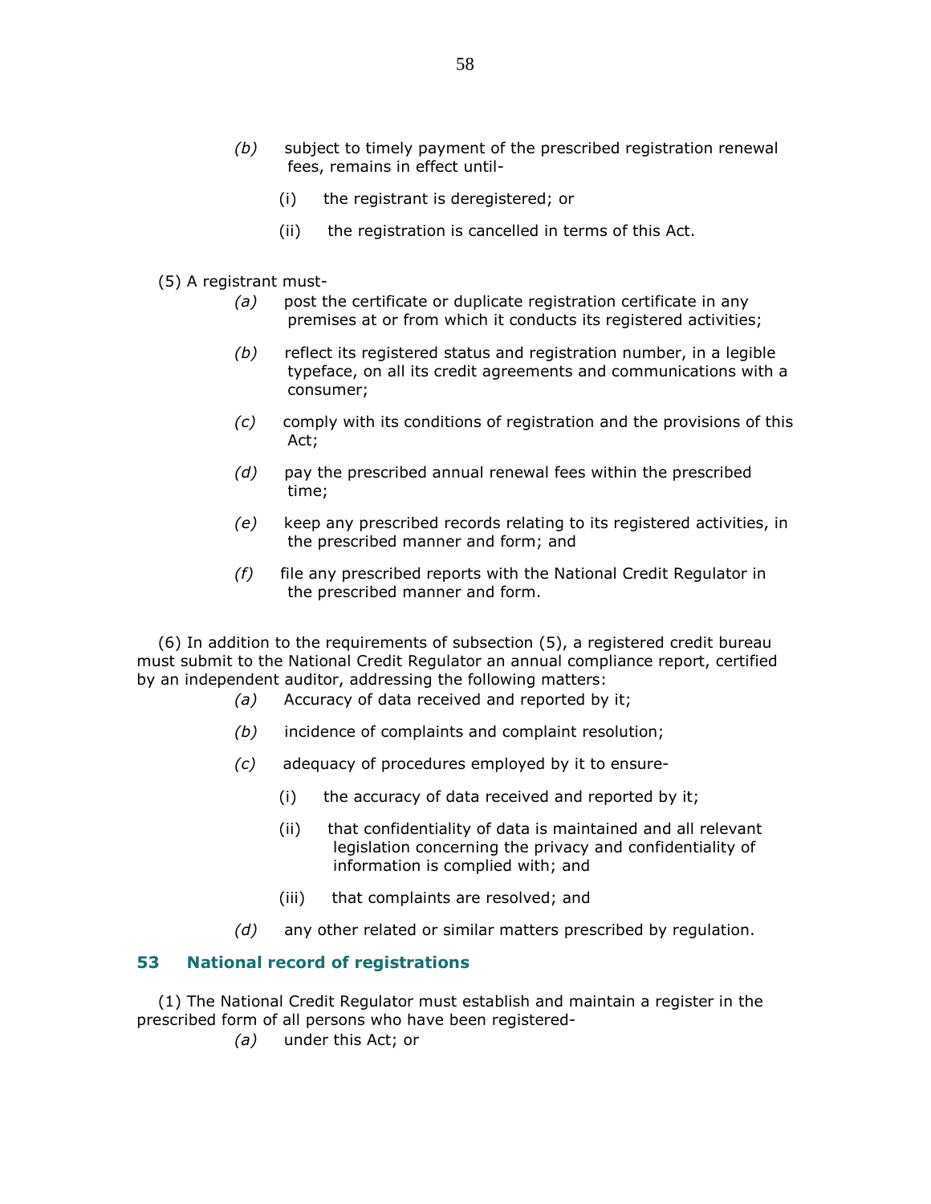*(b)* subject to timely payment of the prescribed registration renewal fees, remains in effect until-

(i) the registrant is deregistered; or

(ii) the registration is cancelled in terms of this Act.

(5) A registrant must-

*(a)* post the certificate or duplicate registration certificate in any premises at or from which it conducts its registered activities;

*(b)* reflect its registered status and registration number, in a legible typeface, on all its credit agreements and communications with a consumer;

*(c)* comply with its conditions of registration and the provisions of this Act;

*(d)* pay the prescribed annual renewal fees within the prescribed time;

*(e)* keep any prescribed records relating to its registered activities, in the prescribed manner and form; and

*(f)* file any prescribed reports with the National Credit Regulator in the prescribed manner and form.

(6) In addition to the requirements of subsection (5), a registered credit bureau must submit to the National Credit Regulator an annual compliance report, certified by an independent auditor, addressing the following matters:

*(a)* Accuracy of data received and reported by it;

*(b)* incidence of complaints and complaint resolution;

*(c)* adequacy of procedures employed by it to ensure-

(i) the accuracy of data received and reported by it;

(ii) that confidentiality of data is maintained and all relevant legislation concerning the privacy and confidentiality of information is complied with; and

(iii) that complaints are resolved; and

*(d)* any other related or similar matters prescribed by regulation.

## 53 National record of registrations

(1) The National Credit Regulator must establish and maintain a register in the prescribed form of all persons who have been registered-

*(a)* under this Act; or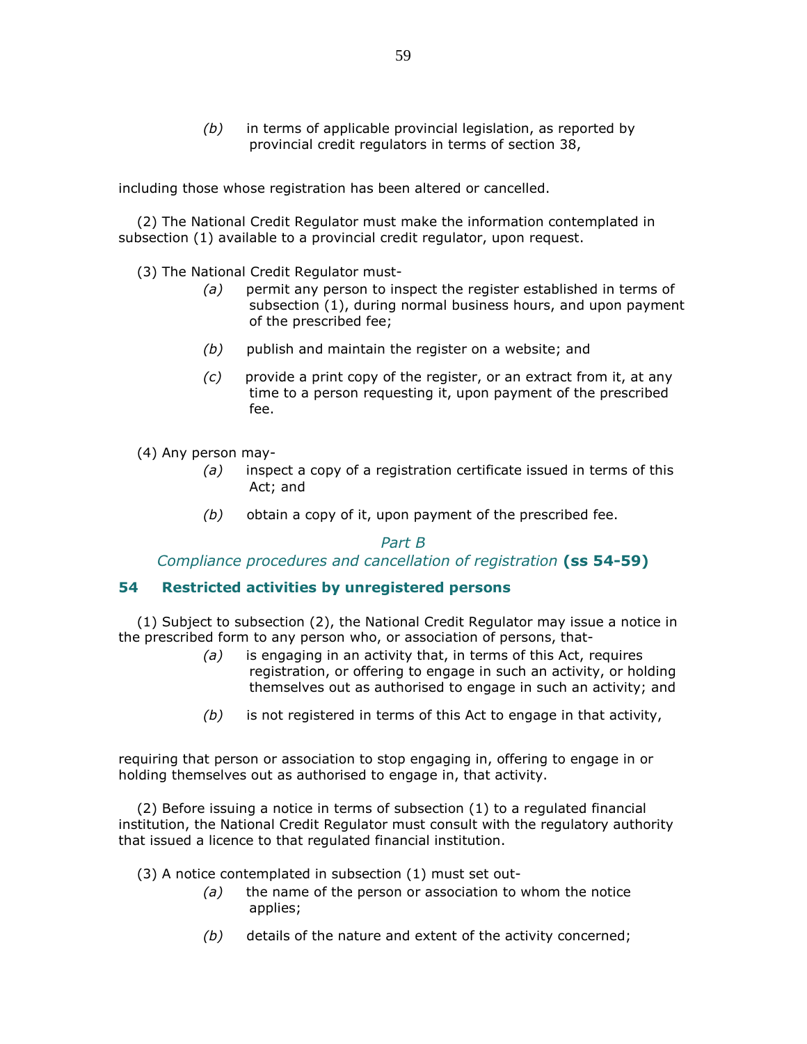*(b)* in terms of applicable provincial legislation, as reported by provincial credit regulators in terms of section 38,

including those whose registration has been altered or cancelled.

(2) The National Credit Regulator must make the information contemplated in subsection (1) available to a provincial credit regulator, upon request.

(3) The National Credit Regulator must-

*(a)* permit any person to inspect the register established in terms of subsection (1), during normal business hours, and upon payment of the prescribed fee;

*(b)* publish and maintain the register on a website; and

*(c)* provide a print copy of the register, or an extract from it, at any time to a person requesting it, upon payment of the prescribed fee.

(4) Any person may-

*(a)* inspect a copy of a registration certificate issued in terms of this Act; and

*(b)* obtain a copy of it, upon payment of the prescribed fee.

*Part B*

*Compliance procedures and cancellation of registration* **(ss 54-59)**

## 54 Restricted activities by unregistered persons

(1) Subject to subsection (2), the National Credit Regulator may issue a notice in the prescribed form to any person who, or association of persons, that-

*(a)* is engaging in an activity that, in terms of this Act, requires registration, or offering to engage in such an activity, or holding themselves out as authorised to engage in such an activity; and

*(b)* is not registered in terms of this Act to engage in that activity,

requiring that person or association to stop engaging in, offering to engage in or holding themselves out as authorised to engage in, that activity.

(2) Before issuing a notice in terms of subsection (1) to a regulated financial institution, the National Credit Regulator must consult with the regulatory authority that issued a licence to that regulated financial institution.

(3) A notice contemplated in subsection (1) must set out-

*(a)* the name of the person or association to whom the notice applies;

*(b)* details of the nature and extent of the activity concerned;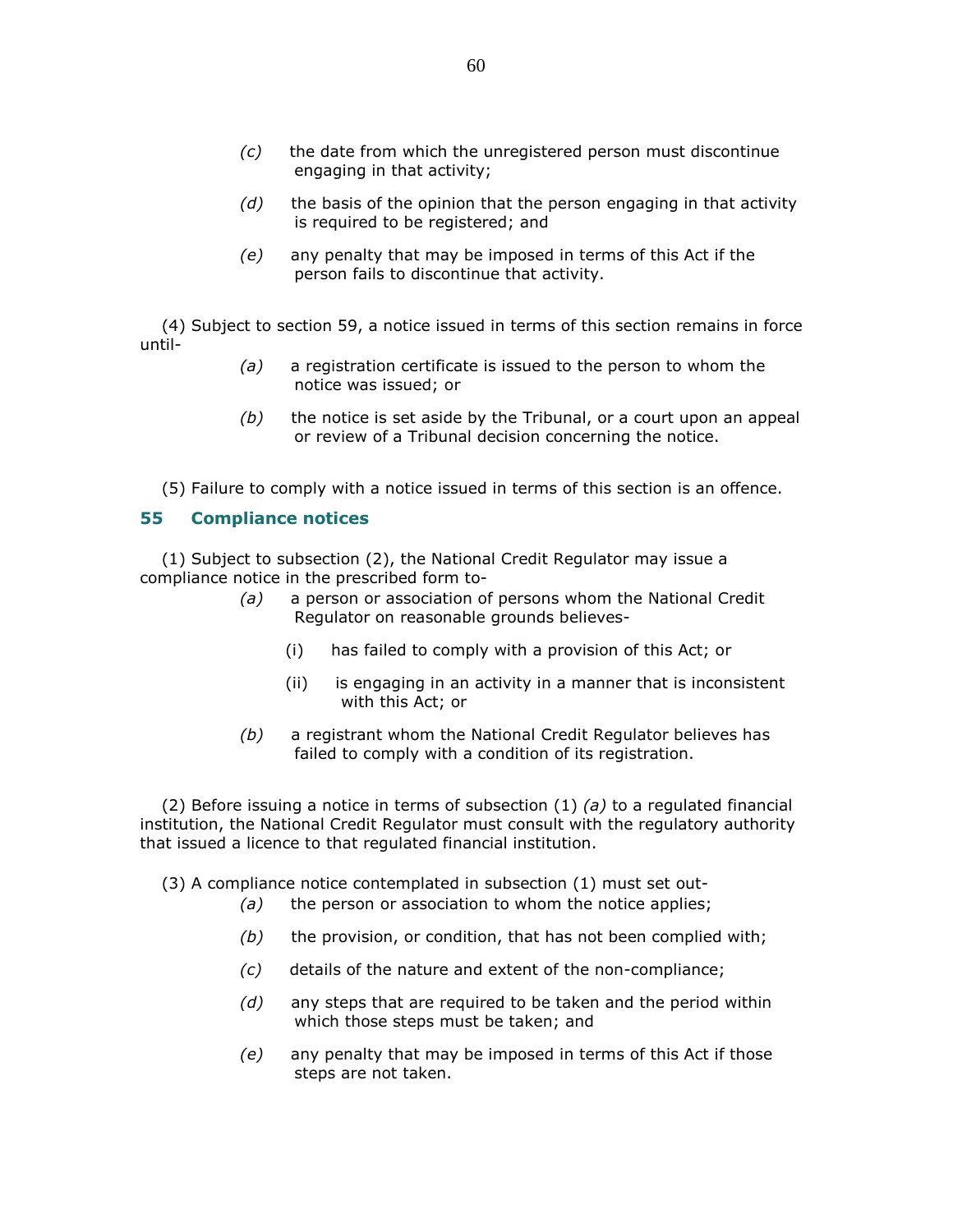*(c)* the date from which the unregistered person must discontinue engaging in that activity;

*(d)* the basis of the opinion that the person engaging in that activity is required to be registered; and

*(e)* any penalty that may be imposed in terms of this Act if the person fails to discontinue that activity.

(4) Subject to section 59, a notice issued in terms of this section remains in force until-

*(a)* a registration certificate is issued to the person to whom the notice was issued; or

*(b)* the notice is set aside by the Tribunal, or a court upon an appeal or review of a Tribunal decision concerning the notice.

(5) Failure to comply with a notice issued in terms of this section is an offence.

## 55 Compliance notices

(1) Subject to subsection (2), the National Credit Regulator may issue a compliance notice in the prescribed form to-

*(a)* a person or association of persons whom the National Credit Regulator on reasonable grounds believes-

(i) has failed to comply with a provision of this Act; or

(ii) is engaging in an activity in a manner that is inconsistent with this Act; or

*(b)* a registrant whom the National Credit Regulator believes has failed to comply with a condition of its registration.

(2) Before issuing a notice in terms of subsection (1) *(a)* to a regulated financial institution, the National Credit Regulator must consult with the regulatory authority that issued a licence to that regulated financial institution.

(3) A compliance notice contemplated in subsection (1) must set out-

*(a)* the person or association to whom the notice applies;

*(b)* the provision, or condition, that has not been complied with;

*(c)* details of the nature and extent of the non-compliance;

*(d)* any steps that are required to be taken and the period within which those steps must be taken; and

*(e)* any penalty that may be imposed in terms of this Act if those steps are not taken.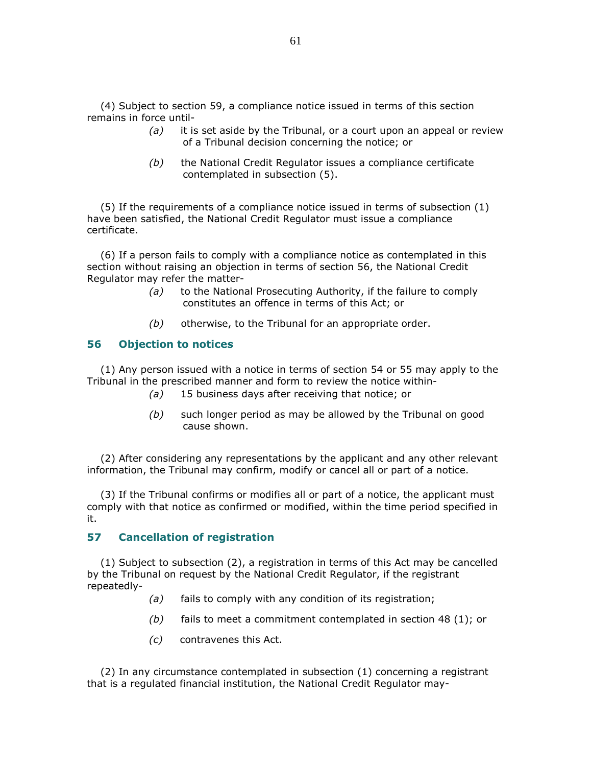(4) Subject to section 59, a compliance notice issued in terms of this section remains in force until-

*(a)* it is set aside by the Tribunal, or a court upon an appeal or review of a Tribunal decision concerning the notice; or

*(b)* the National Credit Regulator issues a compliance certificate contemplated in subsection (5).

(5) If the requirements of a compliance notice issued in terms of subsection (1) have been satisfied, the National Credit Regulator must issue a compliance certificate.

(6) If a person fails to comply with a compliance notice as contemplated in this section without raising an objection in terms of section 56, the National Credit Regulator may refer the matter-

*(a)* to the National Prosecuting Authority, if the failure to comply constitutes an offence in terms of this Act; or

*(b)* otherwise, to the Tribunal for an appropriate order.

## 56 Objection to notices

(1) Any person issued with a notice in terms of section 54 or 55 may apply to the Tribunal in the prescribed manner and form to review the notice within-

*(a)* 15 business days after receiving that notice; or

*(b)* such longer period as may be allowed by the Tribunal on good cause shown.

(2) After considering any representations by the applicant and any other relevant information, the Tribunal may confirm, modify or cancel all or part of a notice.

(3) If the Tribunal confirms or modifies all or part of a notice, the applicant must comply with that notice as confirmed or modified, within the time period specified in it.

## 57 Cancellation of registration

(1) Subject to subsection (2), a registration in terms of this Act may be cancelled by the Tribunal on request by the National Credit Regulator, if the registrant repeatedly-

*(a)* fails to comply with any condition of its registration;

*(b)* fails to meet a commitment contemplated in section 48 (1); or

*(c)* contravenes this Act.

(2) In any circumstance contemplated in subsection (1) concerning a registrant that is a regulated financial institution, the National Credit Regulator may-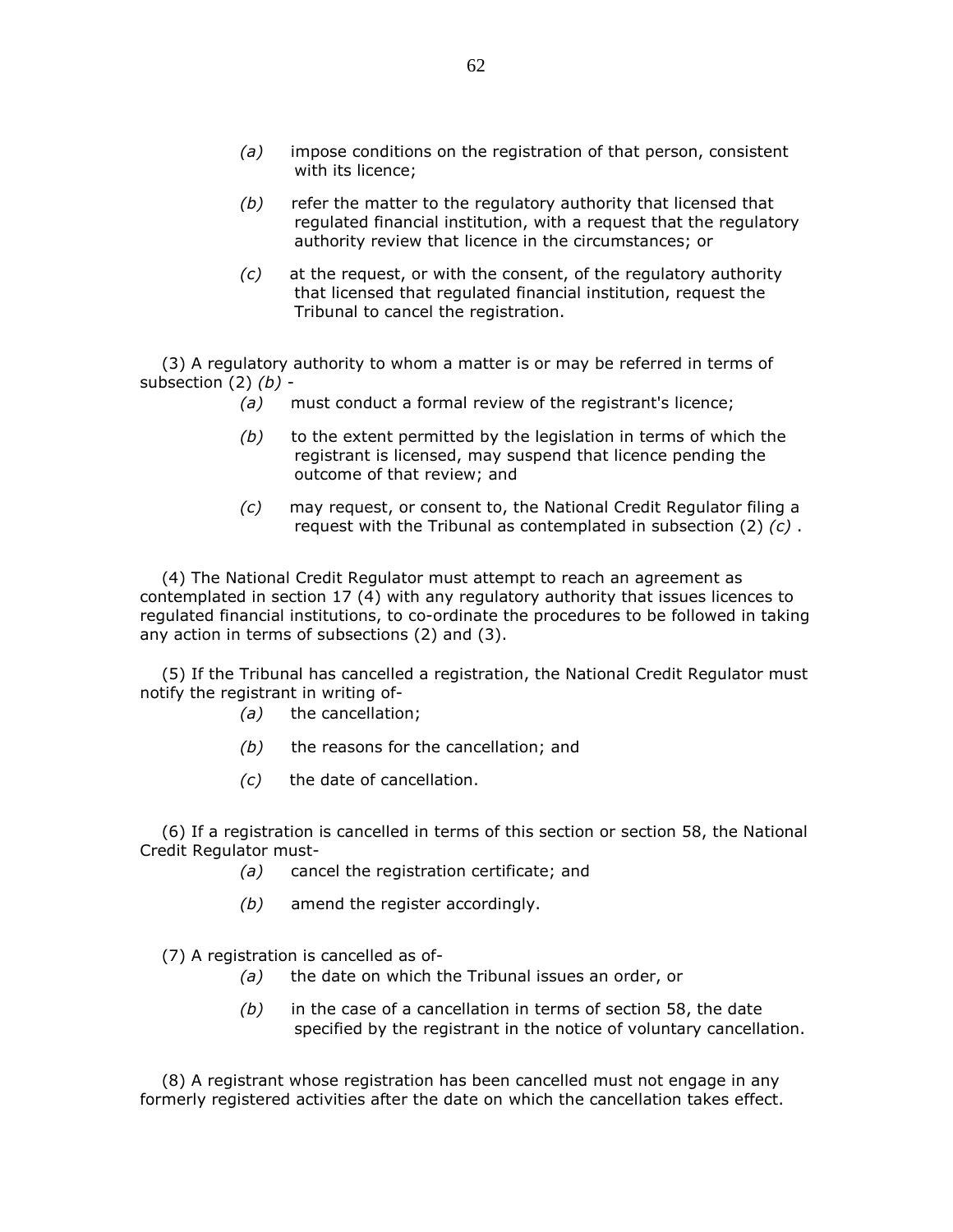*(a)* impose conditions on the registration of that person, consistent with its licence;

*(b)* refer the matter to the regulatory authority that licensed that regulated financial institution, with a request that the regulatory authority review that licence in the circumstances; or

*(c)* at the request, or with the consent, of the regulatory authority that licensed that regulated financial institution, request the Tribunal to cancel the registration.

(3) A regulatory authority to whom a matter is or may be referred in terms of subsection (2) *(b)* -

*(a)* must conduct a formal review of the registrant's licence;

*(b)* to the extent permitted by the legislation in terms of which the registrant is licensed, may suspend that licence pending the outcome of that review; and

*(c)* may request, or consent to, the National Credit Regulator filing a request with the Tribunal as contemplated in subsection (2) *(c)* .

(4) The National Credit Regulator must attempt to reach an agreement as contemplated in section 17 (4) with any regulatory authority that issues licences to regulated financial institutions, to co-ordinate the procedures to be followed in taking any action in terms of subsections (2) and (3).

(5) If the Tribunal has cancelled a registration, the National Credit Regulator must notify the registrant in writing of-

*(a)* the cancellation;

*(b)* the reasons for the cancellation; and

*(c)* the date of cancellation.

(6) If a registration is cancelled in terms of this section or section 58, the National Credit Regulator must-

*(a)* cancel the registration certificate; and

*(b)* amend the register accordingly.

(7) A registration is cancelled as of-

*(a)* the date on which the Tribunal issues an order, or

*(b)* in the case of a cancellation in terms of section 58, the date specified by the registrant in the notice of voluntary cancellation.

(8) A registrant whose registration has been cancelled must not engage in any formerly registered activities after the date on which the cancellation takes effect.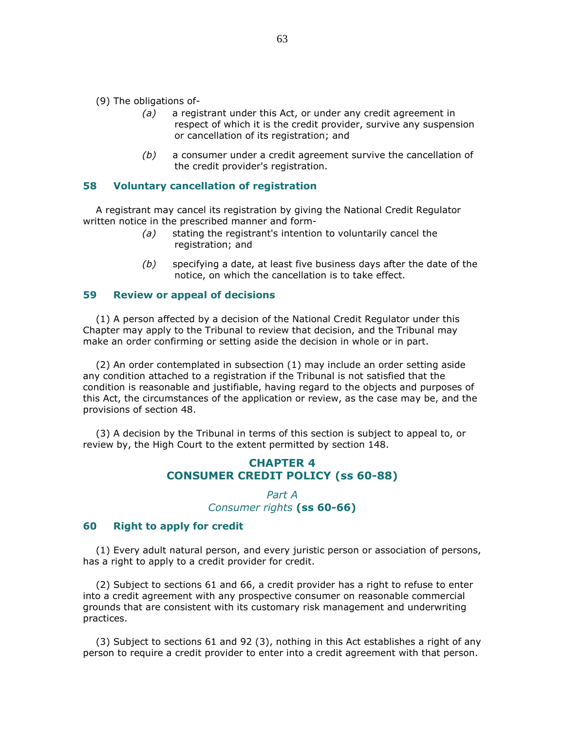(9) The obligations of-

> *(a)* a registrant under this Act, or under any credit agreement in respect of which it is the credit provider, survive any suspension or cancellation of its registration; and
>
> *(b)* a consumer under a credit agreement survive the cancellation of the credit provider's registration.

### 58 Voluntary cancellation of registration

A registrant may cancel its registration by giving the National Credit Regulator written notice in the prescribed manner and form-

> *(a)* stating the registrant's intention to voluntarily cancel the registration; and
>
> *(b)* specifying a date, at least five business days after the date of the notice, on which the cancellation is to take effect.

### 59 Review or appeal of decisions

(1) A person affected by a decision of the National Credit Regulator under this Chapter may apply to the Tribunal to review that decision, and the Tribunal may make an order confirming or setting aside the decision in whole or in part.

(2) An order contemplated in subsection (1) may include an order setting aside any condition attached to a registration if the Tribunal is not satisfied that the condition is reasonable and justifiable, having regard to the objects and purposes of this Act, the circumstances of the application or review, as the case may be, and the provisions of section 48.

(3) A decision by the Tribunal in terms of this section is subject to appeal to, or review by, the High Court to the extent permitted by section 148.

## CHAPTER 4
## CONSUMER CREDIT POLICY (ss 60-88)

### *Part A*
### *Consumer rights* (ss 60-66)

### 60 Right to apply for credit

(1) Every adult natural person, and every juristic person or association of persons, has a right to apply to a credit provider for credit.

(2) Subject to sections 61 and 66, a credit provider has a right to refuse to enter into a credit agreement with any prospective consumer on reasonable commercial grounds that are consistent with its customary risk management and underwriting practices.

(3) Subject to sections 61 and 92 (3), nothing in this Act establishes a right of any person to require a credit provider to enter into a credit agreement with that person.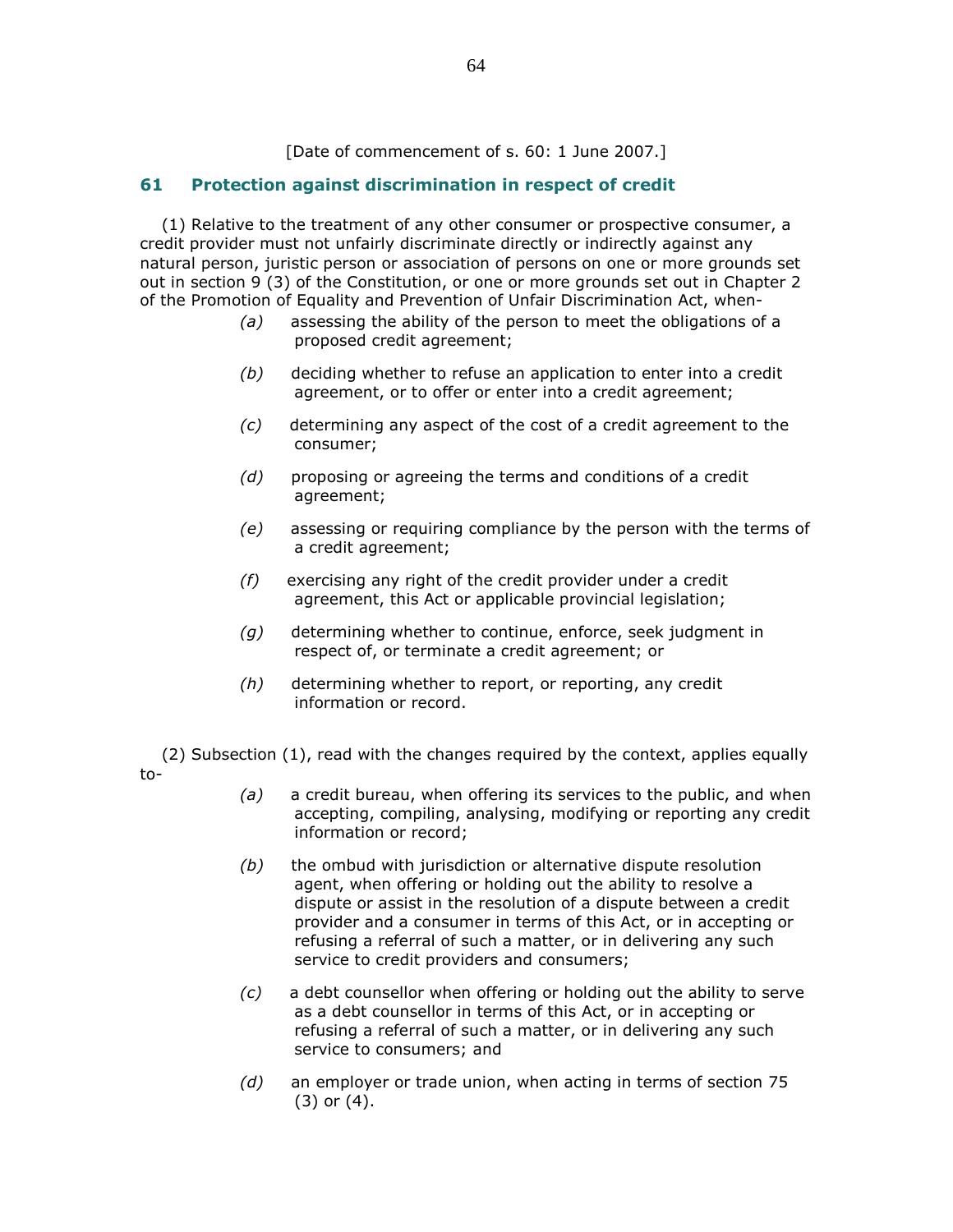[Date of commencement of s. 60: 1 June 2007.]

## 61 Protection against discrimination in respect of credit

(1) Relative to the treatment of any other consumer or prospective consumer, a credit provider must not unfairly discriminate directly or indirectly against any natural person, juristic person or association of persons on one or more grounds set out in section 9 (3) of the Constitution, or one or more grounds set out in Chapter 2 of the Promotion of Equality and Prevention of Unfair Discrimination Act, when-

*(a)* assessing the ability of the person to meet the obligations of a proposed credit agreement;

*(b)* deciding whether to refuse an application to enter into a credit agreement, or to offer or enter into a credit agreement;

*(c)* determining any aspect of the cost of a credit agreement to the consumer;

*(d)* proposing or agreeing the terms and conditions of a credit agreement;

*(e)* assessing or requiring compliance by the person with the terms of a credit agreement;

*(f)* exercising any right of the credit provider under a credit agreement, this Act or applicable provincial legislation;

*(g)* determining whether to continue, enforce, seek judgment in respect of, or terminate a credit agreement; or

*(h)* determining whether to report, or reporting, any credit information or record.

(2) Subsection (1), read with the changes required by the context, applies equally to-

*(a)* a credit bureau, when offering its services to the public, and when accepting, compiling, analysing, modifying or reporting any credit information or record;

*(b)* the ombud with jurisdiction or alternative dispute resolution agent, when offering or holding out the ability to resolve a dispute or assist in the resolution of a dispute between a credit provider and a consumer in terms of this Act, or in accepting or refusing a referral of such a matter, or in delivering any such service to credit providers and consumers;

*(c)* a debt counsellor when offering or holding out the ability to serve as a debt counsellor in terms of this Act, or in accepting or refusing a referral of such a matter, or in delivering any such service to consumers; and

*(d)* an employer or trade union, when acting in terms of section 75 (3) or (4).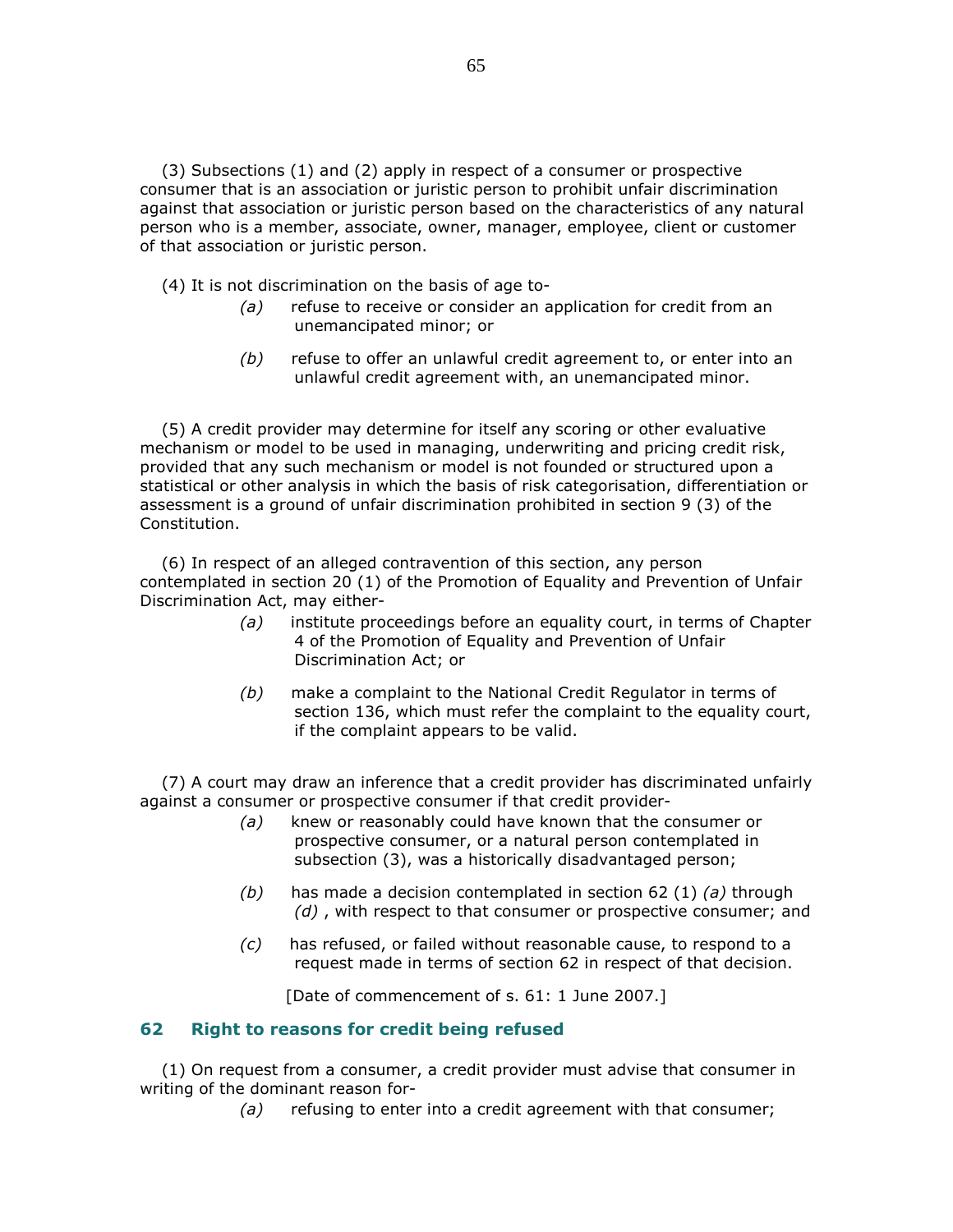(3) Subsections (1) and (2) apply in respect of a consumer or prospective consumer that is an association or juristic person to prohibit unfair discrimination against that association or juristic person based on the characteristics of any natural person who is a member, associate, owner, manager, employee, client or customer of that association or juristic person.

(4) It is not discrimination on the basis of age to-

*(a)* refuse to receive or consider an application for credit from an unemancipated minor; or

*(b)* refuse to offer an unlawful credit agreement to, or enter into an unlawful credit agreement with, an unemancipated minor.

(5) A credit provider may determine for itself any scoring or other evaluative mechanism or model to be used in managing, underwriting and pricing credit risk, provided that any such mechanism or model is not founded or structured upon a statistical or other analysis in which the basis of risk categorisation, differentiation or assessment is a ground of unfair discrimination prohibited in section 9 (3) of the Constitution.

(6) In respect of an alleged contravention of this section, any person contemplated in section 20 (1) of the Promotion of Equality and Prevention of Unfair Discrimination Act, may either-

*(a)* institute proceedings before an equality court, in terms of Chapter 4 of the Promotion of Equality and Prevention of Unfair Discrimination Act; or

*(b)* make a complaint to the National Credit Regulator in terms of section 136, which must refer the complaint to the equality court, if the complaint appears to be valid.

(7) A court may draw an inference that a credit provider has discriminated unfairly against a consumer or prospective consumer if that credit provider-

*(a)* knew or reasonably could have known that the consumer or prospective consumer, or a natural person contemplated in subsection (3), was a historically disadvantaged person;

*(b)* has made a decision contemplated in section 62 (1) *(a)* through *(d)* , with respect to that consumer or prospective consumer; and

*(c)* has refused, or failed without reasonable cause, to respond to a request made in terms of section 62 in respect of that decision.

[Date of commencement of s. 61: 1 June 2007.]

## 62 Right to reasons for credit being refused

(1) On request from a consumer, a credit provider must advise that consumer in writing of the dominant reason for-

*(a)* refusing to enter into a credit agreement with that consumer;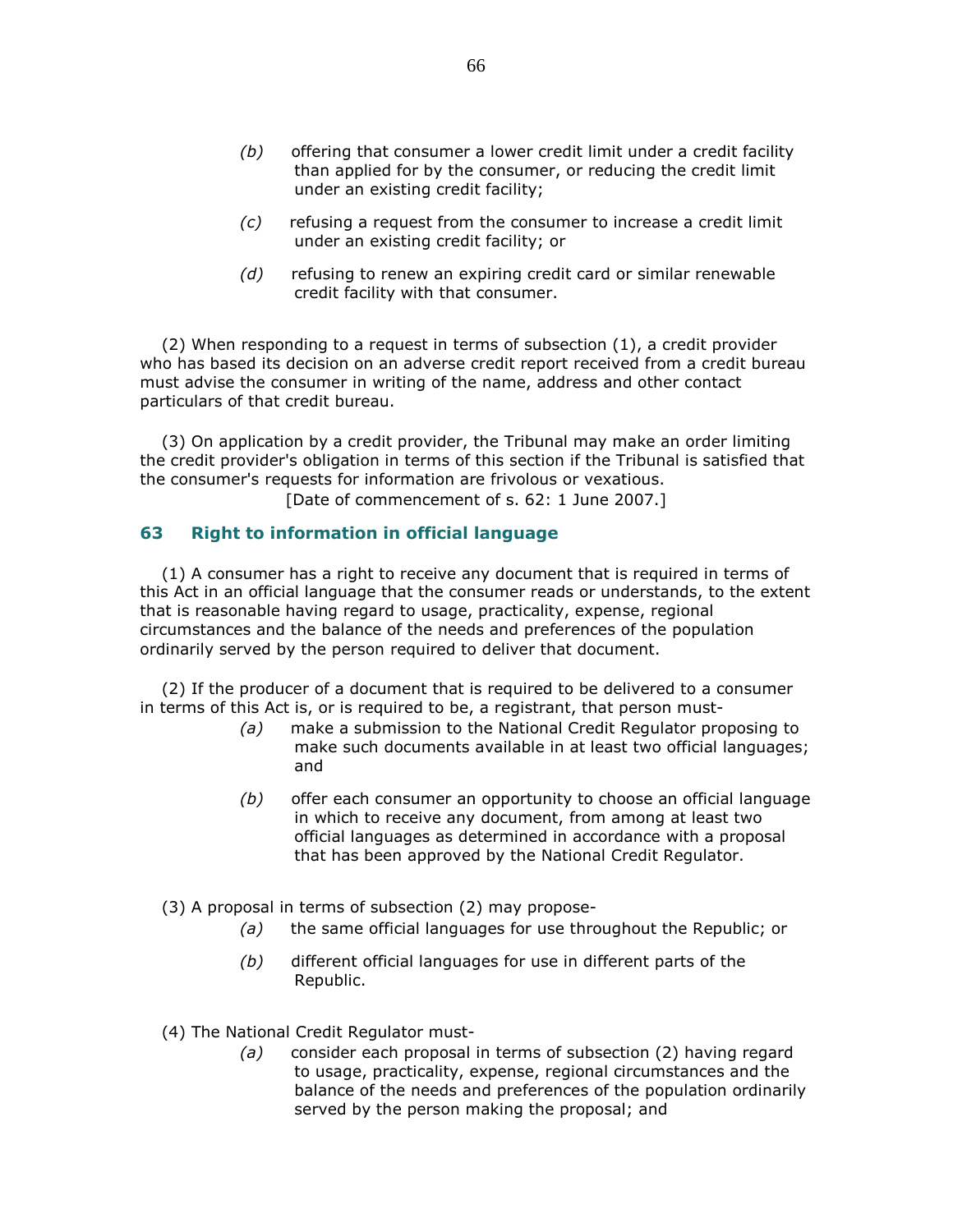*(b)* offering that consumer a lower credit limit under a credit facility than applied for by the consumer, or reducing the credit limit under an existing credit facility;

*(c)* refusing a request from the consumer to increase a credit limit under an existing credit facility; or

*(d)* refusing to renew an expiring credit card or similar renewable credit facility with that consumer.

(2) When responding to a request in terms of subsection (1), a credit provider who has based its decision on an adverse credit report received from a credit bureau must advise the consumer in writing of the name, address and other contact particulars of that credit bureau.

(3) On application by a credit provider, the Tribunal may make an order limiting the credit provider's obligation in terms of this section if the Tribunal is satisfied that the consumer's requests for information are frivolous or vexatious.

[Date of commencement of s. 62: 1 June 2007.]

## 63 Right to information in official language

(1) A consumer has a right to receive any document that is required in terms of this Act in an official language that the consumer reads or understands, to the extent that is reasonable having regard to usage, practicality, expense, regional circumstances and the balance of the needs and preferences of the population ordinarily served by the person required to deliver that document.

(2) If the producer of a document that is required to be delivered to a consumer in terms of this Act is, or is required to be, a registrant, that person must-

*(a)* make a submission to the National Credit Regulator proposing to make such documents available in at least two official languages; and

*(b)* offer each consumer an opportunity to choose an official language in which to receive any document, from among at least two official languages as determined in accordance with a proposal that has been approved by the National Credit Regulator.

(3) A proposal in terms of subsection (2) may propose-

*(a)* the same official languages for use throughout the Republic; or

*(b)* different official languages for use in different parts of the Republic.

(4) The National Credit Regulator must-

*(a)* consider each proposal in terms of subsection (2) having regard to usage, practicality, expense, regional circumstances and the balance of the needs and preferences of the population ordinarily served by the person making the proposal; and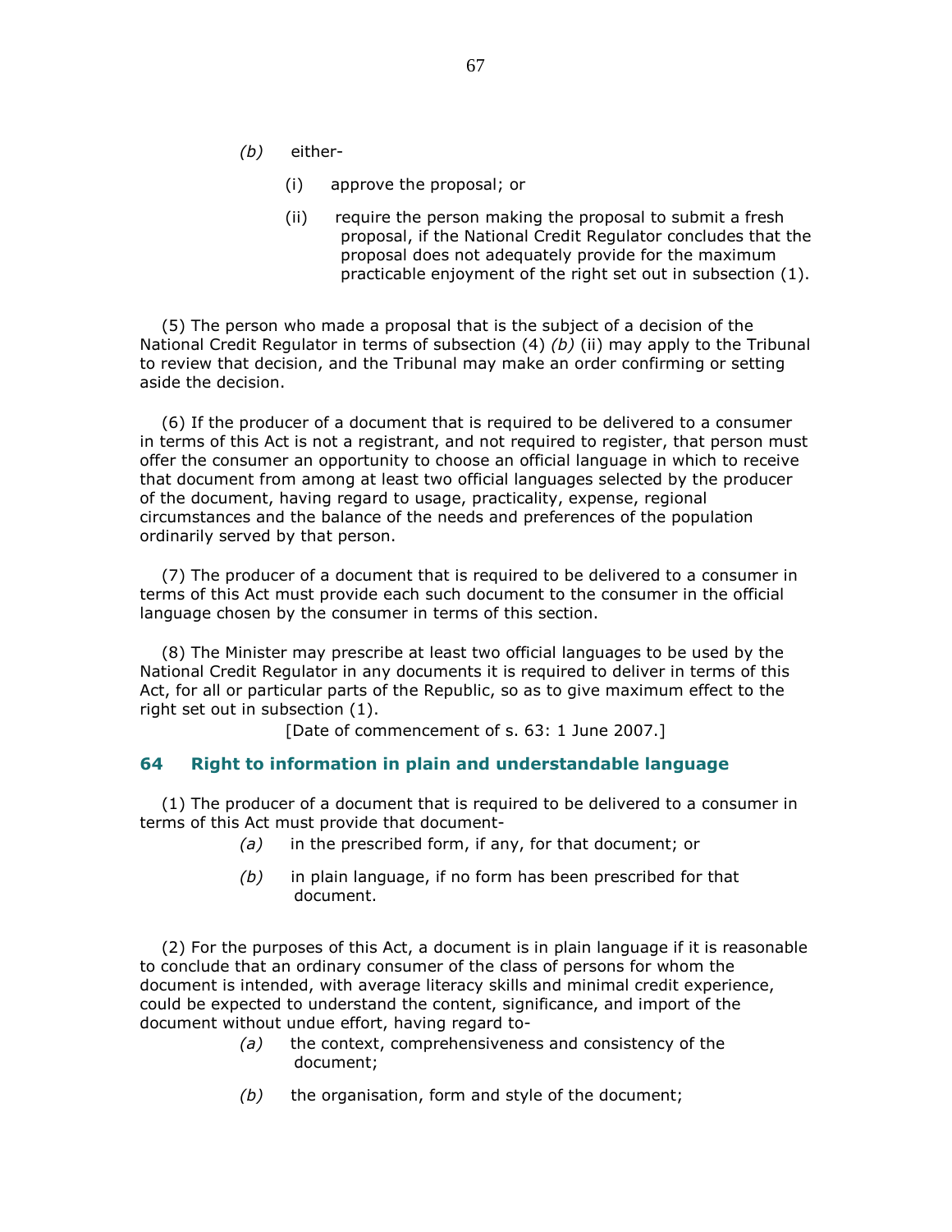*(b)* either-

(i) approve the proposal; or

(ii) require the person making the proposal to submit a fresh proposal, if the National Credit Regulator concludes that the proposal does not adequately provide for the maximum practicable enjoyment of the right set out in subsection (1).

(5) The person who made a proposal that is the subject of a decision of the National Credit Regulator in terms of subsection (4) *(b)* (ii) may apply to the Tribunal to review that decision, and the Tribunal may make an order confirming or setting aside the decision.

(6) If the producer of a document that is required to be delivered to a consumer in terms of this Act is not a registrant, and not required to register, that person must offer the consumer an opportunity to choose an official language in which to receive that document from among at least two official languages selected by the producer of the document, having regard to usage, practicality, expense, regional circumstances and the balance of the needs and preferences of the population ordinarily served by that person.

(7) The producer of a document that is required to be delivered to a consumer in terms of this Act must provide each such document to the consumer in the official language chosen by the consumer in terms of this section.

(8) The Minister may prescribe at least two official languages to be used by the National Credit Regulator in any documents it is required to deliver in terms of this Act, for all or particular parts of the Republic, so as to give maximum effect to the right set out in subsection (1).

[Date of commencement of s. 63: 1 June 2007.]

## 64 Right to information in plain and understandable language

(1) The producer of a document that is required to be delivered to a consumer in terms of this Act must provide that document-

*(a)* in the prescribed form, if any, for that document; or

*(b)* in plain language, if no form has been prescribed for that document.

(2) For the purposes of this Act, a document is in plain language if it is reasonable to conclude that an ordinary consumer of the class of persons for whom the document is intended, with average literacy skills and minimal credit experience, could be expected to understand the content, significance, and import of the document without undue effort, having regard to-

*(a)* the context, comprehensiveness and consistency of the document;

*(b)* the organisation, form and style of the document;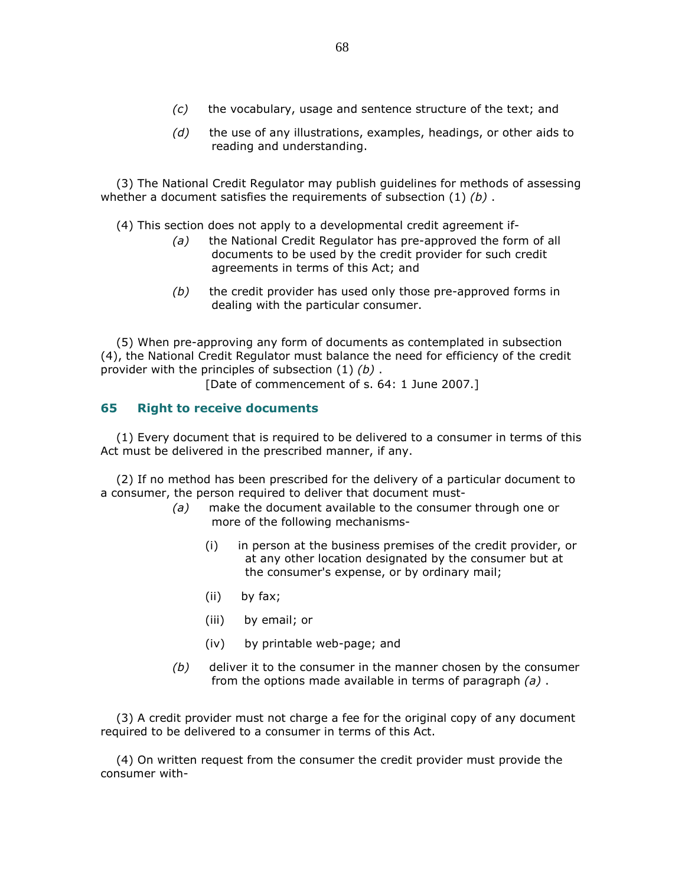*(c)* the vocabulary, usage and sentence structure of the text; and

*(d)* the use of any illustrations, examples, headings, or other aids to reading and understanding.

(3) The National Credit Regulator may publish guidelines for methods of assessing whether a document satisfies the requirements of subsection (1) *(b)* .

(4) This section does not apply to a developmental credit agreement if-

*(a)* the National Credit Regulator has pre-approved the form of all documents to be used by the credit provider for such credit agreements in terms of this Act; and

*(b)* the credit provider has used only those pre-approved forms in dealing with the particular consumer.

(5) When pre-approving any form of documents as contemplated in subsection (4), the National Credit Regulator must balance the need for efficiency of the credit provider with the principles of subsection (1) *(b)* .

[Date of commencement of s. 64: 1 June 2007.]

### 65 Right to receive documents

(1) Every document that is required to be delivered to a consumer in terms of this Act must be delivered in the prescribed manner, if any.

(2) If no method has been prescribed for the delivery of a particular document to a consumer, the person required to deliver that document must-

*(a)* make the document available to the consumer through one or more of the following mechanisms-

(i) in person at the business premises of the credit provider, or at any other location designated by the consumer but at the consumer's expense, or by ordinary mail;

(ii) by fax;

(iii) by email; or

(iv) by printable web-page; and

*(b)* deliver it to the consumer in the manner chosen by the consumer from the options made available in terms of paragraph *(a)* .

(3) A credit provider must not charge a fee for the original copy of any document required to be delivered to a consumer in terms of this Act.

(4) On written request from the consumer the credit provider must provide the consumer with-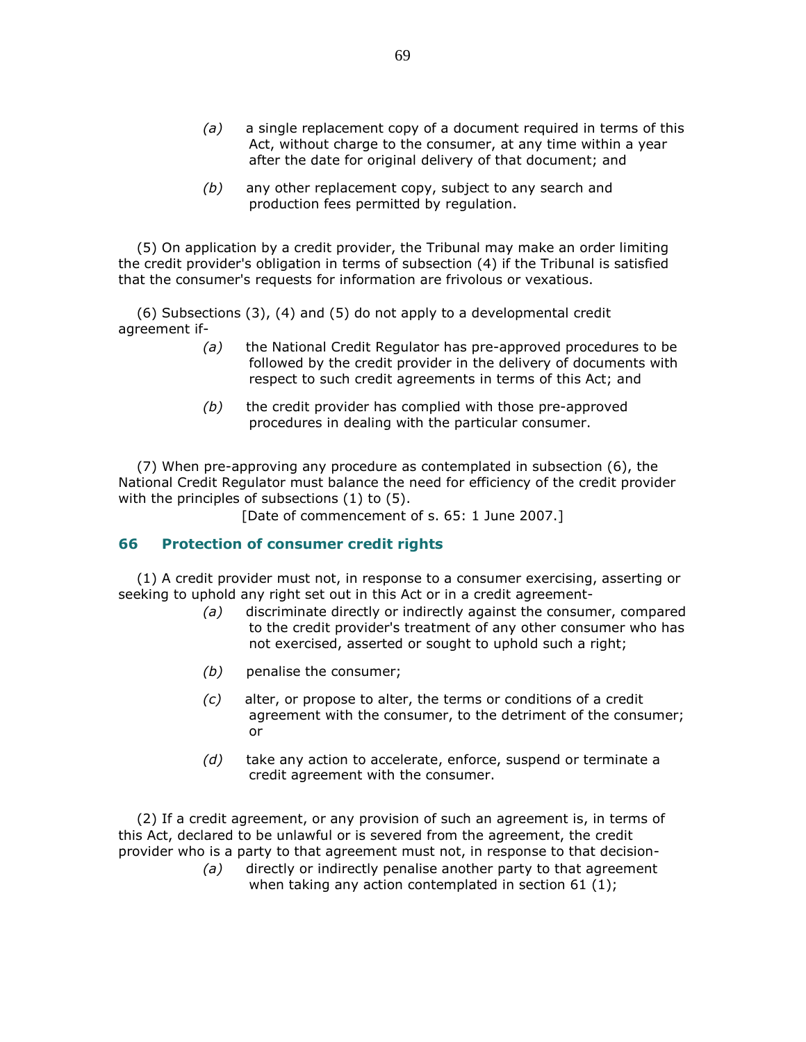*(a)* a single replacement copy of a document required in terms of this Act, without charge to the consumer, at any time within a year after the date for original delivery of that document; and

*(b)* any other replacement copy, subject to any search and production fees permitted by regulation.

(5) On application by a credit provider, the Tribunal may make an order limiting the credit provider's obligation in terms of subsection (4) if the Tribunal is satisfied that the consumer's requests for information are frivolous or vexatious.

(6) Subsections (3), (4) and (5) do not apply to a developmental credit agreement if-

*(a)* the National Credit Regulator has pre-approved procedures to be followed by the credit provider in the delivery of documents with respect to such credit agreements in terms of this Act; and

*(b)* the credit provider has complied with those pre-approved procedures in dealing with the particular consumer.

(7) When pre-approving any procedure as contemplated in subsection (6), the National Credit Regulator must balance the need for efficiency of the credit provider with the principles of subsections (1) to (5).

[Date of commencement of s. 65: 1 June 2007.]

## 66 Protection of consumer credit rights

(1) A credit provider must not, in response to a consumer exercising, asserting or seeking to uphold any right set out in this Act or in a credit agreement-

*(a)* discriminate directly or indirectly against the consumer, compared to the credit provider's treatment of any other consumer who has not exercised, asserted or sought to uphold such a right;

*(b)* penalise the consumer;

*(c)* alter, or propose to alter, the terms or conditions of a credit agreement with the consumer, to the detriment of the consumer; or

*(d)* take any action to accelerate, enforce, suspend or terminate a credit agreement with the consumer.

(2) If a credit agreement, or any provision of such an agreement is, in terms of this Act, declared to be unlawful or is severed from the agreement, the credit provider who is a party to that agreement must not, in response to that decision-

*(a)* directly or indirectly penalise another party to that agreement when taking any action contemplated in section 61 (1);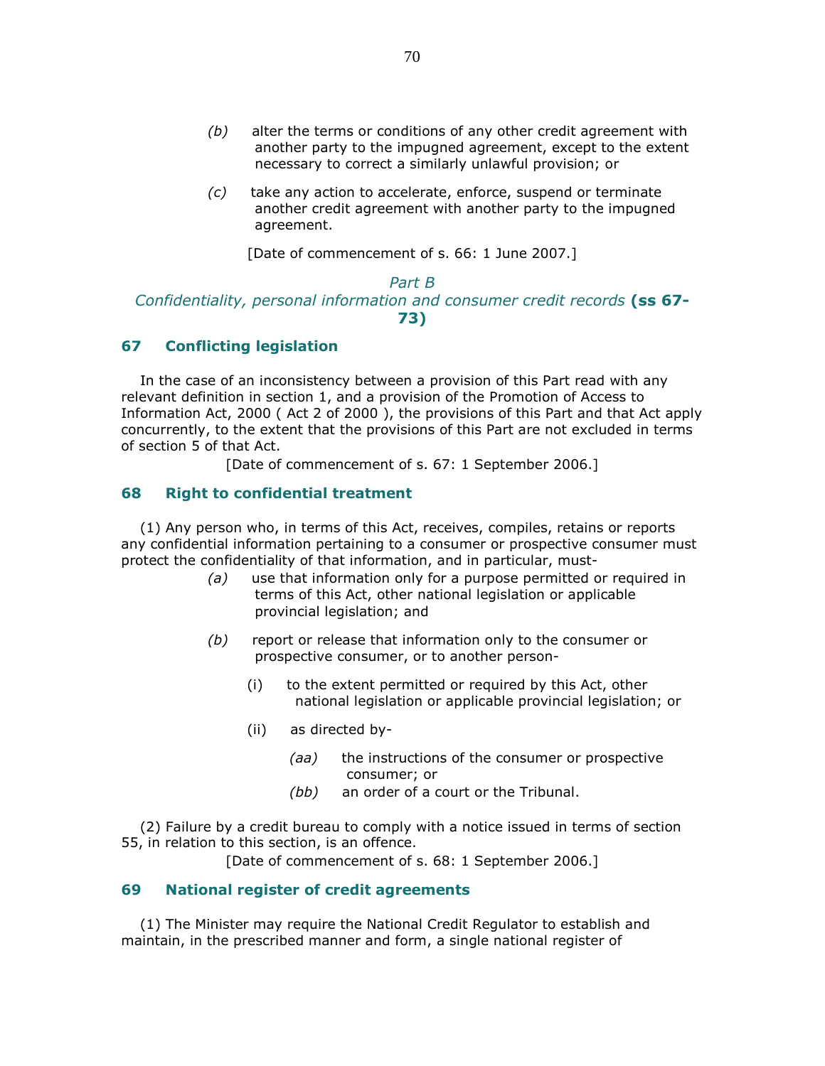(*b*) alter the terms or conditions of any other credit agreement with another party to the impugned agreement, except to the extent necessary to correct a similarly unlawful provision; or

(*c*) take any action to accelerate, enforce, suspend or terminate another credit agreement with another party to the impugned agreement.

[Date of commencement of s. 66: 1 June 2007.]

### *Part B*
### *Confidentiality, personal information and consumer credit records* **(ss 67-73)**

## 67 Conflicting legislation

In the case of an inconsistency between a provision of this Part read with any relevant definition in section 1, and a provision of the Promotion of Access to Information Act, 2000 ( Act 2 of 2000 ), the provisions of this Part and that Act apply concurrently, to the extent that the provisions of this Part are not excluded in terms of section 5 of that Act.

[Date of commencement of s. 67: 1 September 2006.]

## 68 Right to confidential treatment

(1) Any person who, in terms of this Act, receives, compiles, retains or reports any confidential information pertaining to a consumer or prospective consumer must protect the confidentiality of that information, and in particular, must-

(*a*) use that information only for a purpose permitted or required in terms of this Act, other national legislation or applicable provincial legislation; and

(*b*) report or release that information only to the consumer or prospective consumer, or to another person-

(i) to the extent permitted or required by this Act, other national legislation or applicable provincial legislation; or

(ii) as directed by-

(*aa*) the instructions of the consumer or prospective consumer; or

(*bb*) an order of a court or the Tribunal.

(2) Failure by a credit bureau to comply with a notice issued in terms of section 55, in relation to this section, is an offence.

[Date of commencement of s. 68: 1 September 2006.]

## 69 National register of credit agreements

(1) The Minister may require the National Credit Regulator to establish and maintain, in the prescribed manner and form, a single national register of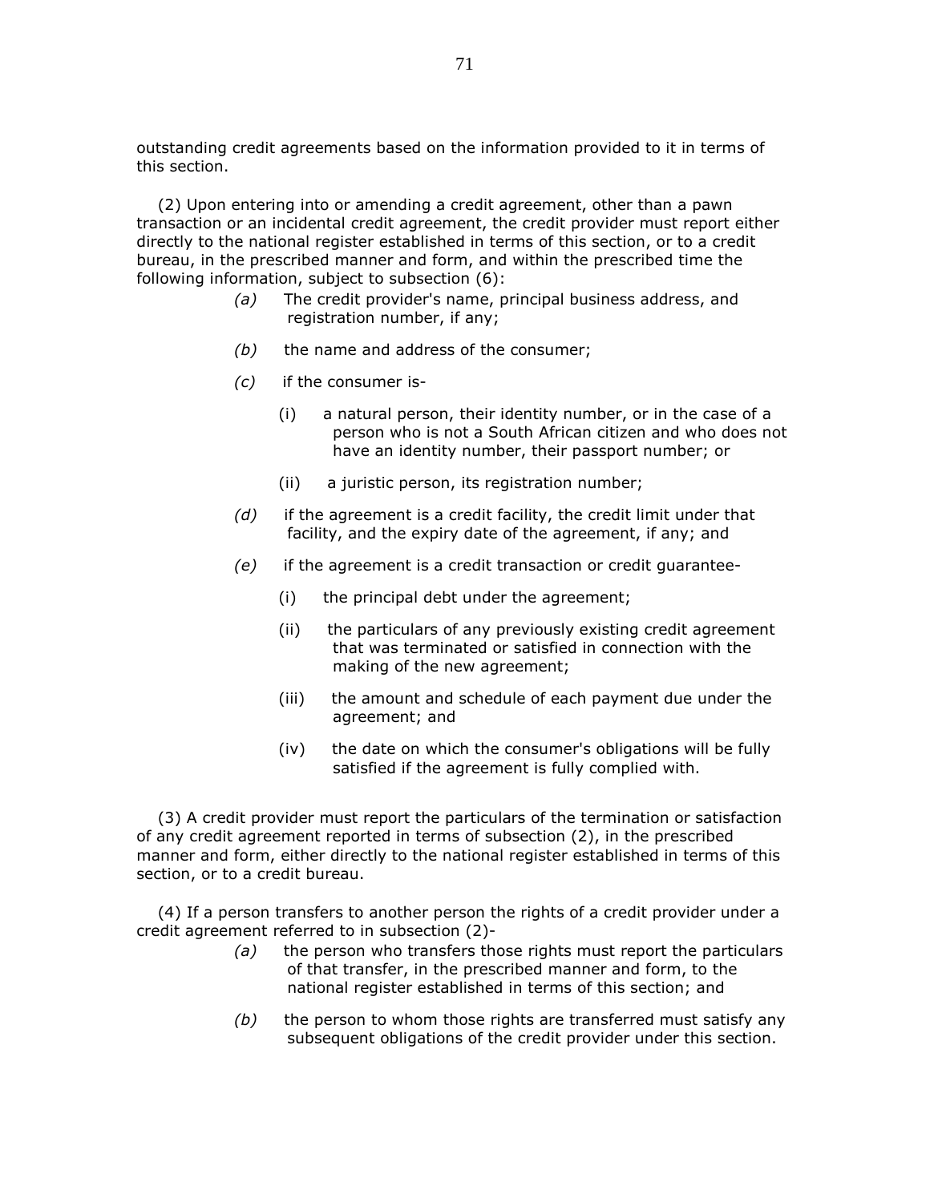outstanding credit agreements based on the information provided to it in terms of this section.

(2) Upon entering into or amending a credit agreement, other than a pawn transaction or an incidental credit agreement, the credit provider must report either directly to the national register established in terms of this section, or to a credit bureau, in the prescribed manner and form, and within the prescribed time the following information, subject to subsection (6):

*(a)* The credit provider's name, principal business address, and registration number, if any;

*(b)* the name and address of the consumer;

*(c)* if the consumer is-

(i) a natural person, their identity number, or in the case of a person who is not a South African citizen and who does not have an identity number, their passport number; or

(ii) a juristic person, its registration number;

*(d)* if the agreement is a credit facility, the credit limit under that facility, and the expiry date of the agreement, if any; and

*(e)* if the agreement is a credit transaction or credit guarantee-

(i) the principal debt under the agreement;

(ii) the particulars of any previously existing credit agreement that was terminated or satisfied in connection with the making of the new agreement;

(iii) the amount and schedule of each payment due under the agreement; and

(iv) the date on which the consumer's obligations will be fully satisfied if the agreement is fully complied with.

(3) A credit provider must report the particulars of the termination or satisfaction of any credit agreement reported in terms of subsection (2), in the prescribed manner and form, either directly to the national register established in terms of this section, or to a credit bureau.

(4) If a person transfers to another person the rights of a credit provider under a credit agreement referred to in subsection (2)-

*(a)* the person who transfers those rights must report the particulars of that transfer, in the prescribed manner and form, to the national register established in terms of this section; and

*(b)* the person to whom those rights are transferred must satisfy any subsequent obligations of the credit provider under this section.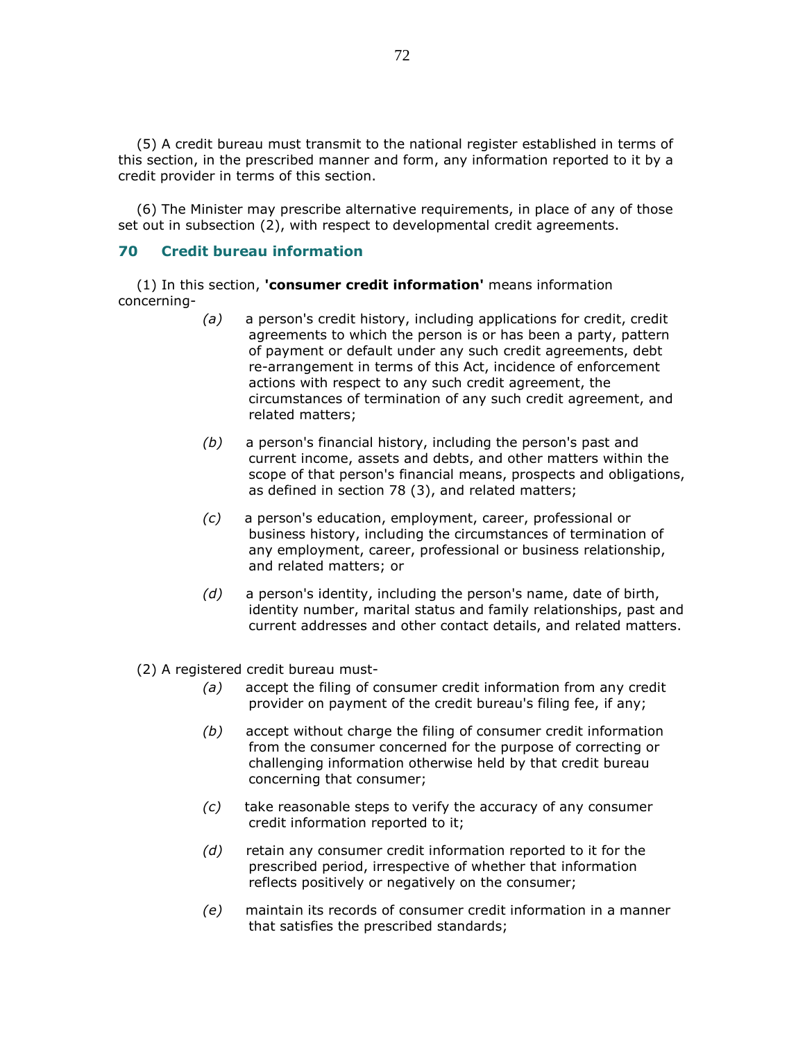(5) A credit bureau must transmit to the national register established in terms of this section, in the prescribed manner and form, any information reported to it by a credit provider in terms of this section.

(6) The Minister may prescribe alternative requirements, in place of any of those set out in subsection (2), with respect to developmental credit agreements.

### 70 Credit bureau information

(1) In this section, **'consumer credit information'** means information concerning-

*(a)* a person's credit history, including applications for credit, credit agreements to which the person is or has been a party, pattern of payment or default under any such credit agreements, debt re-arrangement in terms of this Act, incidence of enforcement actions with respect to any such credit agreement, the circumstances of termination of any such credit agreement, and related matters;

*(b)* a person's financial history, including the person's past and current income, assets and debts, and other matters within the scope of that person's financial means, prospects and obligations, as defined in section 78 (3), and related matters;

*(c)* a person's education, employment, career, professional or business history, including the circumstances of termination of any employment, career, professional or business relationship, and related matters; or

*(d)* a person's identity, including the person's name, date of birth, identity number, marital status and family relationships, past and current addresses and other contact details, and related matters.

(2) A registered credit bureau must-

*(a)* accept the filing of consumer credit information from any credit provider on payment of the credit bureau's filing fee, if any;

*(b)* accept without charge the filing of consumer credit information from the consumer concerned for the purpose of correcting or challenging information otherwise held by that credit bureau concerning that consumer;

*(c)* take reasonable steps to verify the accuracy of any consumer credit information reported to it;

*(d)* retain any consumer credit information reported to it for the prescribed period, irrespective of whether that information reflects positively or negatively on the consumer;

*(e)* maintain its records of consumer credit information in a manner that satisfies the prescribed standards;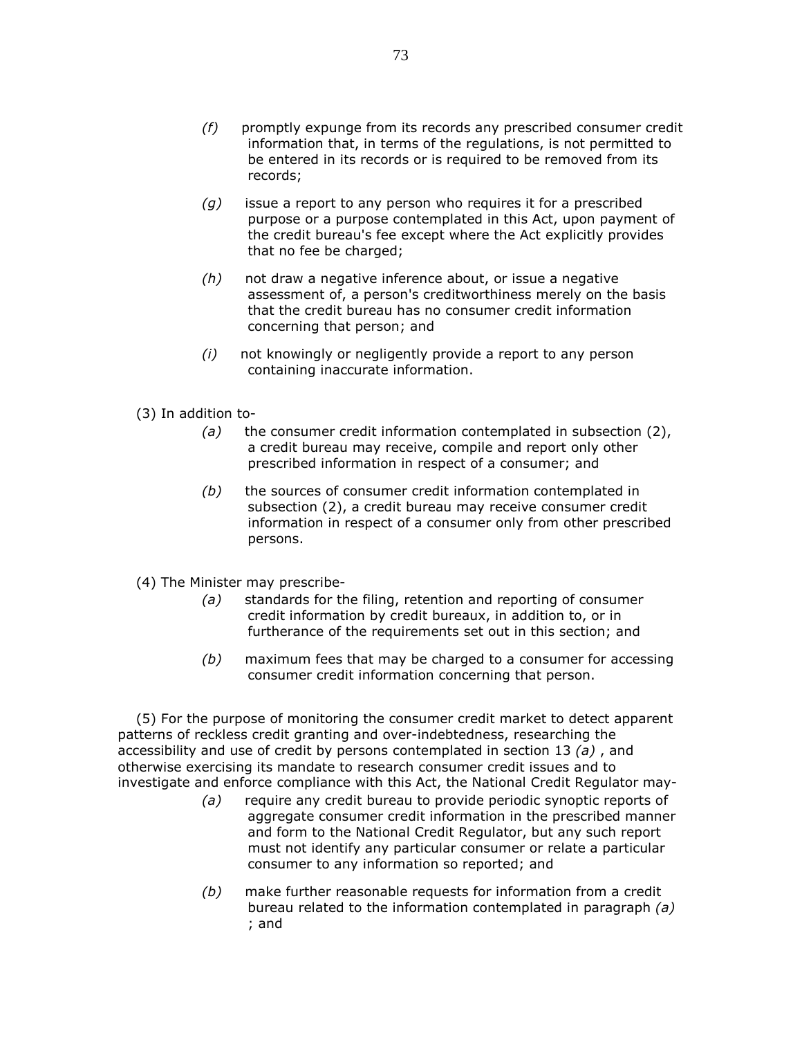*(f)* promptly expunge from its records any prescribed consumer credit information that, in terms of the regulations, is not permitted to be entered in its records or is required to be removed from its records;

*(g)* issue a report to any person who requires it for a prescribed purpose or a purpose contemplated in this Act, upon payment of the credit bureau's fee except where the Act explicitly provides that no fee be charged;

*(h)* not draw a negative inference about, or issue a negative assessment of, a person's creditworthiness merely on the basis that the credit bureau has no consumer credit information concerning that person; and

*(i)* not knowingly or negligently provide a report to any person containing inaccurate information.

(3) In addition to-

*(a)* the consumer credit information contemplated in subsection (2), a credit bureau may receive, compile and report only other prescribed information in respect of a consumer; and

*(b)* the sources of consumer credit information contemplated in subsection (2), a credit bureau may receive consumer credit information in respect of a consumer only from other prescribed persons.

(4) The Minister may prescribe-

*(a)* standards for the filing, retention and reporting of consumer credit information by credit bureaux, in addition to, or in furtherance of the requirements set out in this section; and

*(b)* maximum fees that may be charged to a consumer for accessing consumer credit information concerning that person.

(5) For the purpose of monitoring the consumer credit market to detect apparent patterns of reckless credit granting and over-indebtedness, researching the accessibility and use of credit by persons contemplated in section 13 *(a)* , and otherwise exercising its mandate to research consumer credit issues and to investigate and enforce compliance with this Act, the National Credit Regulator may-

*(a)* require any credit bureau to provide periodic synoptic reports of aggregate consumer credit information in the prescribed manner and form to the National Credit Regulator, but any such report must not identify any particular consumer or relate a particular consumer to any information so reported; and

*(b)* make further reasonable requests for information from a credit bureau related to the information contemplated in paragraph *(a)* ; and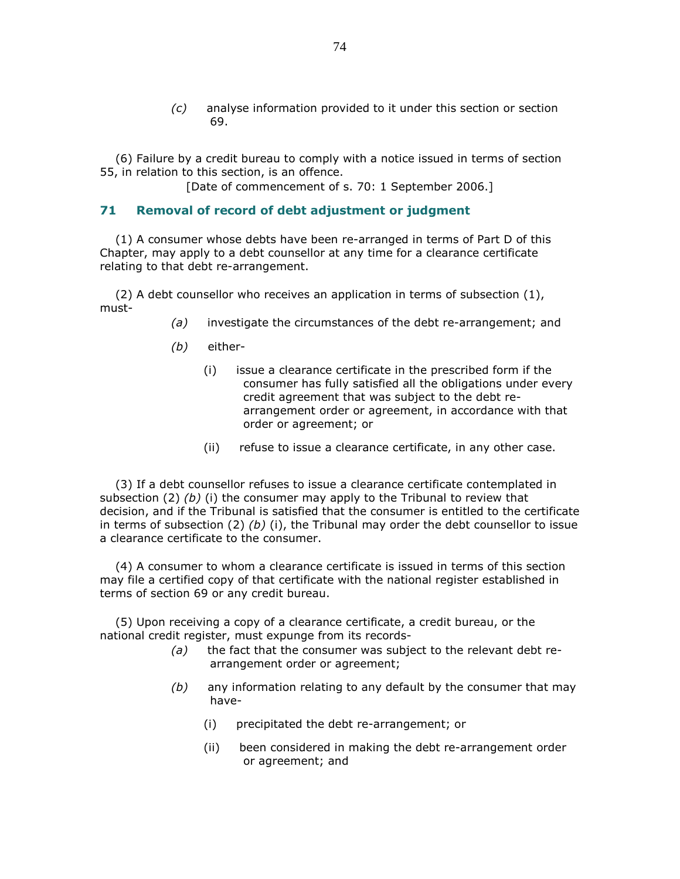(c) analyse information provided to it under this section or section 69.

(6) Failure by a credit bureau to comply with a notice issued in terms of section 55, in relation to this section, is an offence.

[Date of commencement of s. 70: 1 September 2006.]

## 71 Removal of record of debt adjustment or judgment

(1) A consumer whose debts have been re-arranged in terms of Part D of this Chapter, may apply to a debt counsellor at any time for a clearance certificate relating to that debt re-arrangement.

(2) A debt counsellor who receives an application in terms of subsection (1), must-

*(a)* investigate the circumstances of the debt re-arrangement; and

*(b)* either-

(i) issue a clearance certificate in the prescribed form if the consumer has fully satisfied all the obligations under every credit agreement that was subject to the debt re-arrangement order or agreement, in accordance with that order or agreement; or

(ii) refuse to issue a clearance certificate, in any other case.

(3) If a debt counsellor refuses to issue a clearance certificate contemplated in subsection (2) *(b)* (i) the consumer may apply to the Tribunal to review that decision, and if the Tribunal is satisfied that the consumer is entitled to the certificate in terms of subsection (2) *(b)* (i), the Tribunal may order the debt counsellor to issue a clearance certificate to the consumer.

(4) A consumer to whom a clearance certificate is issued in terms of this section may file a certified copy of that certificate with the national register established in terms of section 69 or any credit bureau.

(5) Upon receiving a copy of a clearance certificate, a credit bureau, or the national credit register, must expunge from its records-

*(a)* the fact that the consumer was subject to the relevant debt re-arrangement order or agreement;

*(b)* any information relating to any default by the consumer that may have-

(i) precipitated the debt re-arrangement; or

(ii) been considered in making the debt re-arrangement order or agreement; and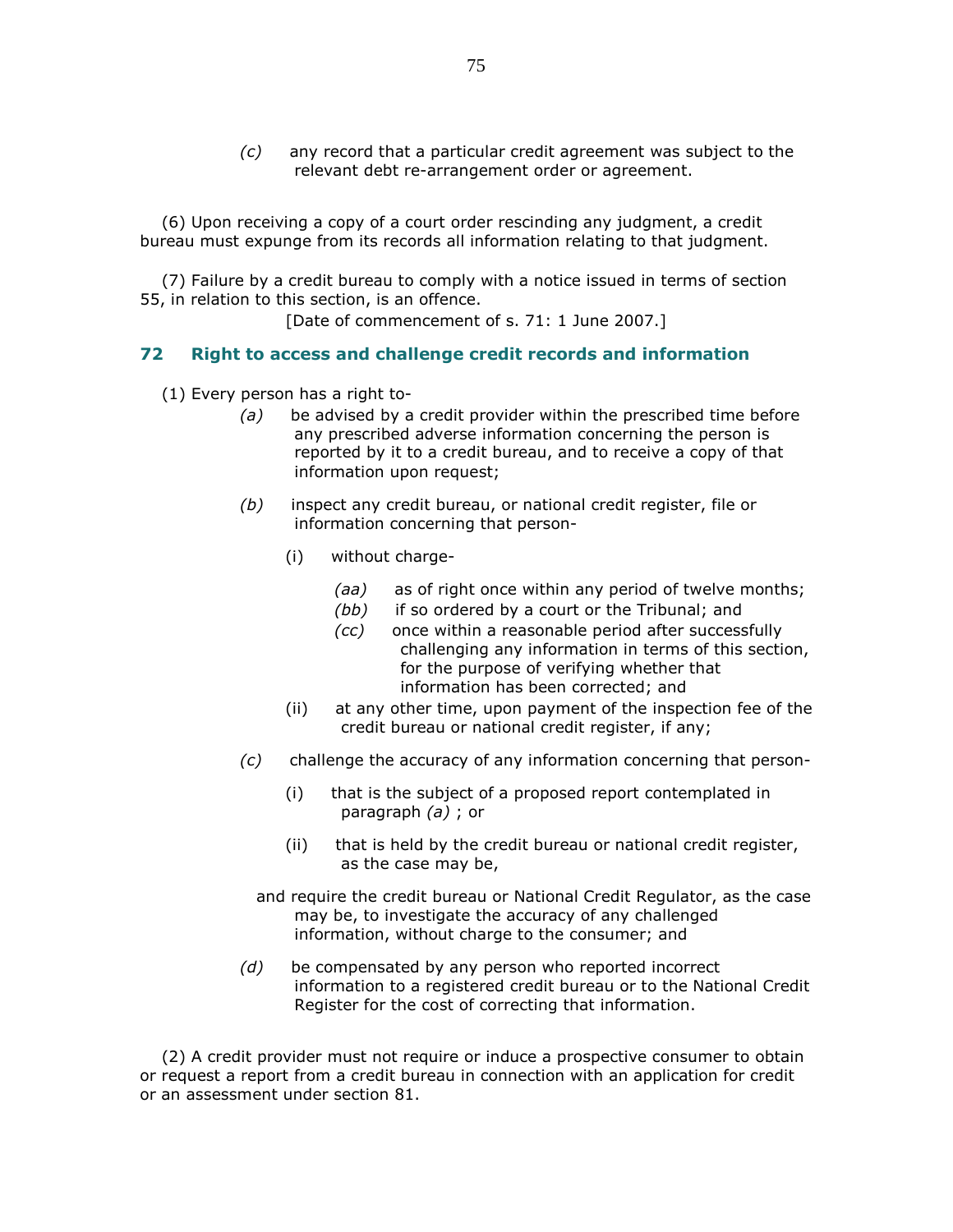(c) any record that a particular credit agreement was subject to the relevant debt re-arrangement order or agreement.

(6) Upon receiving a copy of a court order rescinding any judgment, a credit bureau must expunge from its records all information relating to that judgment.

(7) Failure by a credit bureau to comply with a notice issued in terms of section 55, in relation to this section, is an offence.

[Date of commencement of s. 71: 1 June 2007.]

## 72 Right to access and challenge credit records and information

(1) Every person has a right to-

*(a)* be advised by a credit provider within the prescribed time before any prescribed adverse information concerning the person is reported by it to a credit bureau, and to receive a copy of that information upon request;

*(b)* inspect any credit bureau, or national credit register, file or information concerning that person-

(i) without charge-

*(aa)* as of right once within any period of twelve months;

*(bb)* if so ordered by a court or the Tribunal; and

*(cc)* once within a reasonable period after successfully challenging any information in terms of this section, for the purpose of verifying whether that information has been corrected; and

(ii) at any other time, upon payment of the inspection fee of the credit bureau or national credit register, if any;

*(c)* challenge the accuracy of any information concerning that person-

(i) that is the subject of a proposed report contemplated in paragraph *(a)* ; or

(ii) that is held by the credit bureau or national credit register, as the case may be,

and require the credit bureau or National Credit Regulator, as the case may be, to investigate the accuracy of any challenged information, without charge to the consumer; and

*(d)* be compensated by any person who reported incorrect information to a registered credit bureau or to the National Credit Register for the cost of correcting that information.

(2) A credit provider must not require or induce a prospective consumer to obtain or request a report from a credit bureau in connection with an application for credit or an assessment under section 81.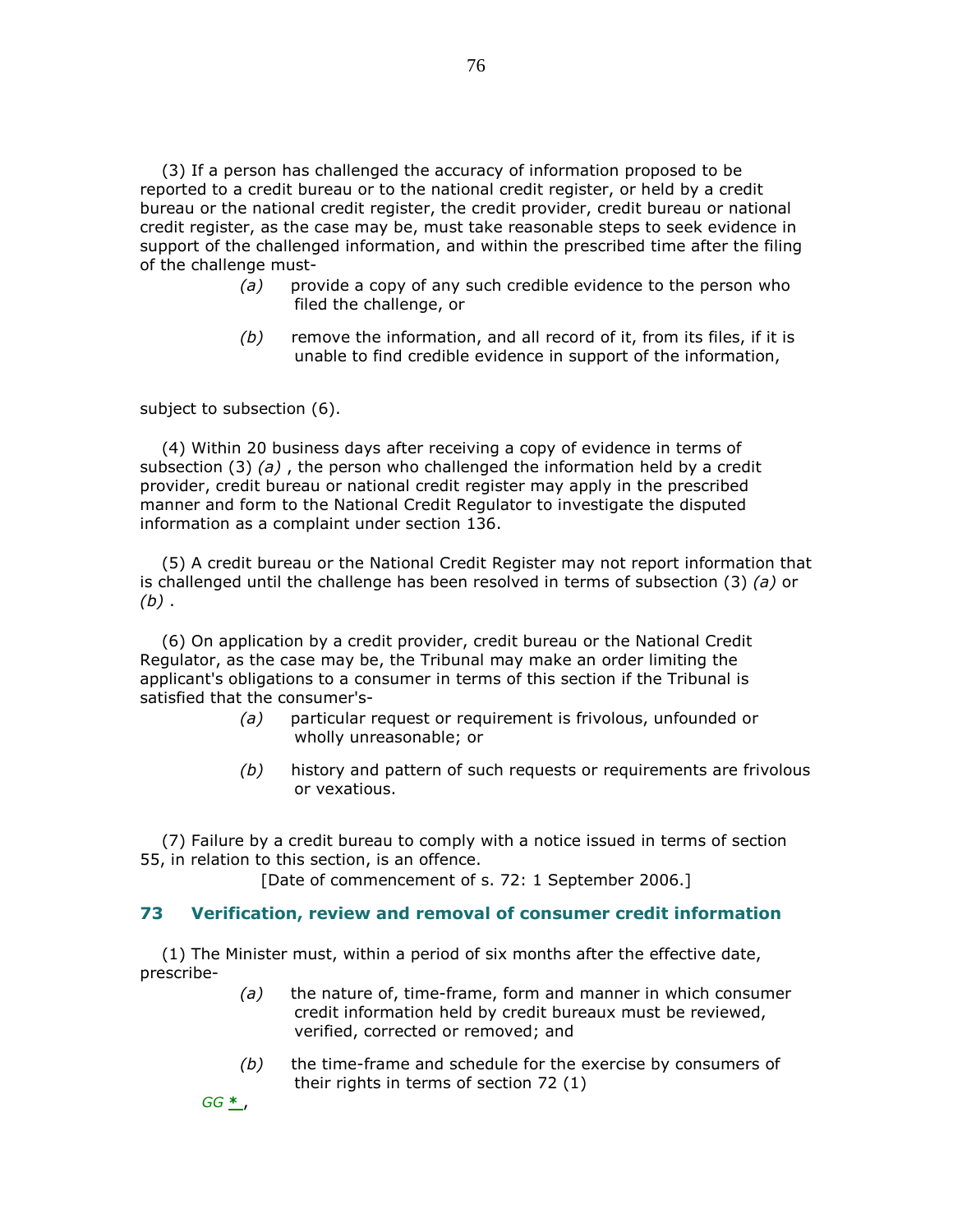(3) If a person has challenged the accuracy of information proposed to be reported to a credit bureau or to the national credit register, or held by a credit bureau or the national credit register, the credit provider, credit bureau or national credit register, as the case may be, must take reasonable steps to seek evidence in support of the challenged information, and within the prescribed time after the filing of the challenge must-

*(a)* provide a copy of any such credible evidence to the person who filed the challenge, or

*(b)* remove the information, and all record of it, from its files, if it is unable to find credible evidence in support of the information,

subject to subsection (6).

(4) Within 20 business days after receiving a copy of evidence in terms of subsection (3) *(a)* , the person who challenged the information held by a credit provider, credit bureau or national credit register may apply in the prescribed manner and form to the National Credit Regulator to investigate the disputed information as a complaint under section 136.

(5) A credit bureau or the National Credit Register may not report information that is challenged until the challenge has been resolved in terms of subsection (3) *(a)* or *(b)* .

(6) On application by a credit provider, credit bureau or the National Credit Regulator, as the case may be, the Tribunal may make an order limiting the applicant's obligations to a consumer in terms of this section if the Tribunal is satisfied that the consumer's-

*(a)* particular request or requirement is frivolous, unfounded or wholly unreasonable; or

*(b)* history and pattern of such requests or requirements are frivolous or vexatious.

(7) Failure by a credit bureau to comply with a notice issued in terms of section 55, in relation to this section, is an offence.

[Date of commencement of s. 72: 1 September 2006.]

## 73 Verification, review and removal of consumer credit information

(1) The Minister must, within a period of six months after the effective date, prescribe-

*(a)* the nature of, time-frame, form and manner in which consumer credit information held by credit bureaux must be reviewed, verified, corrected or removed; and

*(b)* the time-frame and schedule for the exercise by consumers of their rights in terms of section 72 (1)

*GG* *,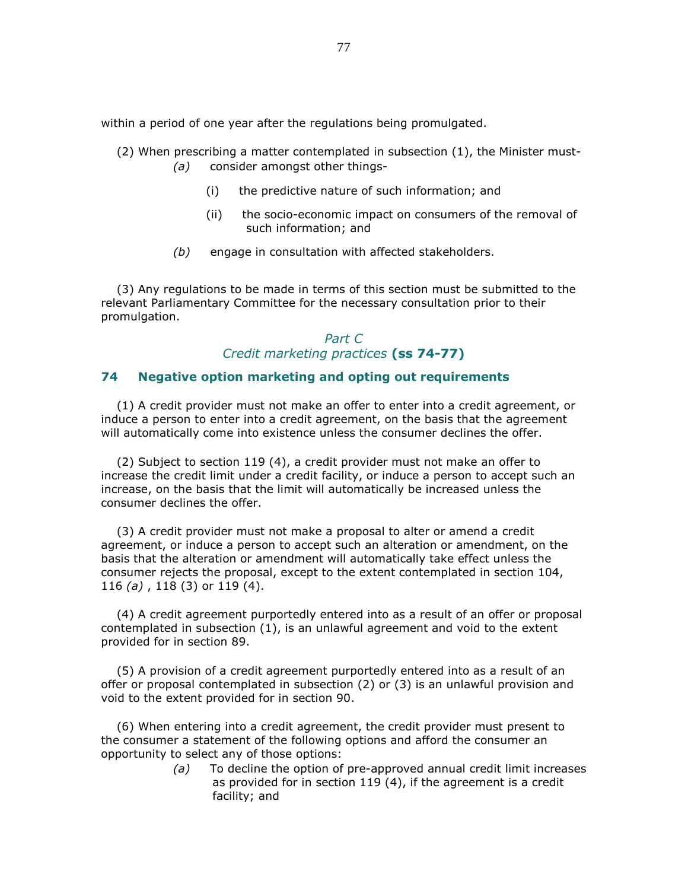within a period of one year after the regulations being promulgated.

(2) When prescribing a matter contemplated in subsection (1), the Minister must-

*(a)* consider amongst other things-

(i) the predictive nature of such information; and

(ii) the socio-economic impact on consumers of the removal of such information; and

*(b)* engage in consultation with affected stakeholders.

(3) Any regulations to be made in terms of this section must be submitted to the relevant Parliamentary Committee for the necessary consultation prior to their promulgation.

## *Part C*
## *Credit marketing practices* **(ss 74-77)**

### 74 Negative option marketing and opting out requirements

(1) A credit provider must not make an offer to enter into a credit agreement, or induce a person to enter into a credit agreement, on the basis that the agreement will automatically come into existence unless the consumer declines the offer.

(2) Subject to section 119 (4), a credit provider must not make an offer to increase the credit limit under a credit facility, or induce a person to accept such an increase, on the basis that the limit will automatically be increased unless the consumer declines the offer.

(3) A credit provider must not make a proposal to alter or amend a credit agreement, or induce a person to accept such an alteration or amendment, on the basis that the alteration or amendment will automatically take effect unless the consumer rejects the proposal, except to the extent contemplated in section 104, 116 *(a)* , 118 (3) or 119 (4).

(4) A credit agreement purportedly entered into as a result of an offer or proposal contemplated in subsection (1), is an unlawful agreement and void to the extent provided for in section 89.

(5) A provision of a credit agreement purportedly entered into as a result of an offer or proposal contemplated in subsection (2) or (3) is an unlawful provision and void to the extent provided for in section 90.

(6) When entering into a credit agreement, the credit provider must present to the consumer a statement of the following options and afford the consumer an opportunity to select any of those options:

*(a)* To decline the option of pre-approved annual credit limit increases as provided for in section 119 (4), if the agreement is a credit facility; and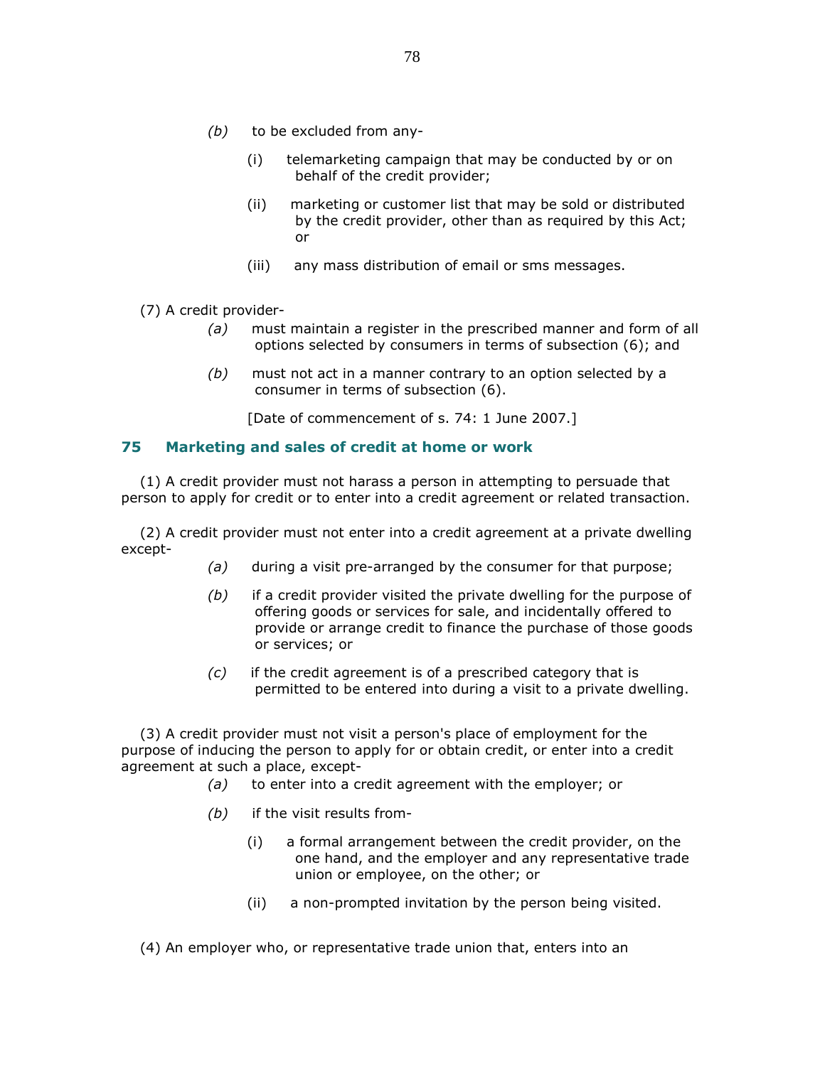*(b)* to be excluded from any-

(i) telemarketing campaign that may be conducted by or on behalf of the credit provider;

(ii) marketing or customer list that may be sold or distributed by the credit provider, other than as required by this Act; or

(iii) any mass distribution of email or sms messages.

(7) A credit provider-

*(a)* must maintain a register in the prescribed manner and form of all options selected by consumers in terms of subsection (6); and

*(b)* must not act in a manner contrary to an option selected by a consumer in terms of subsection (6).

[Date of commencement of s. 74: 1 June 2007.]

## 75 Marketing and sales of credit at home or work

(1) A credit provider must not harass a person in attempting to persuade that person to apply for credit or to enter into a credit agreement or related transaction.

(2) A credit provider must not enter into a credit agreement at a private dwelling except-

*(a)* during a visit pre-arranged by the consumer for that purpose;

*(b)* if a credit provider visited the private dwelling for the purpose of offering goods or services for sale, and incidentally offered to provide or arrange credit to finance the purchase of those goods or services; or

*(c)* if the credit agreement is of a prescribed category that is permitted to be entered into during a visit to a private dwelling.

(3) A credit provider must not visit a person's place of employment for the purpose of inducing the person to apply for or obtain credit, or enter into a credit agreement at such a place, except-

*(a)* to enter into a credit agreement with the employer; or

*(b)* if the visit results from-

(i) a formal arrangement between the credit provider, on the one hand, and the employer and any representative trade union or employee, on the other; or

(ii) a non-prompted invitation by the person being visited.

(4) An employer who, or representative trade union that, enters into an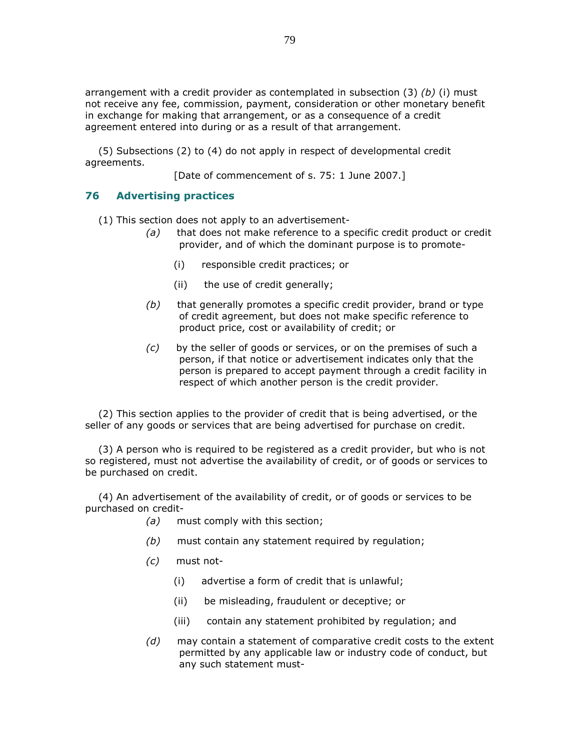arrangement with a credit provider as contemplated in subsection (3) *(b)* (i) must not receive any fee, commission, payment, consideration or other monetary benefit in exchange for making that arrangement, or as a consequence of a credit agreement entered into during or as a result of that arrangement.

(5) Subsections (2) to (4) do not apply in respect of developmental credit agreements.

[Date of commencement of s. 75: 1 June 2007.]

## 76 Advertising practices

(1) This section does not apply to an advertisement-

*(a)* that does not make reference to a specific credit product or credit provider, and of which the dominant purpose is to promote-

(i) responsible credit practices; or

(ii) the use of credit generally;

*(b)* that generally promotes a specific credit provider, brand or type of credit agreement, but does not make specific reference to product price, cost or availability of credit; or

*(c)* by the seller of goods or services, or on the premises of such a person, if that notice or advertisement indicates only that the person is prepared to accept payment through a credit facility in respect of which another person is the credit provider.

(2) This section applies to the provider of credit that is being advertised, or the seller of any goods or services that are being advertised for purchase on credit.

(3) A person who is required to be registered as a credit provider, but who is not so registered, must not advertise the availability of credit, or of goods or services to be purchased on credit.

(4) An advertisement of the availability of credit, or of goods or services to be purchased on credit-

*(a)* must comply with this section;

*(b)* must contain any statement required by regulation;

*(c)* must not-

(i) advertise a form of credit that is unlawful;

(ii) be misleading, fraudulent or deceptive; or

(iii) contain any statement prohibited by regulation; and

*(d)* may contain a statement of comparative credit costs to the extent permitted by any applicable law or industry code of conduct, but any such statement must-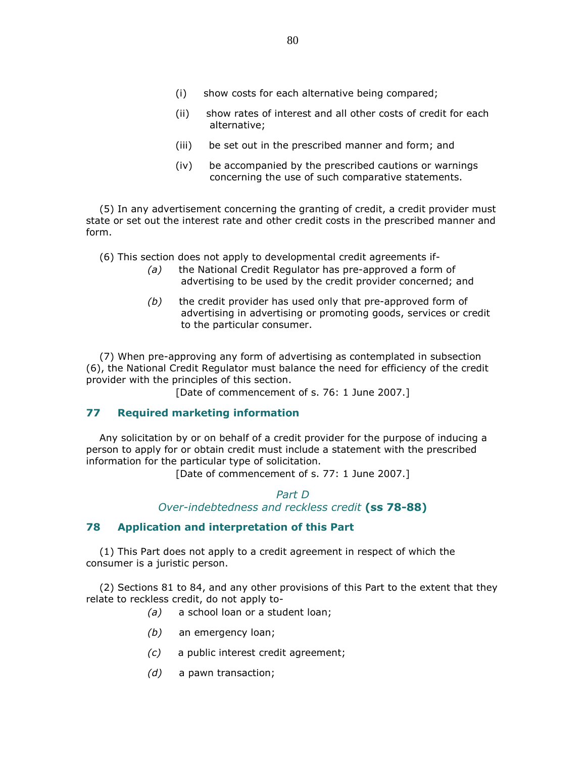(i) show costs for each alternative being compared;

(ii) show rates of interest and all other costs of credit for each alternative;

(iii) be set out in the prescribed manner and form; and

(iv) be accompanied by the prescribed cautions or warnings concerning the use of such comparative statements.

(5) In any advertisement concerning the granting of credit, a credit provider must state or set out the interest rate and other credit costs in the prescribed manner and form.

(6) This section does not apply to developmental credit agreements if-

*(a)* the National Credit Regulator has pre-approved a form of advertising to be used by the credit provider concerned; and

*(b)* the credit provider has used only that pre-approved form of advertising in advertising or promoting goods, services or credit to the particular consumer.

(7) When pre-approving any form of advertising as contemplated in subsection (6), the National Credit Regulator must balance the need for efficiency of the credit provider with the principles of this section.

[Date of commencement of s. 76: 1 June 2007.]

### 77 Required marketing information

Any solicitation by or on behalf of a credit provider for the purpose of inducing a person to apply for or obtain credit must include a statement with the prescribed information for the particular type of solicitation.

[Date of commencement of s. 77: 1 June 2007.]

## *Part D*
## *Over-indebtedness and reckless credit* **(ss 78-88)**

### 78 Application and interpretation of this Part

(1) This Part does not apply to a credit agreement in respect of which the consumer is a juristic person.

(2) Sections 81 to 84, and any other provisions of this Part to the extent that they relate to reckless credit, do not apply to-

*(a)* a school loan or a student loan;

*(b)* an emergency loan;

*(c)* a public interest credit agreement;

*(d)* a pawn transaction;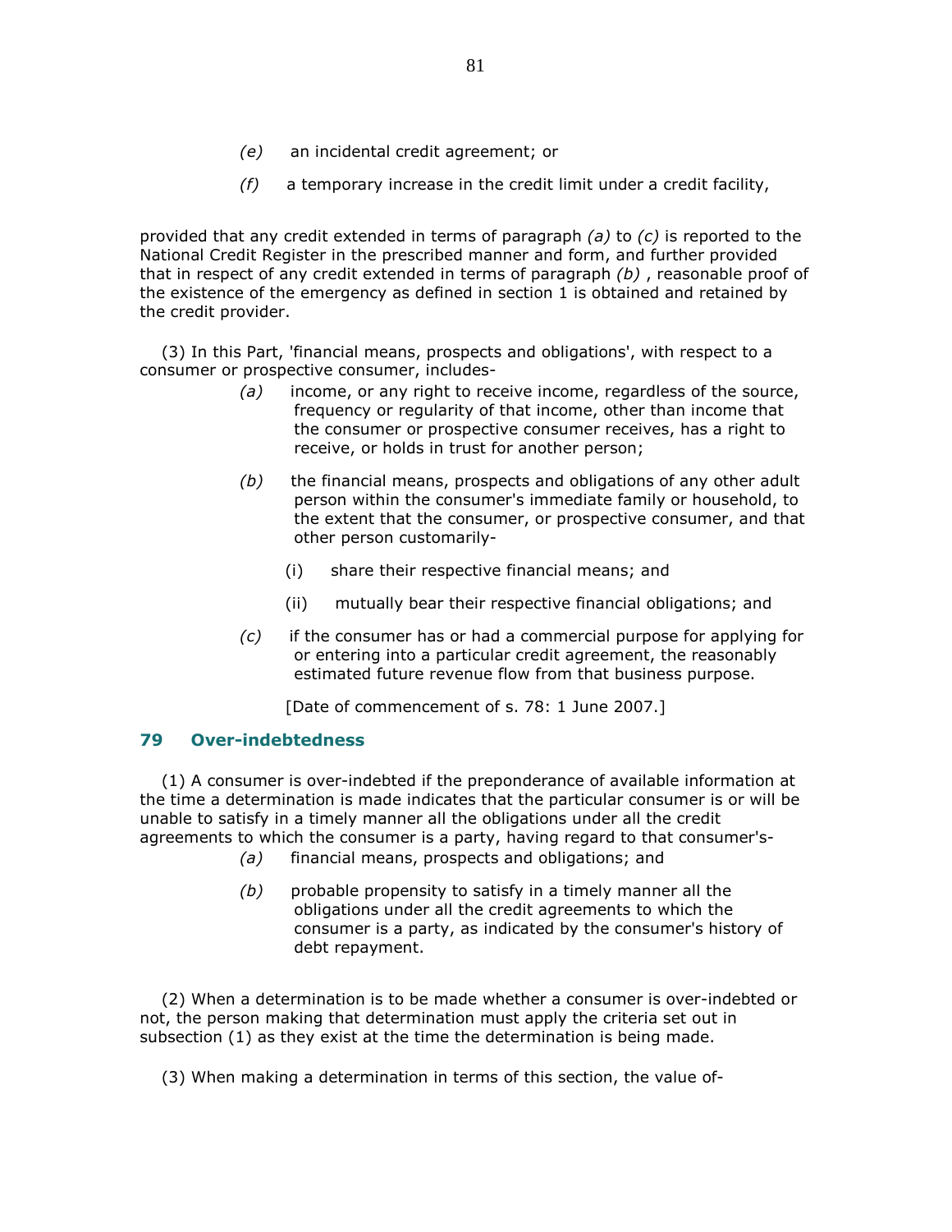*(e)* an incidental credit agreement; or

*(f)* a temporary increase in the credit limit under a credit facility,

provided that any credit extended in terms of paragraph *(a)* to *(c)* is reported to the National Credit Register in the prescribed manner and form, and further provided that in respect of any credit extended in terms of paragraph *(b)* , reasonable proof of the existence of the emergency as defined in section 1 is obtained and retained by the credit provider.

(3) In this Part, 'financial means, prospects and obligations', with respect to a consumer or prospective consumer, includes-

*(a)* income, or any right to receive income, regardless of the source, frequency or regularity of that income, other than income that the consumer or prospective consumer receives, has a right to receive, or holds in trust for another person;

*(b)* the financial means, prospects and obligations of any other adult person within the consumer's immediate family or household, to the extent that the consumer, or prospective consumer, and that other person customarily-

(i) share their respective financial means; and

(ii) mutually bear their respective financial obligations; and

*(c)* if the consumer has or had a commercial purpose for applying for or entering into a particular credit agreement, the reasonably estimated future revenue flow from that business purpose.

[Date of commencement of s. 78: 1 June 2007.]

## 79 Over-indebtedness

(1) A consumer is over-indebted if the preponderance of available information at the time a determination is made indicates that the particular consumer is or will be unable to satisfy in a timely manner all the obligations under all the credit agreements to which the consumer is a party, having regard to that consumer's-

*(a)* financial means, prospects and obligations; and

*(b)* probable propensity to satisfy in a timely manner all the obligations under all the credit agreements to which the consumer is a party, as indicated by the consumer's history of debt repayment.

(2) When a determination is to be made whether a consumer is over-indebted or not, the person making that determination must apply the criteria set out in subsection (1) as they exist at the time the determination is being made.

(3) When making a determination in terms of this section, the value of-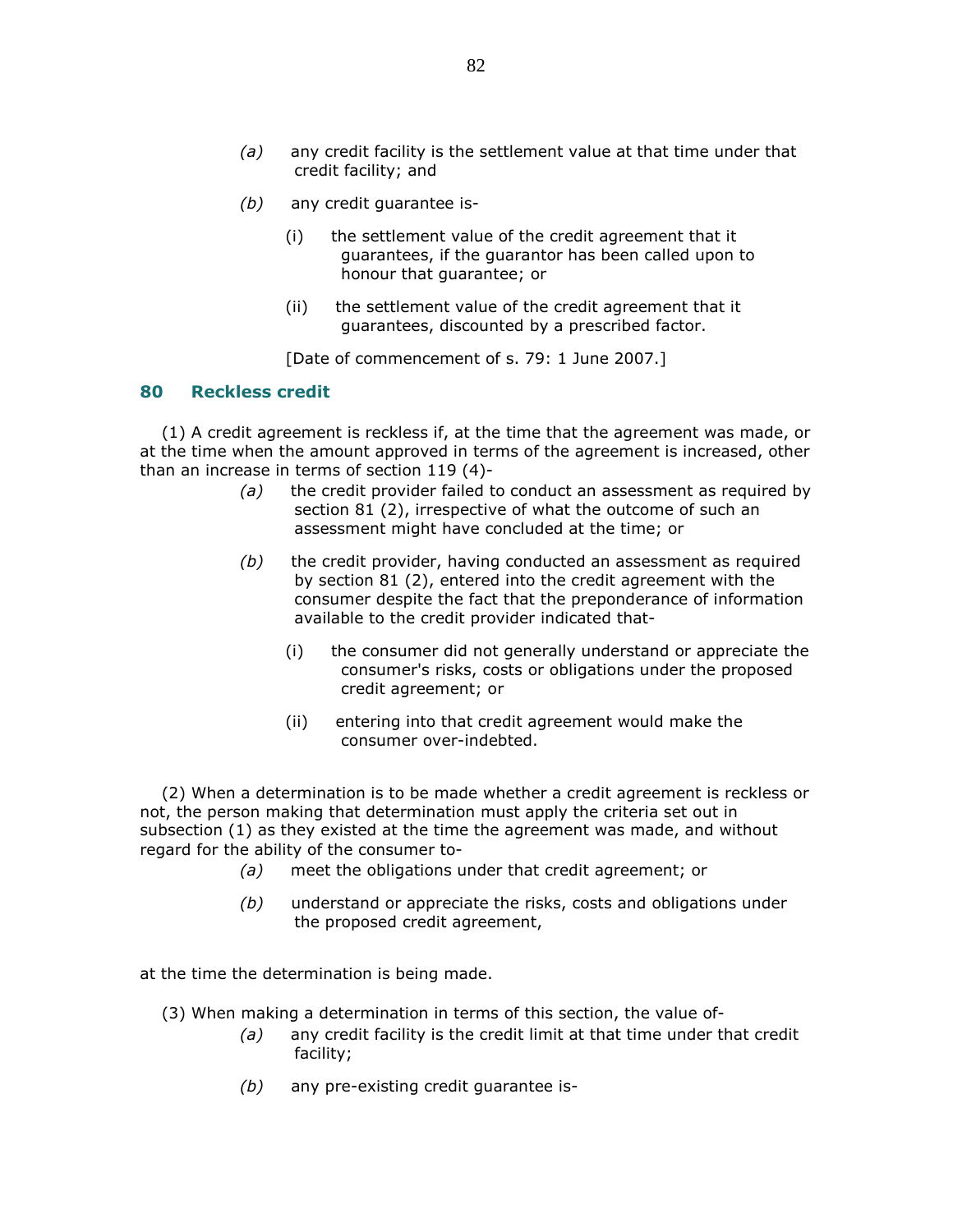*(a)* any credit facility is the settlement value at that time under that credit facility; and

*(b)* any credit guarantee is-

(i) the settlement value of the credit agreement that it guarantees, if the guarantor has been called upon to honour that guarantee; or

(ii) the settlement value of the credit agreement that it guarantees, discounted by a prescribed factor.

[Date of commencement of s. 79: 1 June 2007.]

## 80 Reckless credit

(1) A credit agreement is reckless if, at the time that the agreement was made, or at the time when the amount approved in terms of the agreement is increased, other than an increase in terms of section 119 (4)-

*(a)* the credit provider failed to conduct an assessment as required by section 81 (2), irrespective of what the outcome of such an assessment might have concluded at the time; or

*(b)* the credit provider, having conducted an assessment as required by section 81 (2), entered into the credit agreement with the consumer despite the fact that the preponderance of information available to the credit provider indicated that-

(i) the consumer did not generally understand or appreciate the consumer's risks, costs or obligations under the proposed credit agreement; or

(ii) entering into that credit agreement would make the consumer over-indebted.

(2) When a determination is to be made whether a credit agreement is reckless or not, the person making that determination must apply the criteria set out in subsection (1) as they existed at the time the agreement was made, and without regard for the ability of the consumer to-

*(a)* meet the obligations under that credit agreement; or

*(b)* understand or appreciate the risks, costs and obligations under the proposed credit agreement,

at the time the determination is being made.

(3) When making a determination in terms of this section, the value of-

*(a)* any credit facility is the credit limit at that time under that credit facility;

*(b)* any pre-existing credit guarantee is-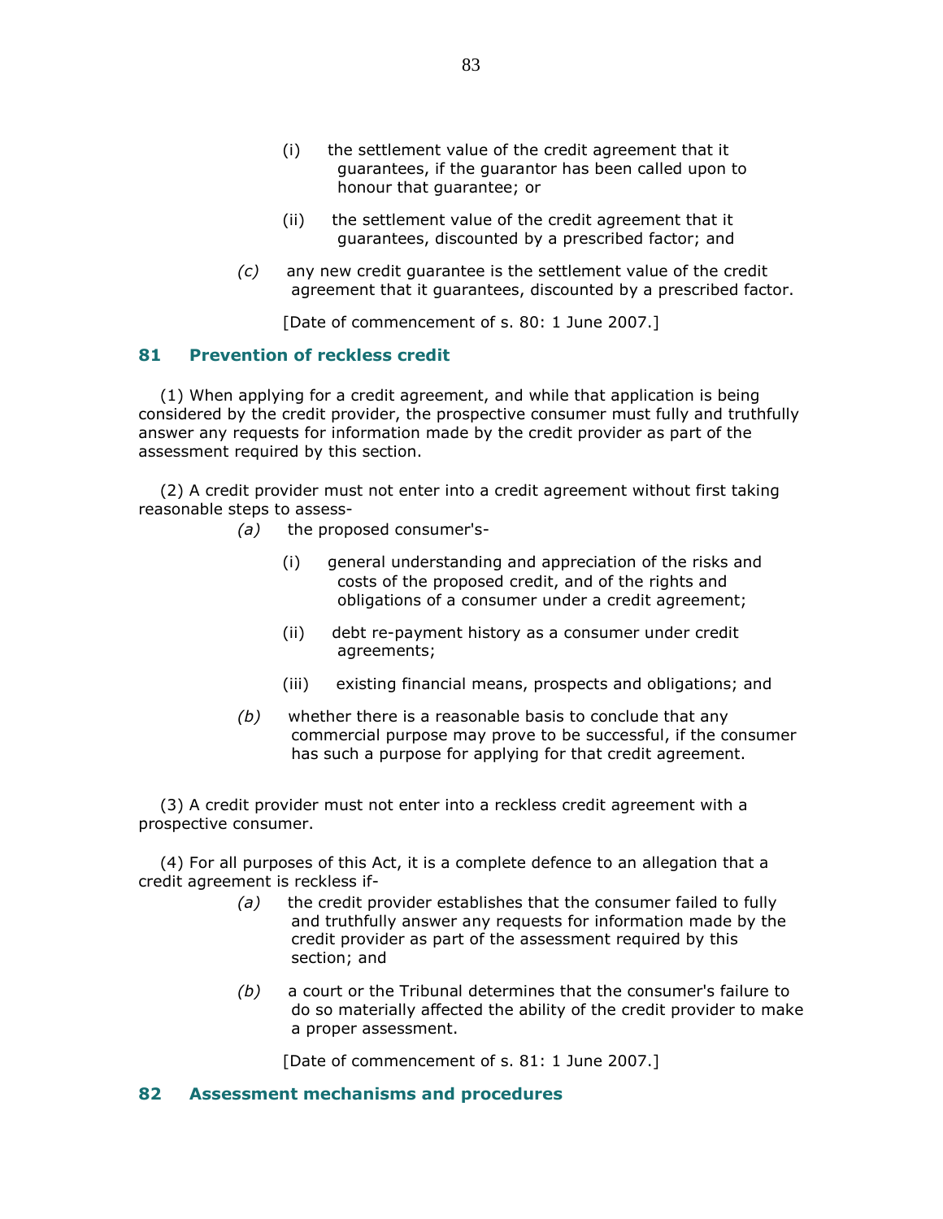(i) the settlement value of the credit agreement that it guarantees, if the guarantor has been called upon to honour that guarantee; or

(ii) the settlement value of the credit agreement that it guarantees, discounted by a prescribed factor; and

*(c)* any new credit guarantee is the settlement value of the credit agreement that it guarantees, discounted by a prescribed factor.

[Date of commencement of s. 80: 1 June 2007.]

## 81 Prevention of reckless credit

(1) When applying for a credit agreement, and while that application is being considered by the credit provider, the prospective consumer must fully and truthfully answer any requests for information made by the credit provider as part of the assessment required by this section.

(2) A credit provider must not enter into a credit agreement without first taking reasonable steps to assess-

*(a)* the proposed consumer's-

(i) general understanding and appreciation of the risks and costs of the proposed credit, and of the rights and obligations of a consumer under a credit agreement;

(ii) debt re-payment history as a consumer under credit agreements;

(iii) existing financial means, prospects and obligations; and

*(b)* whether there is a reasonable basis to conclude that any commercial purpose may prove to be successful, if the consumer has such a purpose for applying for that credit agreement.

(3) A credit provider must not enter into a reckless credit agreement with a prospective consumer.

(4) For all purposes of this Act, it is a complete defence to an allegation that a credit agreement is reckless if-

*(a)* the credit provider establishes that the consumer failed to fully and truthfully answer any requests for information made by the credit provider as part of the assessment required by this section; and

*(b)* a court or the Tribunal determines that the consumer's failure to do so materially affected the ability of the credit provider to make a proper assessment.

[Date of commencement of s. 81: 1 June 2007.]

## 82 Assessment mechanisms and procedures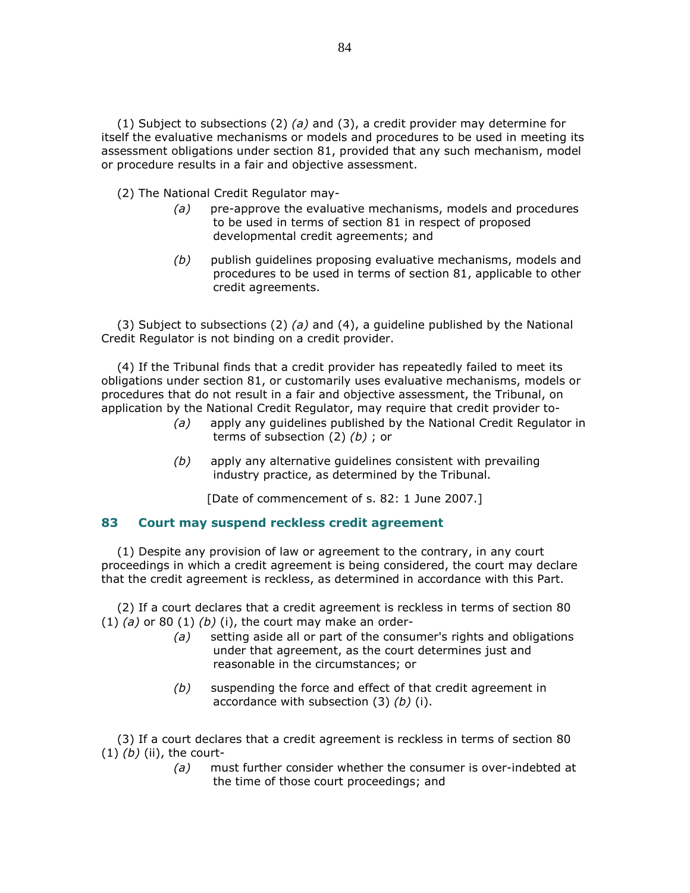(1) Subject to subsections (2) *(a)* and (3), a credit provider may determine for itself the evaluative mechanisms or models and procedures to be used in meeting its assessment obligations under section 81, provided that any such mechanism, model or procedure results in a fair and objective assessment.

(2) The National Credit Regulator may-

*(a)* pre-approve the evaluative mechanisms, models and procedures to be used in terms of section 81 in respect of proposed developmental credit agreements; and

*(b)* publish guidelines proposing evaluative mechanisms, models and procedures to be used in terms of section 81, applicable to other credit agreements.

(3) Subject to subsections (2) *(a)* and (4), a guideline published by the National Credit Regulator is not binding on a credit provider.

(4) If the Tribunal finds that a credit provider has repeatedly failed to meet its obligations under section 81, or customarily uses evaluative mechanisms, models or procedures that do not result in a fair and objective assessment, the Tribunal, on application by the National Credit Regulator, may require that credit provider to-

*(a)* apply any guidelines published by the National Credit Regulator in terms of subsection (2) *(b)* ; or

*(b)* apply any alternative guidelines consistent with prevailing industry practice, as determined by the Tribunal.

[Date of commencement of s. 82: 1 June 2007.]

## 83 Court may suspend reckless credit agreement

(1) Despite any provision of law or agreement to the contrary, in any court proceedings in which a credit agreement is being considered, the court may declare that the credit agreement is reckless, as determined in accordance with this Part.

(2) If a court declares that a credit agreement is reckless in terms of section 80 (1) *(a)* or 80 (1) *(b)* (i), the court may make an order-

*(a)* setting aside all or part of the consumer's rights and obligations under that agreement, as the court determines just and reasonable in the circumstances; or

*(b)* suspending the force and effect of that credit agreement in accordance with subsection (3) *(b)* (i).

(3) If a court declares that a credit agreement is reckless in terms of section 80 (1) *(b)* (ii), the court-

*(a)* must further consider whether the consumer is over-indebted at the time of those court proceedings; and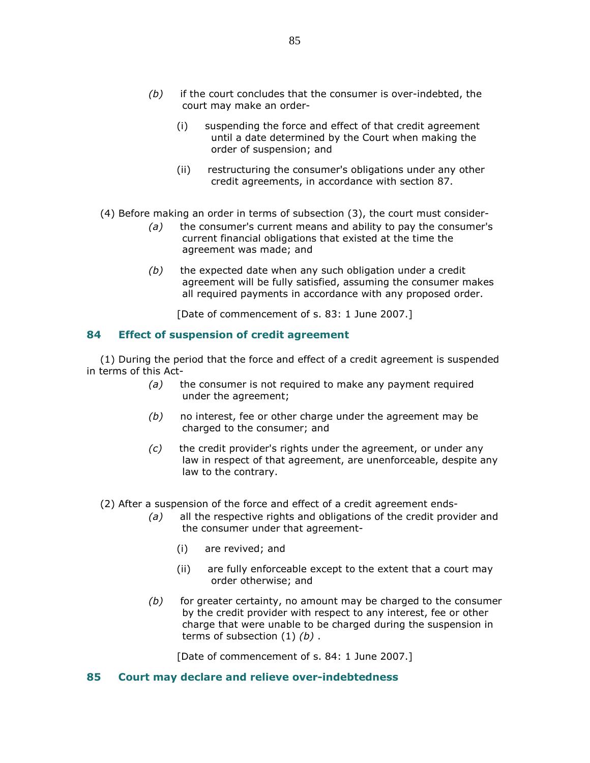*(b)* if the court concludes that the consumer is over-indebted, the court may make an order-

(i) suspending the force and effect of that credit agreement until a date determined by the Court when making the order of suspension; and

(ii) restructuring the consumer's obligations under any other credit agreements, in accordance with section 87.

(4) Before making an order in terms of subsection (3), the court must consider-

*(a)* the consumer's current means and ability to pay the consumer's current financial obligations that existed at the time the agreement was made; and

*(b)* the expected date when any such obligation under a credit agreement will be fully satisfied, assuming the consumer makes all required payments in accordance with any proposed order.

[Date of commencement of s. 83: 1 June 2007.]

## 84 Effect of suspension of credit agreement

(1) During the period that the force and effect of a credit agreement is suspended in terms of this Act-

*(a)* the consumer is not required to make any payment required under the agreement;

*(b)* no interest, fee or other charge under the agreement may be charged to the consumer; and

*(c)* the credit provider's rights under the agreement, or under any law in respect of that agreement, are unenforceable, despite any law to the contrary.

(2) After a suspension of the force and effect of a credit agreement ends-

*(a)* all the respective rights and obligations of the credit provider and the consumer under that agreement-

(i) are revived; and

(ii) are fully enforceable except to the extent that a court may order otherwise; and

*(b)* for greater certainty, no amount may be charged to the consumer by the credit provider with respect to any interest, fee or other charge that were unable to be charged during the suspension in terms of subsection (1) *(b)* .

[Date of commencement of s. 84: 1 June 2007.]

## 85 Court may declare and relieve over-indebtedness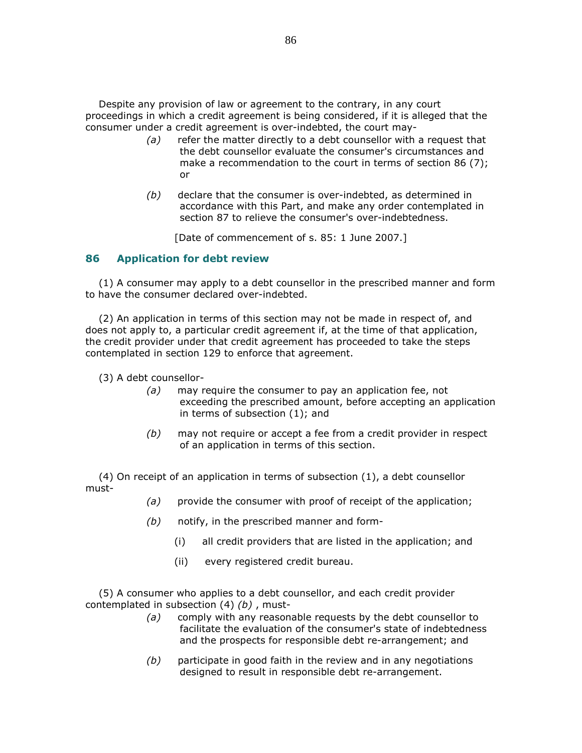Despite any provision of law or agreement to the contrary, in any court proceedings in which a credit agreement is being considered, if it is alleged that the consumer under a credit agreement is over-indebted, the court may-

*(a)* refer the matter directly to a debt counsellor with a request that the debt counsellor evaluate the consumer's circumstances and make a recommendation to the court in terms of section 86 (7); or

*(b)* declare that the consumer is over-indebted, as determined in accordance with this Part, and make any order contemplated in section 87 to relieve the consumer's over-indebtedness.

[Date of commencement of s. 85: 1 June 2007.]

## 86 Application for debt review

(1) A consumer may apply to a debt counsellor in the prescribed manner and form to have the consumer declared over-indebted.

(2) An application in terms of this section may not be made in respect of, and does not apply to, a particular credit agreement if, at the time of that application, the credit provider under that credit agreement has proceeded to take the steps contemplated in section 129 to enforce that agreement.

(3) A debt counsellor-

*(a)* may require the consumer to pay an application fee, not exceeding the prescribed amount, before accepting an application in terms of subsection (1); and

*(b)* may not require or accept a fee from a credit provider in respect of an application in terms of this section.

(4) On receipt of an application in terms of subsection (1), a debt counsellor must-

*(a)* provide the consumer with proof of receipt of the application;

*(b)* notify, in the prescribed manner and form-

(i) all credit providers that are listed in the application; and

(ii) every registered credit bureau.

(5) A consumer who applies to a debt counsellor, and each credit provider contemplated in subsection (4) *(b)* , must-

*(a)* comply with any reasonable requests by the debt counsellor to facilitate the evaluation of the consumer's state of indebtedness and the prospects for responsible debt re-arrangement; and

*(b)* participate in good faith in the review and in any negotiations designed to result in responsible debt re-arrangement.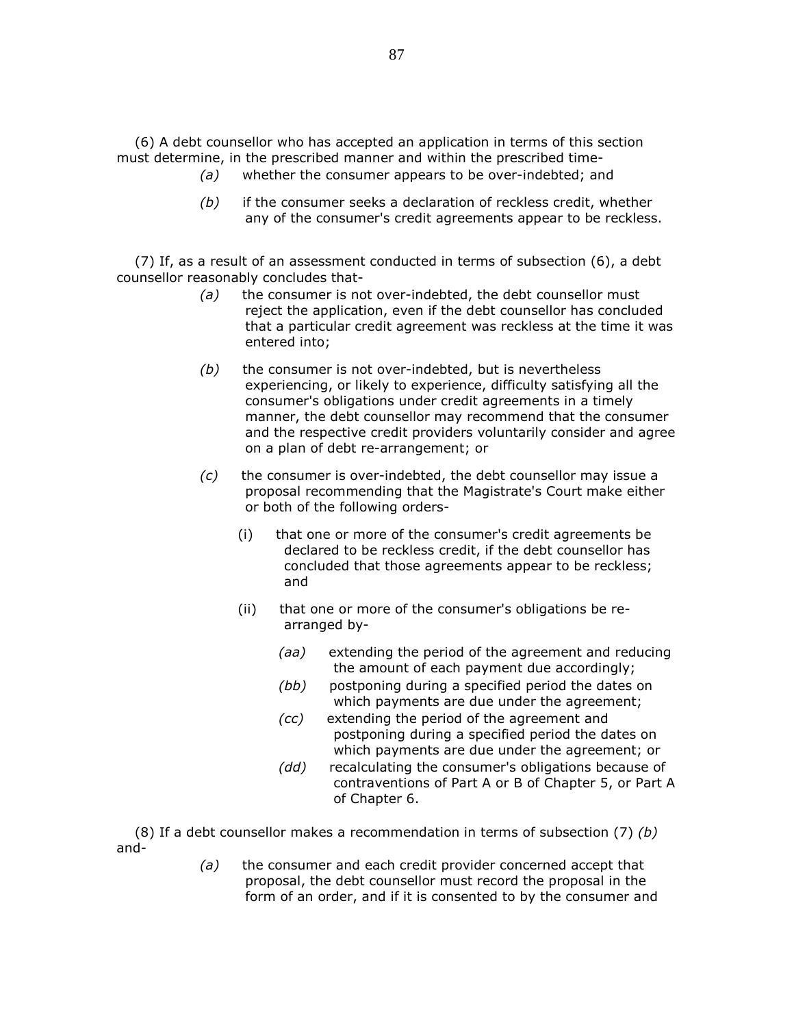(6) A debt counsellor who has accepted an application in terms of this section must determine, in the prescribed manner and within the prescribed time-

*(a)* whether the consumer appears to be over-indebted; and

*(b)* if the consumer seeks a declaration of reckless credit, whether any of the consumer's credit agreements appear to be reckless.

(7) If, as a result of an assessment conducted in terms of subsection (6), a debt counsellor reasonably concludes that-

*(a)* the consumer is not over-indebted, the debt counsellor must reject the application, even if the debt counsellor has concluded that a particular credit agreement was reckless at the time it was entered into;

*(b)* the consumer is not over-indebted, but is nevertheless experiencing, or likely to experience, difficulty satisfying all the consumer's obligations under credit agreements in a timely manner, the debt counsellor may recommend that the consumer and the respective credit providers voluntarily consider and agree on a plan of debt re-arrangement; or

*(c)* the consumer is over-indebted, the debt counsellor may issue a proposal recommending that the Magistrate's Court make either or both of the following orders-

(i) that one or more of the consumer's credit agreements be declared to be reckless credit, if the debt counsellor has concluded that those agreements appear to be reckless; and

(ii) that one or more of the consumer's obligations be re-arranged by-

*(aa)* extending the period of the agreement and reducing the amount of each payment due accordingly;

*(bb)* postponing during a specified period the dates on which payments are due under the agreement;

*(cc)* extending the period of the agreement and postponing during a specified period the dates on which payments are due under the agreement; or

*(dd)* recalculating the consumer's obligations because of contraventions of Part A or B of Chapter 5, or Part A of Chapter 6.

(8) If a debt counsellor makes a recommendation in terms of subsection (7) *(b)* and-

*(a)* the consumer and each credit provider concerned accept that proposal, the debt counsellor must record the proposal in the form of an order, and if it is consented to by the consumer and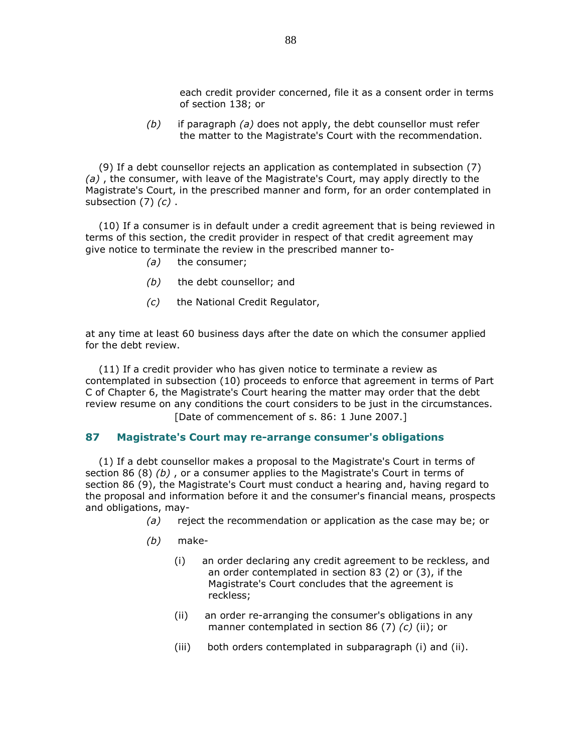each credit provider concerned, file it as a consent order in terms of section 138; or

*(b)* if paragraph *(a)* does not apply, the debt counsellor must refer the matter to the Magistrate's Court with the recommendation.

(9) If a debt counsellor rejects an application as contemplated in subsection (7) *(a)* , the consumer, with leave of the Magistrate's Court, may apply directly to the Magistrate's Court, in the prescribed manner and form, for an order contemplated in subsection (7) *(c)* .

(10) If a consumer is in default under a credit agreement that is being reviewed in terms of this section, the credit provider in respect of that credit agreement may give notice to terminate the review in the prescribed manner to-

*(a)* the consumer;

*(b)* the debt counsellor; and

*(c)* the National Credit Regulator,

at any time at least 60 business days after the date on which the consumer applied for the debt review.

(11) If a credit provider who has given notice to terminate a review as contemplated in subsection (10) proceeds to enforce that agreement in terms of Part C of Chapter 6, the Magistrate's Court hearing the matter may order that the debt review resume on any conditions the court considers to be just in the circumstances.

[Date of commencement of s. 86: 1 June 2007.]

## 87 Magistrate's Court may re-arrange consumer's obligations

(1) If a debt counsellor makes a proposal to the Magistrate's Court in terms of section 86 (8) *(b)* , or a consumer applies to the Magistrate's Court in terms of section 86 (9), the Magistrate's Court must conduct a hearing and, having regard to the proposal and information before it and the consumer's financial means, prospects and obligations, may-

*(a)* reject the recommendation or application as the case may be; or

*(b)* make-

(i) an order declaring any credit agreement to be reckless, and an order contemplated in section 83 (2) or (3), if the Magistrate's Court concludes that the agreement is reckless;

(ii) an order re-arranging the consumer's obligations in any manner contemplated in section 86 (7) *(c)* (ii); or

(iii) both orders contemplated in subparagraph (i) and (ii).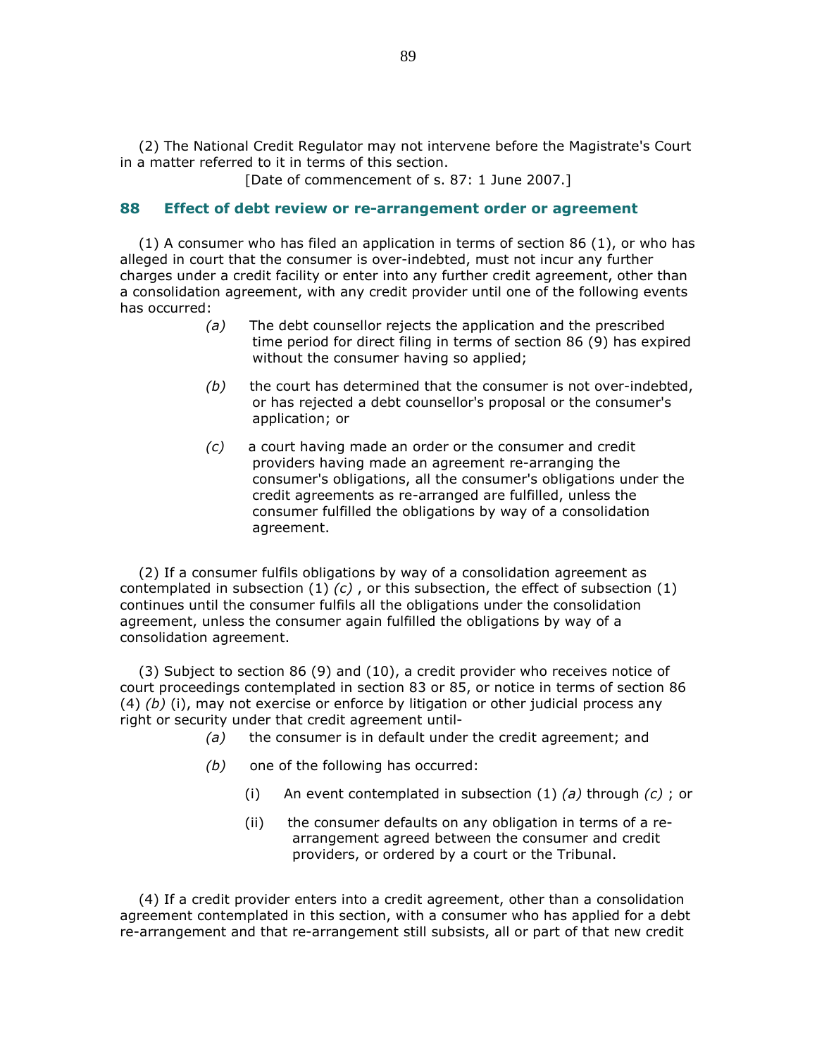(2) The National Credit Regulator may not intervene before the Magistrate's Court in a matter referred to it in terms of this section.

[Date of commencement of s. 87: 1 June 2007.]

## 88 Effect of debt review or re-arrangement order or agreement

(1) A consumer who has filed an application in terms of section 86 (1), or who has alleged in court that the consumer is over-indebted, must not incur any further charges under a credit facility or enter into any further credit agreement, other than a consolidation agreement, with any credit provider until one of the following events has occurred:

*(a)* The debt counsellor rejects the application and the prescribed time period for direct filing in terms of section 86 (9) has expired without the consumer having so applied;

*(b)* the court has determined that the consumer is not over-indebted, or has rejected a debt counsellor's proposal or the consumer's application; or

*(c)* a court having made an order or the consumer and credit providers having made an agreement re-arranging the consumer's obligations, all the consumer's obligations under the credit agreements as re-arranged are fulfilled, unless the consumer fulfilled the obligations by way of a consolidation agreement.

(2) If a consumer fulfils obligations by way of a consolidation agreement as contemplated in subsection (1) *(c)* , or this subsection, the effect of subsection (1) continues until the consumer fulfils all the obligations under the consolidation agreement, unless the consumer again fulfilled the obligations by way of a consolidation agreement.

(3) Subject to section 86 (9) and (10), a credit provider who receives notice of court proceedings contemplated in section 83 or 85, or notice in terms of section 86 (4) *(b)* (i), may not exercise or enforce by litigation or other judicial process any right or security under that credit agreement until-

*(a)* the consumer is in default under the credit agreement; and

*(b)* one of the following has occurred:

(i) An event contemplated in subsection (1) *(a)* through *(c)* ; or

(ii) the consumer defaults on any obligation in terms of a re-arrangement agreed between the consumer and credit providers, or ordered by a court or the Tribunal.

(4) If a credit provider enters into a credit agreement, other than a consolidation agreement contemplated in this section, with a consumer who has applied for a debt re-arrangement and that re-arrangement still subsists, all or part of that new credit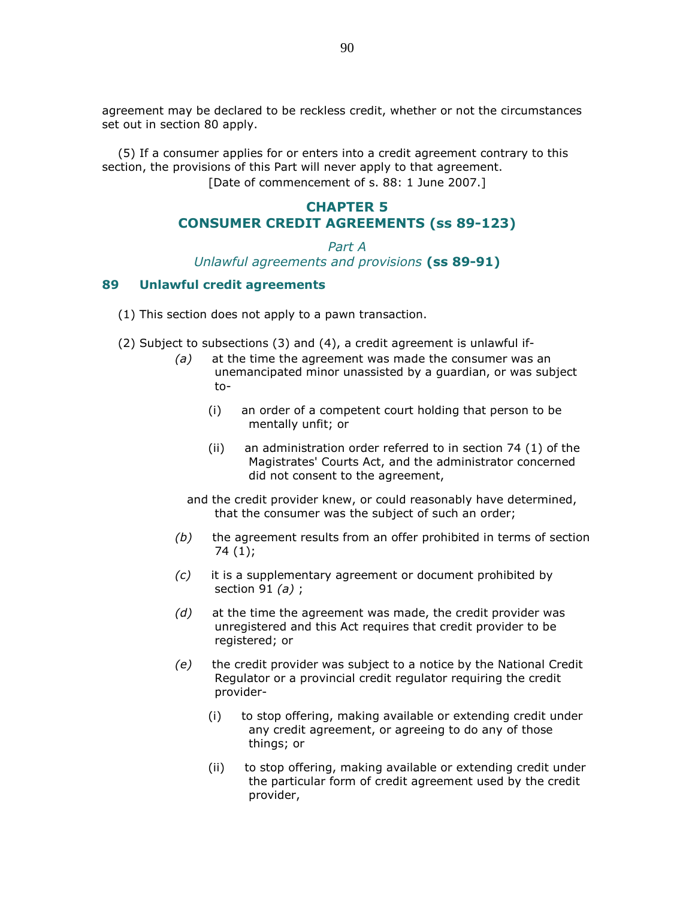agreement may be declared to be reckless credit, whether or not the circumstances set out in section 80 apply.

(5) If a consumer applies for or enters into a credit agreement contrary to this section, the provisions of this Part will never apply to that agreement.

[Date of commencement of s. 88: 1 June 2007.]

## CHAPTER 5
## CONSUMER CREDIT AGREEMENTS (ss 89-123)

### *Part A*
### *Unlawful agreements and provisions* **(ss 89-91)**

#### 89 Unlawful credit agreements

(1) This section does not apply to a pawn transaction.

(2) Subject to subsections (3) and (4), a credit agreement is unlawful if-

*(a)* at the time the agreement was made the consumer was an unemancipated minor unassisted by a guardian, or was subject to-

(i) an order of a competent court holding that person to be mentally unfit; or

(ii) an administration order referred to in section 74 (1) of the Magistrates' Courts Act, and the administrator concerned did not consent to the agreement,

and the credit provider knew, or could reasonably have determined, that the consumer was the subject of such an order;

*(b)* the agreement results from an offer prohibited in terms of section 74 (1);

*(c)* it is a supplementary agreement or document prohibited by section 91 *(a)* ;

*(d)* at the time the agreement was made, the credit provider was unregistered and this Act requires that credit provider to be registered; or

*(e)* the credit provider was subject to a notice by the National Credit Regulator or a provincial credit regulator requiring the credit provider-

(i) to stop offering, making available or extending credit under any credit agreement, or agreeing to do any of those things; or

(ii) to stop offering, making available or extending credit under the particular form of credit agreement used by the credit provider,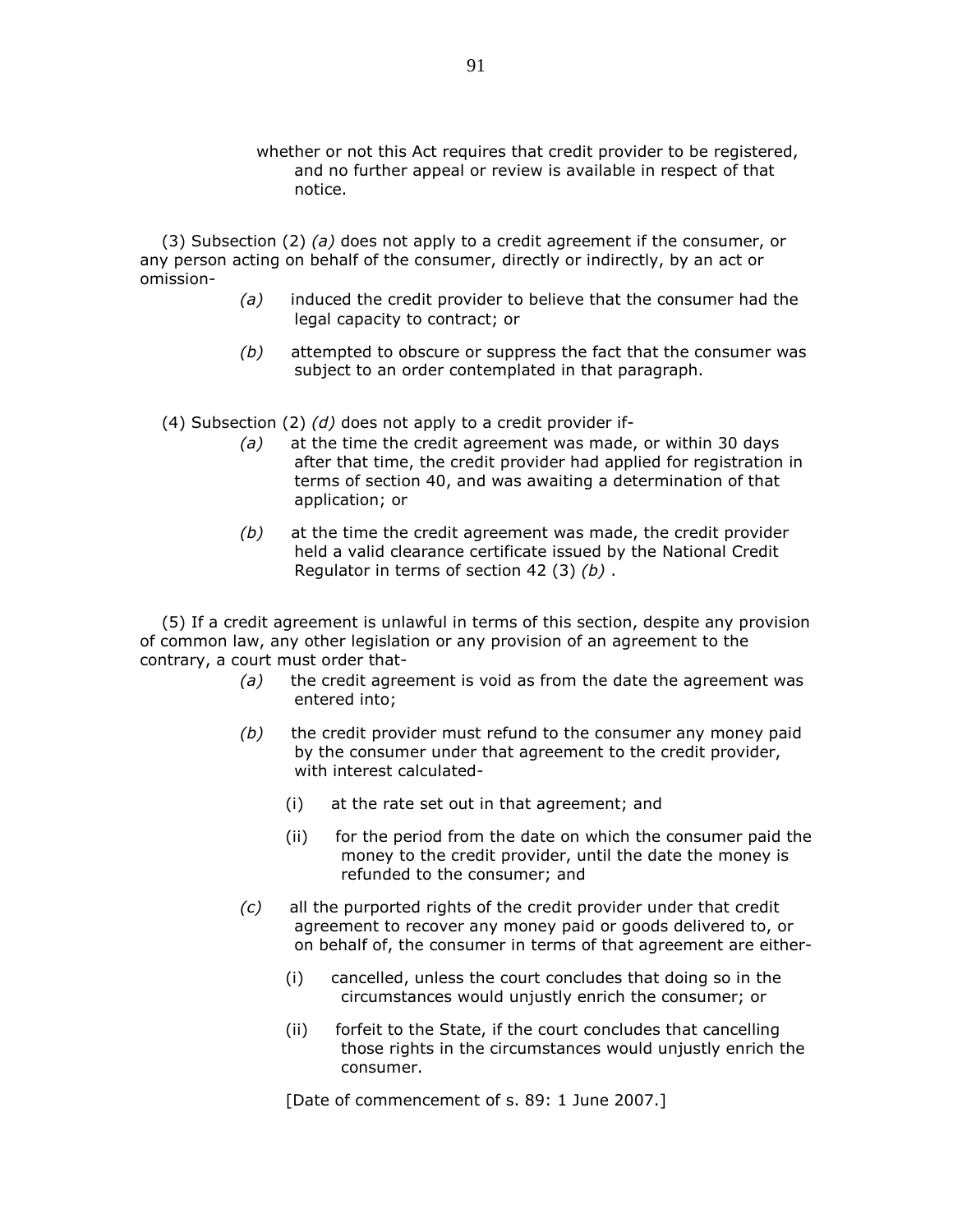whether or not this Act requires that credit provider to be registered, and no further appeal or review is available in respect of that notice.

(3) Subsection (2) *(a)* does not apply to a credit agreement if the consumer, or any person acting on behalf of the consumer, directly or indirectly, by an act or omission-

*(a)* induced the credit provider to believe that the consumer had the legal capacity to contract; or

*(b)* attempted to obscure or suppress the fact that the consumer was subject to an order contemplated in that paragraph.

(4) Subsection (2) *(d)* does not apply to a credit provider if-

*(a)* at the time the credit agreement was made, or within 30 days after that time, the credit provider had applied for registration in terms of section 40, and was awaiting a determination of that application; or

*(b)* at the time the credit agreement was made, the credit provider held a valid clearance certificate issued by the National Credit Regulator in terms of section 42 (3) *(b)* .

(5) If a credit agreement is unlawful in terms of this section, despite any provision of common law, any other legislation or any provision of an agreement to the contrary, a court must order that-

*(a)* the credit agreement is void as from the date the agreement was entered into;

*(b)* the credit provider must refund to the consumer any money paid by the consumer under that agreement to the credit provider, with interest calculated-

(i) at the rate set out in that agreement; and

(ii) for the period from the date on which the consumer paid the money to the credit provider, until the date the money is refunded to the consumer; and

*(c)* all the purported rights of the credit provider under that credit agreement to recover any money paid or goods delivered to, or on behalf of, the consumer in terms of that agreement are either-

(i) cancelled, unless the court concludes that doing so in the circumstances would unjustly enrich the consumer; or

(ii) forfeit to the State, if the court concludes that cancelling those rights in the circumstances would unjustly enrich the consumer.

[Date of commencement of s. 89: 1 June 2007.]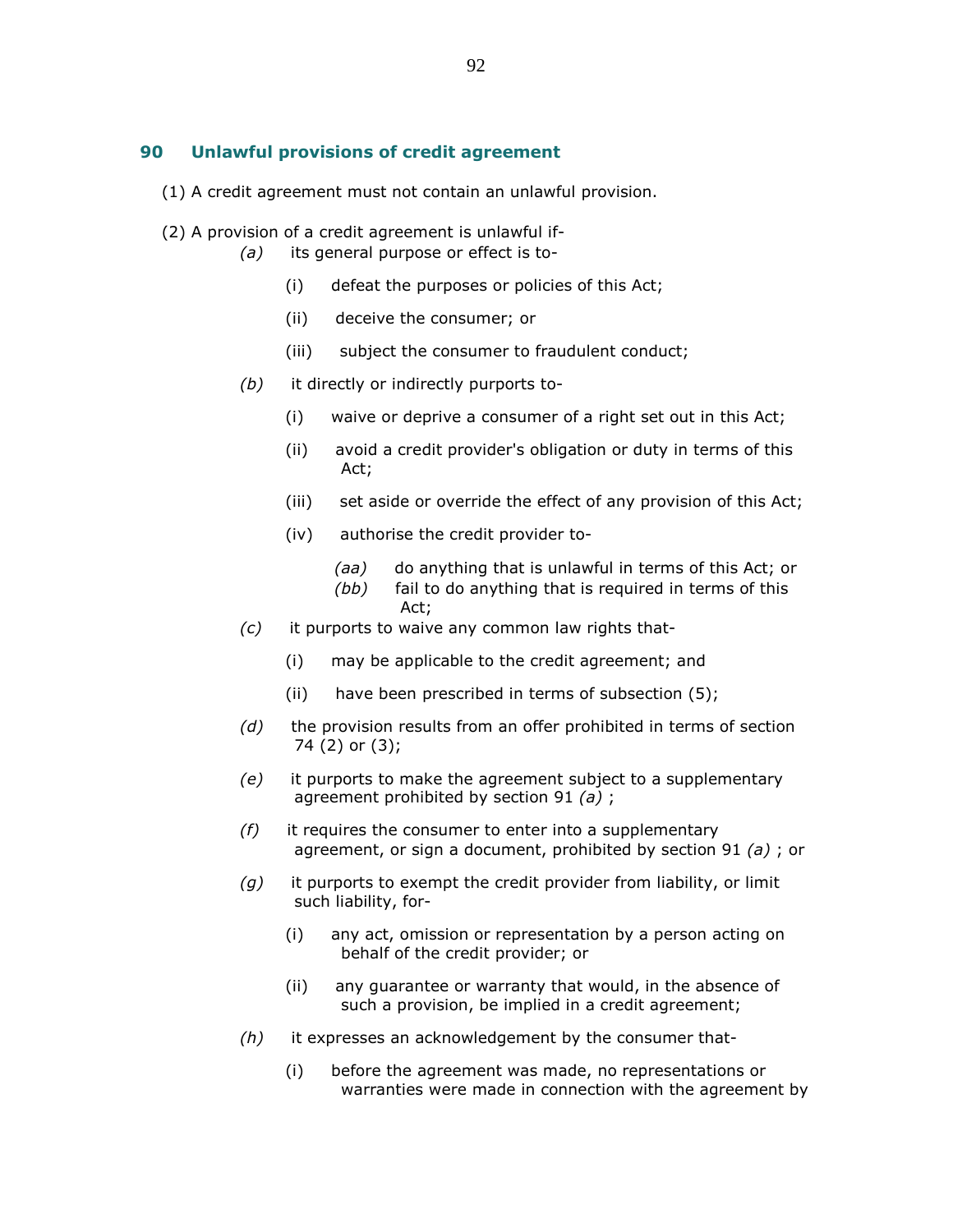## 90 Unlawful provisions of credit agreement

(1) A credit agreement must not contain an unlawful provision.

(2) A provision of a credit agreement is unlawful if-

*(a)* its general purpose or effect is to-

(i) defeat the purposes or policies of this Act;

(ii) deceive the consumer; or

(iii) subject the consumer to fraudulent conduct;

*(b)* it directly or indirectly purports to-

(i) waive or deprive a consumer of a right set out in this Act;

(ii) avoid a credit provider's obligation or duty in terms of this Act;

(iii) set aside or override the effect of any provision of this Act;

(iv) authorise the credit provider to-

*(aa)* do anything that is unlawful in terms of this Act; or
*(bb)* fail to do anything that is required in terms of this Act;

*(c)* it purports to waive any common law rights that-

(i) may be applicable to the credit agreement; and

(ii) have been prescribed in terms of subsection (5);

*(d)* the provision results from an offer prohibited in terms of section 74 (2) or (3);

*(e)* it purports to make the agreement subject to a supplementary agreement prohibited by section 91 *(a)* ;

*(f)* it requires the consumer to enter into a supplementary agreement, or sign a document, prohibited by section 91 *(a)* ; or

*(g)* it purports to exempt the credit provider from liability, or limit such liability, for-

(i) any act, omission or representation by a person acting on behalf of the credit provider; or

(ii) any guarantee or warranty that would, in the absence of such a provision, be implied in a credit agreement;

*(h)* it expresses an acknowledgement by the consumer that-

(i) before the agreement was made, no representations or warranties were made in connection with the agreement by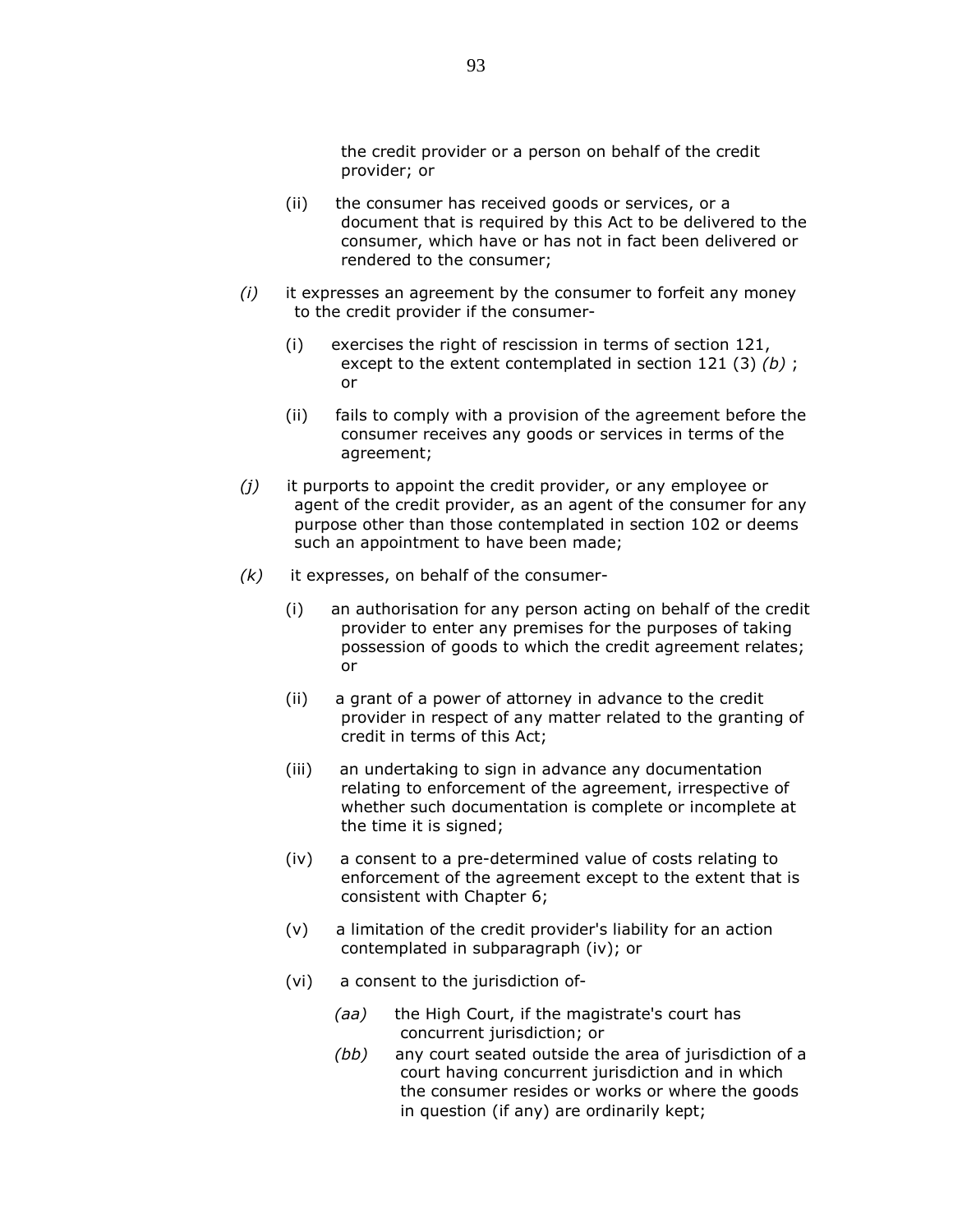the credit provider or a person on behalf of the credit provider; or

(ii) the consumer has received goods or services, or a document that is required by this Act to be delivered to the consumer, which have or has not in fact been delivered or rendered to the consumer;

*(i)* it expresses an agreement by the consumer to forfeit any money to the credit provider if the consumer-

(i) exercises the right of rescission in terms of section 121, except to the extent contemplated in section 121 (3) *(b)* ; or

(ii) fails to comply with a provision of the agreement before the consumer receives any goods or services in terms of the agreement;

*(j)* it purports to appoint the credit provider, or any employee or agent of the credit provider, as an agent of the consumer for any purpose other than those contemplated in section 102 or deems such an appointment to have been made;

*(k)* it expresses, on behalf of the consumer-

(i) an authorisation for any person acting on behalf of the credit provider to enter any premises for the purposes of taking possession of goods to which the credit agreement relates; or

(ii) a grant of a power of attorney in advance to the credit provider in respect of any matter related to the granting of credit in terms of this Act;

(iii) an undertaking to sign in advance any documentation relating to enforcement of the agreement, irrespective of whether such documentation is complete or incomplete at the time it is signed;

(iv) a consent to a pre-determined value of costs relating to enforcement of the agreement except to the extent that is consistent with Chapter 6;

(v) a limitation of the credit provider's liability for an action contemplated in subparagraph (iv); or

(vi) a consent to the jurisdiction of-

*(aa)* the High Court, if the magistrate's court has concurrent jurisdiction; or

*(bb)* any court seated outside the area of jurisdiction of a court having concurrent jurisdiction and in which the consumer resides or works or where the goods in question (if any) are ordinarily kept;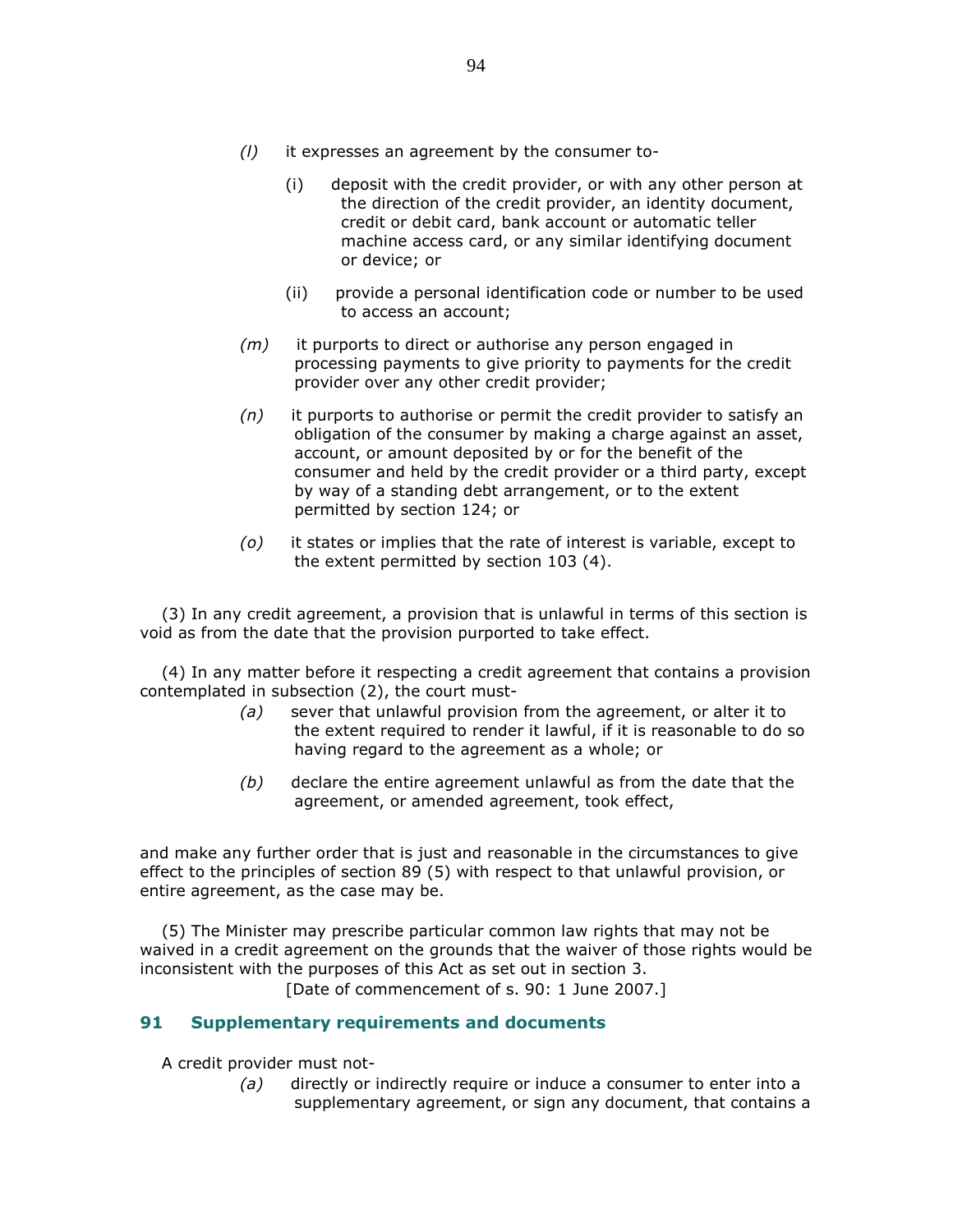*(l)* it expresses an agreement by the consumer to-

(i) deposit with the credit provider, or with any other person at the direction of the credit provider, an identity document, credit or debit card, bank account or automatic teller machine access card, or any similar identifying document or device; or

(ii) provide a personal identification code or number to be used to access an account;

*(m)* it purports to direct or authorise any person engaged in processing payments to give priority to payments for the credit provider over any other credit provider;

*(n)* it purports to authorise or permit the credit provider to satisfy an obligation of the consumer by making a charge against an asset, account, or amount deposited by or for the benefit of the consumer and held by the credit provider or a third party, except by way of a standing debt arrangement, or to the extent permitted by section 124; or

*(o)* it states or implies that the rate of interest is variable, except to the extent permitted by section 103 (4).

(3) In any credit agreement, a provision that is unlawful in terms of this section is void as from the date that the provision purported to take effect.

(4) In any matter before it respecting a credit agreement that contains a provision contemplated in subsection (2), the court must-

*(a)* sever that unlawful provision from the agreement, or alter it to the extent required to render it lawful, if it is reasonable to do so having regard to the agreement as a whole; or

*(b)* declare the entire agreement unlawful as from the date that the agreement, or amended agreement, took effect,

and make any further order that is just and reasonable in the circumstances to give effect to the principles of section 89 (5) with respect to that unlawful provision, or entire agreement, as the case may be.

(5) The Minister may prescribe particular common law rights that may not be waived in a credit agreement on the grounds that the waiver of those rights would be inconsistent with the purposes of this Act as set out in section 3.

[Date of commencement of s. 90: 1 June 2007.]

## 91 Supplementary requirements and documents

A credit provider must not-

*(a)* directly or indirectly require or induce a consumer to enter into a supplementary agreement, or sign any document, that contains a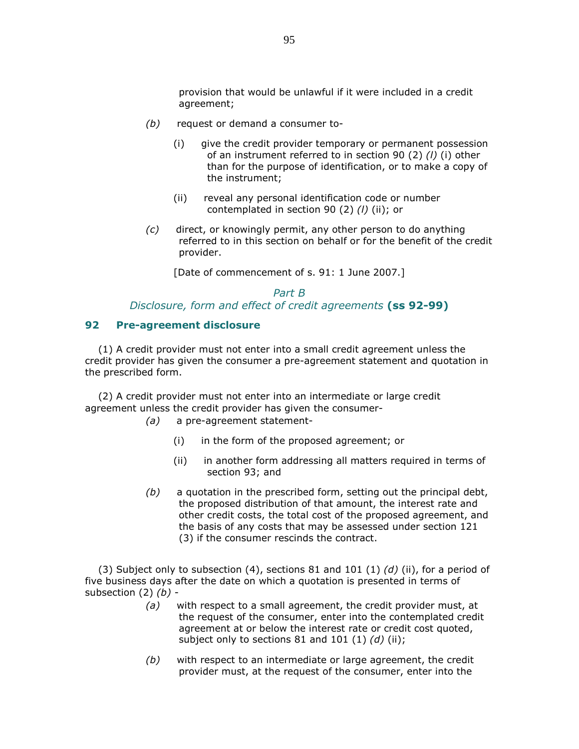provision that would be unlawful if it were included in a credit agreement;

*(b)* request or demand a consumer to-

(i) give the credit provider temporary or permanent possession of an instrument referred to in section 90 (2) *(l)* (i) other than for the purpose of identification, or to make a copy of the instrument;

(ii) reveal any personal identification code or number contemplated in section 90 (2) *(l)* (ii); or

*(c)* direct, or knowingly permit, any other person to do anything referred to in this section on behalf or for the benefit of the credit provider.

[Date of commencement of s. 91: 1 June 2007.]

## *Part B*
## *Disclosure, form and effect of credit agreements* **(ss 92-99)**

### 92 Pre-agreement disclosure

(1) A credit provider must not enter into a small credit agreement unless the credit provider has given the consumer a pre-agreement statement and quotation in the prescribed form.

(2) A credit provider must not enter into an intermediate or large credit agreement unless the credit provider has given the consumer-

*(a)* a pre-agreement statement-

(i) in the form of the proposed agreement; or

(ii) in another form addressing all matters required in terms of section 93; and

*(b)* a quotation in the prescribed form, setting out the principal debt, the proposed distribution of that amount, the interest rate and other credit costs, the total cost of the proposed agreement, and the basis of any costs that may be assessed under section 121 (3) if the consumer rescinds the contract.

(3) Subject only to subsection (4), sections 81 and 101 (1) *(d)* (ii), for a period of five business days after the date on which a quotation is presented in terms of subsection (2) *(b)* -

*(a)* with respect to a small agreement, the credit provider must, at the request of the consumer, enter into the contemplated credit agreement at or below the interest rate or credit cost quoted, subject only to sections 81 and 101 (1) *(d)* (ii);

*(b)* with respect to an intermediate or large agreement, the credit provider must, at the request of the consumer, enter into the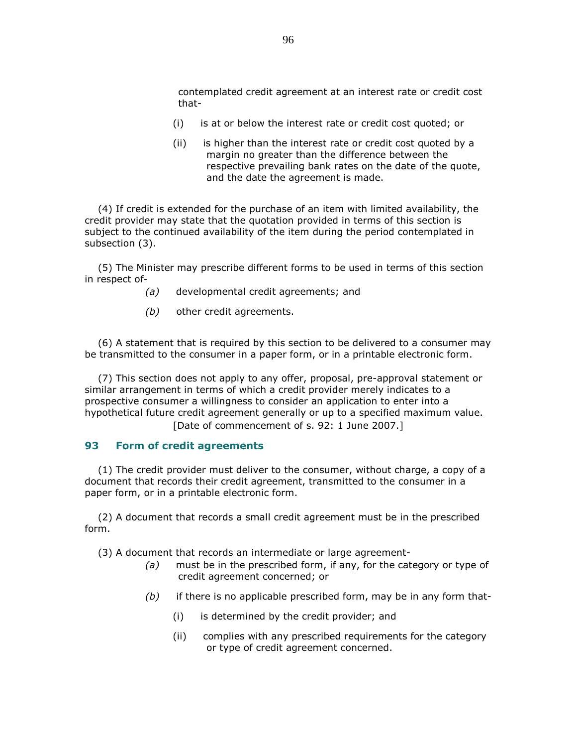contemplated credit agreement at an interest rate or credit cost that-

(i) is at or below the interest rate or credit cost quoted; or

(ii) is higher than the interest rate or credit cost quoted by a margin no greater than the difference between the respective prevailing bank rates on the date of the quote, and the date the agreement is made.

(4) If credit is extended for the purchase of an item with limited availability, the credit provider may state that the quotation provided in terms of this section is subject to the continued availability of the item during the period contemplated in subsection (3).

(5) The Minister may prescribe different forms to be used in terms of this section in respect of-

*(a)* developmental credit agreements; and

*(b)* other credit agreements.

(6) A statement that is required by this section to be delivered to a consumer may be transmitted to the consumer in a paper form, or in a printable electronic form.

(7) This section does not apply to any offer, proposal, pre-approval statement or similar arrangement in terms of which a credit provider merely indicates to a prospective consumer a willingness to consider an application to enter into a hypothetical future credit agreement generally or up to a specified maximum value.

[Date of commencement of s. 92: 1 June 2007.]

### 93 Form of credit agreements

(1) The credit provider must deliver to the consumer, without charge, a copy of a document that records their credit agreement, transmitted to the consumer in a paper form, or in a printable electronic form.

(2) A document that records a small credit agreement must be in the prescribed form.

(3) A document that records an intermediate or large agreement-

*(a)* must be in the prescribed form, if any, for the category or type of credit agreement concerned; or

*(b)* if there is no applicable prescribed form, may be in any form that-

(i) is determined by the credit provider; and

(ii) complies with any prescribed requirements for the category or type of credit agreement concerned.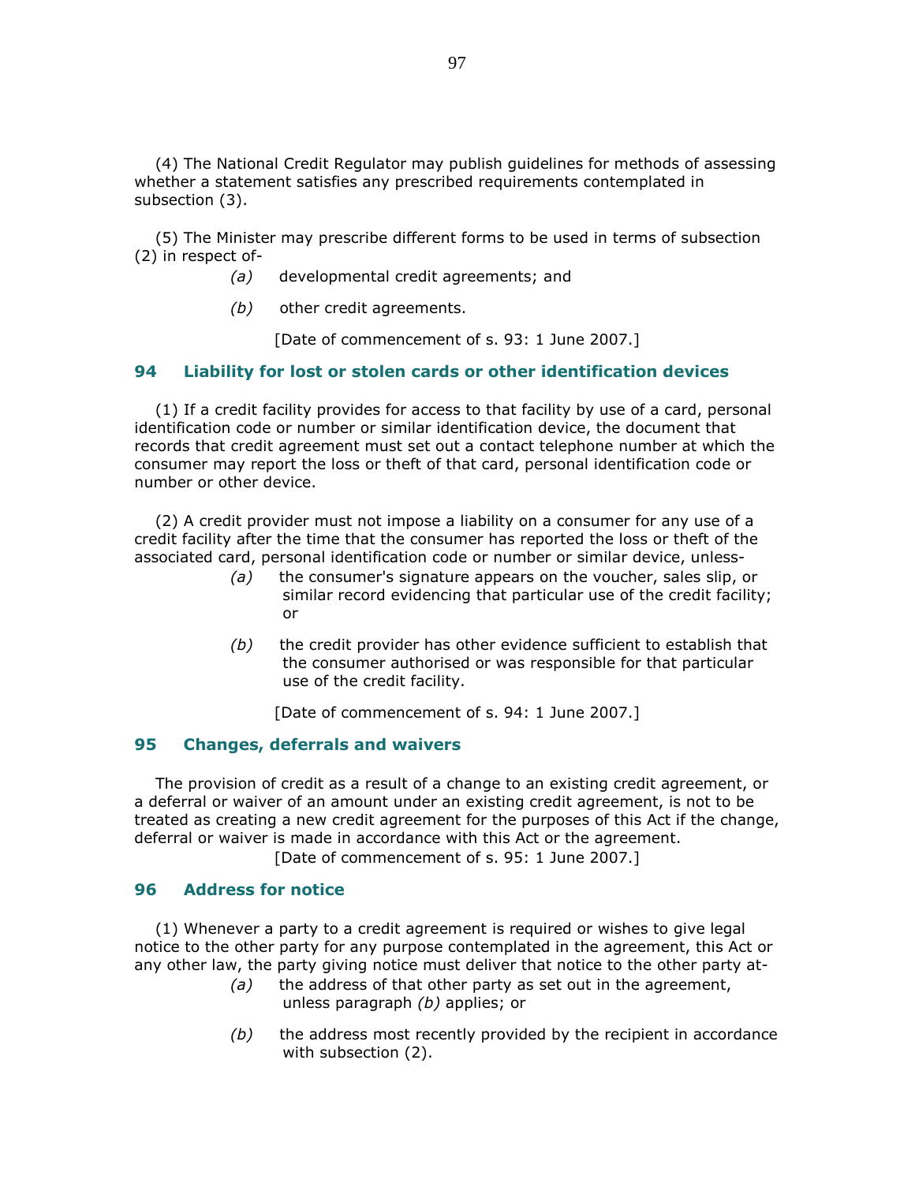(4) The National Credit Regulator may publish guidelines for methods of assessing whether a statement satisfies any prescribed requirements contemplated in subsection (3).

(5) The Minister may prescribe different forms to be used in terms of subsection (2) in respect of-

*(a)* developmental credit agreements; and

*(b)* other credit agreements.

[Date of commencement of s. 93: 1 June 2007.]

## 94 Liability for lost or stolen cards or other identification devices

(1) If a credit facility provides for access to that facility by use of a card, personal identification code or number or similar identification device, the document that records that credit agreement must set out a contact telephone number at which the consumer may report the loss or theft of that card, personal identification code or number or other device.

(2) A credit provider must not impose a liability on a consumer for any use of a credit facility after the time that the consumer has reported the loss or theft of the associated card, personal identification code or number or similar device, unless-

*(a)* the consumer's signature appears on the voucher, sales slip, or similar record evidencing that particular use of the credit facility; or

*(b)* the credit provider has other evidence sufficient to establish that the consumer authorised or was responsible for that particular use of the credit facility.

[Date of commencement of s. 94: 1 June 2007.]

## 95 Changes, deferrals and waivers

The provision of credit as a result of a change to an existing credit agreement, or a deferral or waiver of an amount under an existing credit agreement, is not to be treated as creating a new credit agreement for the purposes of this Act if the change, deferral or waiver is made in accordance with this Act or the agreement.

[Date of commencement of s. 95: 1 June 2007.]

## 96 Address for notice

(1) Whenever a party to a credit agreement is required or wishes to give legal notice to the other party for any purpose contemplated in the agreement, this Act or any other law, the party giving notice must deliver that notice to the other party at-

*(a)* the address of that other party as set out in the agreement, unless paragraph *(b)* applies; or

*(b)* the address most recently provided by the recipient in accordance with subsection (2).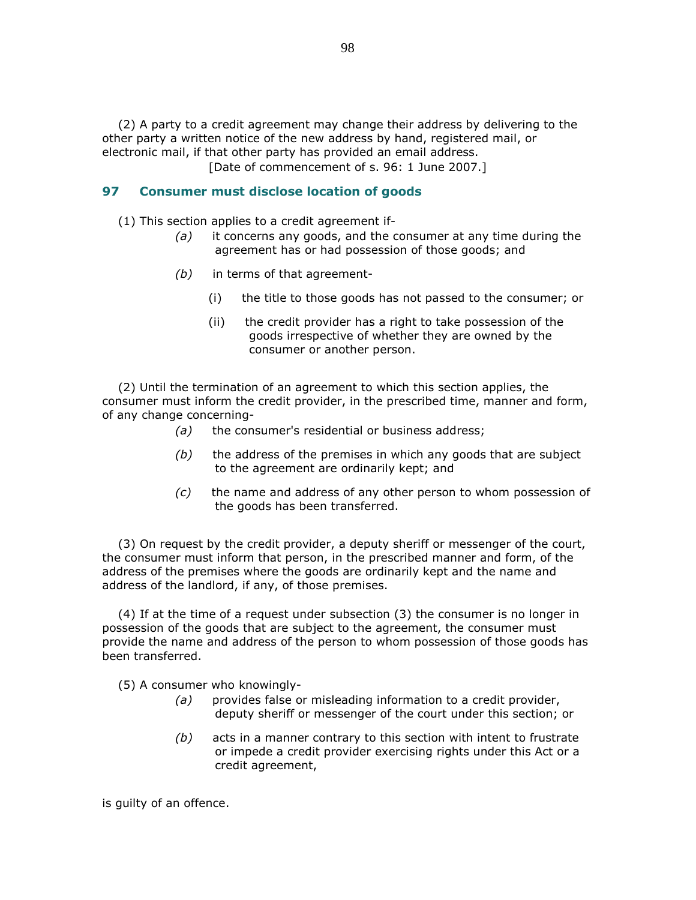(2) A party to a credit agreement may change their address by delivering to the other party a written notice of the new address by hand, registered mail, or electronic mail, if that other party has provided an email address.

[Date of commencement of s. 96: 1 June 2007.]

## 97 Consumer must disclose location of goods

(1) This section applies to a credit agreement if-

*(a)* it concerns any goods, and the consumer at any time during the agreement has or had possession of those goods; and

*(b)* in terms of that agreement-

(i) the title to those goods has not passed to the consumer; or

(ii) the credit provider has a right to take possession of the goods irrespective of whether they are owned by the consumer or another person.

(2) Until the termination of an agreement to which this section applies, the consumer must inform the credit provider, in the prescribed time, manner and form, of any change concerning-

*(a)* the consumer's residential or business address;

*(b)* the address of the premises in which any goods that are subject to the agreement are ordinarily kept; and

*(c)* the name and address of any other person to whom possession of the goods has been transferred.

(3) On request by the credit provider, a deputy sheriff or messenger of the court, the consumer must inform that person, in the prescribed manner and form, of the address of the premises where the goods are ordinarily kept and the name and address of the landlord, if any, of those premises.

(4) If at the time of a request under subsection (3) the consumer is no longer in possession of the goods that are subject to the agreement, the consumer must provide the name and address of the person to whom possession of those goods has been transferred.

(5) A consumer who knowingly-

*(a)* provides false or misleading information to a credit provider, deputy sheriff or messenger of the court under this section; or

*(b)* acts in a manner contrary to this section with intent to frustrate or impede a credit provider exercising rights under this Act or a credit agreement,

is guilty of an offence.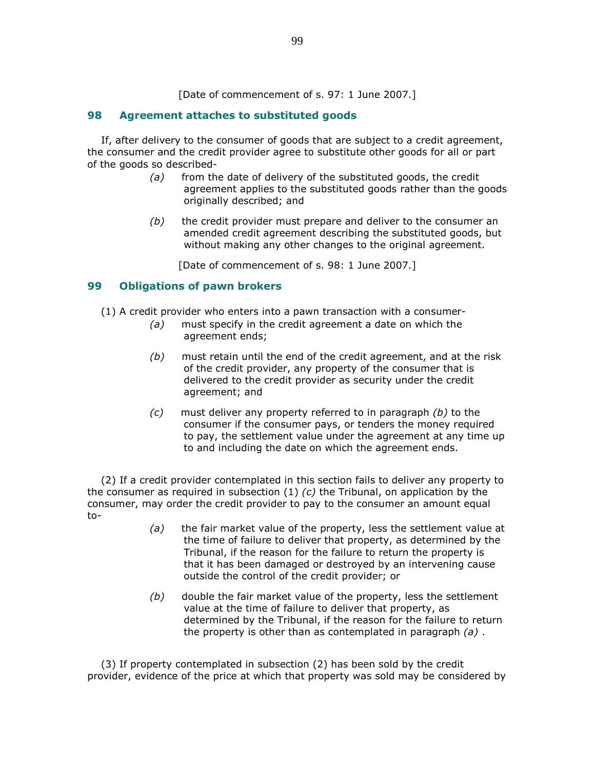[Date of commencement of s. 97: 1 June 2007.]

## 98 Agreement attaches to substituted goods

If, after delivery to the consumer of goods that are subject to a credit agreement, the consumer and the credit provider agree to substitute other goods for all or part of the goods so described-

*(a)* from the date of delivery of the substituted goods, the credit agreement applies to the substituted goods rather than the goods originally described; and

*(b)* the credit provider must prepare and deliver to the consumer an amended credit agreement describing the substituted goods, but without making any other changes to the original agreement.

[Date of commencement of s. 98: 1 June 2007.]

## 99 Obligations of pawn brokers

(1) A credit provider who enters into a pawn transaction with a consumer-

*(a)* must specify in the credit agreement a date on which the agreement ends;

*(b)* must retain until the end of the credit agreement, and at the risk of the credit provider, any property of the consumer that is delivered to the credit provider as security under the credit agreement; and

*(c)* must deliver any property referred to in paragraph *(b)* to the consumer if the consumer pays, or tenders the money required to pay, the settlement value under the agreement at any time up to and including the date on which the agreement ends.

(2) If a credit provider contemplated in this section fails to deliver any property to the consumer as required in subsection (1) *(c)* the Tribunal, on application by the consumer, may order the credit provider to pay to the consumer an amount equal to-

*(a)* the fair market value of the property, less the settlement value at the time of failure to deliver that property, as determined by the Tribunal, if the reason for the failure to return the property is that it has been damaged or destroyed by an intervening cause outside the control of the credit provider; or

*(b)* double the fair market value of the property, less the settlement value at the time of failure to deliver that property, as determined by the Tribunal, if the reason for the failure to return the property is other than as contemplated in paragraph *(a)* .

(3) If property contemplated in subsection (2) has been sold by the credit provider, evidence of the price at which that property was sold may be considered by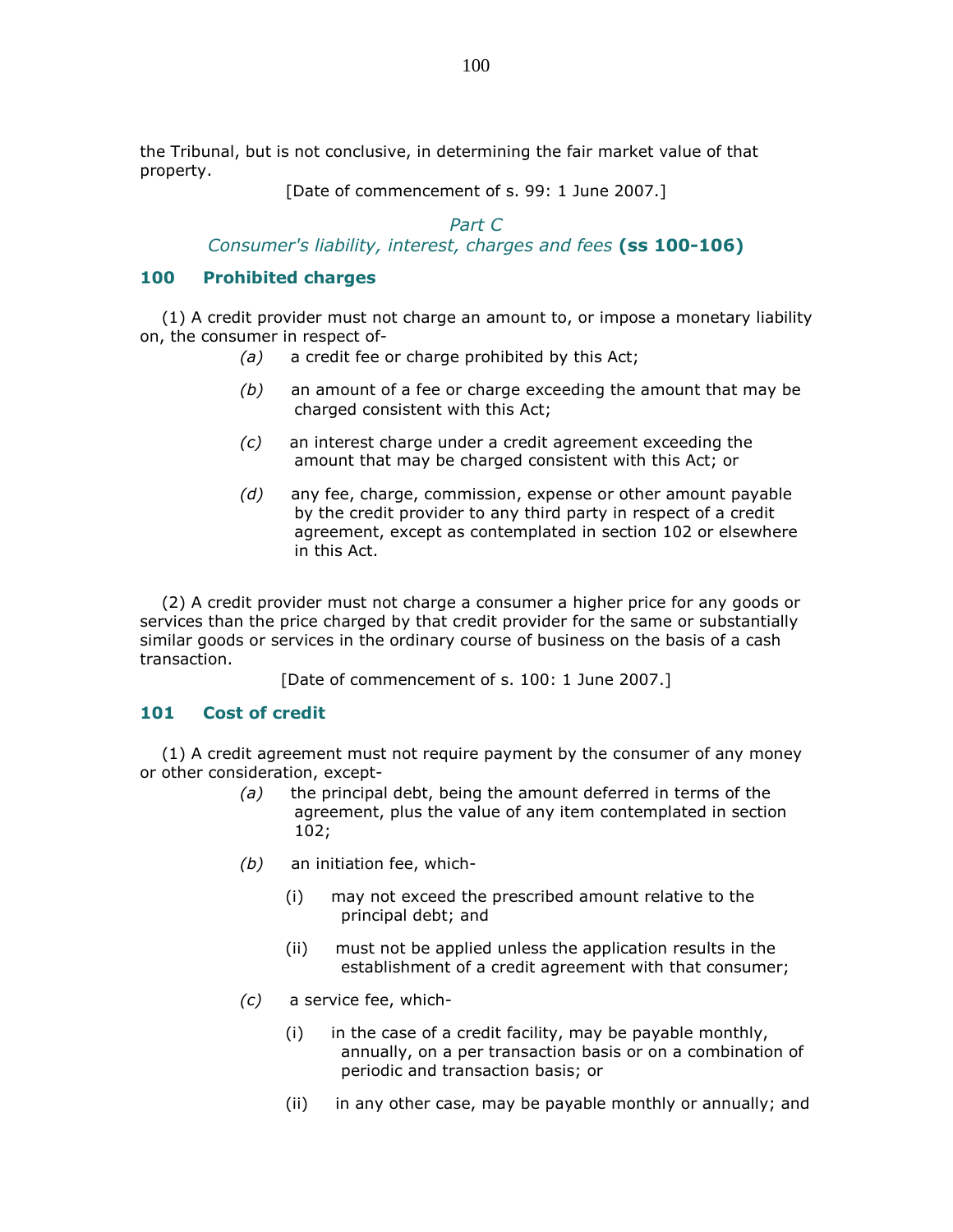the Tribunal, but is not conclusive, in determining the fair market value of that property.

[Date of commencement of s. 99: 1 June 2007.]

## *Part C*
## *Consumer's liability, interest, charges and fees* **(ss 100-106)**

### 100 Prohibited charges

(1) A credit provider must not charge an amount to, or impose a monetary liability on, the consumer in respect of-

*(a)* a credit fee or charge prohibited by this Act;

*(b)* an amount of a fee or charge exceeding the amount that may be charged consistent with this Act;

*(c)* an interest charge under a credit agreement exceeding the amount that may be charged consistent with this Act; or

*(d)* any fee, charge, commission, expense or other amount payable by the credit provider to any third party in respect of a credit agreement, except as contemplated in section 102 or elsewhere in this Act.

(2) A credit provider must not charge a consumer a higher price for any goods or services than the price charged by that credit provider for the same or substantially similar goods or services in the ordinary course of business on the basis of a cash transaction.

[Date of commencement of s. 100: 1 June 2007.]

### 101 Cost of credit

(1) A credit agreement must not require payment by the consumer of any money or other consideration, except-

*(a)* the principal debt, being the amount deferred in terms of the agreement, plus the value of any item contemplated in section 102;

*(b)* an initiation fee, which-

(i) may not exceed the prescribed amount relative to the principal debt; and

(ii) must not be applied unless the application results in the establishment of a credit agreement with that consumer;

*(c)* a service fee, which-

(i) in the case of a credit facility, may be payable monthly, annually, on a per transaction basis or on a combination of periodic and transaction basis; or

(ii) in any other case, may be payable monthly or annually; and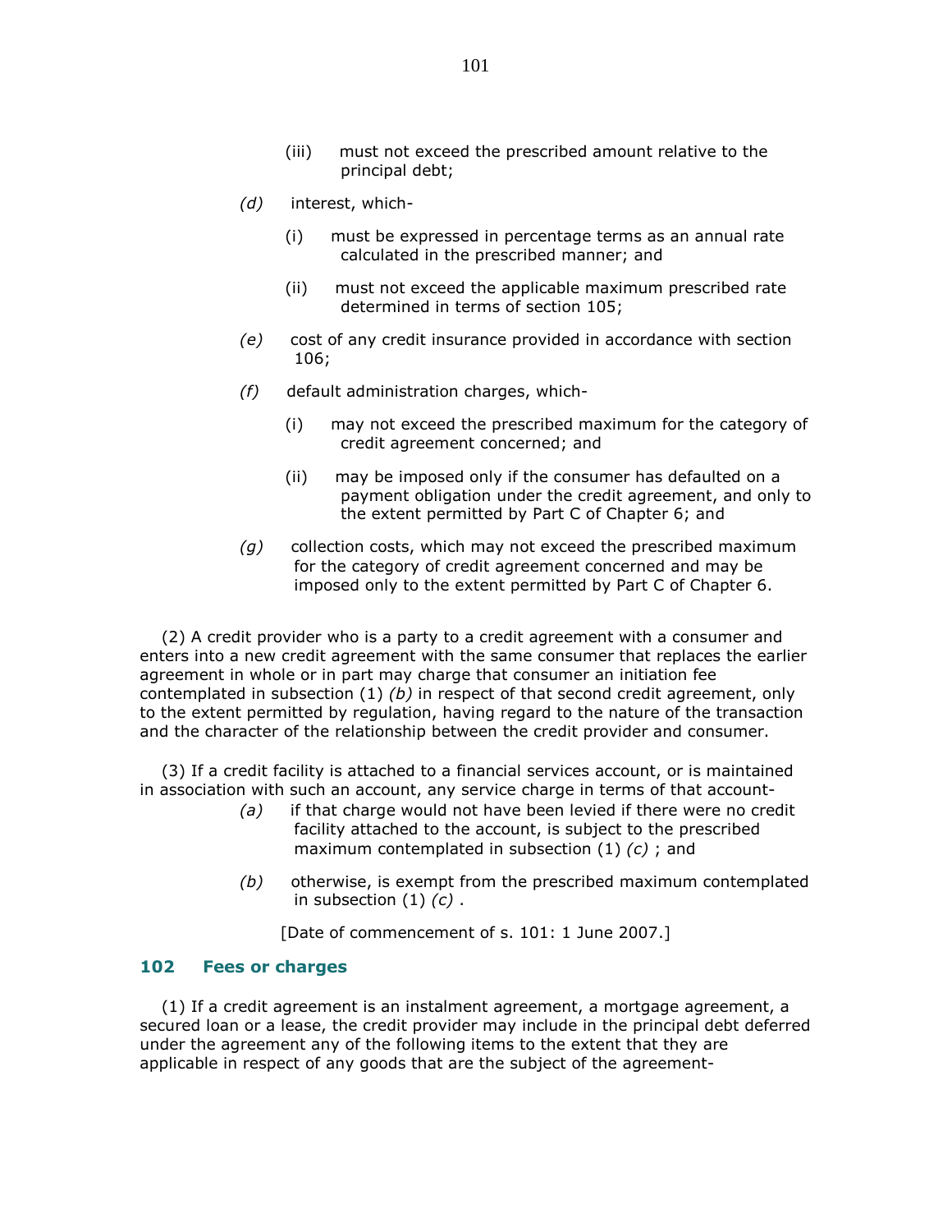(iii) must not exceed the prescribed amount relative to the principal debt;

*(d)* interest, which-

(i) must be expressed in percentage terms as an annual rate calculated in the prescribed manner; and

(ii) must not exceed the applicable maximum prescribed rate determined in terms of section 105;

*(e)* cost of any credit insurance provided in accordance with section 106;

*(f)* default administration charges, which-

(i) may not exceed the prescribed maximum for the category of credit agreement concerned; and

(ii) may be imposed only if the consumer has defaulted on a payment obligation under the credit agreement, and only to the extent permitted by Part C of Chapter 6; and

*(g)* collection costs, which may not exceed the prescribed maximum for the category of credit agreement concerned and may be imposed only to the extent permitted by Part C of Chapter 6.

(2) A credit provider who is a party to a credit agreement with a consumer and enters into a new credit agreement with the same consumer that replaces the earlier agreement in whole or in part may charge that consumer an initiation fee contemplated in subsection (1) *(b)* in respect of that second credit agreement, only to the extent permitted by regulation, having regard to the nature of the transaction and the character of the relationship between the credit provider and consumer.

(3) If a credit facility is attached to a financial services account, or is maintained in association with such an account, any service charge in terms of that account-

*(a)* if that charge would not have been levied if there were no credit facility attached to the account, is subject to the prescribed maximum contemplated in subsection (1) *(c)* ; and

*(b)* otherwise, is exempt from the prescribed maximum contemplated in subsection (1) *(c)* .

[Date of commencement of s. 101: 1 June 2007.]

## 102 Fees or charges

(1) If a credit agreement is an instalment agreement, a mortgage agreement, a secured loan or a lease, the credit provider may include in the principal debt deferred under the agreement any of the following items to the extent that they are applicable in respect of any goods that are the subject of the agreement-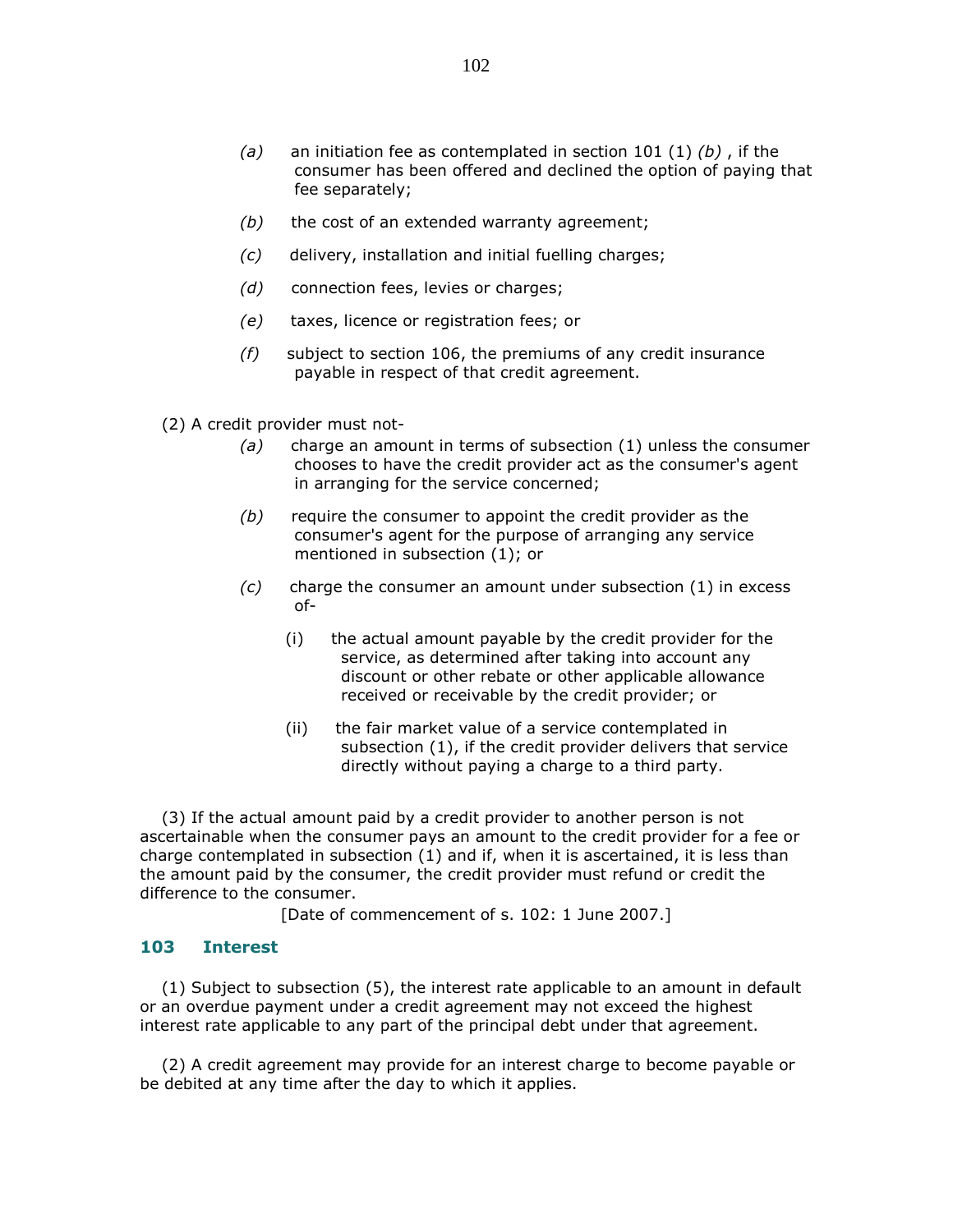*(a)* an initiation fee as contemplated in section 101 (1) *(b)* , if the consumer has been offered and declined the option of paying that fee separately;

*(b)* the cost of an extended warranty agreement;

*(c)* delivery, installation and initial fuelling charges;

*(d)* connection fees, levies or charges;

*(e)* taxes, licence or registration fees; or

*(f)* subject to section 106, the premiums of any credit insurance payable in respect of that credit agreement.

(2) A credit provider must not-

*(a)* charge an amount in terms of subsection (1) unless the consumer chooses to have the credit provider act as the consumer's agent in arranging for the service concerned;

*(b)* require the consumer to appoint the credit provider as the consumer's agent for the purpose of arranging any service mentioned in subsection (1); or

*(c)* charge the consumer an amount under subsection (1) in excess of-

(i) the actual amount payable by the credit provider for the service, as determined after taking into account any discount or other rebate or other applicable allowance received or receivable by the credit provider; or

(ii) the fair market value of a service contemplated in subsection (1), if the credit provider delivers that service directly without paying a charge to a third party.

(3) If the actual amount paid by a credit provider to another person is not ascertainable when the consumer pays an amount to the credit provider for a fee or charge contemplated in subsection (1) and if, when it is ascertained, it is less than the amount paid by the consumer, the credit provider must refund or credit the difference to the consumer.

[Date of commencement of s. 102: 1 June 2007.]

### 103 Interest

(1) Subject to subsection (5), the interest rate applicable to an amount in default or an overdue payment under a credit agreement may not exceed the highest interest rate applicable to any part of the principal debt under that agreement.

(2) A credit agreement may provide for an interest charge to become payable or be debited at any time after the day to which it applies.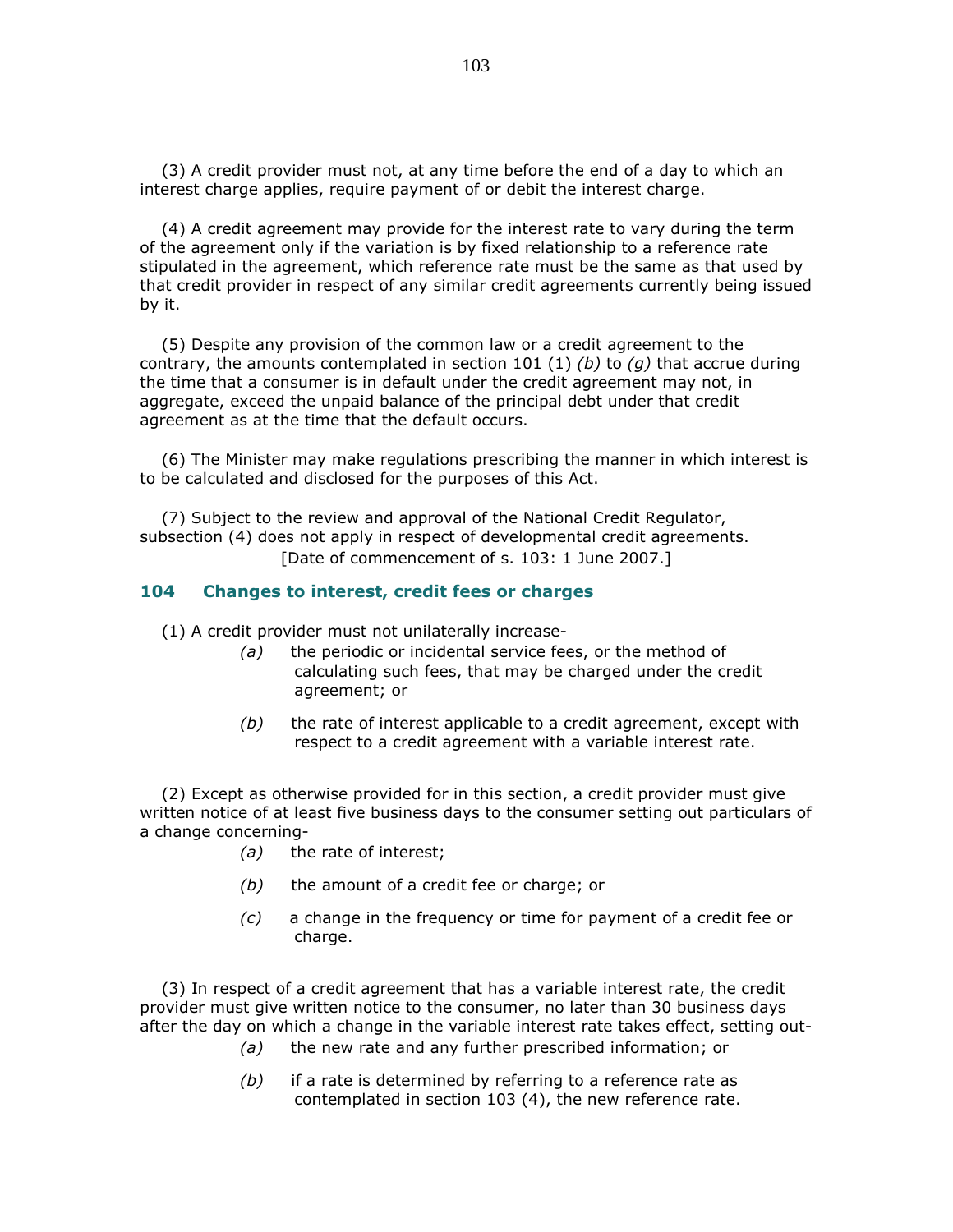(3) A credit provider must not, at any time before the end of a day to which an interest charge applies, require payment of or debit the interest charge.

(4) A credit agreement may provide for the interest rate to vary during the term of the agreement only if the variation is by fixed relationship to a reference rate stipulated in the agreement, which reference rate must be the same as that used by that credit provider in respect of any similar credit agreements currently being issued by it.

(5) Despite any provision of the common law or a credit agreement to the contrary, the amounts contemplated in section 101 (1) *(b)* to *(g)* that accrue during the time that a consumer is in default under the credit agreement may not, in aggregate, exceed the unpaid balance of the principal debt under that credit agreement as at the time that the default occurs.

(6) The Minister may make regulations prescribing the manner in which interest is to be calculated and disclosed for the purposes of this Act.

(7) Subject to the review and approval of the National Credit Regulator, subsection (4) does not apply in respect of developmental credit agreements.

[Date of commencement of s. 103: 1 June 2007.]

### 104 Changes to interest, credit fees or charges

(1) A credit provider must not unilaterally increase-

*(a)* the periodic or incidental service fees, or the method of calculating such fees, that may be charged under the credit agreement; or

*(b)* the rate of interest applicable to a credit agreement, except with respect to a credit agreement with a variable interest rate.

(2) Except as otherwise provided for in this section, a credit provider must give written notice of at least five business days to the consumer setting out particulars of a change concerning-

*(a)* the rate of interest;

*(b)* the amount of a credit fee or charge; or

*(c)* a change in the frequency or time for payment of a credit fee or charge.

(3) In respect of a credit agreement that has a variable interest rate, the credit provider must give written notice to the consumer, no later than 30 business days after the day on which a change in the variable interest rate takes effect, setting out-

*(a)* the new rate and any further prescribed information; or

*(b)* if a rate is determined by referring to a reference rate as contemplated in section 103 (4), the new reference rate.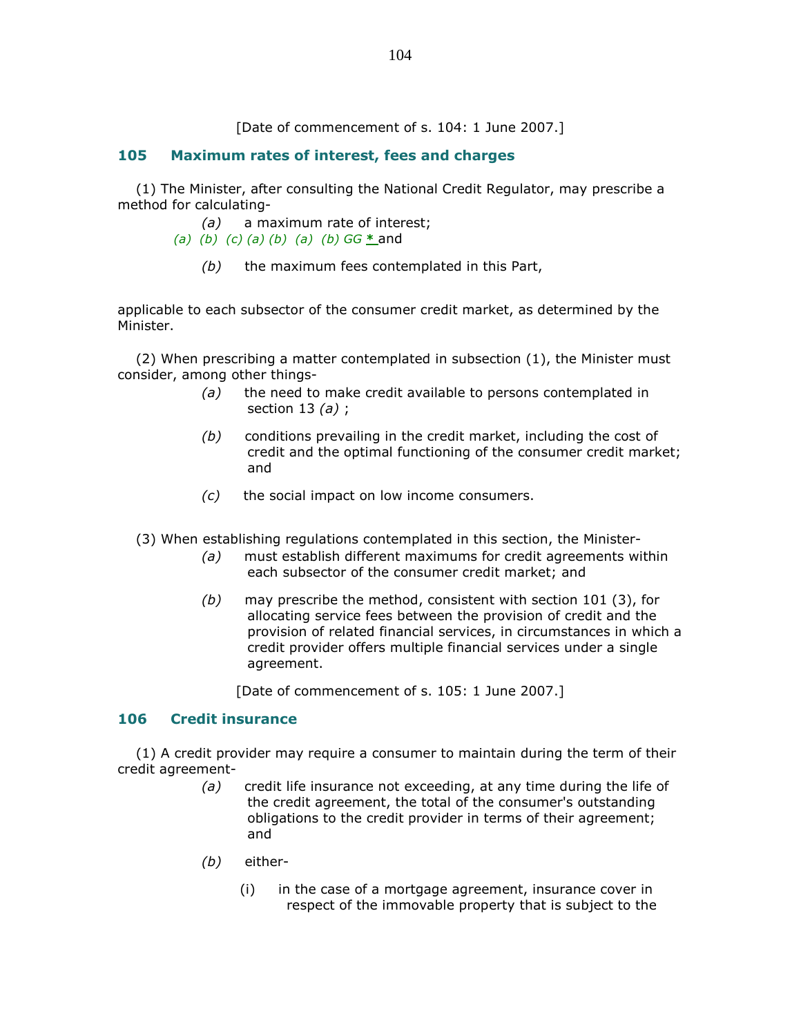[Date of commencement of s. 104: 1 June 2007.]

## 105 Maximum rates of interest, fees and charges

(1) The Minister, after consulting the National Credit Regulator, may prescribe a method for calculating-

*(a)* a maximum rate of interest;
*(a) (b) (c) (a) (b) (a) (b) GG* * and

*(b)* the maximum fees contemplated in this Part,

applicable to each subsector of the consumer credit market, as determined by the Minister.

(2) When prescribing a matter contemplated in subsection (1), the Minister must consider, among other things-

*(a)* the need to make credit available to persons contemplated in section 13 *(a)* ;

*(b)* conditions prevailing in the credit market, including the cost of credit and the optimal functioning of the consumer credit market; and

*(c)* the social impact on low income consumers.

(3) When establishing regulations contemplated in this section, the Minister-

*(a)* must establish different maximums for credit agreements within each subsector of the consumer credit market; and

*(b)* may prescribe the method, consistent with section 101 (3), for allocating service fees between the provision of credit and the provision of related financial services, in circumstances in which a credit provider offers multiple financial services under a single agreement.

[Date of commencement of s. 105: 1 June 2007.]

## 106 Credit insurance

(1) A credit provider may require a consumer to maintain during the term of their credit agreement-

*(a)* credit life insurance not exceeding, at any time during the life of the credit agreement, the total of the consumer's outstanding obligations to the credit provider in terms of their agreement; and

*(b)* either-

(i) in the case of a mortgage agreement, insurance cover in respect of the immovable property that is subject to the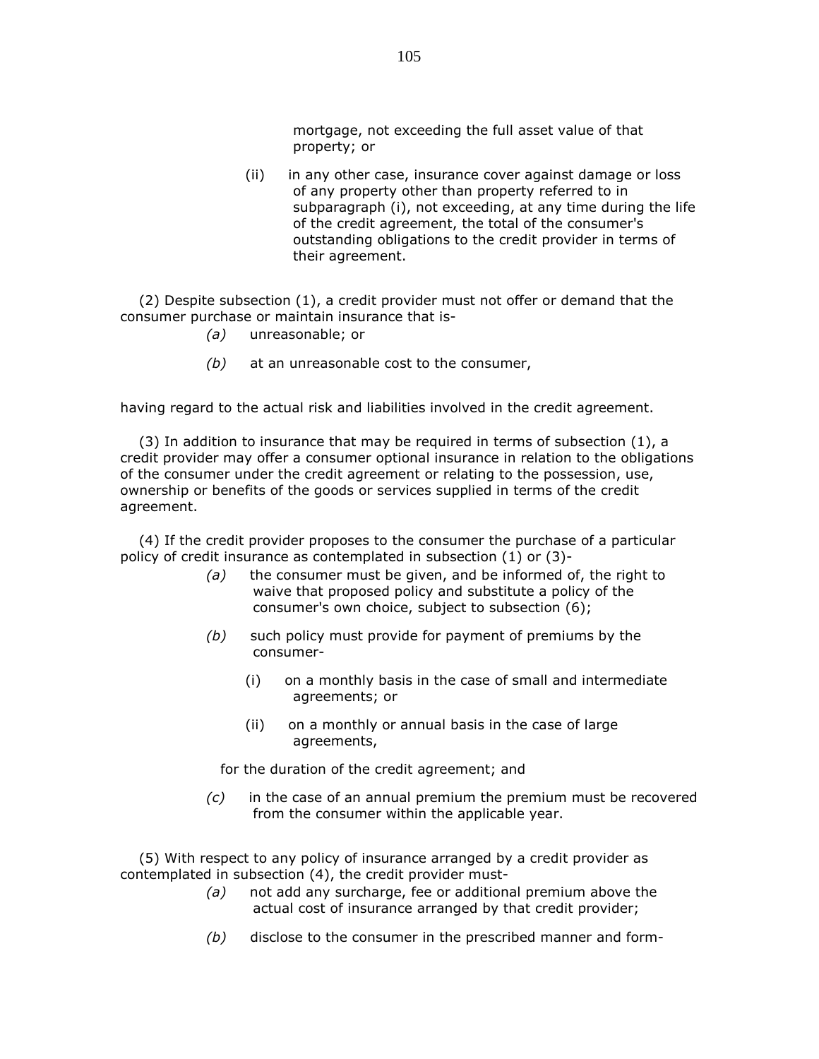mortgage, not exceeding the full asset value of that property; or

(ii) in any other case, insurance cover against damage or loss of any property other than property referred to in subparagraph (i), not exceeding, at any time during the life of the credit agreement, the total of the consumer's outstanding obligations to the credit provider in terms of their agreement.

(2) Despite subsection (1), a credit provider must not offer or demand that the consumer purchase or maintain insurance that is-

*(a)* unreasonable; or

*(b)* at an unreasonable cost to the consumer,

having regard to the actual risk and liabilities involved in the credit agreement.

(3) In addition to insurance that may be required in terms of subsection (1), a credit provider may offer a consumer optional insurance in relation to the obligations of the consumer under the credit agreement or relating to the possession, use, ownership or benefits of the goods or services supplied in terms of the credit agreement.

(4) If the credit provider proposes to the consumer the purchase of a particular policy of credit insurance as contemplated in subsection (1) or (3)-

*(a)* the consumer must be given, and be informed of, the right to waive that proposed policy and substitute a policy of the consumer's own choice, subject to subsection (6);

*(b)* such policy must provide for payment of premiums by the consumer-

(i) on a monthly basis in the case of small and intermediate agreements; or

(ii) on a monthly or annual basis in the case of large agreements,

for the duration of the credit agreement; and

*(c)* in the case of an annual premium the premium must be recovered from the consumer within the applicable year.

(5) With respect to any policy of insurance arranged by a credit provider as contemplated in subsection (4), the credit provider must-

*(a)* not add any surcharge, fee or additional premium above the actual cost of insurance arranged by that credit provider;

*(b)* disclose to the consumer in the prescribed manner and form-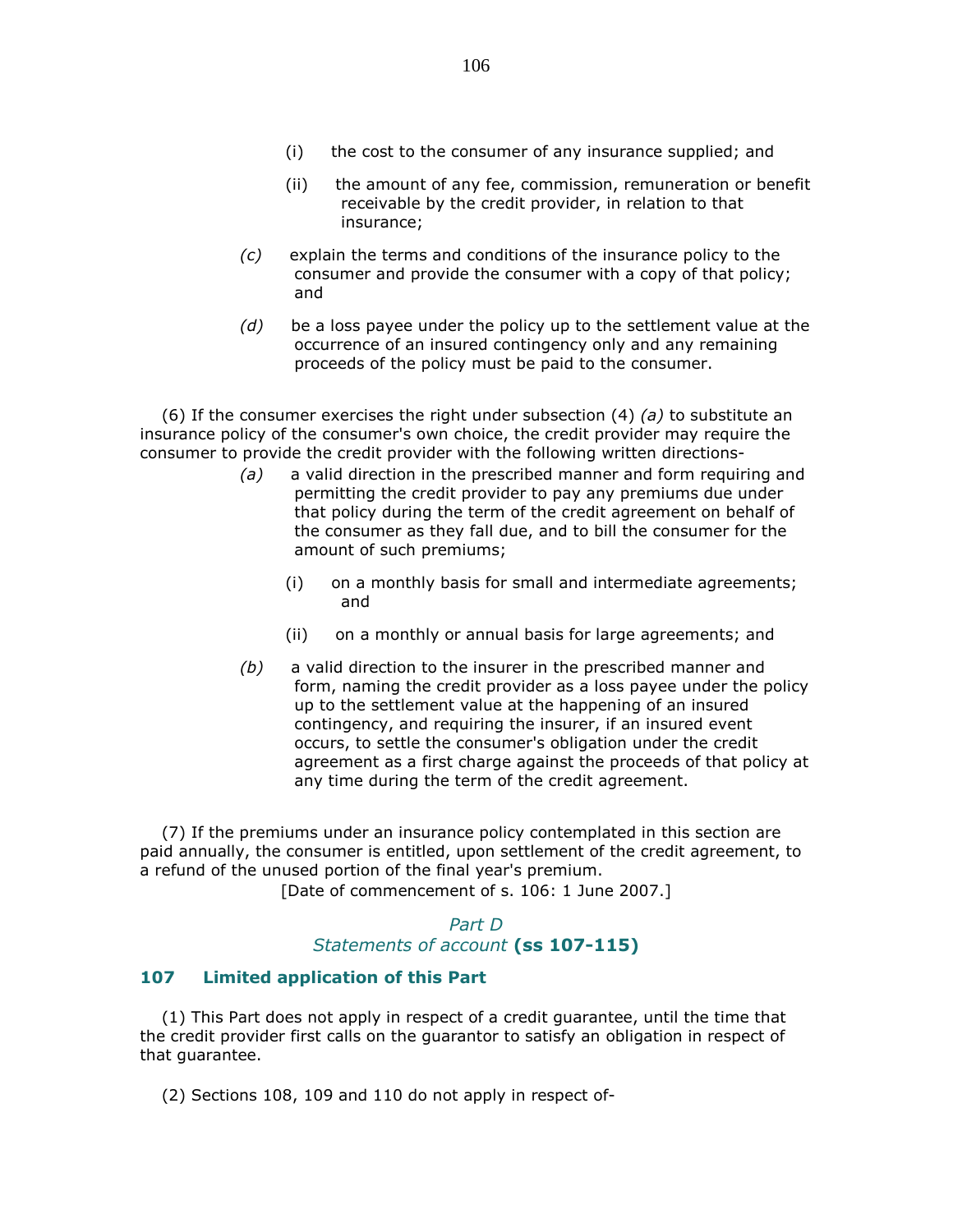(i) the cost to the consumer of any insurance supplied; and

(ii) the amount of any fee, commission, remuneration or benefit receivable by the credit provider, in relation to that insurance;

*(c)* explain the terms and conditions of the insurance policy to the consumer and provide the consumer with a copy of that policy; and

*(d)* be a loss payee under the policy up to the settlement value at the occurrence of an insured contingency only and any remaining proceeds of the policy must be paid to the consumer.

(6) If the consumer exercises the right under subsection (4) *(a)* to substitute an insurance policy of the consumer's own choice, the credit provider may require the consumer to provide the credit provider with the following written directions-

*(a)* a valid direction in the prescribed manner and form requiring and permitting the credit provider to pay any premiums due under that policy during the term of the credit agreement on behalf of the consumer as they fall due, and to bill the consumer for the amount of such premiums;

(i) on a monthly basis for small and intermediate agreements; and

(ii) on a monthly or annual basis for large agreements; and

*(b)* a valid direction to the insurer in the prescribed manner and form, naming the credit provider as a loss payee under the policy up to the settlement value at the happening of an insured contingency, and requiring the insurer, if an insured event occurs, to settle the consumer's obligation under the credit agreement as a first charge against the proceeds of that policy at any time during the term of the credit agreement.

(7) If the premiums under an insurance policy contemplated in this section are paid annually, the consumer is entitled, upon settlement of the credit agreement, to a refund of the unused portion of the final year's premium.

[Date of commencement of s. 106: 1 June 2007.]

## *Part D*
## *Statements of account* **(ss 107-115)**

### **107 Limited application of this Part**

(1) This Part does not apply in respect of a credit guarantee, until the time that the credit provider first calls on the guarantor to satisfy an obligation in respect of that guarantee.

(2) Sections 108, 109 and 110 do not apply in respect of-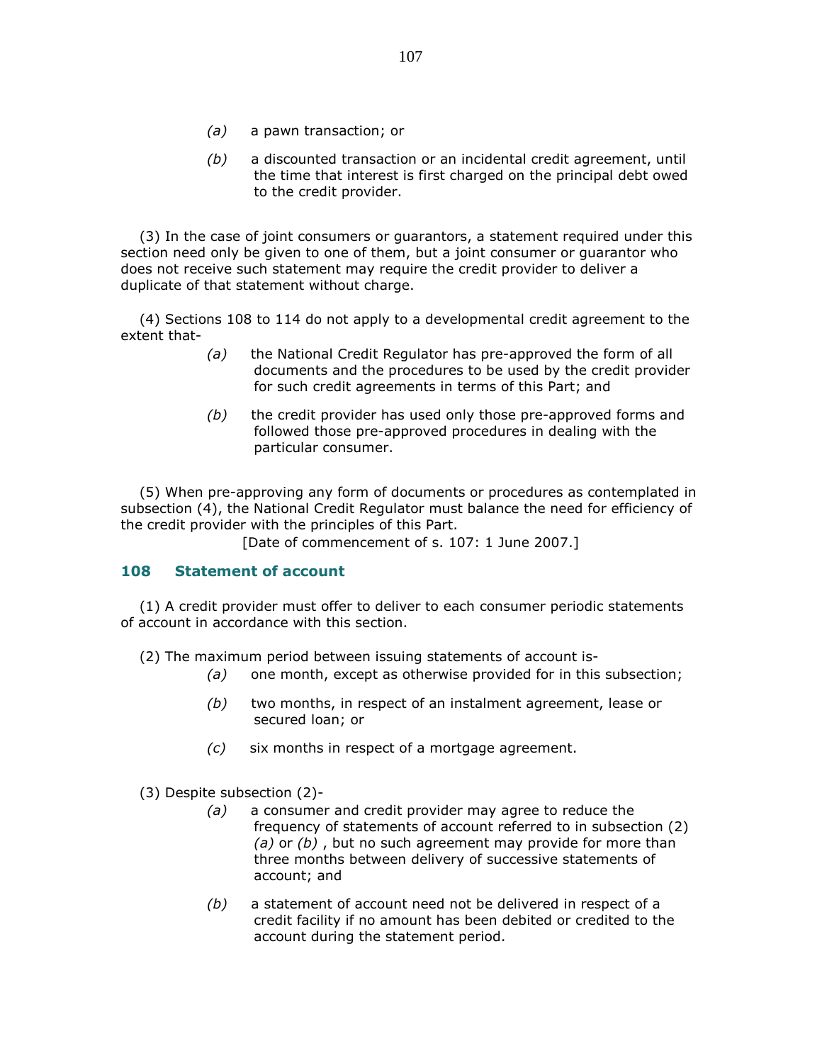*(a)* a pawn transaction; or

*(b)* a discounted transaction or an incidental credit agreement, until the time that interest is first charged on the principal debt owed to the credit provider.

(3) In the case of joint consumers or guarantors, a statement required under this section need only be given to one of them, but a joint consumer or guarantor who does not receive such statement may require the credit provider to deliver a duplicate of that statement without charge.

(4) Sections 108 to 114 do not apply to a developmental credit agreement to the extent that-

*(a)* the National Credit Regulator has pre-approved the form of all documents and the procedures to be used by the credit provider for such credit agreements in terms of this Part; and

*(b)* the credit provider has used only those pre-approved forms and followed those pre-approved procedures in dealing with the particular consumer.

(5) When pre-approving any form of documents or procedures as contemplated in subsection (4), the National Credit Regulator must balance the need for efficiency of the credit provider with the principles of this Part.

[Date of commencement of s. 107: 1 June 2007.]

## 108 Statement of account

(1) A credit provider must offer to deliver to each consumer periodic statements of account in accordance with this section.

(2) The maximum period between issuing statements of account is-

*(a)* one month, except as otherwise provided for in this subsection;

*(b)* two months, in respect of an instalment agreement, lease or secured loan; or

*(c)* six months in respect of a mortgage agreement.

(3) Despite subsection (2)-

*(a)* a consumer and credit provider may agree to reduce the frequency of statements of account referred to in subsection (2) *(a)* or *(b)* , but no such agreement may provide for more than three months between delivery of successive statements of account; and

*(b)* a statement of account need not be delivered in respect of a credit facility if no amount has been debited or credited to the account during the statement period.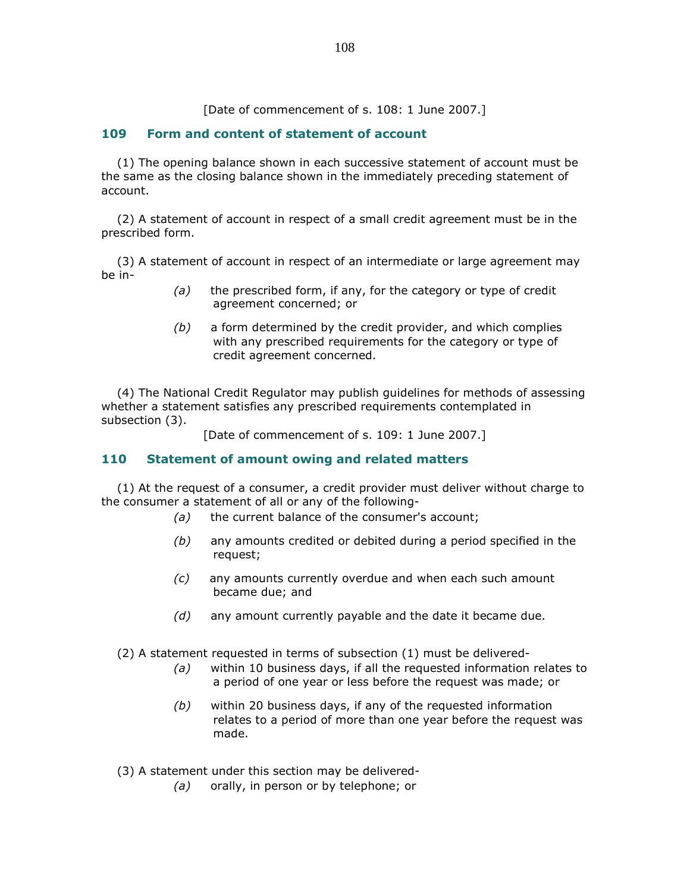[Date of commencement of s. 108: 1 June 2007.]

## 109 Form and content of statement of account

(1) The opening balance shown in each successive statement of account must be the same as the closing balance shown in the immediately preceding statement of account.

(2) A statement of account in respect of a small credit agreement must be in the prescribed form.

(3) A statement of account in respect of an intermediate or large agreement may be in-

> *(a)* the prescribed form, if any, for the category or type of credit agreement concerned; or
>
> *(b)* a form determined by the credit provider, and which complies with any prescribed requirements for the category or type of credit agreement concerned.

(4) The National Credit Regulator may publish guidelines for methods of assessing whether a statement satisfies any prescribed requirements contemplated in subsection (3).

[Date of commencement of s. 109: 1 June 2007.]

## 110 Statement of amount owing and related matters

(1) At the request of a consumer, a credit provider must deliver without charge to the consumer a statement of all or any of the following-

> *(a)* the current balance of the consumer's account;
>
> *(b)* any amounts credited or debited during a period specified in the request;
>
> *(c)* any amounts currently overdue and when each such amount became due; and
>
> *(d)* any amount currently payable and the date it became due.

(2) A statement requested in terms of subsection (1) must be delivered-

> *(a)* within 10 business days, if all the requested information relates to a period of one year or less before the request was made; or
>
> *(b)* within 20 business days, if any of the requested information relates to a period of more than one year before the request was made.

(3) A statement under this section may be delivered-

> *(a)* orally, in person or by telephone; or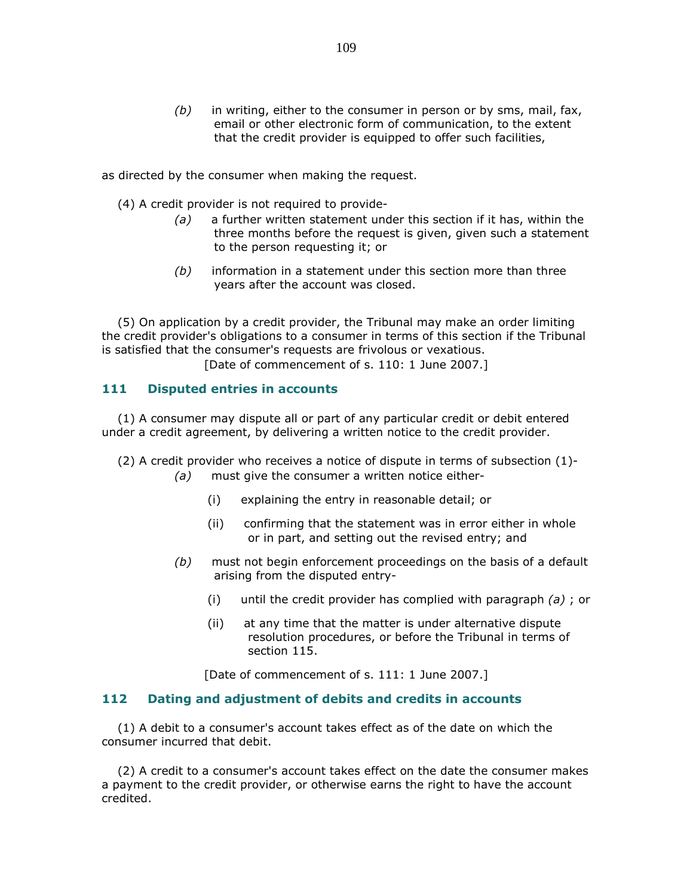(b) in writing, either to the consumer in person or by sms, mail, fax, email or other electronic form of communication, to the extent that the credit provider is equipped to offer such facilities,

as directed by the consumer when making the request.

(4) A credit provider is not required to provide-

(a) a further written statement under this section if it has, within the three months before the request is given, given such a statement to the person requesting it; or

(b) information in a statement under this section more than three years after the account was closed.

(5) On application by a credit provider, the Tribunal may make an order limiting the credit provider's obligations to a consumer in terms of this section if the Tribunal is satisfied that the consumer's requests are frivolous or vexatious.

[Date of commencement of s. 110: 1 June 2007.]

### 111 Disputed entries in accounts

(1) A consumer may dispute all or part of any particular credit or debit entered under a credit agreement, by delivering a written notice to the credit provider.

(2) A credit provider who receives a notice of dispute in terms of subsection (1)-

(a) must give the consumer a written notice either-

(i) explaining the entry in reasonable detail; or

(ii) confirming that the statement was in error either in whole or in part, and setting out the revised entry; and

(b) must not begin enforcement proceedings on the basis of a default arising from the disputed entry-

(i) until the credit provider has complied with paragraph *(a)* ; or

(ii) at any time that the matter is under alternative dispute resolution procedures, or before the Tribunal in terms of section 115.

[Date of commencement of s. 111: 1 June 2007.]

### 112 Dating and adjustment of debits and credits in accounts

(1) A debit to a consumer's account takes effect as of the date on which the consumer incurred that debit.

(2) A credit to a consumer's account takes effect on the date the consumer makes a payment to the credit provider, or otherwise earns the right to have the account credited.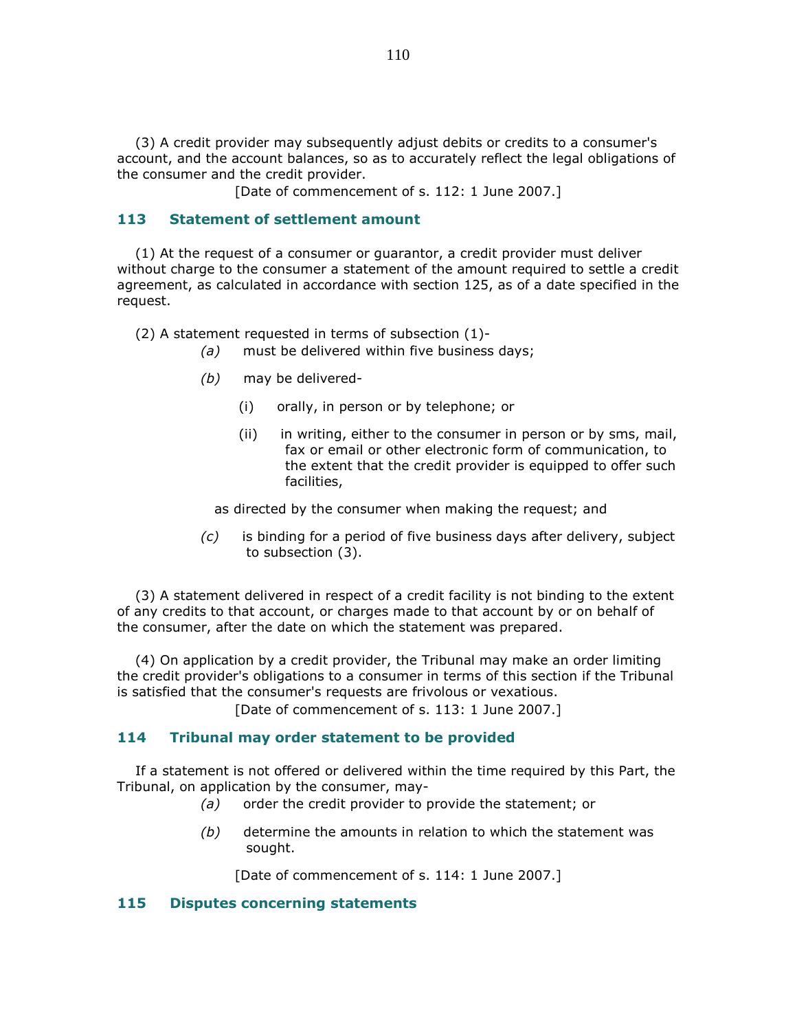(3) A credit provider may subsequently adjust debits or credits to a consumer's account, and the account balances, so as to accurately reflect the legal obligations of the consumer and the credit provider.

[Date of commencement of s. 112: 1 June 2007.]

### 113 Statement of settlement amount

(1) At the request of a consumer or guarantor, a credit provider must deliver without charge to the consumer a statement of the amount required to settle a credit agreement, as calculated in accordance with section 125, as of a date specified in the request.

(2) A statement requested in terms of subsection (1)-

*(a)* must be delivered within five business days;

*(b)* may be delivered-

(i) orally, in person or by telephone; or

(ii) in writing, either to the consumer in person or by sms, mail, fax or email or other electronic form of communication, to the extent that the credit provider is equipped to offer such facilities,

as directed by the consumer when making the request; and

*(c)* is binding for a period of five business days after delivery, subject to subsection (3).

(3) A statement delivered in respect of a credit facility is not binding to the extent of any credits to that account, or charges made to that account by or on behalf of the consumer, after the date on which the statement was prepared.

(4) On application by a credit provider, the Tribunal may make an order limiting the credit provider's obligations to a consumer in terms of this section if the Tribunal is satisfied that the consumer's requests are frivolous or vexatious.

[Date of commencement of s. 113: 1 June 2007.]

### 114 Tribunal may order statement to be provided

If a statement is not offered or delivered within the time required by this Part, the Tribunal, on application by the consumer, may-

*(a)* order the credit provider to provide the statement; or

*(b)* determine the amounts in relation to which the statement was sought.

[Date of commencement of s. 114: 1 June 2007.]

### 115 Disputes concerning statements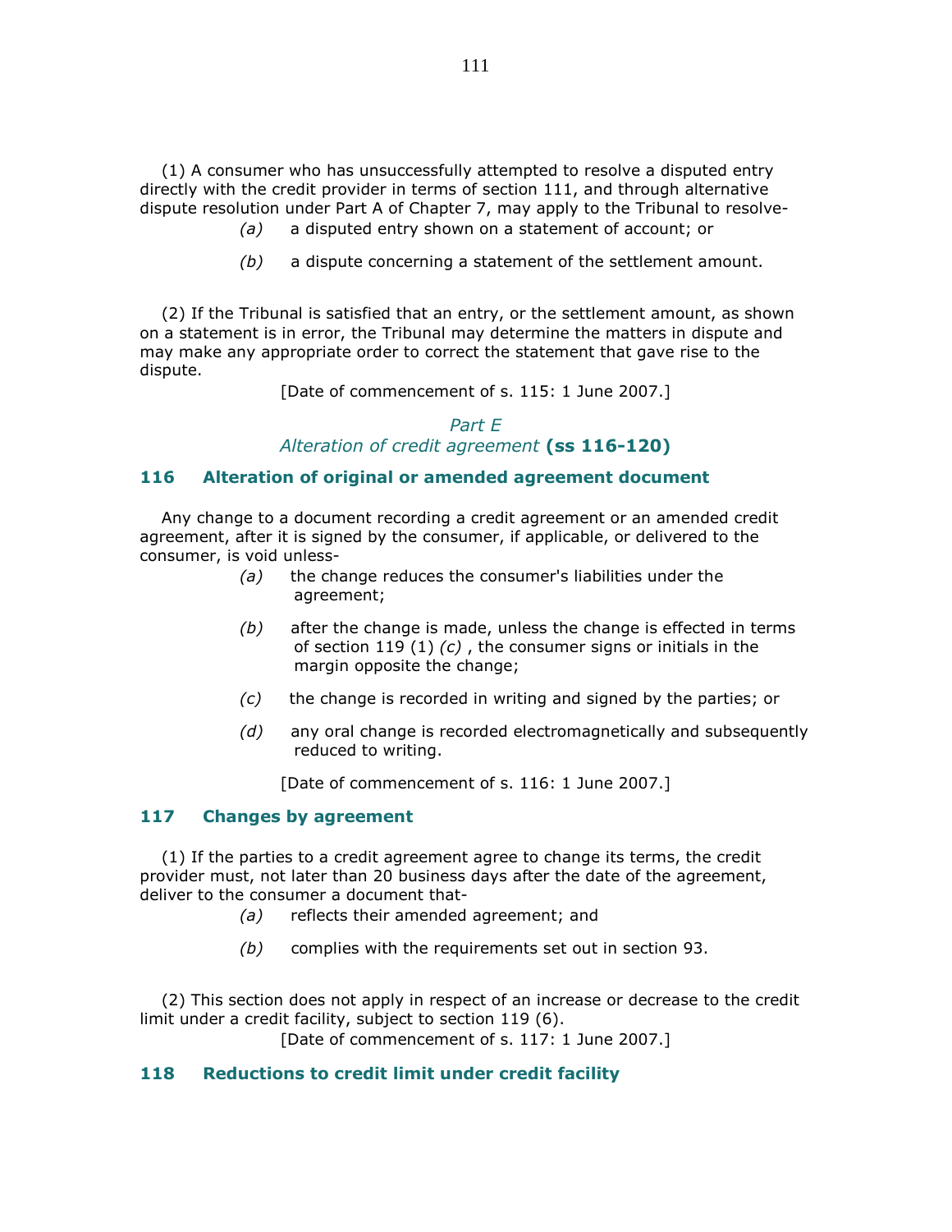(1) A consumer who has unsuccessfully attempted to resolve a disputed entry directly with the credit provider in terms of section 111, and through alternative dispute resolution under Part A of Chapter 7, may apply to the Tribunal to resolve-

*(a)* a disputed entry shown on a statement of account; or

*(b)* a dispute concerning a statement of the settlement amount.

(2) If the Tribunal is satisfied that an entry, or the settlement amount, as shown on a statement is in error, the Tribunal may determine the matters in dispute and may make any appropriate order to correct the statement that gave rise to the dispute.

[Date of commencement of s. 115: 1 June 2007.]

## *Part E*
## *Alteration of credit agreement* (ss 116-120)

### 116 Alteration of original or amended agreement document

Any change to a document recording a credit agreement or an amended credit agreement, after it is signed by the consumer, if applicable, or delivered to the consumer, is void unless-

*(a)* the change reduces the consumer's liabilities under the agreement;

*(b)* after the change is made, unless the change is effected in terms of section 119 (1) *(c)* , the consumer signs or initials in the margin opposite the change;

*(c)* the change is recorded in writing and signed by the parties; or

*(d)* any oral change is recorded electromagnetically and subsequently reduced to writing.

[Date of commencement of s. 116: 1 June 2007.]

### 117 Changes by agreement

(1) If the parties to a credit agreement agree to change its terms, the credit provider must, not later than 20 business days after the date of the agreement, deliver to the consumer a document that-

*(a)* reflects their amended agreement; and

*(b)* complies with the requirements set out in section 93.

(2) This section does not apply in respect of an increase or decrease to the credit limit under a credit facility, subject to section 119 (6).

[Date of commencement of s. 117: 1 June 2007.]

### 118 Reductions to credit limit under credit facility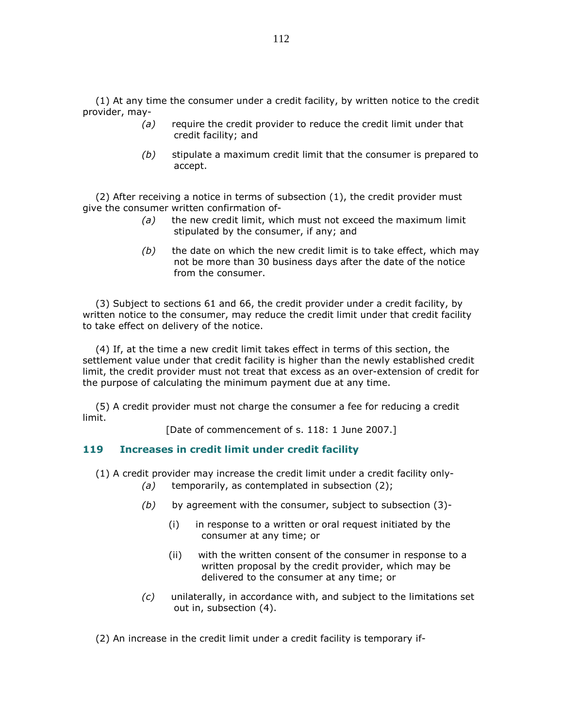(1) At any time the consumer under a credit facility, by written notice to the credit provider, may-

*(a)* require the credit provider to reduce the credit limit under that credit facility; and

*(b)* stipulate a maximum credit limit that the consumer is prepared to accept.

(2) After receiving a notice in terms of subsection (1), the credit provider must give the consumer written confirmation of-

*(a)* the new credit limit, which must not exceed the maximum limit stipulated by the consumer, if any; and

*(b)* the date on which the new credit limit is to take effect, which may not be more than 30 business days after the date of the notice from the consumer.

(3) Subject to sections 61 and 66, the credit provider under a credit facility, by written notice to the consumer, may reduce the credit limit under that credit facility to take effect on delivery of the notice.

(4) If, at the time a new credit limit takes effect in terms of this section, the settlement value under that credit facility is higher than the newly established credit limit, the credit provider must not treat that excess as an over-extension of credit for the purpose of calculating the minimum payment due at any time.

(5) A credit provider must not charge the consumer a fee for reducing a credit limit.

[Date of commencement of s. 118: 1 June 2007.]

### 119 Increases in credit limit under credit facility

(1) A credit provider may increase the credit limit under a credit facility only-

*(a)* temporarily, as contemplated in subsection (2);

*(b)* by agreement with the consumer, subject to subsection (3)-

(i) in response to a written or oral request initiated by the consumer at any time; or

(ii) with the written consent of the consumer in response to a written proposal by the credit provider, which may be delivered to the consumer at any time; or

*(c)* unilaterally, in accordance with, and subject to the limitations set out in, subsection (4).

(2) An increase in the credit limit under a credit facility is temporary if-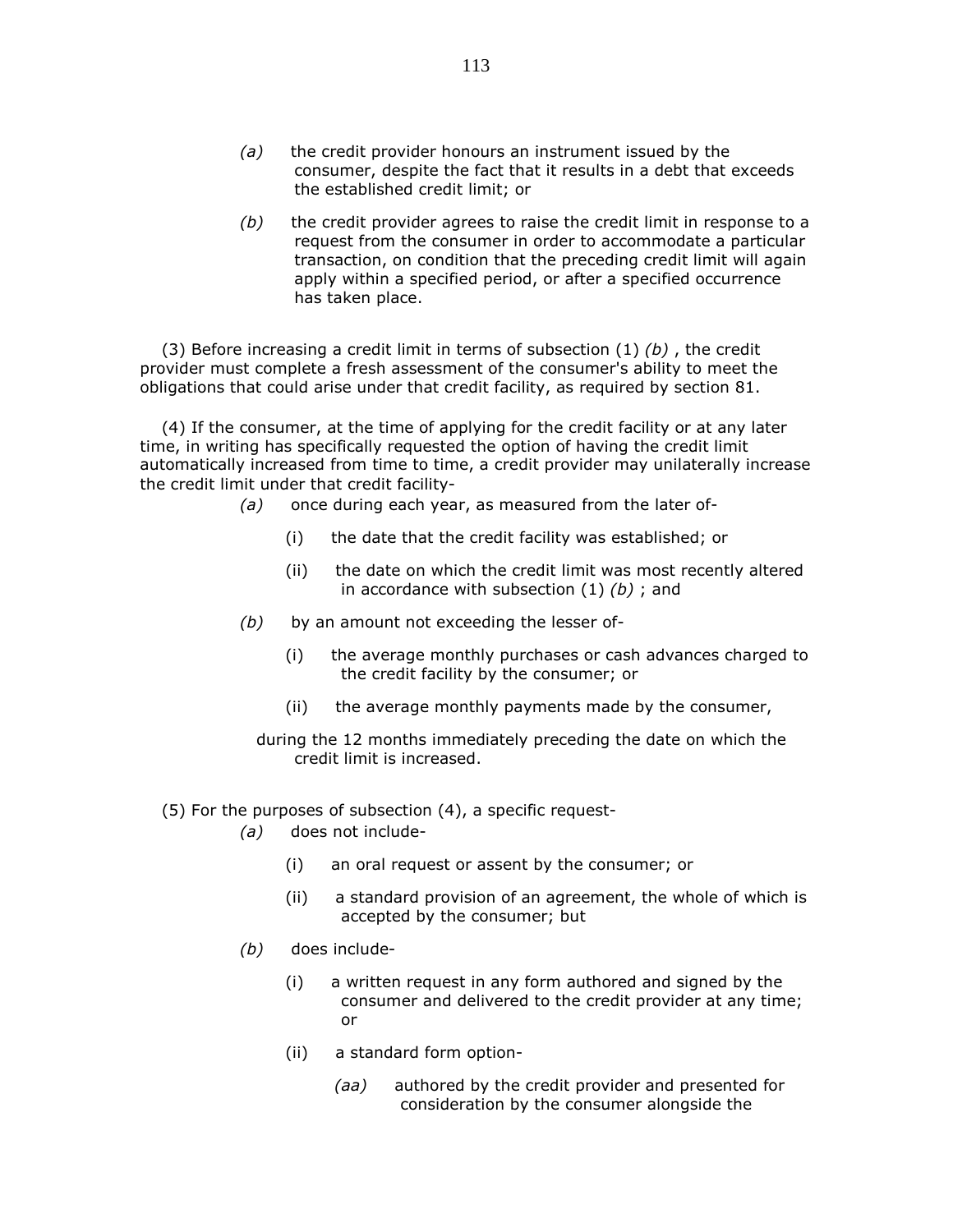*(a)* the credit provider honours an instrument issued by the consumer, despite the fact that it results in a debt that exceeds the established credit limit; or

*(b)* the credit provider agrees to raise the credit limit in response to a request from the consumer in order to accommodate a particular transaction, on condition that the preceding credit limit will again apply within a specified period, or after a specified occurrence has taken place.

(3) Before increasing a credit limit in terms of subsection (1) *(b)* , the credit provider must complete a fresh assessment of the consumer's ability to meet the obligations that could arise under that credit facility, as required by section 81.

(4) If the consumer, at the time of applying for the credit facility or at any later time, in writing has specifically requested the option of having the credit limit automatically increased from time to time, a credit provider may unilaterally increase the credit limit under that credit facility-

*(a)* once during each year, as measured from the later of-

(i) the date that the credit facility was established; or

(ii) the date on which the credit limit was most recently altered in accordance with subsection (1) *(b)* ; and

*(b)* by an amount not exceeding the lesser of-

(i) the average monthly purchases or cash advances charged to the credit facility by the consumer; or

(ii) the average monthly payments made by the consumer,

during the 12 months immediately preceding the date on which the credit limit is increased.

(5) For the purposes of subsection (4), a specific request-

*(a)* does not include-

(i) an oral request or assent by the consumer; or

(ii) a standard provision of an agreement, the whole of which is accepted by the consumer; but

*(b)* does include-

(i) a written request in any form authored and signed by the consumer and delivered to the credit provider at any time; or

(ii) a standard form option-

*(aa)* authored by the credit provider and presented for consideration by the consumer alongside the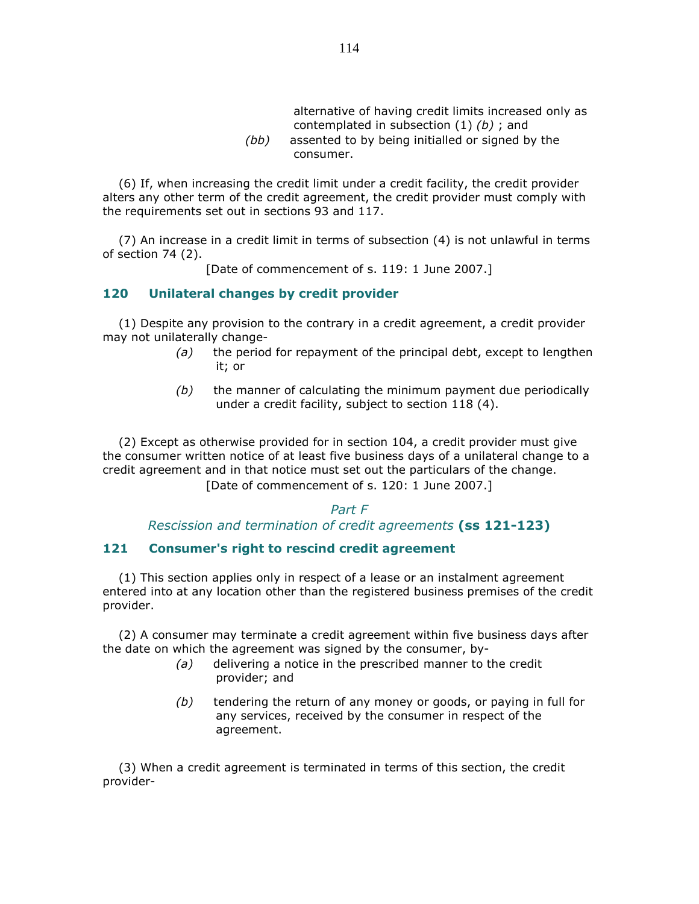alternative of having credit limits increased only as contemplated in subsection (1) *(b)* ; and

*(bb)* assented to by being initialled or signed by the consumer.

(6) If, when increasing the credit limit under a credit facility, the credit provider alters any other term of the credit agreement, the credit provider must comply with the requirements set out in sections 93 and 117.

(7) An increase in a credit limit in terms of subsection (4) is not unlawful in terms of section 74 (2).

[Date of commencement of s. 119: 1 June 2007.]

### 120 Unilateral changes by credit provider

(1) Despite any provision to the contrary in a credit agreement, a credit provider may not unilaterally change-

*(a)* the period for repayment of the principal debt, except to lengthen it; or

*(b)* the manner of calculating the minimum payment due periodically under a credit facility, subject to section 118 (4).

(2) Except as otherwise provided for in section 104, a credit provider must give the consumer written notice of at least five business days of a unilateral change to a credit agreement and in that notice must set out the particulars of the change.

[Date of commencement of s. 120: 1 June 2007.]

## *Part F*
## *Rescission and termination of credit agreements* **(ss 121-123)**

### 121 Consumer's right to rescind credit agreement

(1) This section applies only in respect of a lease or an instalment agreement entered into at any location other than the registered business premises of the credit provider.

(2) A consumer may terminate a credit agreement within five business days after the date on which the agreement was signed by the consumer, by-

*(a)* delivering a notice in the prescribed manner to the credit provider; and

*(b)* tendering the return of any money or goods, or paying in full for any services, received by the consumer in respect of the agreement.

(3) When a credit agreement is terminated in terms of this section, the credit provider-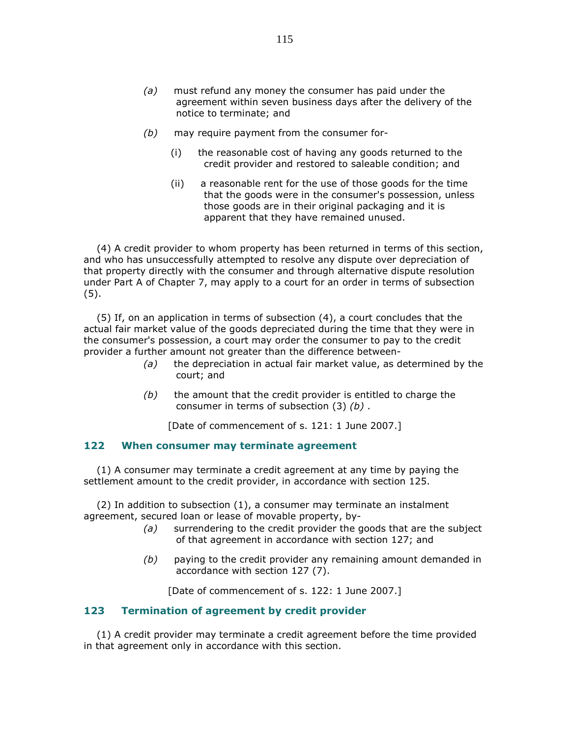(a) must refund any money the consumer has paid under the agreement within seven business days after the delivery of the notice to terminate; and

(b) may require payment from the consumer for-

(i) the reasonable cost of having any goods returned to the credit provider and restored to saleable condition; and

(ii) a reasonable rent for the use of those goods for the time that the goods were in the consumer's possession, unless those goods are in their original packaging and it is apparent that they have remained unused.

(4) A credit provider to whom property has been returned in terms of this section, and who has unsuccessfully attempted to resolve any dispute over depreciation of that property directly with the consumer and through alternative dispute resolution under Part A of Chapter 7, may apply to a court for an order in terms of subsection (5).

(5) If, on an application in terms of subsection (4), a court concludes that the actual fair market value of the goods depreciated during the time that they were in the consumer's possession, a court may order the consumer to pay to the credit provider a further amount not greater than the difference between-

(a) the depreciation in actual fair market value, as determined by the court; and

(b) the amount that the credit provider is entitled to charge the consumer in terms of subsection (3) *(b)* .

[Date of commencement of s. 121: 1 June 2007.]

## 122 When consumer may terminate agreement

(1) A consumer may terminate a credit agreement at any time by paying the settlement amount to the credit provider, in accordance with section 125.

(2) In addition to subsection (1), a consumer may terminate an instalment agreement, secured loan or lease of movable property, by-

(a) surrendering to the credit provider the goods that are the subject of that agreement in accordance with section 127; and

(b) paying to the credit provider any remaining amount demanded in accordance with section 127 (7).

[Date of commencement of s. 122: 1 June 2007.]

## 123 Termination of agreement by credit provider

(1) A credit provider may terminate a credit agreement before the time provided in that agreement only in accordance with this section.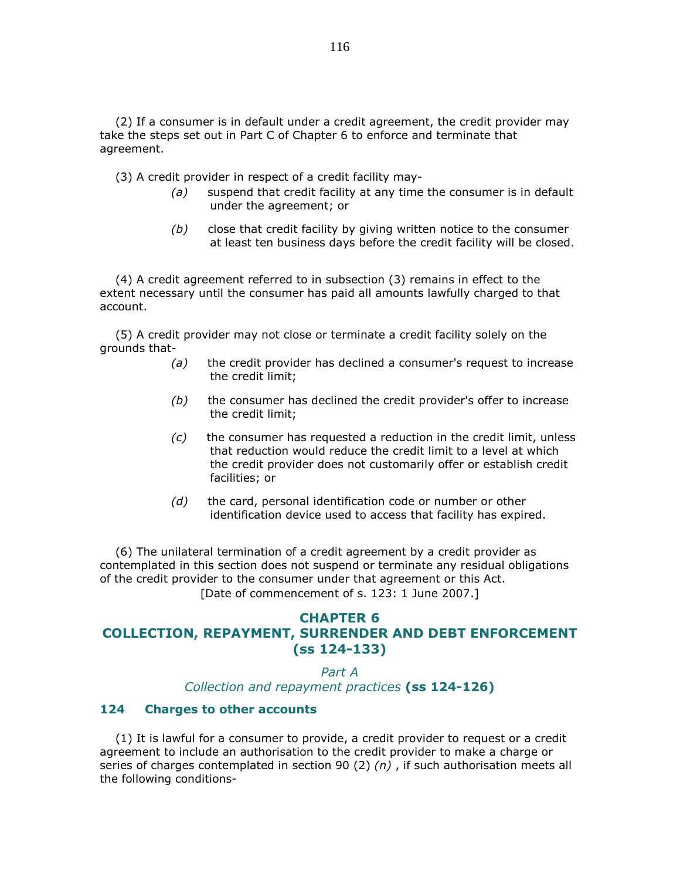(2) If a consumer is in default under a credit agreement, the credit provider may take the steps set out in Part C of Chapter 6 to enforce and terminate that agreement.

(3) A credit provider in respect of a credit facility may-

*(a)* suspend that credit facility at any time the consumer is in default under the agreement; or

*(b)* close that credit facility by giving written notice to the consumer at least ten business days before the credit facility will be closed.

(4) A credit agreement referred to in subsection (3) remains in effect to the extent necessary until the consumer has paid all amounts lawfully charged to that account.

(5) A credit provider may not close or terminate a credit facility solely on the grounds that-

*(a)* the credit provider has declined a consumer's request to increase the credit limit;

*(b)* the consumer has declined the credit provider's offer to increase the credit limit;

*(c)* the consumer has requested a reduction in the credit limit, unless that reduction would reduce the credit limit to a level at which the credit provider does not customarily offer or establish credit facilities; or

*(d)* the card, personal identification code or number or other identification device used to access that facility has expired.

(6) The unilateral termination of a credit agreement by a credit provider as contemplated in this section does not suspend or terminate any residual obligations of the credit provider to the consumer under that agreement or this Act.

[Date of commencement of s. 123: 1 June 2007.]

## CHAPTER 6
## COLLECTION, REPAYMENT, SURRENDER AND DEBT ENFORCEMENT (ss 124-133)

### *Part A*
### *Collection and repayment practices* (ss 124-126)

### 124 Charges to other accounts

(1) It is lawful for a consumer to provide, a credit provider to request or a credit agreement to include an authorisation to the credit provider to make a charge or series of charges contemplated in section 90 (2) *(n)* , if such authorisation meets all the following conditions-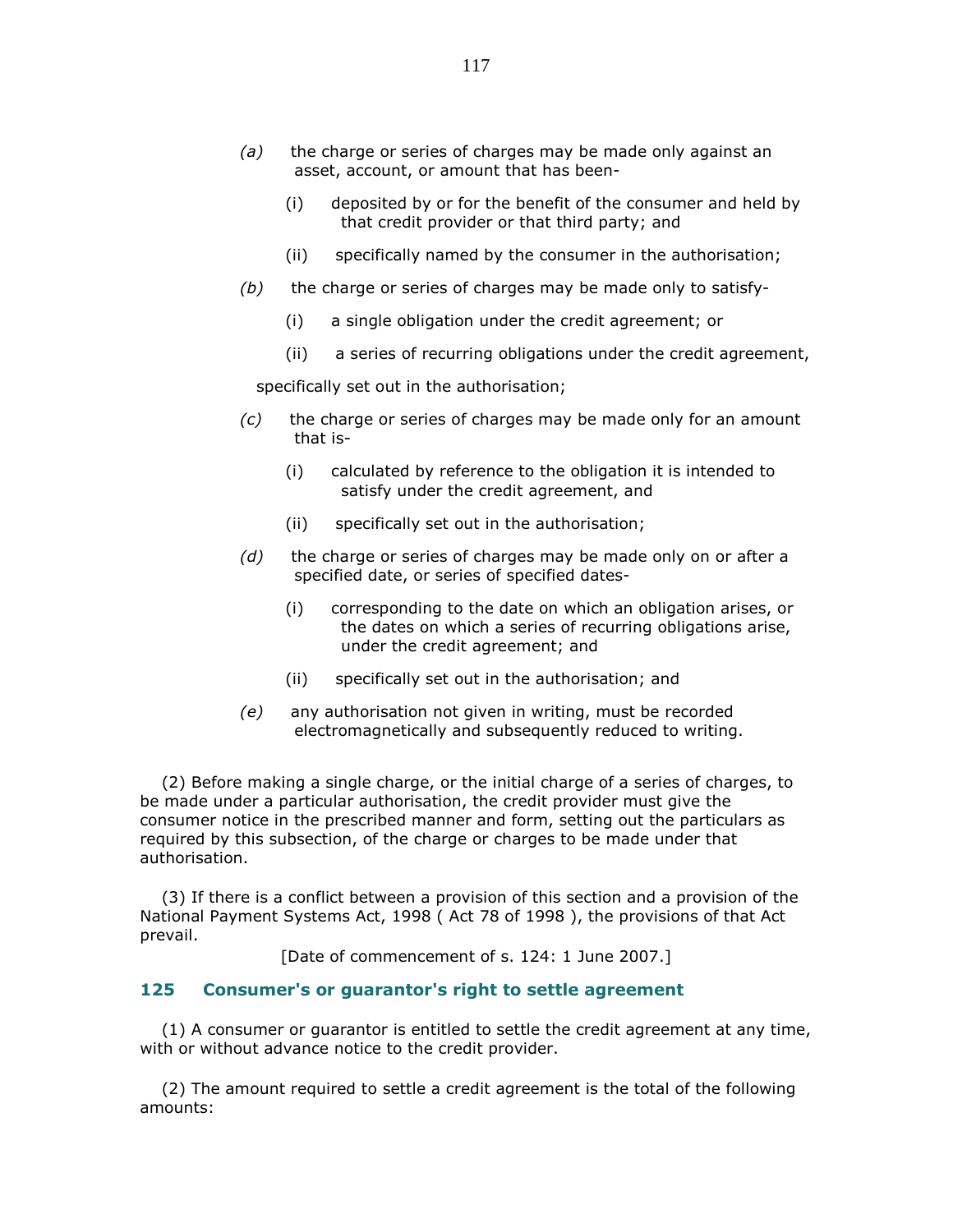(a) the charge or series of charges may be made only against an asset, account, or amount that has been-

   (i) deposited by or for the benefit of the consumer and held by that credit provider or that third party; and

   (ii) specifically named by the consumer in the authorisation;

(b) the charge or series of charges may be made only to satisfy-

   (i) a single obligation under the credit agreement; or

   (ii) a series of recurring obligations under the credit agreement,

specifically set out in the authorisation;

(c) the charge or series of charges may be made only for an amount that is-

   (i) calculated by reference to the obligation it is intended to satisfy under the credit agreement, and

   (ii) specifically set out in the authorisation;

(d) the charge or series of charges may be made only on or after a specified date, or series of specified dates-

   (i) corresponding to the date on which an obligation arises, or the dates on which a series of recurring obligations arise, under the credit agreement; and

   (ii) specifically set out in the authorisation; and

(e) any authorisation not given in writing, must be recorded electromagnetically and subsequently reduced to writing.

(2) Before making a single charge, or the initial charge of a series of charges, to be made under a particular authorisation, the credit provider must give the consumer notice in the prescribed manner and form, setting out the particulars as required by this subsection, of the charge or charges to be made under that authorisation.

(3) If there is a conflict between a provision of this section and a provision of the National Payment Systems Act, 1998 ( Act 78 of 1998 ), the provisions of that Act prevail.

[Date of commencement of s. 124: 1 June 2007.]

### 125 Consumer's or guarantor's right to settle agreement

(1) A consumer or guarantor is entitled to settle the credit agreement at any time, with or without advance notice to the credit provider.

(2) The amount required to settle a credit agreement is the total of the following amounts: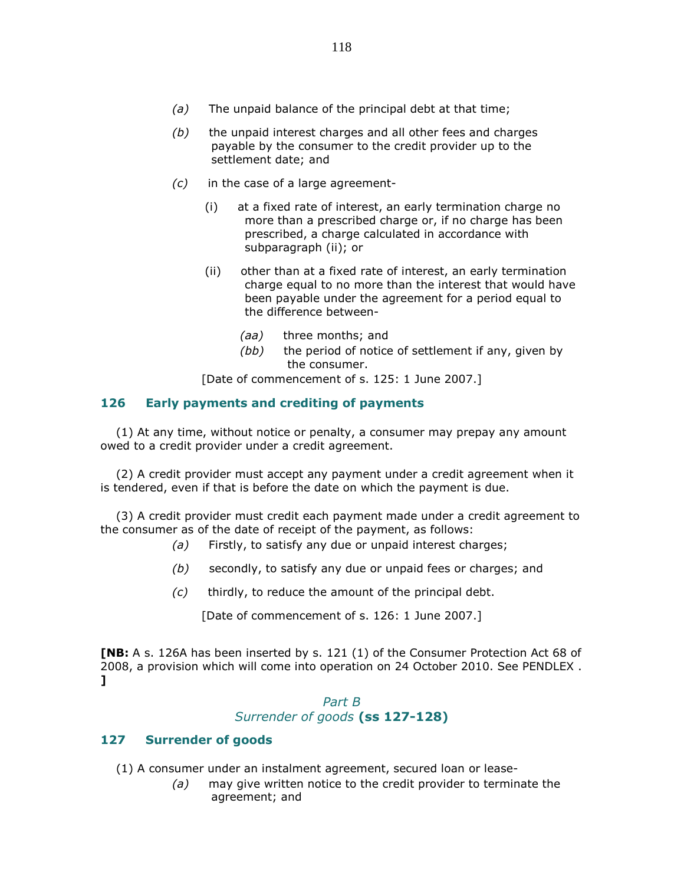*(a)* The unpaid balance of the principal debt at that time;

*(b)* the unpaid interest charges and all other fees and charges payable by the consumer to the credit provider up to the settlement date; and

*(c)* in the case of a large agreement-

(i) at a fixed rate of interest, an early termination charge no more than a prescribed charge or, if no charge has been prescribed, a charge calculated in accordance with subparagraph (ii); or

(ii) other than at a fixed rate of interest, an early termination charge equal to no more than the interest that would have been payable under the agreement for a period equal to the difference between-

*(aa)* three months; and

*(bb)* the period of notice of settlement if any, given by the consumer.

[Date of commencement of s. 125: 1 June 2007.]

### 126 Early payments and crediting of payments

(1) At any time, without notice or penalty, a consumer may prepay any amount owed to a credit provider under a credit agreement.

(2) A credit provider must accept any payment under a credit agreement when it is tendered, even if that is before the date on which the payment is due.

(3) A credit provider must credit each payment made under a credit agreement to the consumer as of the date of receipt of the payment, as follows:

*(a)* Firstly, to satisfy any due or unpaid interest charges;

*(b)* secondly, to satisfy any due or unpaid fees or charges; and

*(c)* thirdly, to reduce the amount of the principal debt.

[Date of commencement of s. 126: 1 June 2007.]

**[NB:** A s. 126A has been inserted by s. 121 (1) of the Consumer Protection Act 68 of 2008, a provision which will come into operation on 24 October 2010. See PENDLEX . **]**

## *Part B*
## *Surrender of goods* **(ss 127-128)**

### 127 Surrender of goods

(1) A consumer under an instalment agreement, secured loan or lease-

*(a)* may give written notice to the credit provider to terminate the agreement; and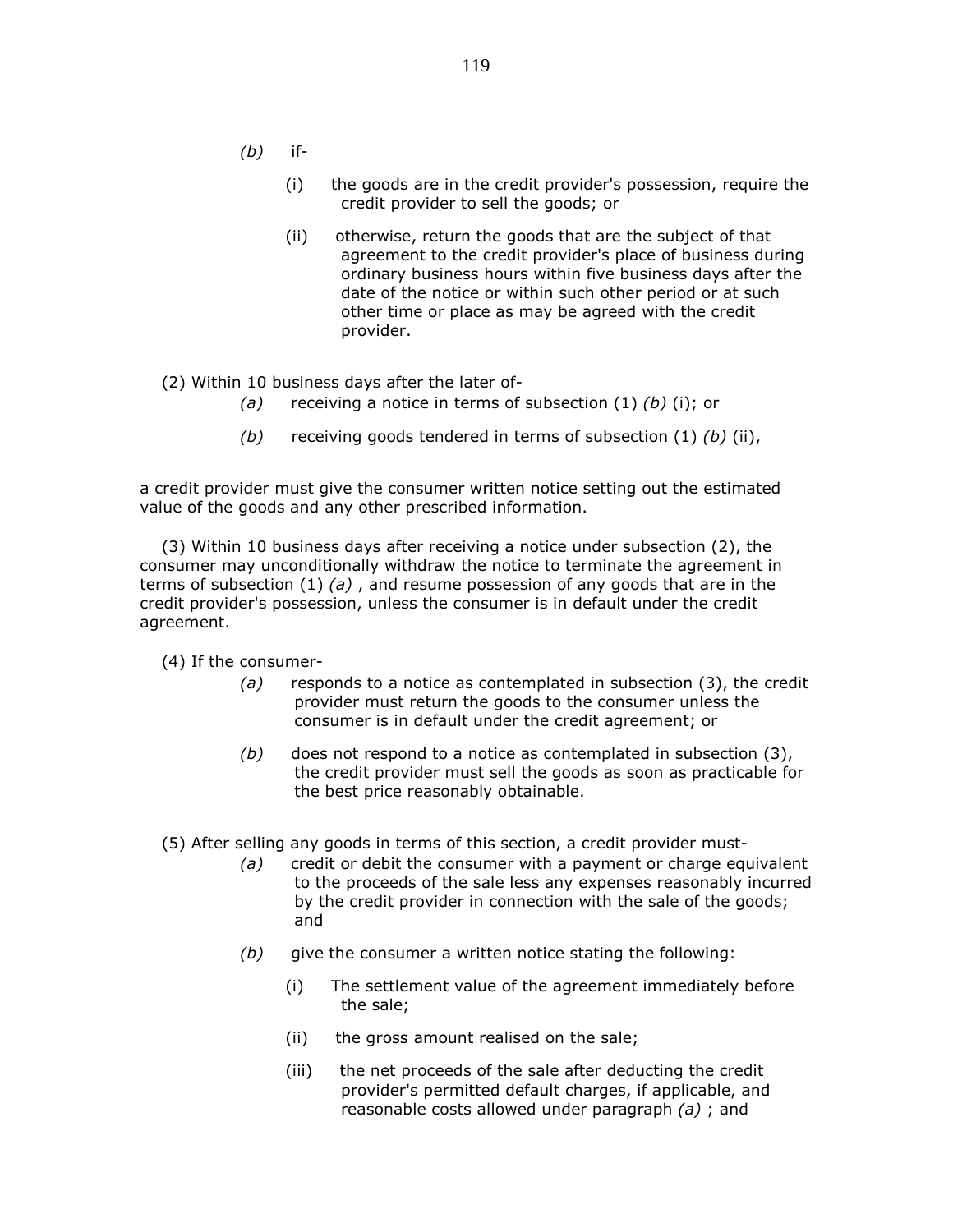*(b)* if-

(i) the goods are in the credit provider's possession, require the credit provider to sell the goods; or

(ii) otherwise, return the goods that are the subject of that agreement to the credit provider's place of business during ordinary business hours within five business days after the date of the notice or within such other period or at such other time or place as may be agreed with the credit provider.

(2) Within 10 business days after the later of-

*(a)* receiving a notice in terms of subsection (1) *(b)* (i); or

*(b)* receiving goods tendered in terms of subsection (1) *(b)* (ii),

a credit provider must give the consumer written notice setting out the estimated value of the goods and any other prescribed information.

(3) Within 10 business days after receiving a notice under subsection (2), the consumer may unconditionally withdraw the notice to terminate the agreement in terms of subsection (1) *(a)* , and resume possession of any goods that are in the credit provider's possession, unless the consumer is in default under the credit agreement.

(4) If the consumer-

*(a)* responds to a notice as contemplated in subsection (3), the credit provider must return the goods to the consumer unless the consumer is in default under the credit agreement; or

*(b)* does not respond to a notice as contemplated in subsection (3), the credit provider must sell the goods as soon as practicable for the best price reasonably obtainable.

(5) After selling any goods in terms of this section, a credit provider must-

*(a)* credit or debit the consumer with a payment or charge equivalent to the proceeds of the sale less any expenses reasonably incurred by the credit provider in connection with the sale of the goods; and

*(b)* give the consumer a written notice stating the following:

(i) The settlement value of the agreement immediately before the sale;

(ii) the gross amount realised on the sale;

(iii) the net proceeds of the sale after deducting the credit provider's permitted default charges, if applicable, and reasonable costs allowed under paragraph *(a)* ; and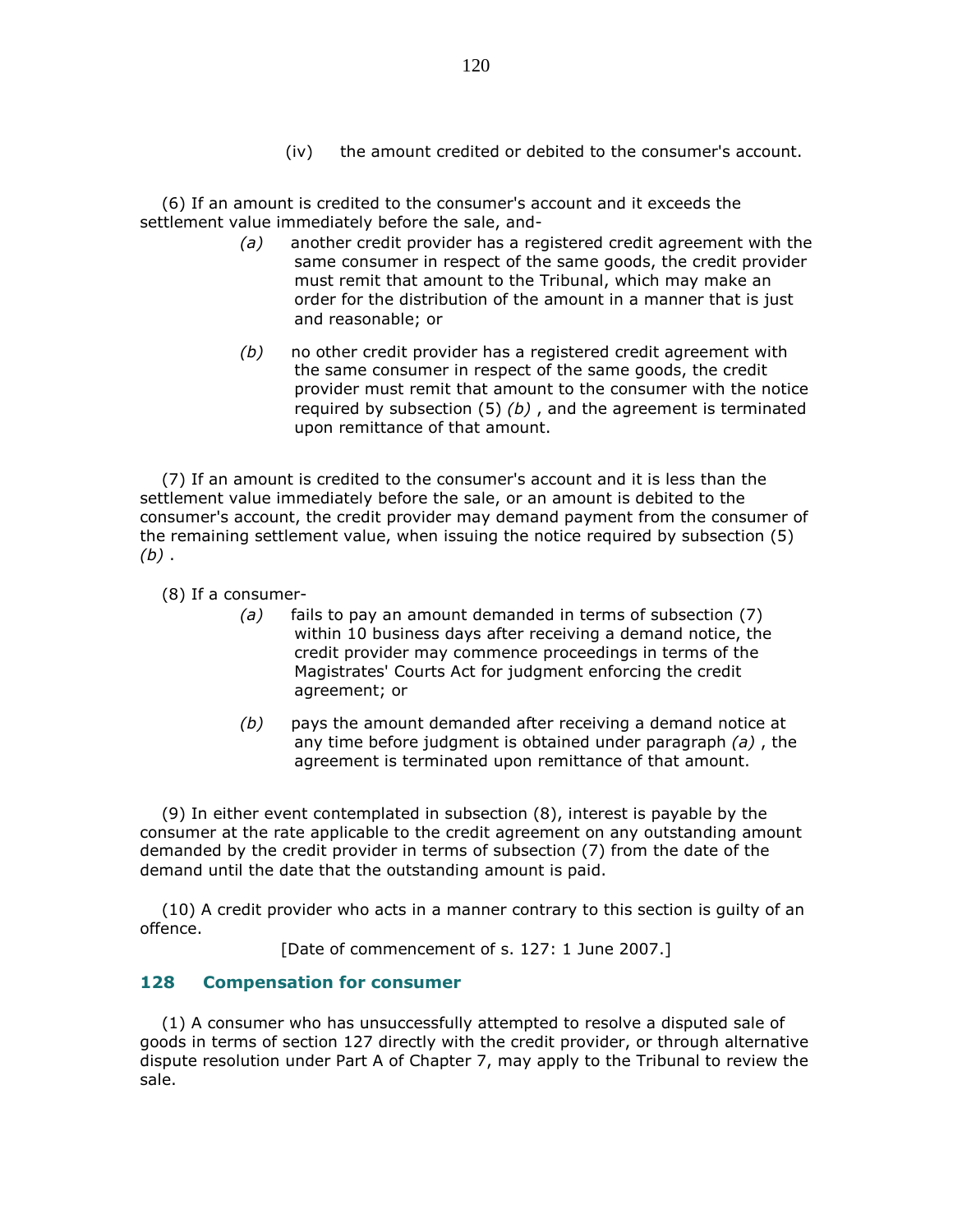(iv) the amount credited or debited to the consumer's account.

(6) If an amount is credited to the consumer's account and it exceeds the settlement value immediately before the sale, and-

*(a)* another credit provider has a registered credit agreement with the same consumer in respect of the same goods, the credit provider must remit that amount to the Tribunal, which may make an order for the distribution of the amount in a manner that is just and reasonable; or

*(b)* no other credit provider has a registered credit agreement with the same consumer in respect of the same goods, the credit provider must remit that amount to the consumer with the notice required by subsection (5) *(b)* , and the agreement is terminated upon remittance of that amount.

(7) If an amount is credited to the consumer's account and it is less than the settlement value immediately before the sale, or an amount is debited to the consumer's account, the credit provider may demand payment from the consumer of the remaining settlement value, when issuing the notice required by subsection (5) *(b)* .

(8) If a consumer-

*(a)* fails to pay an amount demanded in terms of subsection (7) within 10 business days after receiving a demand notice, the credit provider may commence proceedings in terms of the Magistrates' Courts Act for judgment enforcing the credit agreement; or

*(b)* pays the amount demanded after receiving a demand notice at any time before judgment is obtained under paragraph *(a)* , the agreement is terminated upon remittance of that amount.

(9) In either event contemplated in subsection (8), interest is payable by the consumer at the rate applicable to the credit agreement on any outstanding amount demanded by the credit provider in terms of subsection (7) from the date of the demand until the date that the outstanding amount is paid.

(10) A credit provider who acts in a manner contrary to this section is guilty of an offence.

[Date of commencement of s. 127: 1 June 2007.]

## 128 Compensation for consumer

(1) A consumer who has unsuccessfully attempted to resolve a disputed sale of goods in terms of section 127 directly with the credit provider, or through alternative dispute resolution under Part A of Chapter 7, may apply to the Tribunal to review the sale.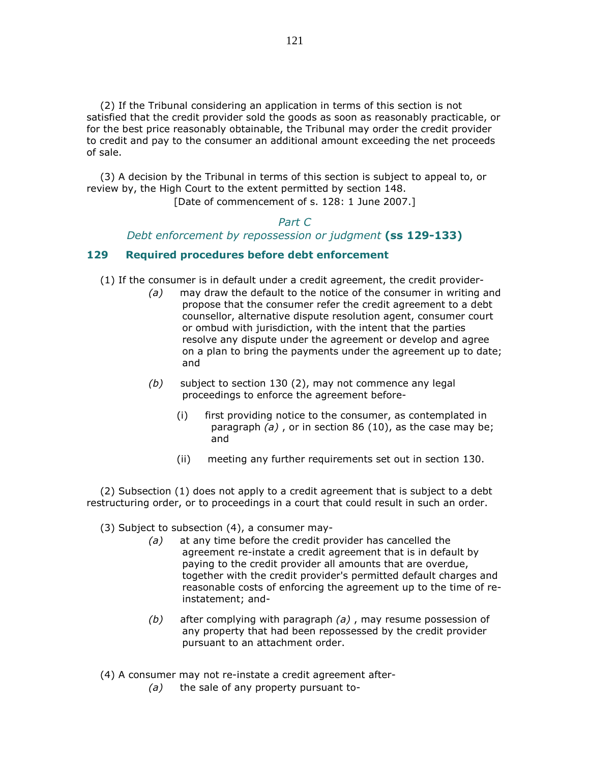(2) If the Tribunal considering an application in terms of this section is not satisfied that the credit provider sold the goods as soon as reasonably practicable, or for the best price reasonably obtainable, the Tribunal may order the credit provider to credit and pay to the consumer an additional amount exceeding the net proceeds of sale.

(3) A decision by the Tribunal in terms of this section is subject to appeal to, or review by, the High Court to the extent permitted by section 148.

[Date of commencement of s. 128: 1 June 2007.]

## *Part C*
## *Debt enforcement by repossession or judgment* **(ss 129-133)**

### **129 Required procedures before debt enforcement**

(1) If the consumer is in default under a credit agreement, the credit provider-

*(a)* may draw the default to the notice of the consumer in writing and propose that the consumer refer the credit agreement to a debt counsellor, alternative dispute resolution agent, consumer court or ombud with jurisdiction, with the intent that the parties resolve any dispute under the agreement or develop and agree on a plan to bring the payments under the agreement up to date; and

*(b)* subject to section 130 (2), may not commence any legal proceedings to enforce the agreement before-

(i) first providing notice to the consumer, as contemplated in paragraph *(a)* , or in section 86 (10), as the case may be; and

(ii) meeting any further requirements set out in section 130.

(2) Subsection (1) does not apply to a credit agreement that is subject to a debt restructuring order, or to proceedings in a court that could result in such an order.

(3) Subject to subsection (4), a consumer may-

*(a)* at any time before the credit provider has cancelled the agreement re-instate a credit agreement that is in default by paying to the credit provider all amounts that are overdue, together with the credit provider's permitted default charges and reasonable costs of enforcing the agreement up to the time of re-instatement; and-

*(b)* after complying with paragraph *(a)* , may resume possession of any property that had been repossessed by the credit provider pursuant to an attachment order.

(4) A consumer may not re-instate a credit agreement after-

*(a)* the sale of any property pursuant to-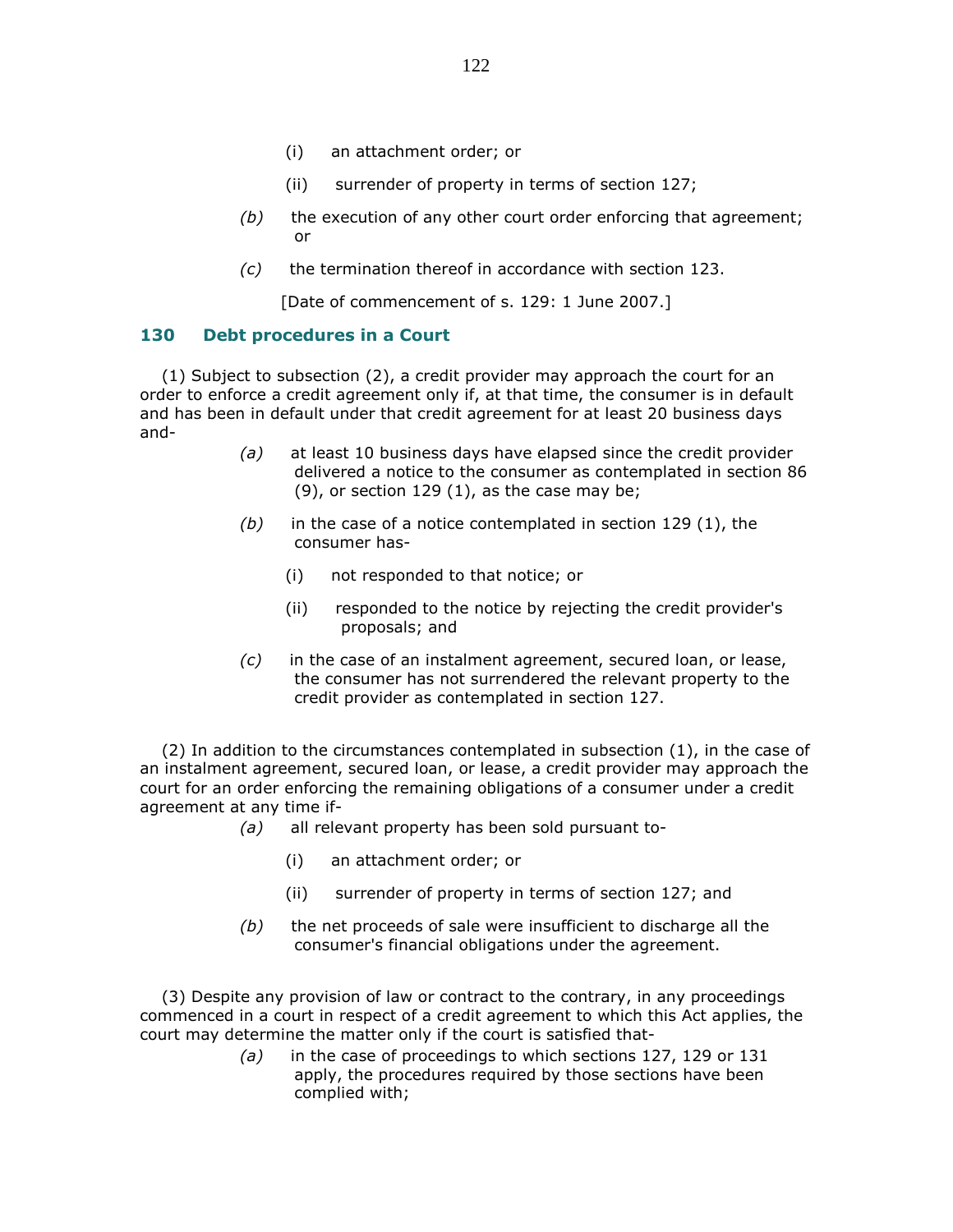(i) an attachment order; or

(ii) surrender of property in terms of section 127;

*(b)* the execution of any other court order enforcing that agreement; or

*(c)* the termination thereof in accordance with section 123.

[Date of commencement of s. 129: 1 June 2007.]

### 130 Debt procedures in a Court

(1) Subject to subsection (2), a credit provider may approach the court for an order to enforce a credit agreement only if, at that time, the consumer is in default and has been in default under that credit agreement for at least 20 business days and-

*(a)* at least 10 business days have elapsed since the credit provider delivered a notice to the consumer as contemplated in section 86 (9), or section 129 (1), as the case may be;

*(b)* in the case of a notice contemplated in section 129 (1), the consumer has-

(i) not responded to that notice; or

(ii) responded to the notice by rejecting the credit provider's proposals; and

*(c)* in the case of an instalment agreement, secured loan, or lease, the consumer has not surrendered the relevant property to the credit provider as contemplated in section 127.

(2) In addition to the circumstances contemplated in subsection (1), in the case of an instalment agreement, secured loan, or lease, a credit provider may approach the court for an order enforcing the remaining obligations of a consumer under a credit agreement at any time if-

*(a)* all relevant property has been sold pursuant to-

(i) an attachment order; or

(ii) surrender of property in terms of section 127; and

*(b)* the net proceeds of sale were insufficient to discharge all the consumer's financial obligations under the agreement.

(3) Despite any provision of law or contract to the contrary, in any proceedings commenced in a court in respect of a credit agreement to which this Act applies, the court may determine the matter only if the court is satisfied that-

*(a)* in the case of proceedings to which sections 127, 129 or 131 apply, the procedures required by those sections have been complied with;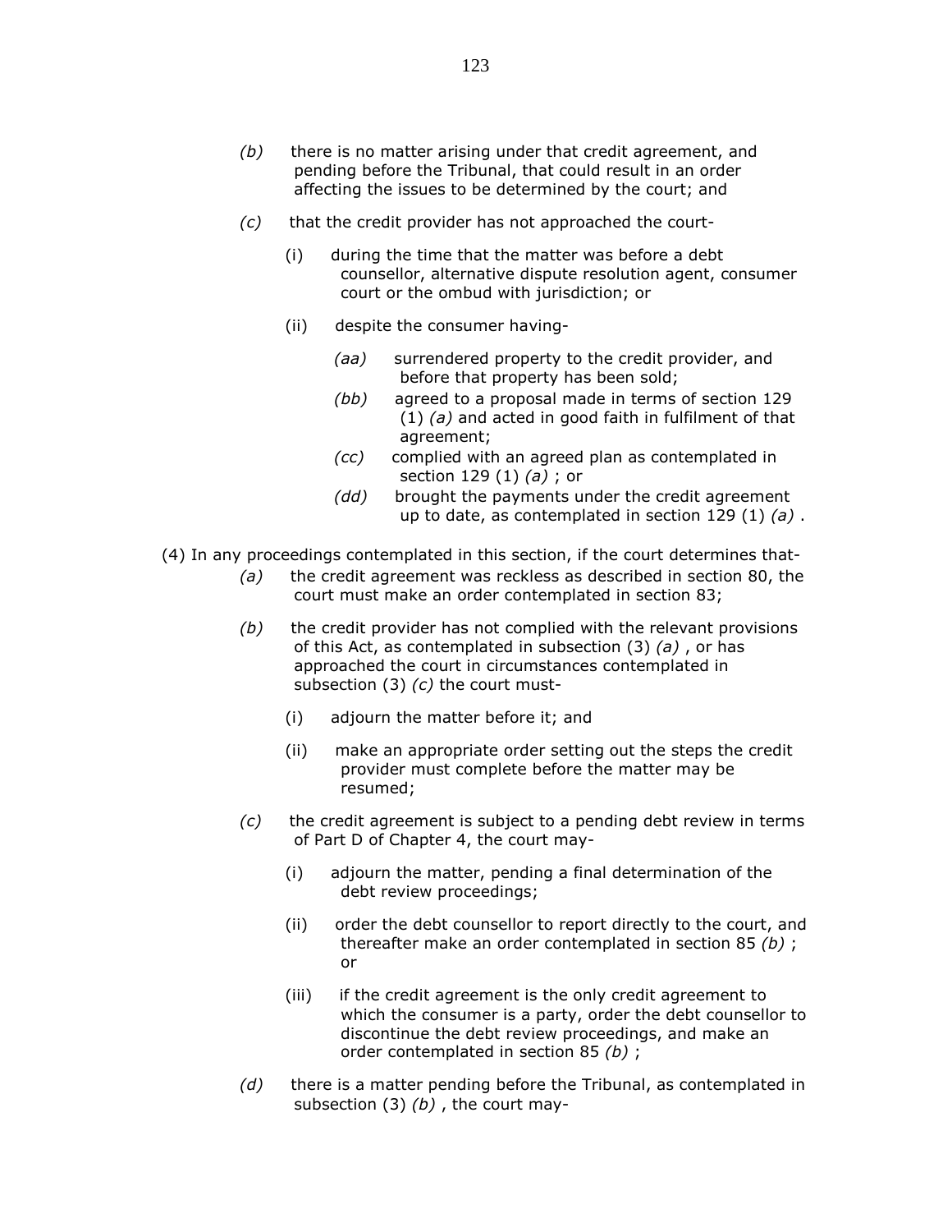*(b)* there is no matter arising under that credit agreement, and pending before the Tribunal, that could result in an order affecting the issues to be determined by the court; and

*(c)* that the credit provider has not approached the court-

(i) during the time that the matter was before a debt counsellor, alternative dispute resolution agent, consumer court or the ombud with jurisdiction; or

(ii) despite the consumer having-

*(aa)* surrendered property to the credit provider, and before that property has been sold;

*(bb)* agreed to a proposal made in terms of section 129 (1) *(a)* and acted in good faith in fulfilment of that agreement;

*(cc)* complied with an agreed plan as contemplated in section 129 (1) *(a)* ; or

*(dd)* brought the payments under the credit agreement up to date, as contemplated in section 129 (1) *(a)* .

(4) In any proceedings contemplated in this section, if the court determines that-

*(a)* the credit agreement was reckless as described in section 80, the court must make an order contemplated in section 83;

*(b)* the credit provider has not complied with the relevant provisions of this Act, as contemplated in subsection (3) *(a)* , or has approached the court in circumstances contemplated in subsection (3) *(c)* the court must-

(i) adjourn the matter before it; and

(ii) make an appropriate order setting out the steps the credit provider must complete before the matter may be resumed;

*(c)* the credit agreement is subject to a pending debt review in terms of Part D of Chapter 4, the court may-

(i) adjourn the matter, pending a final determination of the debt review proceedings;

(ii) order the debt counsellor to report directly to the court, and thereafter make an order contemplated in section 85 *(b)* ; or

(iii) if the credit agreement is the only credit agreement to which the consumer is a party, order the debt counsellor to discontinue the debt review proceedings, and make an order contemplated in section 85 *(b)* ;

*(d)* there is a matter pending before the Tribunal, as contemplated in subsection (3) *(b)* , the court may-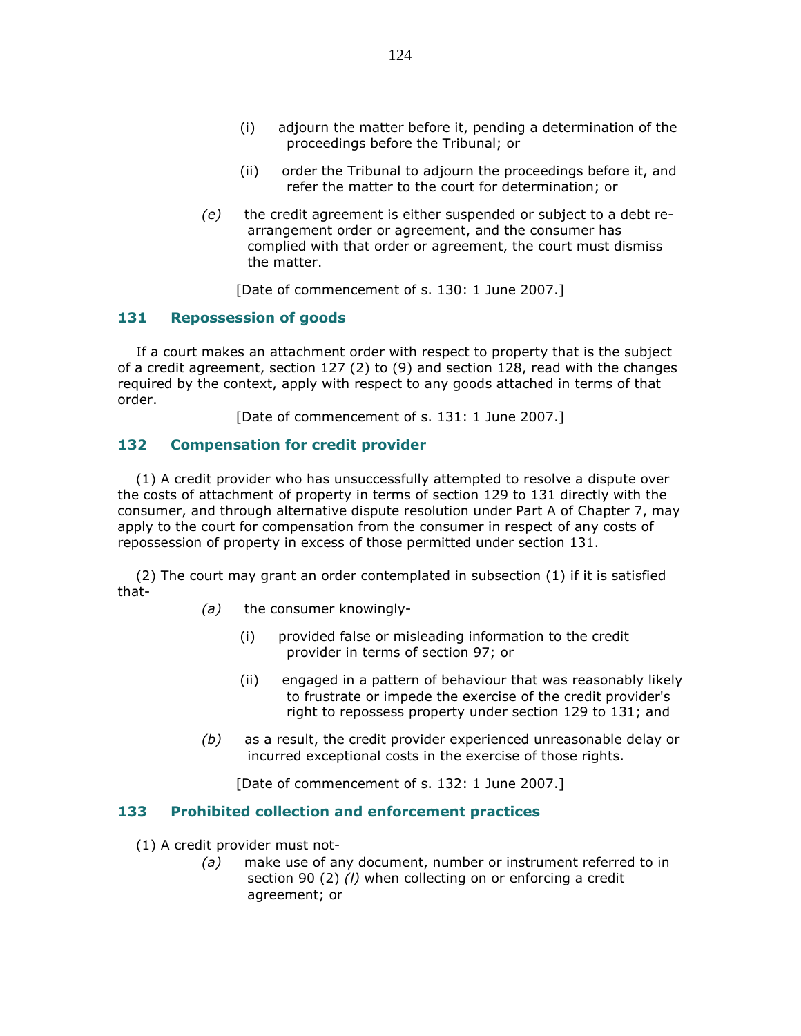(i) adjourn the matter before it, pending a determination of the proceedings before the Tribunal; or

(ii) order the Tribunal to adjourn the proceedings before it, and refer the matter to the court for determination; or

*(e)* the credit agreement is either suspended or subject to a debt re-arrangement order or agreement, and the consumer has complied with that order or agreement, the court must dismiss the matter.

[Date of commencement of s. 130: 1 June 2007.]

## 131 Repossession of goods

If a court makes an attachment order with respect to property that is the subject of a credit agreement, section 127 (2) to (9) and section 128, read with the changes required by the context, apply with respect to any goods attached in terms of that order.

[Date of commencement of s. 131: 1 June 2007.]

## 132 Compensation for credit provider

(1) A credit provider who has unsuccessfully attempted to resolve a dispute over the costs of attachment of property in terms of section 129 to 131 directly with the consumer, and through alternative dispute resolution under Part A of Chapter 7, may apply to the court for compensation from the consumer in respect of any costs of repossession of property in excess of those permitted under section 131.

(2) The court may grant an order contemplated in subsection (1) if it is satisfied that-

*(a)* the consumer knowingly-

(i) provided false or misleading information to the credit provider in terms of section 97; or

(ii) engaged in a pattern of behaviour that was reasonably likely to frustrate or impede the exercise of the credit provider's right to repossess property under section 129 to 131; and

*(b)* as a result, the credit provider experienced unreasonable delay or incurred exceptional costs in the exercise of those rights.

[Date of commencement of s. 132: 1 June 2007.]

## 133 Prohibited collection and enforcement practices

(1) A credit provider must not-

*(a)* make use of any document, number or instrument referred to in section 90 (2) *(l)* when collecting on or enforcing a credit agreement; or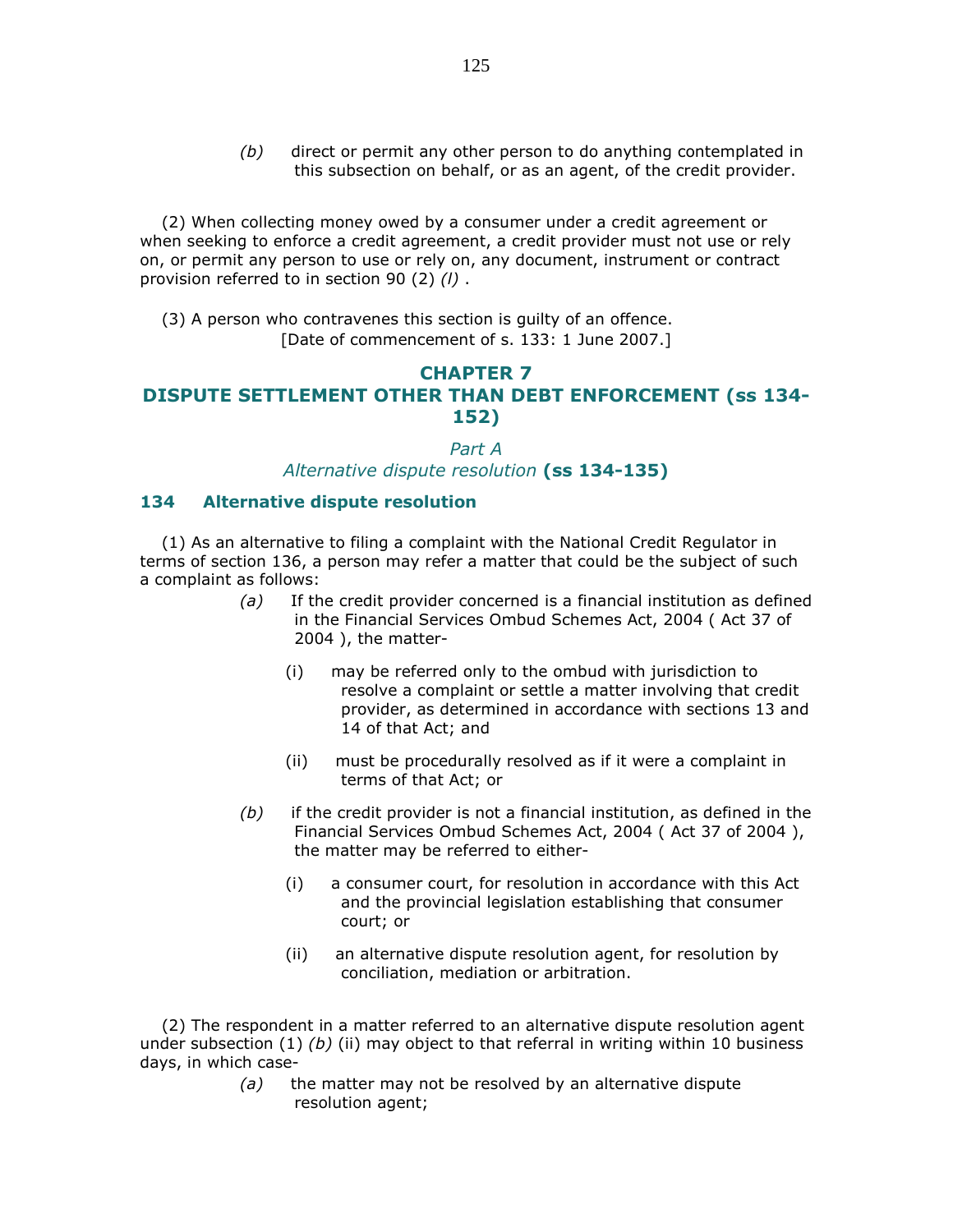(b) direct or permit any other person to do anything contemplated in this subsection on behalf, or as an agent, of the credit provider.

(2) When collecting money owed by a consumer under a credit agreement or when seeking to enforce a credit agreement, a credit provider must not use or rely on, or permit any person to use or rely on, any document, instrument or contract provision referred to in section 90 (2) *(l)* .

(3) A person who contravenes this section is guilty of an offence.

[Date of commencement of s. 133: 1 June 2007.]

## CHAPTER 7
## DISPUTE SETTLEMENT OTHER THAN DEBT ENFORCEMENT (ss 134-152)

### *Part A*
### *Alternative dispute resolution* (ss 134-135)

### 134 Alternative dispute resolution

(1) As an alternative to filing a complaint with the National Credit Regulator in terms of section 136, a person may refer a matter that could be the subject of such a complaint as follows:

*(a)* If the credit provider concerned is a financial institution as defined in the Financial Services Ombud Schemes Act, 2004 ( Act 37 of 2004 ), the matter-

(i) may be referred only to the ombud with jurisdiction to resolve a complaint or settle a matter involving that credit provider, as determined in accordance with sections 13 and 14 of that Act; and

(ii) must be procedurally resolved as if it were a complaint in terms of that Act; or

*(b)* if the credit provider is not a financial institution, as defined in the Financial Services Ombud Schemes Act, 2004 ( Act 37 of 2004 ), the matter may be referred to either-

(i) a consumer court, for resolution in accordance with this Act and the provincial legislation establishing that consumer court; or

(ii) an alternative dispute resolution agent, for resolution by conciliation, mediation or arbitration.

(2) The respondent in a matter referred to an alternative dispute resolution agent under subsection (1) *(b)* (ii) may object to that referral in writing within 10 business days, in which case-

*(a)* the matter may not be resolved by an alternative dispute resolution agent;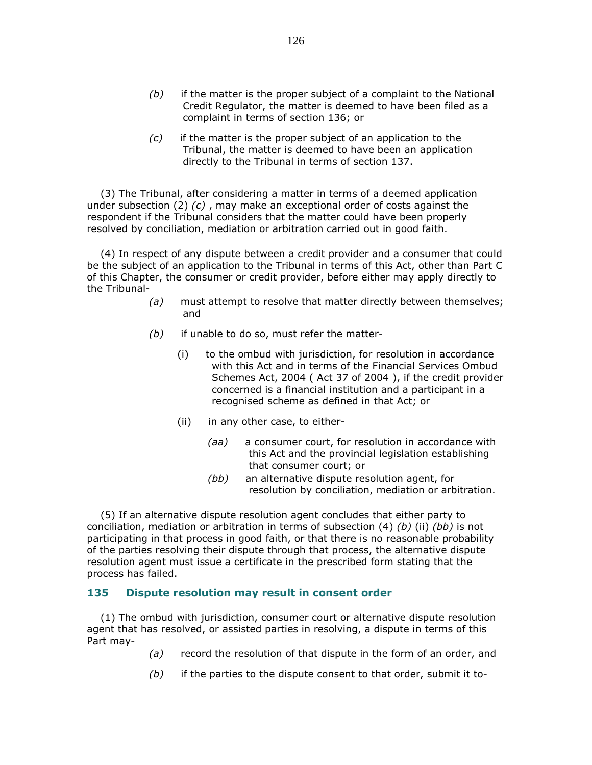(b) if the matter is the proper subject of a complaint to the National Credit Regulator, the matter is deemed to have been filed as a complaint in terms of section 136; or

(c) if the matter is the proper subject of an application to the Tribunal, the matter is deemed to have been an application directly to the Tribunal in terms of section 137.

(3) The Tribunal, after considering a matter in terms of a deemed application under subsection (2) *(c)* , may make an exceptional order of costs against the respondent if the Tribunal considers that the matter could have been properly resolved by conciliation, mediation or arbitration carried out in good faith.

(4) In respect of any dispute between a credit provider and a consumer that could be the subject of an application to the Tribunal in terms of this Act, other than Part C of this Chapter, the consumer or credit provider, before either may apply directly to the Tribunal-

*(a)* must attempt to resolve that matter directly between themselves; and

*(b)* if unable to do so, must refer the matter-

(i) to the ombud with jurisdiction, for resolution in accordance with this Act and in terms of the Financial Services Ombud Schemes Act, 2004 ( Act 37 of 2004 ), if the credit provider concerned is a financial institution and a participant in a recognised scheme as defined in that Act; or

(ii) in any other case, to either-

*(aa)* a consumer court, for resolution in accordance with this Act and the provincial legislation establishing that consumer court; or

*(bb)* an alternative dispute resolution agent, for resolution by conciliation, mediation or arbitration.

(5) If an alternative dispute resolution agent concludes that either party to conciliation, mediation or arbitration in terms of subsection (4) *(b)* (ii) *(bb)* is not participating in that process in good faith, or that there is no reasonable probability of the parties resolving their dispute through that process, the alternative dispute resolution agent must issue a certificate in the prescribed form stating that the process has failed.

### 135 Dispute resolution may result in consent order

(1) The ombud with jurisdiction, consumer court or alternative dispute resolution agent that has resolved, or assisted parties in resolving, a dispute in terms of this Part may-

*(a)* record the resolution of that dispute in the form of an order, and

*(b)* if the parties to the dispute consent to that order, submit it to-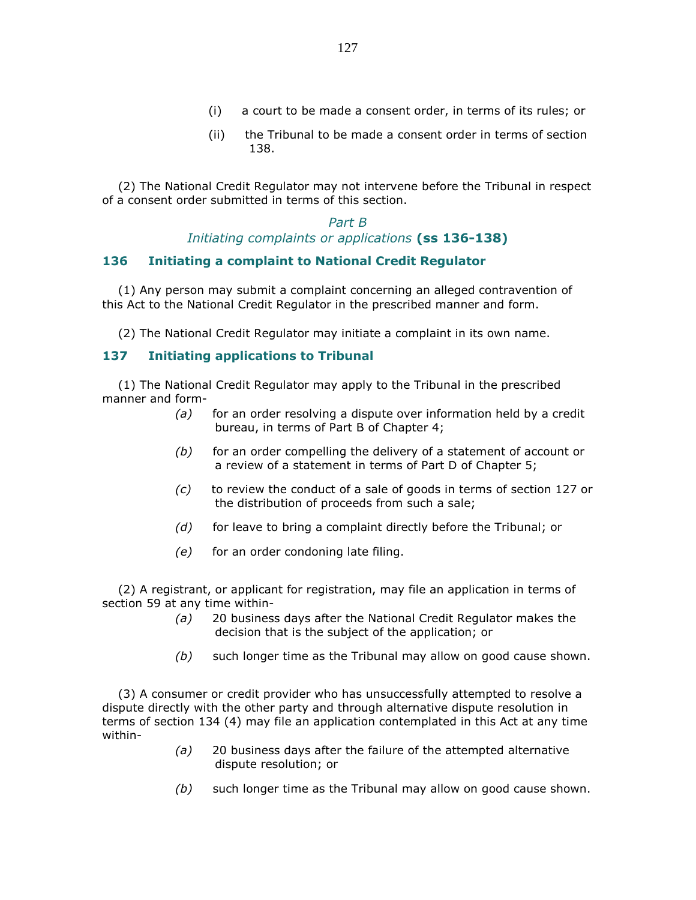(i) a court to be made a consent order, in terms of its rules; or

(ii) the Tribunal to be made a consent order in terms of section 138.

(2) The National Credit Regulator may not intervene before the Tribunal in respect of a consent order submitted in terms of this section.

### *Part B*
### *Initiating complaints or applications* **(ss 136-138)**

### 136 Initiating a complaint to National Credit Regulator

(1) Any person may submit a complaint concerning an alleged contravention of this Act to the National Credit Regulator in the prescribed manner and form.

(2) The National Credit Regulator may initiate a complaint in its own name.

### 137 Initiating applications to Tribunal

(1) The National Credit Regulator may apply to the Tribunal in the prescribed manner and form-

*(a)* for an order resolving a dispute over information held by a credit bureau, in terms of Part B of Chapter 4;

*(b)* for an order compelling the delivery of a statement of account or a review of a statement in terms of Part D of Chapter 5;

*(c)* to review the conduct of a sale of goods in terms of section 127 or the distribution of proceeds from such a sale;

*(d)* for leave to bring a complaint directly before the Tribunal; or

*(e)* for an order condoning late filing.

(2) A registrant, or applicant for registration, may file an application in terms of section 59 at any time within-

*(a)* 20 business days after the National Credit Regulator makes the decision that is the subject of the application; or

*(b)* such longer time as the Tribunal may allow on good cause shown.

(3) A consumer or credit provider who has unsuccessfully attempted to resolve a dispute directly with the other party and through alternative dispute resolution in terms of section 134 (4) may file an application contemplated in this Act at any time within-

*(a)* 20 business days after the failure of the attempted alternative dispute resolution; or

*(b)* such longer time as the Tribunal may allow on good cause shown.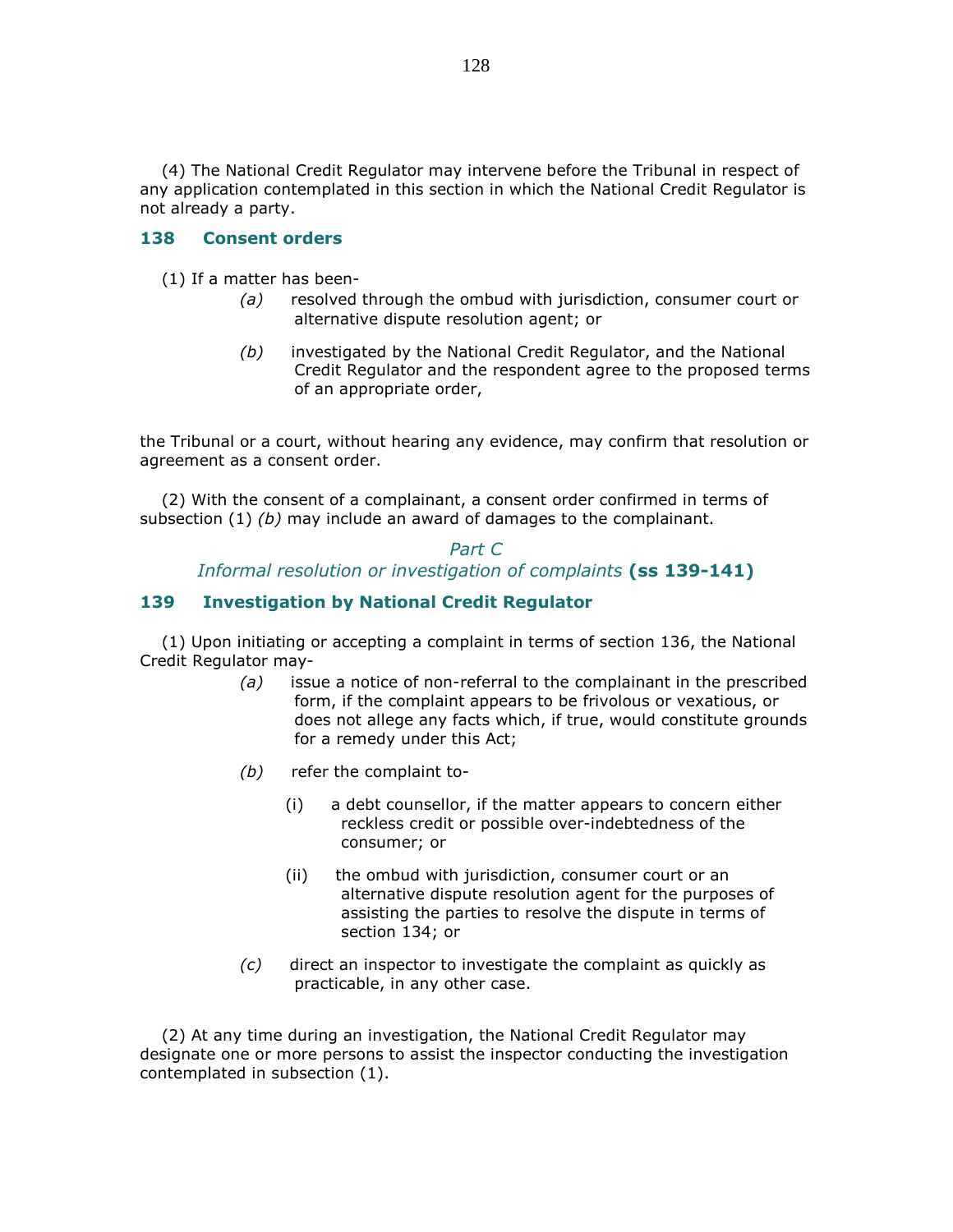(4) The National Credit Regulator may intervene before the Tribunal in respect of any application contemplated in this section in which the National Credit Regulator is not already a party.

### 138 Consent orders

(1) If a matter has been-

*(a)* resolved through the ombud with jurisdiction, consumer court or alternative dispute resolution agent; or

*(b)* investigated by the National Credit Regulator, and the National Credit Regulator and the respondent agree to the proposed terms of an appropriate order,

the Tribunal or a court, without hearing any evidence, may confirm that resolution or agreement as a consent order.

(2) With the consent of a complainant, a consent order confirmed in terms of subsection (1) *(b)* may include an award of damages to the complainant.

## *Part C*
## *Informal resolution or investigation of complaints* **(ss 139-141)**

### 139 Investigation by National Credit Regulator

(1) Upon initiating or accepting a complaint in terms of section 136, the National Credit Regulator may-

*(a)* issue a notice of non-referral to the complainant in the prescribed form, if the complaint appears to be frivolous or vexatious, or does not allege any facts which, if true, would constitute grounds for a remedy under this Act;

*(b)* refer the complaint to-

(i) a debt counsellor, if the matter appears to concern either reckless credit or possible over-indebtedness of the consumer; or

(ii) the ombud with jurisdiction, consumer court or an alternative dispute resolution agent for the purposes of assisting the parties to resolve the dispute in terms of section 134; or

*(c)* direct an inspector to investigate the complaint as quickly as practicable, in any other case.

(2) At any time during an investigation, the National Credit Regulator may designate one or more persons to assist the inspector conducting the investigation contemplated in subsection (1).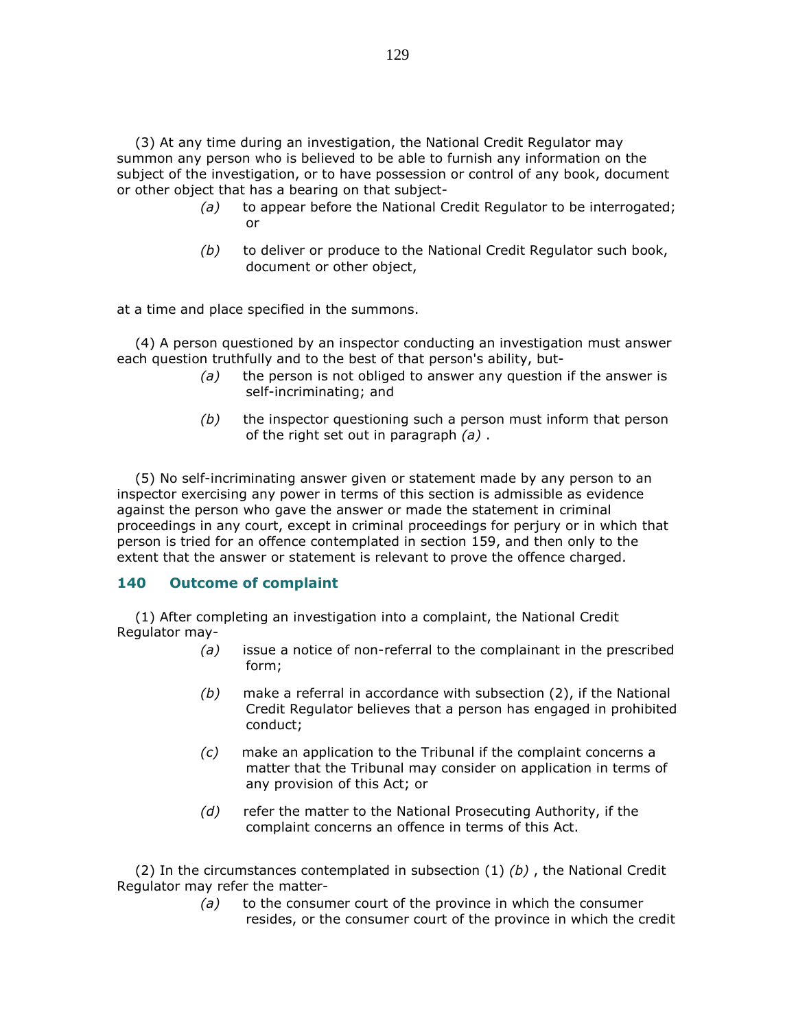(3) At any time during an investigation, the National Credit Regulator may summon any person who is believed to be able to furnish any information on the subject of the investigation, or to have possession or control of any book, document or other object that has a bearing on that subject-

*(a)* to appear before the National Credit Regulator to be interrogated; or

*(b)* to deliver or produce to the National Credit Regulator such book, document or other object,

at a time and place specified in the summons.

(4) A person questioned by an inspector conducting an investigation must answer each question truthfully and to the best of that person's ability, but-

*(a)* the person is not obliged to answer any question if the answer is self-incriminating; and

*(b)* the inspector questioning such a person must inform that person of the right set out in paragraph *(a)* .

(5) No self-incriminating answer given or statement made by any person to an inspector exercising any power in terms of this section is admissible as evidence against the person who gave the answer or made the statement in criminal proceedings in any court, except in criminal proceedings for perjury or in which that person is tried for an offence contemplated in section 159, and then only to the extent that the answer or statement is relevant to prove the offence charged.

### 140 Outcome of complaint

(1) After completing an investigation into a complaint, the National Credit Regulator may-

*(a)* issue a notice of non-referral to the complainant in the prescribed form;

*(b)* make a referral in accordance with subsection (2), if the National Credit Regulator believes that a person has engaged in prohibited conduct;

*(c)* make an application to the Tribunal if the complaint concerns a matter that the Tribunal may consider on application in terms of any provision of this Act; or

*(d)* refer the matter to the National Prosecuting Authority, if the complaint concerns an offence in terms of this Act.

(2) In the circumstances contemplated in subsection (1) *(b)* , the National Credit Regulator may refer the matter-

*(a)* to the consumer court of the province in which the consumer resides, or the consumer court of the province in which the credit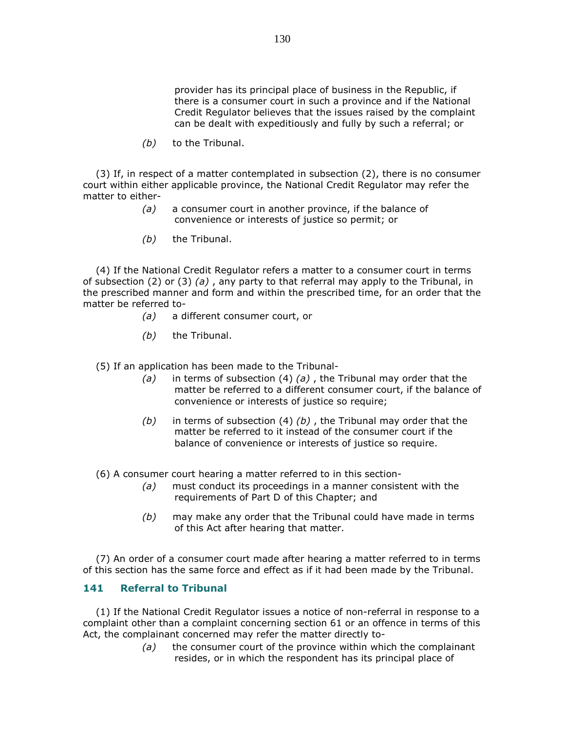provider has its principal place of business in the Republic, if there is a consumer court in such a province and if the National Credit Regulator believes that the issues raised by the complaint can be dealt with expeditiously and fully by such a referral; or

*(b)* to the Tribunal.

(3) If, in respect of a matter contemplated in subsection (2), there is no consumer court within either applicable province, the National Credit Regulator may refer the matter to either-

*(a)* a consumer court in another province, if the balance of convenience or interests of justice so permit; or

*(b)* the Tribunal.

(4) If the National Credit Regulator refers a matter to a consumer court in terms of subsection (2) or (3) *(a)* , any party to that referral may apply to the Tribunal, in the prescribed manner and form and within the prescribed time, for an order that the matter be referred to-

*(a)* a different consumer court, or

*(b)* the Tribunal.

(5) If an application has been made to the Tribunal-

*(a)* in terms of subsection (4) *(a)* , the Tribunal may order that the matter be referred to a different consumer court, if the balance of convenience or interests of justice so require;

*(b)* in terms of subsection (4) *(b)* , the Tribunal may order that the matter be referred to it instead of the consumer court if the balance of convenience or interests of justice so require.

(6) A consumer court hearing a matter referred to in this section-

*(a)* must conduct its proceedings in a manner consistent with the requirements of Part D of this Chapter; and

*(b)* may make any order that the Tribunal could have made in terms of this Act after hearing that matter.

(7) An order of a consumer court made after hearing a matter referred to in terms of this section has the same force and effect as if it had been made by the Tribunal.

### 141 Referral to Tribunal

(1) If the National Credit Regulator issues a notice of non-referral in response to a complaint other than a complaint concerning section 61 or an offence in terms of this Act, the complainant concerned may refer the matter directly to-

*(a)* the consumer court of the province within which the complainant resides, or in which the respondent has its principal place of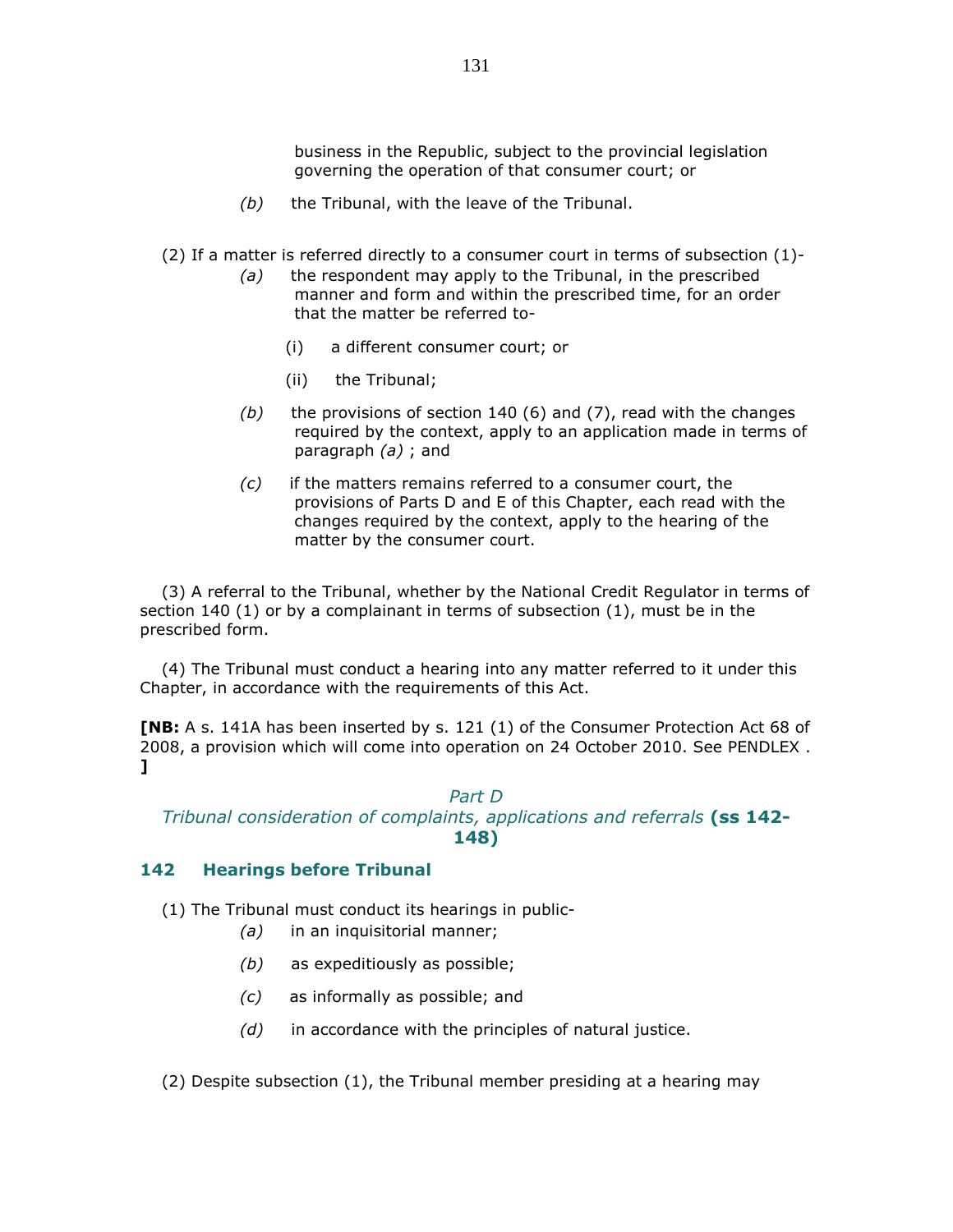business in the Republic, subject to the provincial legislation governing the operation of that consumer court; or

*(b)* the Tribunal, with the leave of the Tribunal.

(2) If a matter is referred directly to a consumer court in terms of subsection (1)-

*(a)* the respondent may apply to the Tribunal, in the prescribed manner and form and within the prescribed time, for an order that the matter be referred to-

(i) a different consumer court; or

(ii) the Tribunal;

*(b)* the provisions of section 140 (6) and (7), read with the changes required by the context, apply to an application made in terms of paragraph *(a)* ; and

*(c)* if the matters remains referred to a consumer court, the provisions of Parts D and E of this Chapter, each read with the changes required by the context, apply to the hearing of the matter by the consumer court.

(3) A referral to the Tribunal, whether by the National Credit Regulator in terms of section 140 (1) or by a complainant in terms of subsection (1), must be in the prescribed form.

(4) The Tribunal must conduct a hearing into any matter referred to it under this Chapter, in accordance with the requirements of this Act.

**[NB:** A s. 141A has been inserted by s. 121 (1) of the Consumer Protection Act 68 of 2008, a provision which will come into operation on 24 October 2010. See PENDLEX . **]**

## *Part D*
## *Tribunal consideration of complaints, applications and referrals* **(ss 142-148)**

### 142 Hearings before Tribunal

(1) The Tribunal must conduct its hearings in public-

*(a)* in an inquisitorial manner;

*(b)* as expeditiously as possible;

*(c)* as informally as possible; and

*(d)* in accordance with the principles of natural justice.

(2) Despite subsection (1), the Tribunal member presiding at a hearing may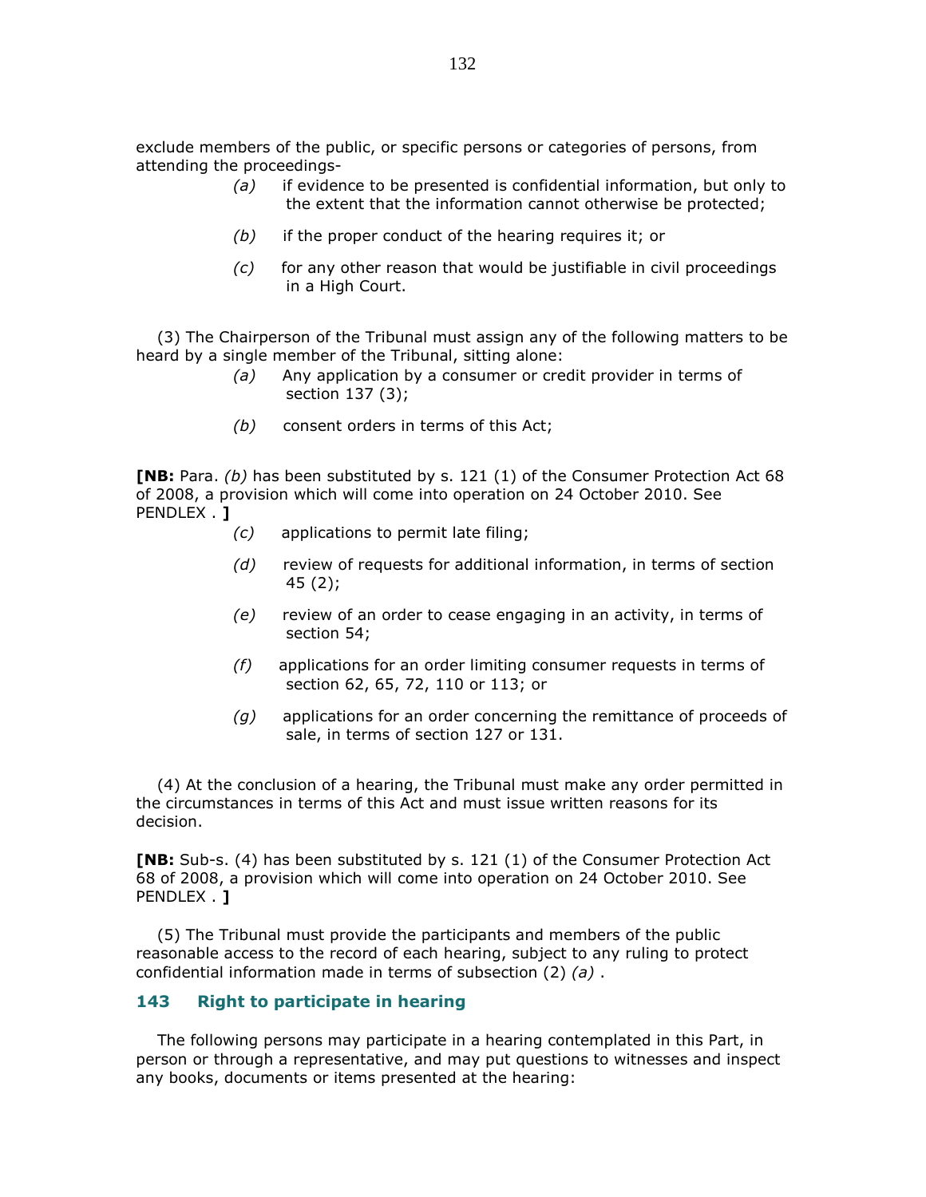exclude members of the public, or specific persons or categories of persons, from attending the proceedings-

*(a)* if evidence to be presented is confidential information, but only to the extent that the information cannot otherwise be protected;

*(b)* if the proper conduct of the hearing requires it; or

*(c)* for any other reason that would be justifiable in civil proceedings in a High Court.

(3) The Chairperson of the Tribunal must assign any of the following matters to be heard by a single member of the Tribunal, sitting alone:

*(a)* Any application by a consumer or credit provider in terms of section 137 (3);

*(b)* consent orders in terms of this Act;

**[NB:** Para. *(b)* has been substituted by s. 121 (1) of the Consumer Protection Act 68 of 2008, a provision which will come into operation on 24 October 2010. See PENDLEX . **]**

*(c)* applications to permit late filing;

*(d)* review of requests for additional information, in terms of section 45 (2);

*(e)* review of an order to cease engaging in an activity, in terms of section 54;

*(f)* applications for an order limiting consumer requests in terms of section 62, 65, 72, 110 or 113; or

*(g)* applications for an order concerning the remittance of proceeds of sale, in terms of section 127 or 131.

(4) At the conclusion of a hearing, the Tribunal must make any order permitted in the circumstances in terms of this Act and must issue written reasons for its decision.

**[NB:** Sub-s. (4) has been substituted by s. 121 (1) of the Consumer Protection Act 68 of 2008, a provision which will come into operation on 24 October 2010. See PENDLEX . **]**

(5) The Tribunal must provide the participants and members of the public reasonable access to the record of each hearing, subject to any ruling to protect confidential information made in terms of subsection (2) *(a)* .

### 143 Right to participate in hearing

The following persons may participate in a hearing contemplated in this Part, in person or through a representative, and may put questions to witnesses and inspect any books, documents or items presented at the hearing: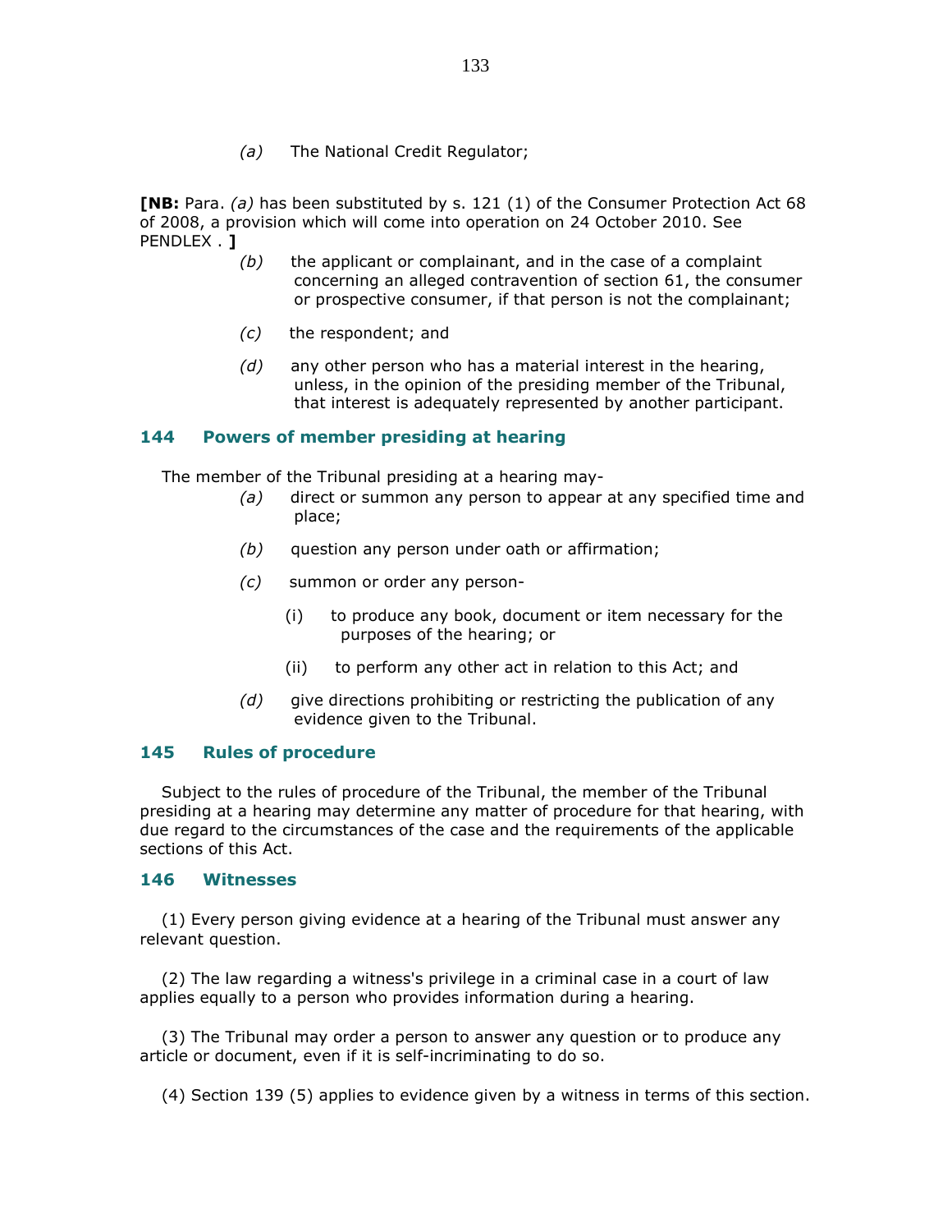(a) The National Credit Regulator;

**[NB:** Para. *(a)* has been substituted by s. 121 (1) of the Consumer Protection Act 68 of 2008, a provision which will come into operation on 24 October 2010. See PENDLEX . **]**

(b) the applicant or complainant, and in the case of a complaint concerning an alleged contravention of section 61, the consumer or prospective consumer, if that person is not the complainant;

(c) the respondent; and

(d) any other person who has a material interest in the hearing, unless, in the opinion of the presiding member of the Tribunal, that interest is adequately represented by another participant.

### 144 Powers of member presiding at hearing

The member of the Tribunal presiding at a hearing may-

(a) direct or summon any person to appear at any specified time and place;

(b) question any person under oath or affirmation;

(c) summon or order any person-

(i) to produce any book, document or item necessary for the purposes of the hearing; or

(ii) to perform any other act in relation to this Act; and

(d) give directions prohibiting or restricting the publication of any evidence given to the Tribunal.

### 145 Rules of procedure

Subject to the rules of procedure of the Tribunal, the member of the Tribunal presiding at a hearing may determine any matter of procedure for that hearing, with due regard to the circumstances of the case and the requirements of the applicable sections of this Act.

### 146 Witnesses

(1) Every person giving evidence at a hearing of the Tribunal must answer any relevant question.

(2) The law regarding a witness's privilege in a criminal case in a court of law applies equally to a person who provides information during a hearing.

(3) The Tribunal may order a person to answer any question or to produce any article or document, even if it is self-incriminating to do so.

(4) Section 139 (5) applies to evidence given by a witness in terms of this section.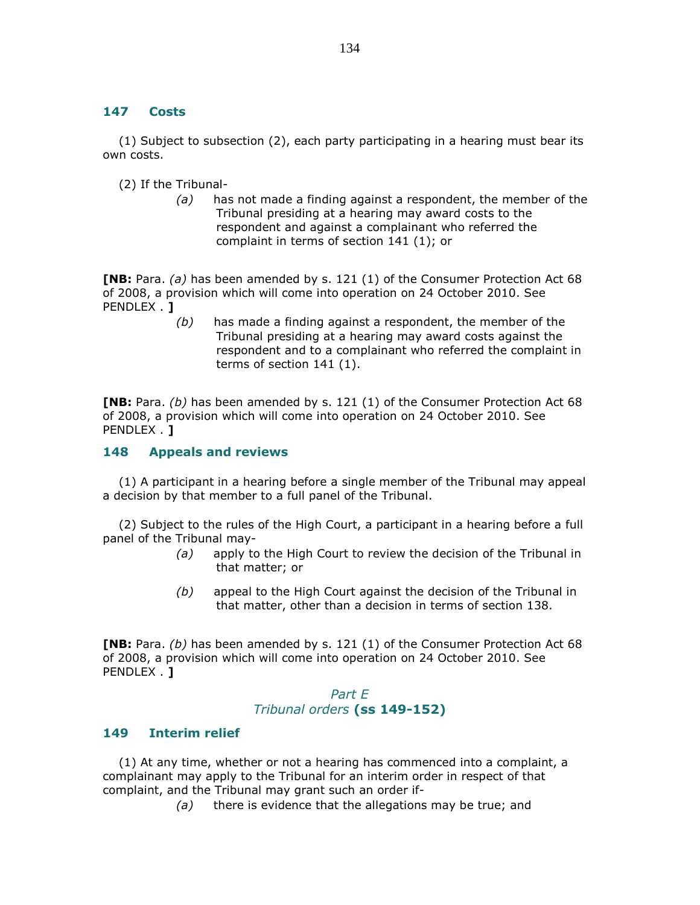### 147 Costs

(1) Subject to subsection (2), each party participating in a hearing must bear its own costs.

(2) If the Tribunal-

*(a)* has not made a finding against a respondent, the member of the Tribunal presiding at a hearing may award costs to the respondent and against a complainant who referred the complaint in terms of section 141 (1); or

**[NB:** Para. *(a)* has been amended by s. 121 (1) of the Consumer Protection Act 68 of 2008, a provision which will come into operation on 24 October 2010. See PENDLEX . **]**

*(b)* has made a finding against a respondent, the member of the Tribunal presiding at a hearing may award costs against the respondent and to a complainant who referred the complaint in terms of section 141 (1).

**[NB:** Para. *(b)* has been amended by s. 121 (1) of the Consumer Protection Act 68 of 2008, a provision which will come into operation on 24 October 2010. See PENDLEX . **]**

### 148 Appeals and reviews

(1) A participant in a hearing before a single member of the Tribunal may appeal a decision by that member to a full panel of the Tribunal.

(2) Subject to the rules of the High Court, a participant in a hearing before a full panel of the Tribunal may-

*(a)* apply to the High Court to review the decision of the Tribunal in that matter; or

*(b)* appeal to the High Court against the decision of the Tribunal in that matter, other than a decision in terms of section 138.

**[NB:** Para. *(b)* has been amended by s. 121 (1) of the Consumer Protection Act 68 of 2008, a provision which will come into operation on 24 October 2010. See PENDLEX . **]**

## *Part E*
## *Tribunal orders* **(ss 149-152)**

### 149 Interim relief

(1) At any time, whether or not a hearing has commenced into a complaint, a complainant may apply to the Tribunal for an interim order in respect of that complaint, and the Tribunal may grant such an order if-

*(a)* there is evidence that the allegations may be true; and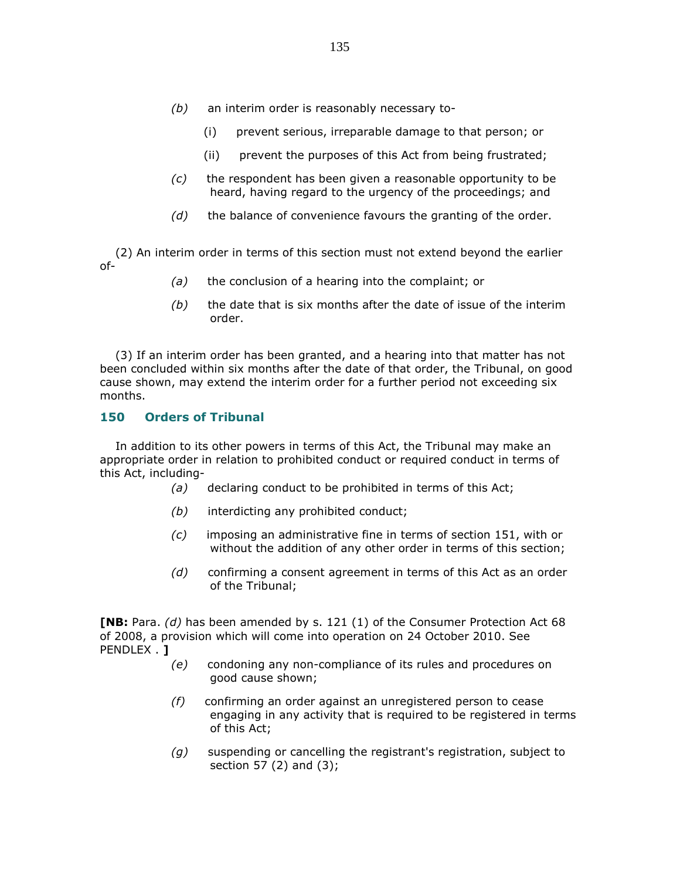*(b)* an interim order is reasonably necessary to-

  (i) prevent serious, irreparable damage to that person; or

  (ii) prevent the purposes of this Act from being frustrated;

*(c)* the respondent has been given a reasonable opportunity to be heard, having regard to the urgency of the proceedings; and

*(d)* the balance of convenience favours the granting of the order.

(2) An interim order in terms of this section must not extend beyond the earlier of-

*(a)* the conclusion of a hearing into the complaint; or

*(b)* the date that is six months after the date of issue of the interim order.

(3) If an interim order has been granted, and a hearing into that matter has not been concluded within six months after the date of that order, the Tribunal, on good cause shown, may extend the interim order for a further period not exceeding six months.

## 150 Orders of Tribunal

In addition to its other powers in terms of this Act, the Tribunal may make an appropriate order in relation to prohibited conduct or required conduct in terms of this Act, including-

*(a)* declaring conduct to be prohibited in terms of this Act;

*(b)* interdicting any prohibited conduct;

*(c)* imposing an administrative fine in terms of section 151, with or without the addition of any other order in terms of this section;

*(d)* confirming a consent agreement in terms of this Act as an order of the Tribunal;

**[NB:** Para. *(d)* has been amended by s. 121 (1) of the Consumer Protection Act 68 of 2008, a provision which will come into operation on 24 October 2010. See PENDLEX . **]**

*(e)* condoning any non-compliance of its rules and procedures on good cause shown;

*(f)* confirming an order against an unregistered person to cease engaging in any activity that is required to be registered in terms of this Act;

*(g)* suspending or cancelling the registrant's registration, subject to section 57 (2) and (3);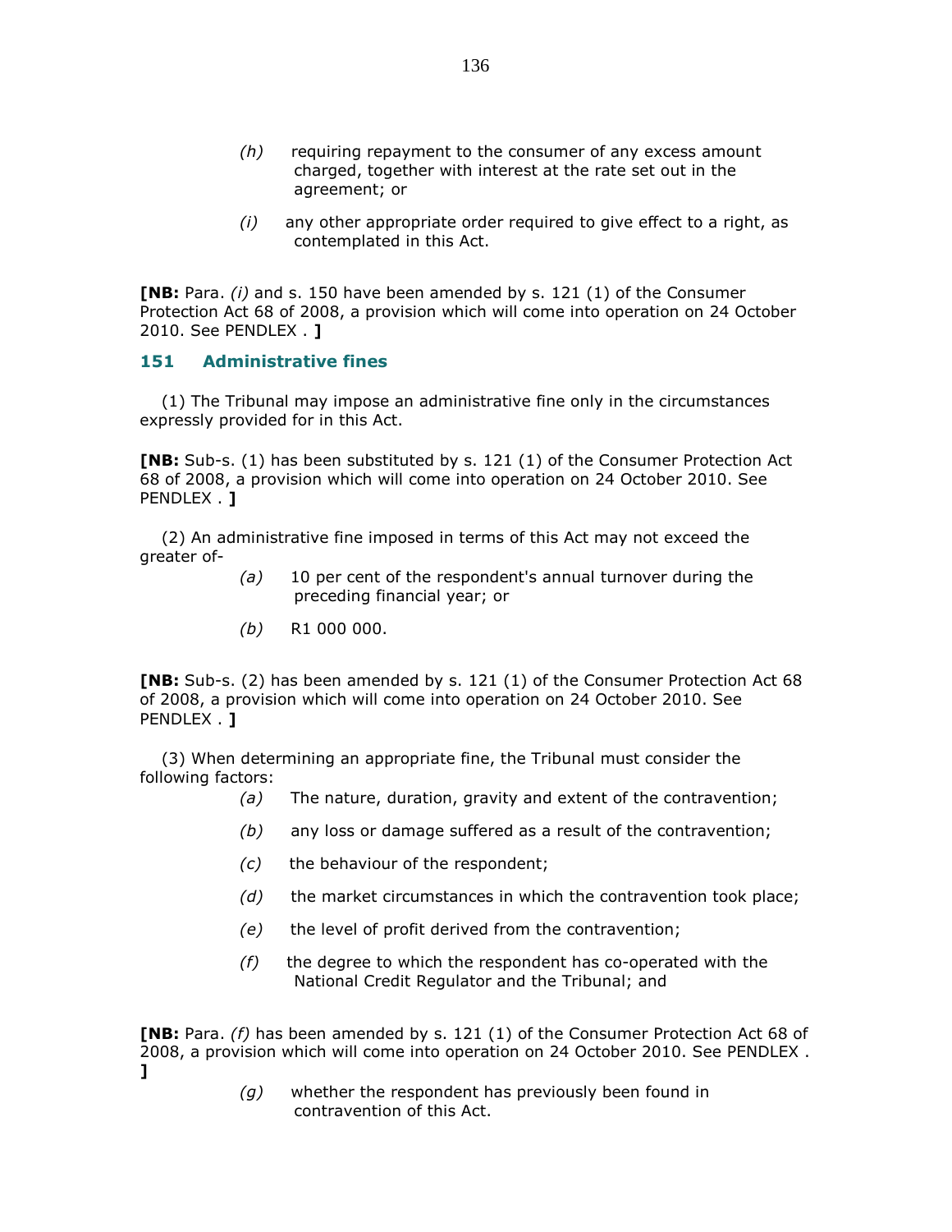*(h)* requiring repayment to the consumer of any excess amount charged, together with interest at the rate set out in the agreement; or

*(i)* any other appropriate order required to give effect to a right, as contemplated in this Act.

**[NB:** Para. *(i)* and s. 150 have been amended by s. 121 (1) of the Consumer Protection Act 68 of 2008, a provision which will come into operation on 24 October 2010. See PENDLEX . **]**

### 151 Administrative fines

(1) The Tribunal may impose an administrative fine only in the circumstances expressly provided for in this Act.

**[NB:** Sub-s. (1) has been substituted by s. 121 (1) of the Consumer Protection Act 68 of 2008, a provision which will come into operation on 24 October 2010. See PENDLEX . **]**

(2) An administrative fine imposed in terms of this Act may not exceed the greater of-

*(a)* 10 per cent of the respondent's annual turnover during the preceding financial year; or

*(b)* R1 000 000.

**[NB:** Sub-s. (2) has been amended by s. 121 (1) of the Consumer Protection Act 68 of 2008, a provision which will come into operation on 24 October 2010. See PENDLEX . **]**

(3) When determining an appropriate fine, the Tribunal must consider the following factors:

*(a)* The nature, duration, gravity and extent of the contravention;

*(b)* any loss or damage suffered as a result of the contravention;

*(c)* the behaviour of the respondent;

*(d)* the market circumstances in which the contravention took place;

*(e)* the level of profit derived from the contravention;

*(f)* the degree to which the respondent has co-operated with the National Credit Regulator and the Tribunal; and

**[NB:** Para. *(f)* has been amended by s. 121 (1) of the Consumer Protection Act 68 of 2008, a provision which will come into operation on 24 October 2010. See PENDLEX . **]**

*(g)* whether the respondent has previously been found in contravention of this Act.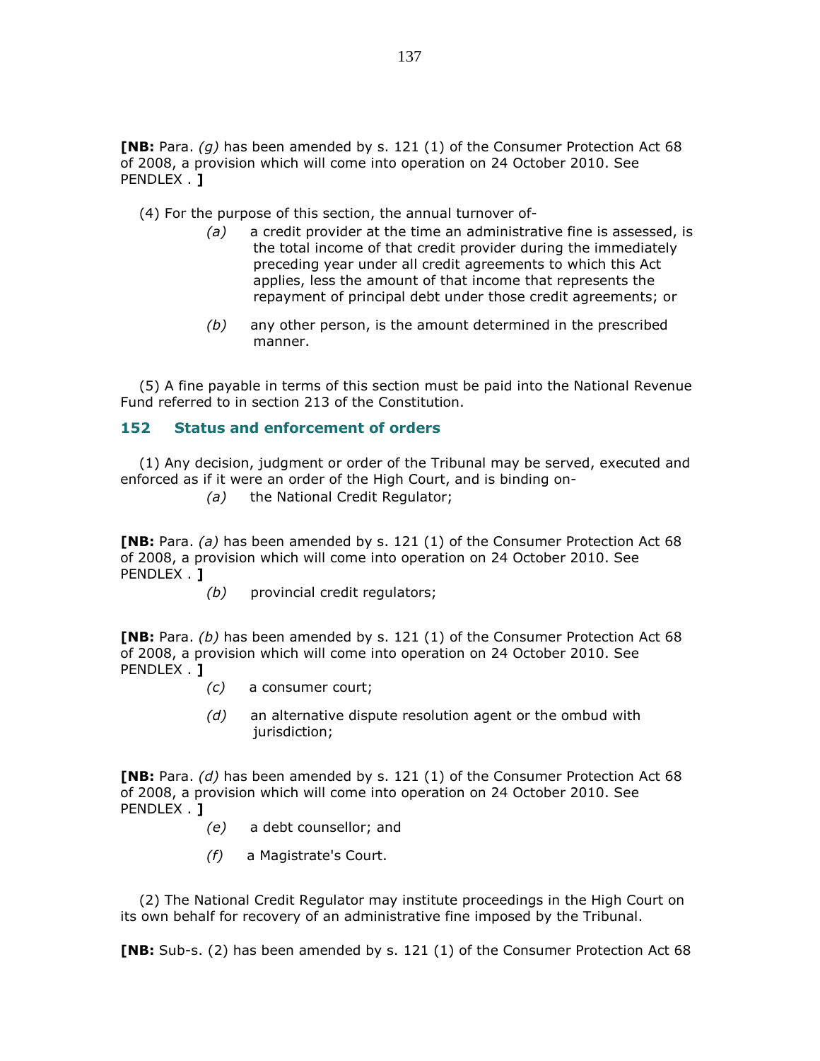**[NB:** Para. *(g)* has been amended by s. 121 (1) of the Consumer Protection Act 68 of 2008, a provision which will come into operation on 24 October 2010. See PENDLEX . **]**

(4) For the purpose of this section, the annual turnover of-

*(a)* a credit provider at the time an administrative fine is assessed, is the total income of that credit provider during the immediately preceding year under all credit agreements to which this Act applies, less the amount of that income that represents the repayment of principal debt under those credit agreements; or

*(b)* any other person, is the amount determined in the prescribed manner.

(5) A fine payable in terms of this section must be paid into the National Revenue Fund referred to in section 213 of the Constitution.

## 152 Status and enforcement of orders

(1) Any decision, judgment or order of the Tribunal may be served, executed and enforced as if it were an order of the High Court, and is binding on-

*(a)* the National Credit Regulator;

**[NB:** Para. *(a)* has been amended by s. 121 (1) of the Consumer Protection Act 68 of 2008, a provision which will come into operation on 24 October 2010. See PENDLEX . **]**

*(b)* provincial credit regulators;

**[NB:** Para. *(b)* has been amended by s. 121 (1) of the Consumer Protection Act 68 of 2008, a provision which will come into operation on 24 October 2010. See PENDLEX . **]**

*(c)* a consumer court;

*(d)* an alternative dispute resolution agent or the ombud with jurisdiction;

**[NB:** Para. *(d)* has been amended by s. 121 (1) of the Consumer Protection Act 68 of 2008, a provision which will come into operation on 24 October 2010. See PENDLEX . **]**

*(e)* a debt counsellor; and

*(f)* a Magistrate's Court.

(2) The National Credit Regulator may institute proceedings in the High Court on its own behalf for recovery of an administrative fine imposed by the Tribunal.

**[NB:** Sub-s. (2) has been amended by s. 121 (1) of the Consumer Protection Act 68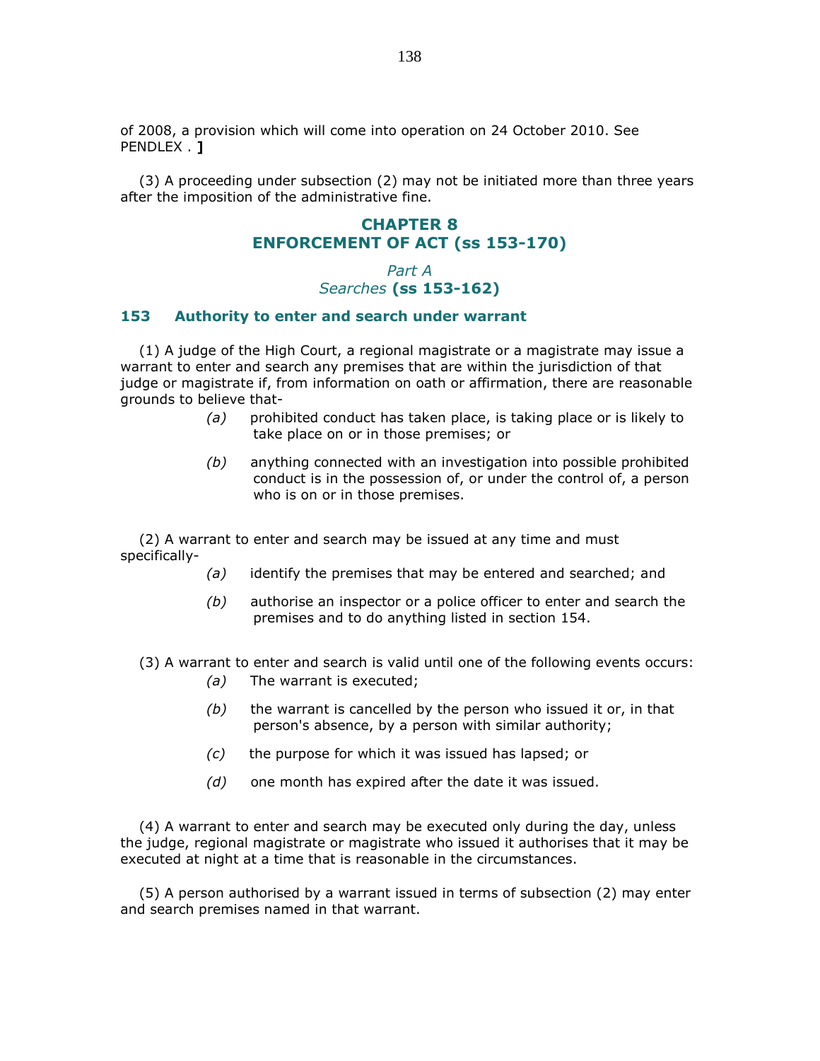of 2008, a provision which will come into operation on 24 October 2010. See PENDLEX . **]**

(3) A proceeding under subsection (2) may not be initiated more than three years after the imposition of the administrative fine.

## CHAPTER 8
## ENFORCEMENT OF ACT (ss 153-170)

### *Part A*
### *Searches* **(ss 153-162)**

### 153 Authority to enter and search under warrant

(1) A judge of the High Court, a regional magistrate or a magistrate may issue a warrant to enter and search any premises that are within the jurisdiction of that judge or magistrate if, from information on oath or affirmation, there are reasonable grounds to believe that-

*(a)* prohibited conduct has taken place, is taking place or is likely to take place on or in those premises; or

*(b)* anything connected with an investigation into possible prohibited conduct is in the possession of, or under the control of, a person who is on or in those premises.

(2) A warrant to enter and search may be issued at any time and must specifically-

*(a)* identify the premises that may be entered and searched; and

*(b)* authorise an inspector or a police officer to enter and search the premises and to do anything listed in section 154.

(3) A warrant to enter and search is valid until one of the following events occurs:

*(a)* The warrant is executed;

*(b)* the warrant is cancelled by the person who issued it or, in that person's absence, by a person with similar authority;

*(c)* the purpose for which it was issued has lapsed; or

*(d)* one month has expired after the date it was issued.

(4) A warrant to enter and search may be executed only during the day, unless the judge, regional magistrate or magistrate who issued it authorises that it may be executed at night at a time that is reasonable in the circumstances.

(5) A person authorised by a warrant issued in terms of subsection (2) may enter and search premises named in that warrant.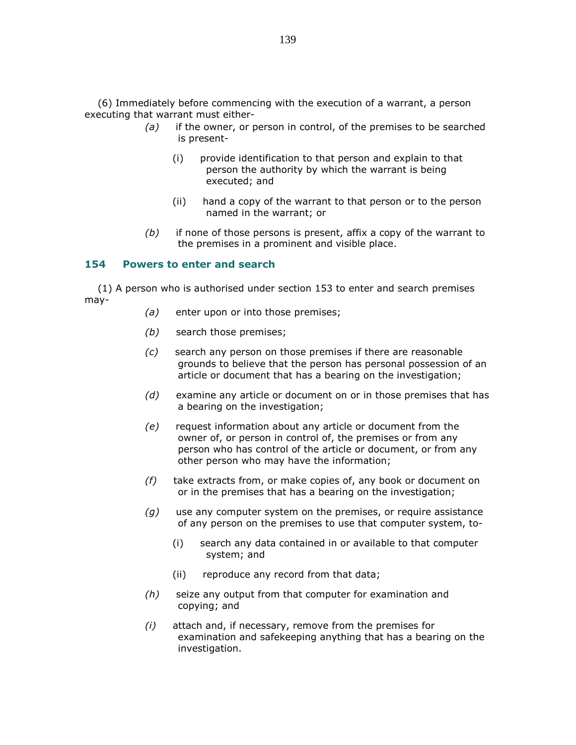(6) Immediately before commencing with the execution of a warrant, a person executing that warrant must either-

*(a)* if the owner, or person in control, of the premises to be searched is present-

(i) provide identification to that person and explain to that person the authority by which the warrant is being executed; and

(ii) hand a copy of the warrant to that person or to the person named in the warrant; or

*(b)* if none of those persons is present, affix a copy of the warrant to the premises in a prominent and visible place.

### 154 Powers to enter and search

(1) A person who is authorised under section 153 to enter and search premises may-

*(a)* enter upon or into those premises;

*(b)* search those premises;

*(c)* search any person on those premises if there are reasonable grounds to believe that the person has personal possession of an article or document that has a bearing on the investigation;

*(d)* examine any article or document on or in those premises that has a bearing on the investigation;

*(e)* request information about any article or document from the owner of, or person in control of, the premises or from any person who has control of the article or document, or from any other person who may have the information;

*(f)* take extracts from, or make copies of, any book or document on or in the premises that has a bearing on the investigation;

*(g)* use any computer system on the premises, or require assistance of any person on the premises to use that computer system, to-

(i) search any data contained in or available to that computer system; and

(ii) reproduce any record from that data;

*(h)* seize any output from that computer for examination and copying; and

*(i)* attach and, if necessary, remove from the premises for examination and safekeeping anything that has a bearing on the investigation.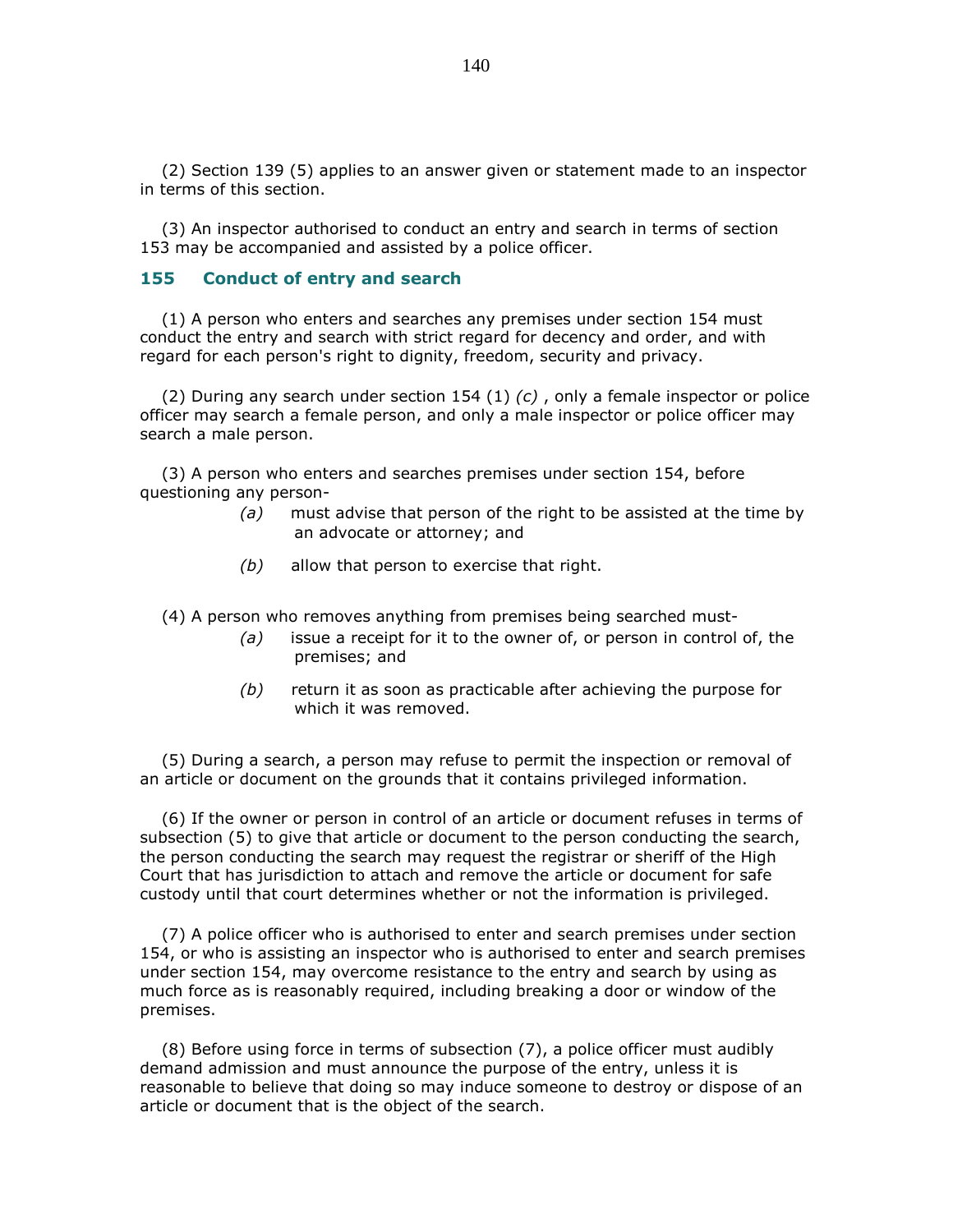(2) Section 139 (5) applies to an answer given or statement made to an inspector in terms of this section.

(3) An inspector authorised to conduct an entry and search in terms of section 153 may be accompanied and assisted by a police officer.

## 155 Conduct of entry and search

(1) A person who enters and searches any premises under section 154 must conduct the entry and search with strict regard for decency and order, and with regard for each person's right to dignity, freedom, security and privacy.

(2) During any search under section 154 (1) *(c)* , only a female inspector or police officer may search a female person, and only a male inspector or police officer may search a male person.

(3) A person who enters and searches premises under section 154, before questioning any person-

*(a)* must advise that person of the right to be assisted at the time by an advocate or attorney; and

*(b)* allow that person to exercise that right.

(4) A person who removes anything from premises being searched must-

*(a)* issue a receipt for it to the owner of, or person in control of, the premises; and

*(b)* return it as soon as practicable after achieving the purpose for which it was removed.

(5) During a search, a person may refuse to permit the inspection or removal of an article or document on the grounds that it contains privileged information.

(6) If the owner or person in control of an article or document refuses in terms of subsection (5) to give that article or document to the person conducting the search, the person conducting the search may request the registrar or sheriff of the High Court that has jurisdiction to attach and remove the article or document for safe custody until that court determines whether or not the information is privileged.

(7) A police officer who is authorised to enter and search premises under section 154, or who is assisting an inspector who is authorised to enter and search premises under section 154, may overcome resistance to the entry and search by using as much force as is reasonably required, including breaking a door or window of the premises.

(8) Before using force in terms of subsection (7), a police officer must audibly demand admission and must announce the purpose of the entry, unless it is reasonable to believe that doing so may induce someone to destroy or dispose of an article or document that is the object of the search.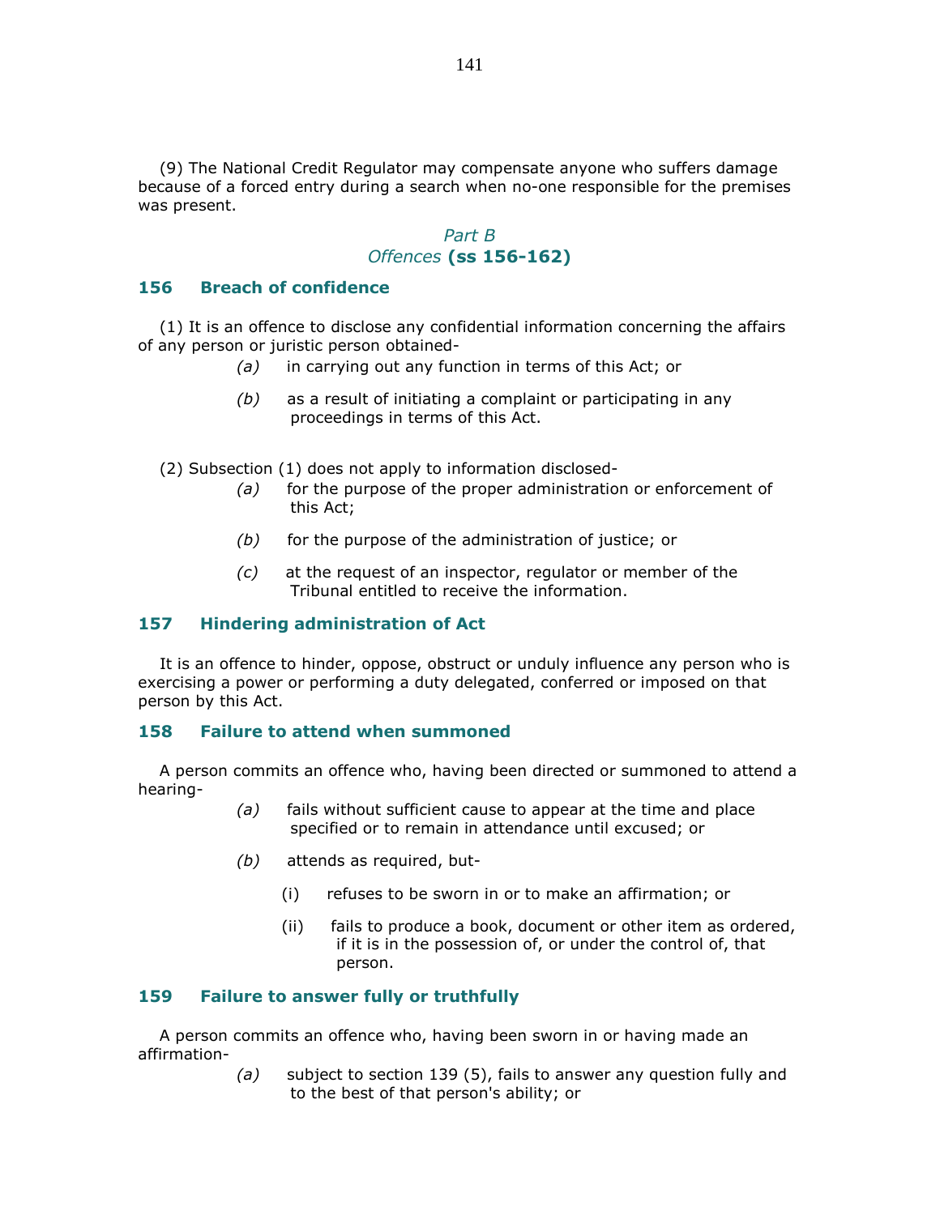(9) The National Credit Regulator may compensate anyone who suffers damage because of a forced entry during a search when no-one responsible for the premises was present.

## *Part B*
## *Offences* **(ss 156-162)**

### 156 Breach of confidence

(1) It is an offence to disclose any confidential information concerning the affairs of any person or juristic person obtained-

*(a)* in carrying out any function in terms of this Act; or

*(b)* as a result of initiating a complaint or participating in any proceedings in terms of this Act.

(2) Subsection (1) does not apply to information disclosed-

*(a)* for the purpose of the proper administration or enforcement of this Act;

*(b)* for the purpose of the administration of justice; or

*(c)* at the request of an inspector, regulator or member of the Tribunal entitled to receive the information.

### 157 Hindering administration of Act

It is an offence to hinder, oppose, obstruct or unduly influence any person who is exercising a power or performing a duty delegated, conferred or imposed on that person by this Act.

### 158 Failure to attend when summoned

A person commits an offence who, having been directed or summoned to attend a hearing-

*(a)* fails without sufficient cause to appear at the time and place specified or to remain in attendance until excused; or

*(b)* attends as required, but-

(i) refuses to be sworn in or to make an affirmation; or

(ii) fails to produce a book, document or other item as ordered, if it is in the possession of, or under the control of, that person.

### 159 Failure to answer fully or truthfully

A person commits an offence who, having been sworn in or having made an affirmation-

*(a)* subject to section 139 (5), fails to answer any question fully and to the best of that person's ability; or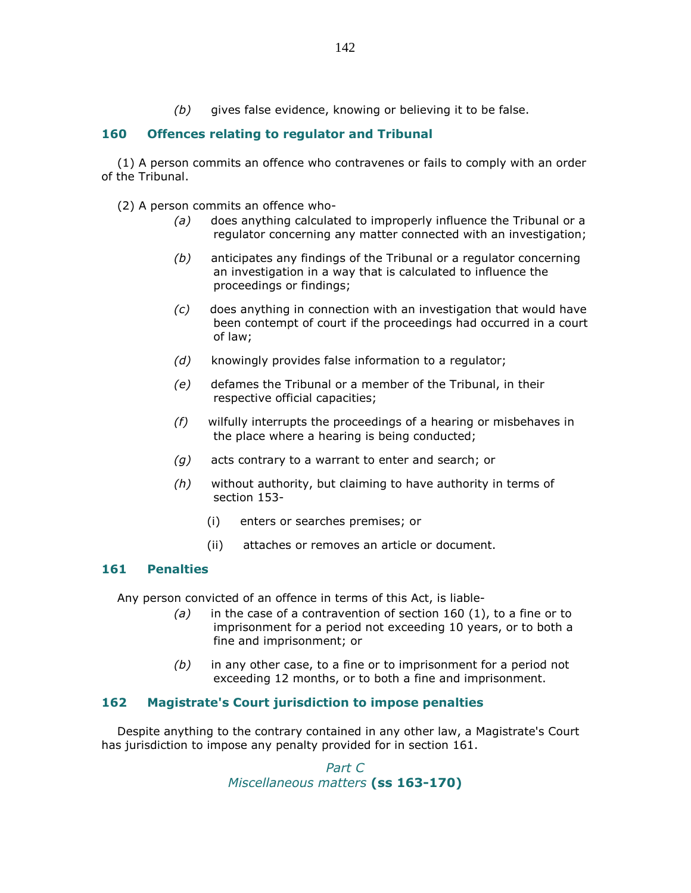*(b)* gives false evidence, knowing or believing it to be false.

### 160 Offences relating to regulator and Tribunal

(1) A person commits an offence who contravenes or fails to comply with an order of the Tribunal.

(2) A person commits an offence who-

*(a)* does anything calculated to improperly influence the Tribunal or a regulator concerning any matter connected with an investigation;

*(b)* anticipates any findings of the Tribunal or a regulator concerning an investigation in a way that is calculated to influence the proceedings or findings;

*(c)* does anything in connection with an investigation that would have been contempt of court if the proceedings had occurred in a court of law;

*(d)* knowingly provides false information to a regulator;

*(e)* defames the Tribunal or a member of the Tribunal, in their respective official capacities;

*(f)* wilfully interrupts the proceedings of a hearing or misbehaves in the place where a hearing is being conducted;

*(g)* acts contrary to a warrant to enter and search; or

*(h)* without authority, but claiming to have authority in terms of section 153-

(i) enters or searches premises; or

(ii) attaches or removes an article or document.

### 161 Penalties

Any person convicted of an offence in terms of this Act, is liable-

*(a)* in the case of a contravention of section 160 (1), to a fine or to imprisonment for a period not exceeding 10 years, or to both a fine and imprisonment; or

*(b)* in any other case, to a fine or to imprisonment for a period not exceeding 12 months, or to both a fine and imprisonment.

### 162 Magistrate's Court jurisdiction to impose penalties

Despite anything to the contrary contained in any other law, a Magistrate's Court has jurisdiction to impose any penalty provided for in section 161.

## *Part C*
## *Miscellaneous matters* **(ss 163-170)**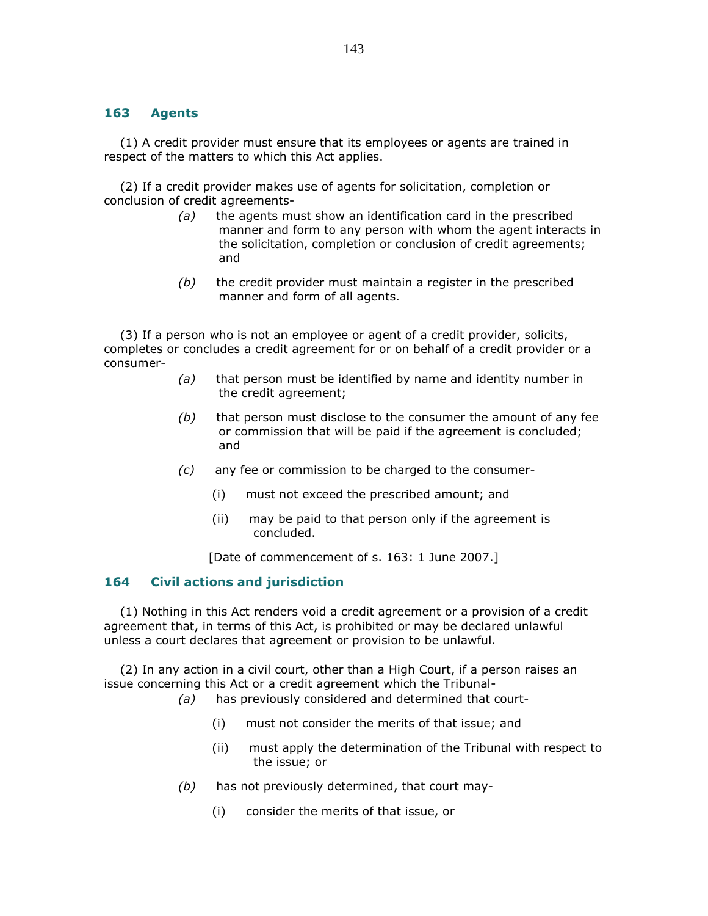## 163 Agents

(1) A credit provider must ensure that its employees or agents are trained in respect of the matters to which this Act applies.

(2) If a credit provider makes use of agents for solicitation, completion or conclusion of credit agreements-

*(a)* the agents must show an identification card in the prescribed manner and form to any person with whom the agent interacts in the solicitation, completion or conclusion of credit agreements; and

*(b)* the credit provider must maintain a register in the prescribed manner and form of all agents.

(3) If a person who is not an employee or agent of a credit provider, solicits, completes or concludes a credit agreement for or on behalf of a credit provider or a consumer-

*(a)* that person must be identified by name and identity number in the credit agreement;

*(b)* that person must disclose to the consumer the amount of any fee or commission that will be paid if the agreement is concluded; and

*(c)* any fee or commission to be charged to the consumer-

(i) must not exceed the prescribed amount; and

(ii) may be paid to that person only if the agreement is concluded.

[Date of commencement of s. 163: 1 June 2007.]

## 164 Civil actions and jurisdiction

(1) Nothing in this Act renders void a credit agreement or a provision of a credit agreement that, in terms of this Act, is prohibited or may be declared unlawful unless a court declares that agreement or provision to be unlawful.

(2) In any action in a civil court, other than a High Court, if a person raises an issue concerning this Act or a credit agreement which the Tribunal-

*(a)* has previously considered and determined that court-

(i) must not consider the merits of that issue; and

(ii) must apply the determination of the Tribunal with respect to the issue; or

*(b)* has not previously determined, that court may-

(i) consider the merits of that issue, or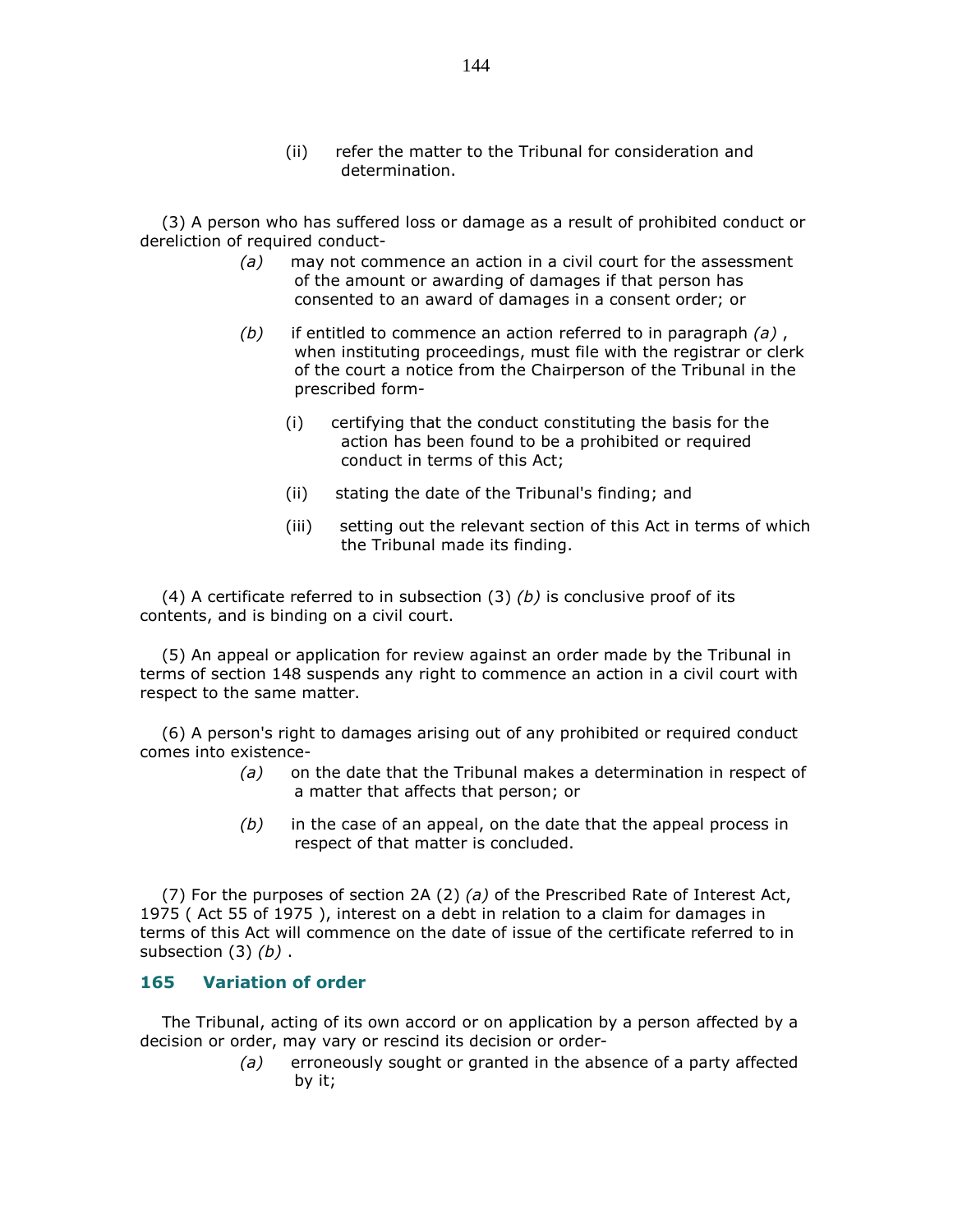(ii) refer the matter to the Tribunal for consideration and determination.

(3) A person who has suffered loss or damage as a result of prohibited conduct or dereliction of required conduct-

*(a)* may not commence an action in a civil court for the assessment of the amount or awarding of damages if that person has consented to an award of damages in a consent order; or

*(b)* if entitled to commence an action referred to in paragraph *(a)* , when instituting proceedings, must file with the registrar or clerk of the court a notice from the Chairperson of the Tribunal in the prescribed form-

(i) certifying that the conduct constituting the basis for the action has been found to be a prohibited or required conduct in terms of this Act;

(ii) stating the date of the Tribunal's finding; and

(iii) setting out the relevant section of this Act in terms of which the Tribunal made its finding.

(4) A certificate referred to in subsection (3) *(b)* is conclusive proof of its contents, and is binding on a civil court.

(5) An appeal or application for review against an order made by the Tribunal in terms of section 148 suspends any right to commence an action in a civil court with respect to the same matter.

(6) A person's right to damages arising out of any prohibited or required conduct comes into existence-

*(a)* on the date that the Tribunal makes a determination in respect of a matter that affects that person; or

*(b)* in the case of an appeal, on the date that the appeal process in respect of that matter is concluded.

(7) For the purposes of section 2A (2) *(a)* of the Prescribed Rate of Interest Act, 1975 ( Act 55 of 1975 ), interest on a debt in relation to a claim for damages in terms of this Act will commence on the date of issue of the certificate referred to in subsection (3) *(b)* .

### 165 Variation of order

The Tribunal, acting of its own accord or on application by a person affected by a decision or order, may vary or rescind its decision or order-

*(a)* erroneously sought or granted in the absence of a party affected by it;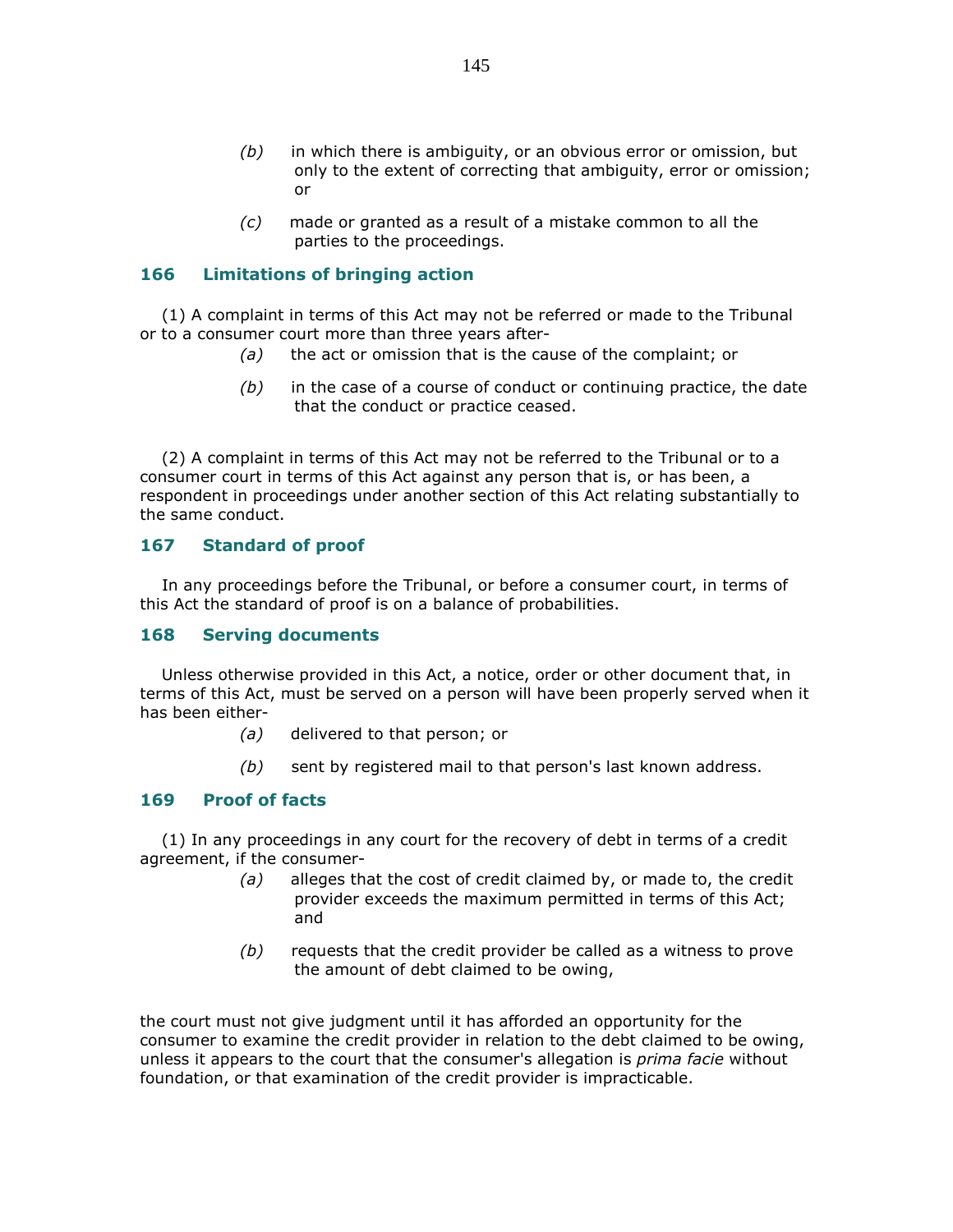(b) in which there is ambiguity, or an obvious error or omission, but only to the extent of correcting that ambiguity, error or omission; or

(c) made or granted as a result of a mistake common to all the parties to the proceedings.

### 166 Limitations of bringing action

(1) A complaint in terms of this Act may not be referred or made to the Tribunal or to a consumer court more than three years after-

(a) the act or omission that is the cause of the complaint; or

(b) in the case of a course of conduct or continuing practice, the date that the conduct or practice ceased.

(2) A complaint in terms of this Act may not be referred to the Tribunal or to a consumer court in terms of this Act against any person that is, or has been, a respondent in proceedings under another section of this Act relating substantially to the same conduct.

### 167 Standard of proof

In any proceedings before the Tribunal, or before a consumer court, in terms of this Act the standard of proof is on a balance of probabilities.

### 168 Serving documents

Unless otherwise provided in this Act, a notice, order or other document that, in terms of this Act, must be served on a person will have been properly served when it has been either-

(a) delivered to that person; or

(b) sent by registered mail to that person's last known address.

### 169 Proof of facts

(1) In any proceedings in any court for the recovery of debt in terms of a credit agreement, if the consumer-

(a) alleges that the cost of credit claimed by, or made to, the credit provider exceeds the maximum permitted in terms of this Act; and

(b) requests that the credit provider be called as a witness to prove the amount of debt claimed to be owing,

the court must not give judgment until it has afforded an opportunity for the consumer to examine the credit provider in relation to the debt claimed to be owing, unless it appears to the court that the consumer's allegation is *prima facie* without foundation, or that examination of the credit provider is impracticable.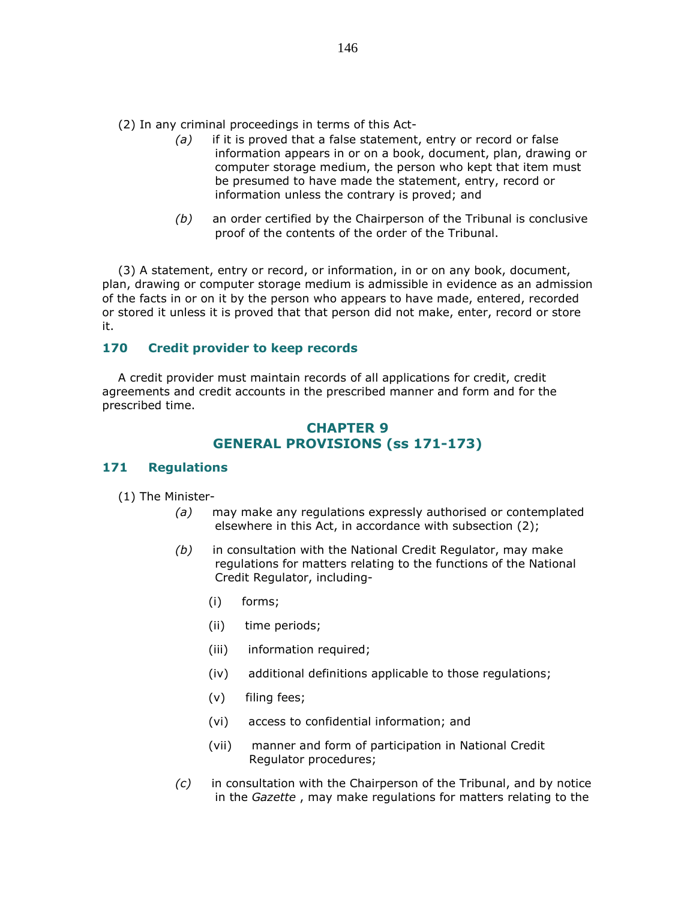(2) In any criminal proceedings in terms of this Act-

*(a)* if it is proved that a false statement, entry or record or false information appears in or on a book, document, plan, drawing or computer storage medium, the person who kept that item must be presumed to have made the statement, entry, record or information unless the contrary is proved; and

*(b)* an order certified by the Chairperson of the Tribunal is conclusive proof of the contents of the order of the Tribunal.

(3) A statement, entry or record, or information, in or on any book, document, plan, drawing or computer storage medium is admissible in evidence as an admission of the facts in or on it by the person who appears to have made, entered, recorded or stored it unless it is proved that that person did not make, enter, record or store it.

### 170 Credit provider to keep records

A credit provider must maintain records of all applications for credit, credit agreements and credit accounts in the prescribed manner and form and for the prescribed time.

## CHAPTER 9
## GENERAL PROVISIONS (ss 171-173)

### 171 Regulations

(1) The Minister-

*(a)* may make any regulations expressly authorised or contemplated elsewhere in this Act, in accordance with subsection (2);

*(b)* in consultation with the National Credit Regulator, may make regulations for matters relating to the functions of the National Credit Regulator, including-

(i) forms;

(ii) time periods;

(iii) information required;

(iv) additional definitions applicable to those regulations;

(v) filing fees;

(vi) access to confidential information; and

(vii) manner and form of participation in National Credit Regulator procedures;

*(c)* in consultation with the Chairperson of the Tribunal, and by notice in the *Gazette* , may make regulations for matters relating to the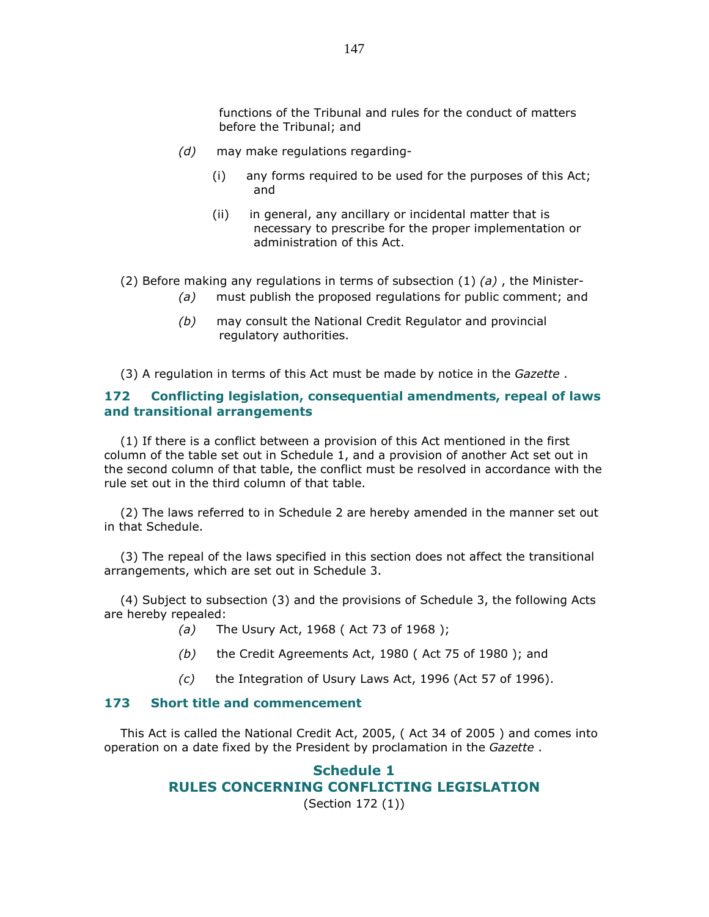functions of the Tribunal and rules for the conduct of matters before the Tribunal; and

*(d)* may make regulations regarding-

(i) any forms required to be used for the purposes of this Act; and

(ii) in general, any ancillary or incidental matter that is necessary to prescribe for the proper implementation or administration of this Act.

(2) Before making any regulations in terms of subsection (1) *(a)* , the Minister-

*(a)* must publish the proposed regulations for public comment; and

*(b)* may consult the National Credit Regulator and provincial regulatory authorities.

(3) A regulation in terms of this Act must be made by notice in the *Gazette* .

### 172 Conflicting legislation, consequential amendments, repeal of laws and transitional arrangements

(1) If there is a conflict between a provision of this Act mentioned in the first column of the table set out in Schedule 1, and a provision of another Act set out in the second column of that table, the conflict must be resolved in accordance with the rule set out in the third column of that table.

(2) The laws referred to in Schedule 2 are hereby amended in the manner set out in that Schedule.

(3) The repeal of the laws specified in this section does not affect the transitional arrangements, which are set out in Schedule 3.

(4) Subject to subsection (3) and the provisions of Schedule 3, the following Acts are hereby repealed:

*(a)* The Usury Act, 1968 ( Act 73 of 1968 );

*(b)* the Credit Agreements Act, 1980 ( Act 75 of 1980 ); and

*(c)* the Integration of Usury Laws Act, 1996 (Act 57 of 1996).

### 173 Short title and commencement

This Act is called the National Credit Act, 2005, ( Act 34 of 2005 ) and comes into operation on a date fixed by the President by proclamation in the *Gazette* .

## Schedule 1
## RULES CONCERNING CONFLICTING LEGISLATION

(Section 172 (1))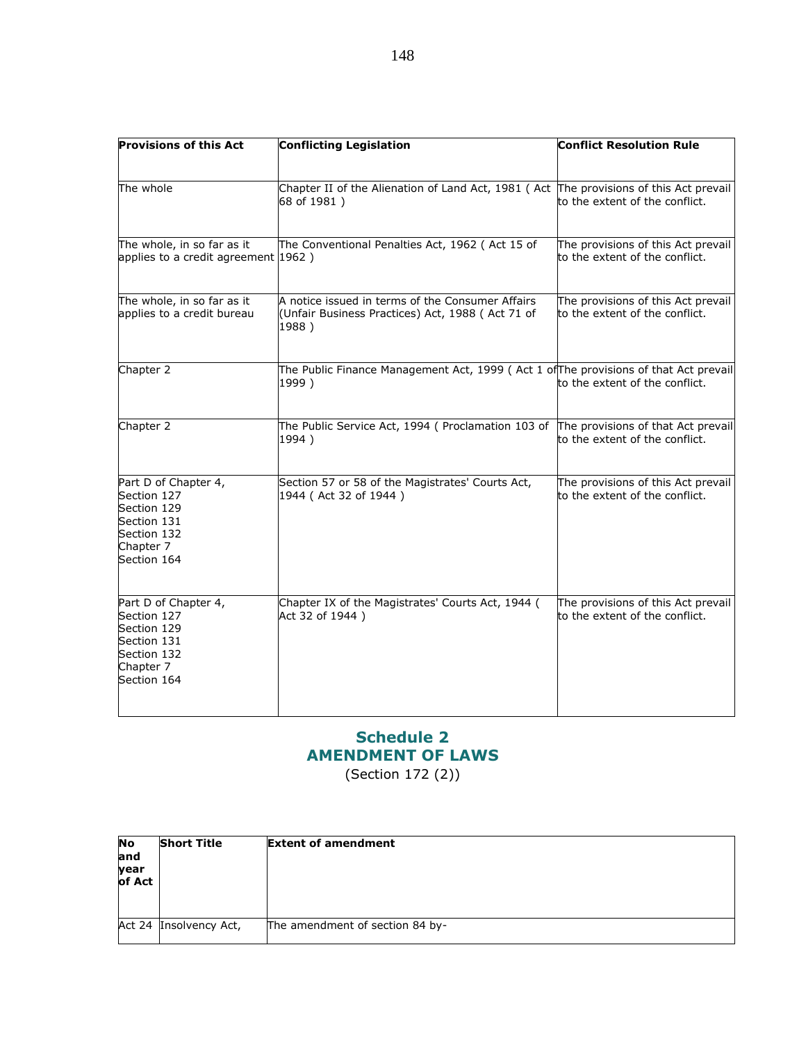| Provisions of this Act | Conflicting Legislation | Conflict Resolution Rule |
|---|---|---|
| The whole | Chapter II of the Alienation of Land Act, 1981 ( Act 68 of 1981 ) | The provisions of this Act prevail to the extent of the conflict. |
| The whole, in so far as it applies to a credit agreement | The Conventional Penalties Act, 1962 ( Act 15 of 1962 ) | The provisions of this Act prevail to the extent of the conflict. |
| The whole, in so far as it applies to a credit bureau | A notice issued in terms of the Consumer Affairs (Unfair Business Practices) Act, 1988 ( Act 71 of 1988 ) | The provisions of this Act prevail to the extent of the conflict. |
| Chapter 2 | The Public Finance Management Act, 1999 ( Act 1 of 1999 ) | The provisions of that Act prevail to the extent of the conflict. |
| Chapter 2 | The Public Service Act, 1994 ( Proclamation 103 of 1994 ) | The provisions of that Act prevail to the extent of the conflict. |
| Part D of Chapter 4, Section 127 Section 129 Section 131 Section 132 Chapter 7 Section 164 | Section 57 or 58 of the Magistrates' Courts Act, 1944 ( Act 32 of 1944 ) | The provisions of this Act prevail to the extent of the conflict. |
| Part D of Chapter 4, Section 127 Section 129 Section 131 Section 132 Chapter 7 Section 164 | Chapter IX of the Magistrates' Courts Act, 1944 ( Act 32 of 1944 ) | The provisions of this Act prevail to the extent of the conflict. |

## Schedule 2
## AMENDMENT OF LAWS

(Section 172 (2))

| No and year of Act | Short Title | Extent of amendment |
|---|---|---|
| Act 24 | Insolvency Act, | The amendment of section 84 by- |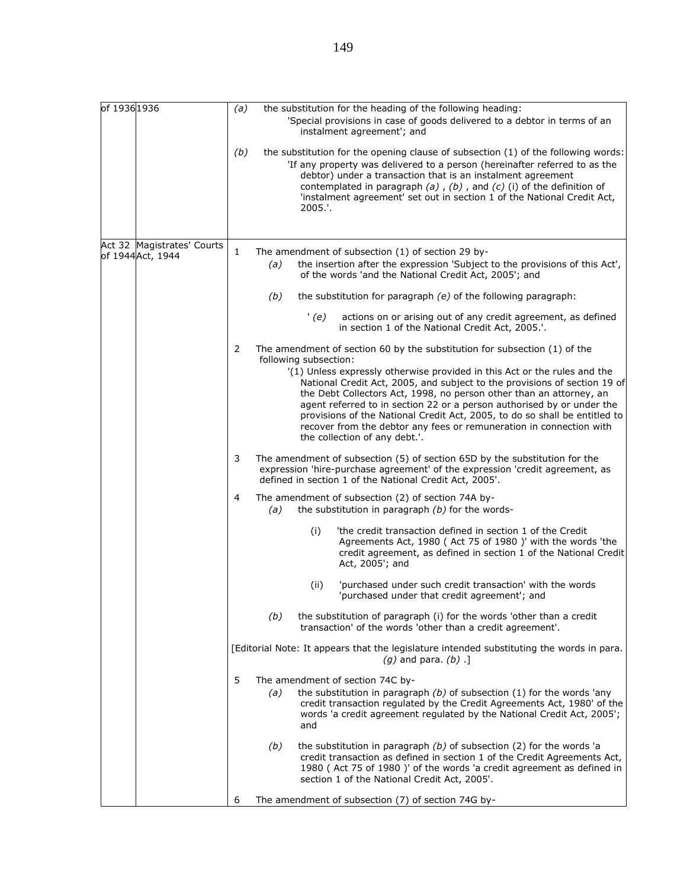| | | |
|---|---|---|
| of 1936 | 1936 | *(a)* the substitution for the heading of the following heading: 'Special provisions in case of goods delivered to a debtor in terms of an instalment agreement'; and<br><br>*(b)* the substitution for the opening clause of subsection (1) of the following words: 'If any property was delivered to a person (hereinafter referred to as the debtor) under a transaction that is an instalment agreement contemplated in paragraph *(a)* , *(b)* , and *(c)* (i) of the definition of 'instalment agreement' set out in section 1 of the National Credit Act, 2005.'. |
| Act 32 of 1944 | Magistrates' Courts Act, 1944 | 1 The amendment of subsection (1) of section 29 by-<br>*(a)* the insertion after the expression 'Subject to the provisions of this Act', of the words 'and the National Credit Act, 2005'; and<br>*(b)* the substitution for paragraph *(e)* of the following paragraph:<br>' *(e)* actions on or arising out of any credit agreement, as defined in section 1 of the National Credit Act, 2005.'.<br><br>2 The amendment of section 60 by the substitution for subsection (1) of the following subsection:<br>'(1) Unless expressly otherwise provided in this Act or the rules and the National Credit Act, 2005, and subject to the provisions of section 19 of the Debt Collectors Act, 1998, no person other than an attorney, an agent referred to in section 22 or a person authorised by or under the provisions of the National Credit Act, 2005, to do so shall be entitled to recover from the debtor any fees or remuneration in connection with the collection of any debt.'.<br><br>3 The amendment of subsection (5) of section 65D by the substitution for the expression 'hire-purchase agreement' of the expression 'credit agreement, as defined in section 1 of the National Credit Act, 2005'.<br><br>4 The amendment of subsection (2) of section 74A by-<br>*(a)* the substitution in paragraph *(b)* for the words-<br>(i) 'the credit transaction defined in section 1 of the Credit Agreements Act, 1980 ( Act 75 of 1980 )' with the words 'the credit agreement, as defined in section 1 of the National Credit Act, 2005'; and<br>(ii) 'purchased under such credit transaction' with the words 'purchased under that credit agreement'; and<br>*(b)* the substitution of paragraph (i) for the words 'other than a credit transaction' of the words 'other than a credit agreement'.<br><br>[Editorial Note: It appears that the legislature intended substituting the words in para. *(g)* and para. *(b)* .]<br><br>5 The amendment of section 74C by-<br>*(a)* the substitution in paragraph *(b)* of subsection (1) for the words 'any credit transaction regulated by the Credit Agreements Act, 1980' of the words 'a credit agreement regulated by the National Credit Act, 2005'; and<br>*(b)* the substitution in paragraph *(b)* of subsection (2) for the words 'a credit transaction as defined in section 1 of the Credit Agreements Act, 1980 ( Act 75 of 1980 )' of the words 'a credit agreement as defined in section 1 of the National Credit Act, 2005'.<br><br>6 The amendment of subsection (7) of section 74G by- |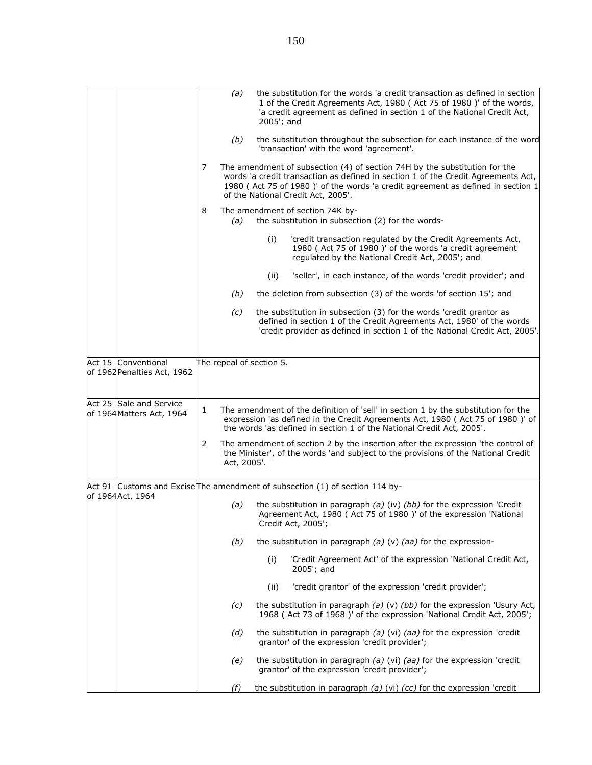| | | |
|---|---|---|
| | | *(a)* the substitution for the words 'a credit transaction as defined in section 1 of the Credit Agreements Act, 1980 ( Act 75 of 1980 )' of the words, 'a credit agreement as defined in section 1 of the National Credit Act, 2005'; and<br><br>*(b)* the substitution throughout the subsection for each instance of the word 'transaction' with the word 'agreement'.<br><br>7 The amendment of subsection (4) of section 74H by the substitution for the words 'a credit transaction as defined in section 1 of the Credit Agreements Act, 1980 ( Act 75 of 1980 )' of the words 'a credit agreement as defined in section 1 of the National Credit Act, 2005'.<br><br>8 The amendment of section 74K by-<br>*(a)* the substitution in subsection (2) for the words-<br>(i) 'credit transaction regulated by the Credit Agreements Act, 1980 ( Act 75 of 1980 )' of the words 'a credit agreement regulated by the National Credit Act, 2005'; and<br>(ii) 'seller', in each instance, of the words 'credit provider'; and<br><br>*(b)* the deletion from subsection (3) of the words 'of section 15'; and<br><br>*(c)* the substitution in subsection (3) for the words 'credit grantor as defined in section 1 of the Credit Agreements Act, 1980' of the words 'credit provider as defined in section 1 of the National Credit Act, 2005'. |
| Act 15 of 1962 | Conventional Penalties Act, 1962 | The repeal of section 5. |
| Act 25 of 1964 | Sale and Service Matters Act, 1964 | 1 The amendment of the definition of 'sell' in section 1 by the substitution for the expression 'as defined in the Credit Agreements Act, 1980 ( Act 75 of 1980 )' of the words 'as defined in section 1 of the National Credit Act, 2005'.<br><br>2 The amendment of section 2 by the insertion after the expression 'the control of the Minister', of the words 'and subject to the provisions of the National Credit Act, 2005'. |
| Act 91 of 1964 | Customs and Excise Act, 1964 | The amendment of subsection (1) of section 114 by-<br><br>*(a)* the substitution in paragraph *(a)* (iv) *(bb)* for the expression 'Credit Agreement Act, 1980 ( Act 75 of 1980 )' of the expression 'National Credit Act, 2005';<br><br>*(b)* the substitution in paragraph *(a)* (v) *(aa)* for the expression-<br>(i) 'Credit Agreement Act' of the expression 'National Credit Act, 2005'; and<br>(ii) 'credit grantor' of the expression 'credit provider';<br><br>*(c)* the substitution in paragraph *(a)* (v) *(bb)* for the expression 'Usury Act, 1968 ( Act 73 of 1968 )' of the expression 'National Credit Act, 2005';<br><br>*(d)* the substitution in paragraph *(a)* (vi) *(aa)* for the expression 'credit grantor' of the expression 'credit provider';<br><br>*(e)* the substitution in paragraph *(a)* (vi) *(aa)* for the expression 'credit grantor' of the expression 'credit provider';<br><br>*(f)* the substitution in paragraph *(a)* (vi) *(cc)* for the expression 'credit |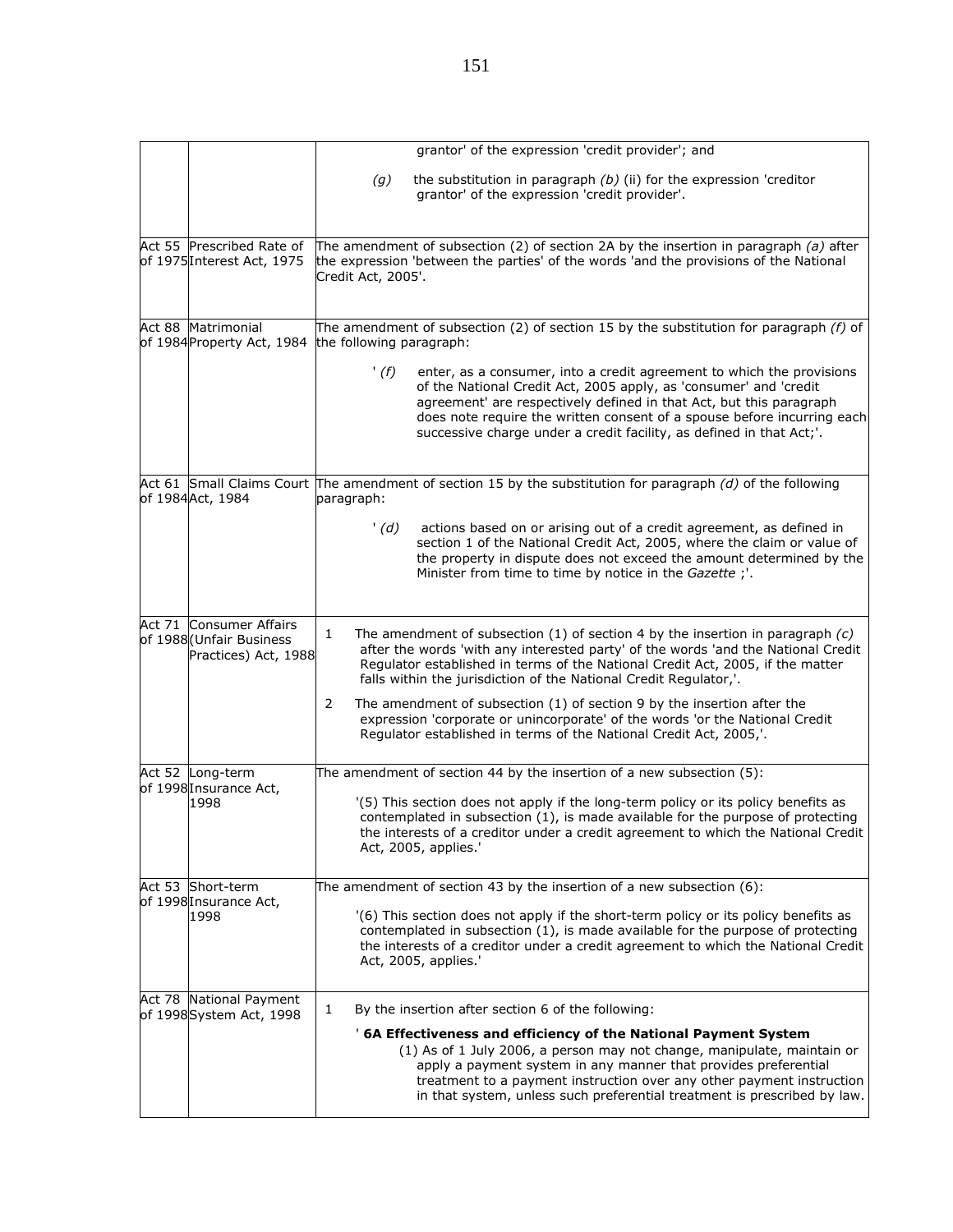| | | |
|---|---|---|
| | | grantor' of the expression 'credit provider'; and<br><br>*(g)* the substitution in paragraph *(b)* (ii) for the expression 'creditor grantor' of the expression 'credit provider'. |
| Act 55 of 1975 | Prescribed Rate of Interest Act, 1975 | The amendment of subsection (2) of section 2A by the insertion in paragraph *(a)* after the expression 'between the parties' of the words 'and the provisions of the National Credit Act, 2005'. |
| Act 88 of 1984 | Matrimonial Property Act, 1984 | The amendment of subsection (2) of section 15 by the substitution for paragraph *(f)* of the following paragraph:<br><br>' *(f)* enter, as a consumer, into a credit agreement to which the provisions of the National Credit Act, 2005 apply, as 'consumer' and 'credit agreement' are respectively defined in that Act, but this paragraph does note require the written consent of a spouse before incurring each successive charge under a credit facility, as defined in that Act;'. |
| Act 61 of 1984 | Small Claims Court Act, 1984 | The amendment of section 15 by the substitution for paragraph *(d)* of the following paragraph:<br><br>' *(d)* actions based on or arising out of a credit agreement, as defined in section 1 of the National Credit Act, 2005, where the claim or value of the property in dispute does not exceed the amount determined by the Minister from time to time by notice in the *Gazette* ;'. |
| Act 71 of 1988 | Consumer Affairs (Unfair Business Practices) Act, 1988 | 1 The amendment of subsection (1) of section 4 by the insertion in paragraph *(c)* after the words 'with any interested party' of the words 'and the National Credit Regulator established in terms of the National Credit Act, 2005, if the matter falls within the jurisdiction of the National Credit Regulator,'.<br><br>2 The amendment of subsection (1) of section 9 by the insertion after the expression 'corporate or unincorporate' of the words 'or the National Credit Regulator established in terms of the National Credit Act, 2005,'. |
| Act 52 of 1998 | Long-term Insurance Act, 1998 | The amendment of section 44 by the insertion of a new subsection (5):<br><br>'(5) This section does not apply if the long-term policy or its policy benefits as contemplated in subsection (1), is made available for the purpose of protecting the interests of a creditor under a credit agreement to which the National Credit Act, 2005, applies.' |
| Act 53 of 1998 | Short-term Insurance Act, 1998 | The amendment of section 43 by the insertion of a new subsection (6):<br><br>'(6) This section does not apply if the short-term policy or its policy benefits as contemplated in subsection (1), is made available for the purpose of protecting the interests of a creditor under a credit agreement to which the National Credit Act, 2005, applies.' |
| Act 78 of 1998 | National Payment System Act, 1998 | 1 By the insertion after section 6 of the following:<br><br>' **6A Effectiveness and efficiency of the National Payment System**<br>(1) As of 1 July 2006, a person may not change, manipulate, maintain or apply a payment system in any manner that provides preferential treatment to a payment instruction over any other payment instruction in that system, unless such preferential treatment is prescribed by law. |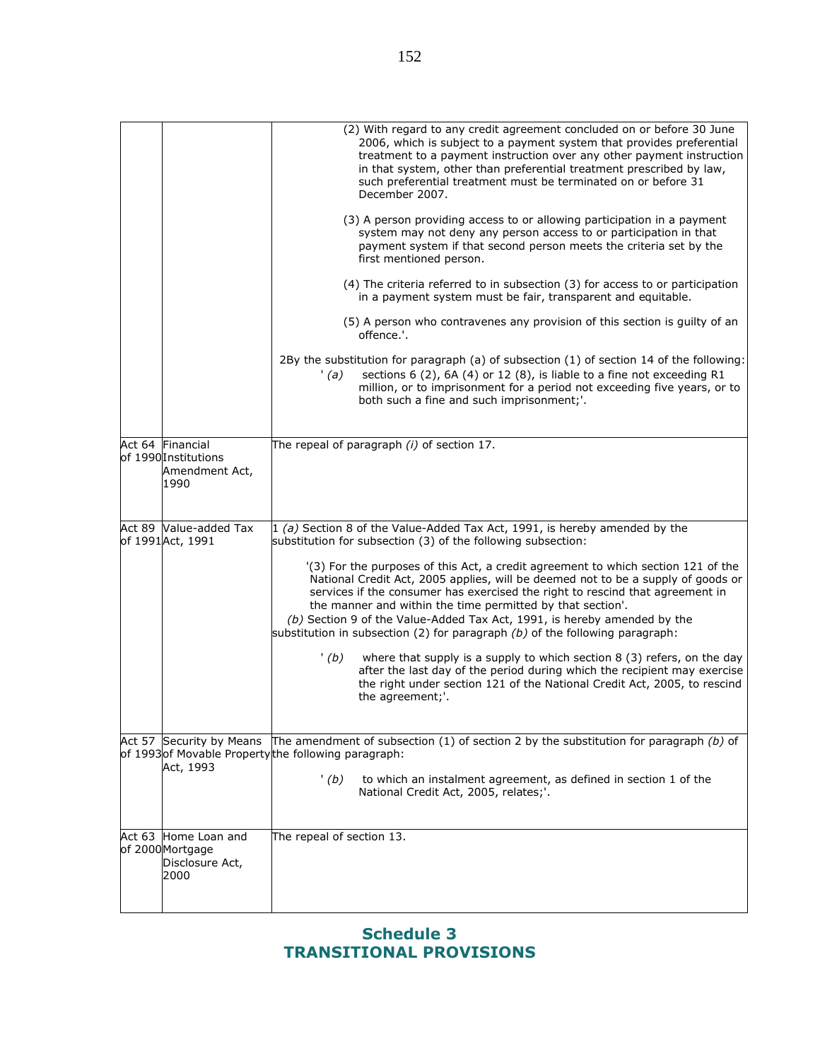| | | |
|---|---|---|
| | | (2) With regard to any credit agreement concluded on or before 30 June 2006, which is subject to a payment system that provides preferential treatment to a payment instruction over any other payment instruction in that system, other than preferential treatment prescribed by law, such preferential treatment must be terminated on or before 31 December 2007.<br><br>(3) A person providing access to or allowing participation in a payment system may not deny any person access to or participation in that payment system if that second person meets the criteria set by the first mentioned person.<br><br>(4) The criteria referred to in subsection (3) for access to or participation in a payment system must be fair, transparent and equitable.<br><br>(5) A person who contravenes any provision of this section is guilty of an offence.'.<br><br>2By the substitution for paragraph (a) of subsection (1) of section 14 of the following:<br>' *(a)* sections 6 (2), 6A (4) or 12 (8), is liable to a fine not exceeding R1 million, or to imprisonment for a period not exceeding five years, or to both such a fine and such imprisonment;'. |
| Act 64 of 1990 | Financial Institutions Amendment Act, 1990 | The repeal of paragraph *(i)* of section 17. |
| Act 89 of 1991 | Value-added Tax Act, 1991 | 1 *(a)* Section 8 of the Value-Added Tax Act, 1991, is hereby amended by the substitution for subsection (3) of the following subsection:<br><br>'(3) For the purposes of this Act, a credit agreement to which section 121 of the National Credit Act, 2005 applies, will be deemed not to be a supply of goods or services if the consumer has exercised the right to rescind that agreement in the manner and within the time permitted by that section'.<br>*(b)* Section 9 of the Value-Added Tax Act, 1991, is hereby amended by the substitution in subsection (2) for paragraph *(b)* of the following paragraph:<br><br>' *(b)* where that supply is a supply to which section 8 (3) refers, on the day after the last day of the period during which the recipient may exercise the right under section 121 of the National Credit Act, 2005, to rescind the agreement;'. |
| Act 57 of 1993 | Security by Means of Movable Property Act, 1993 | The amendment of subsection (1) of section 2 by the substitution for paragraph *(b)* of the following paragraph:<br><br>' *(b)* to which an instalment agreement, as defined in section 1 of the National Credit Act, 2005, relates;'. |
| Act 63 of 2000 | Home Loan and Mortgage Disclosure Act, 2000 | The repeal of section 13. |

## Schedule 3
## TRANSITIONAL PROVISIONS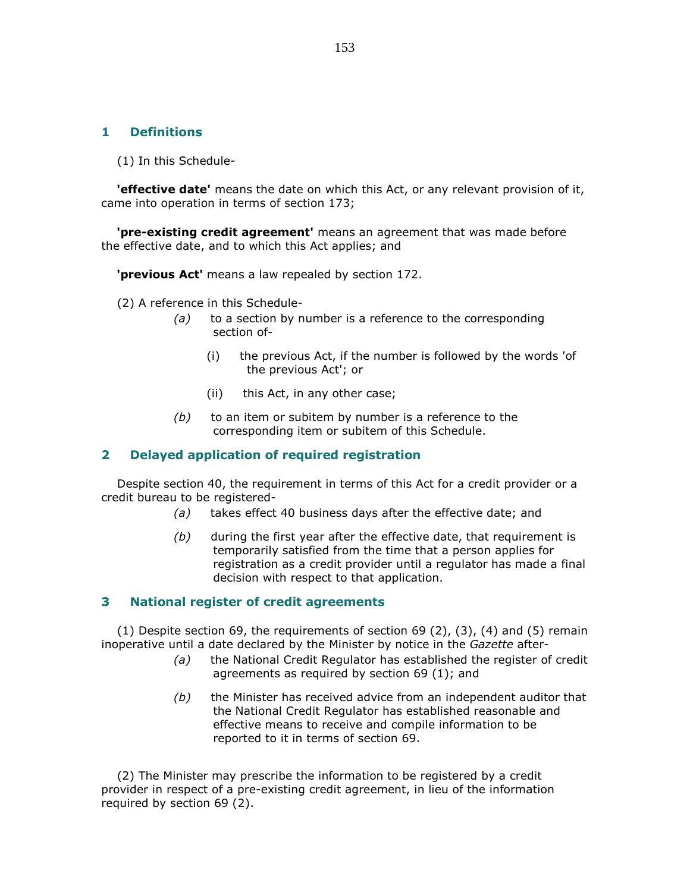## 1 Definitions

(1) In this Schedule-

**'effective date'** means the date on which this Act, or any relevant provision of it, came into operation in terms of section 173;

**'pre-existing credit agreement'** means an agreement that was made before the effective date, and to which this Act applies; and

**'previous Act'** means a law repealed by section 172.

(2) A reference in this Schedule-

*(a)* to a section by number is a reference to the corresponding section of-

(i) the previous Act, if the number is followed by the words 'of the previous Act'; or

(ii) this Act, in any other case;

*(b)* to an item or subitem by number is a reference to the corresponding item or subitem of this Schedule.

## 2 Delayed application of required registration

Despite section 40, the requirement in terms of this Act for a credit provider or a credit bureau to be registered-

*(a)* takes effect 40 business days after the effective date; and

*(b)* during the first year after the effective date, that requirement is temporarily satisfied from the time that a person applies for registration as a credit provider until a regulator has made a final decision with respect to that application.

## 3 National register of credit agreements

(1) Despite section 69, the requirements of section 69 (2), (3), (4) and (5) remain inoperative until a date declared by the Minister by notice in the *Gazette* after-

*(a)* the National Credit Regulator has established the register of credit agreements as required by section 69 (1); and

*(b)* the Minister has received advice from an independent auditor that the National Credit Regulator has established reasonable and effective means to receive and compile information to be reported to it in terms of section 69.

(2) The Minister may prescribe the information to be registered by a credit provider in respect of a pre-existing credit agreement, in lieu of the information required by section 69 (2).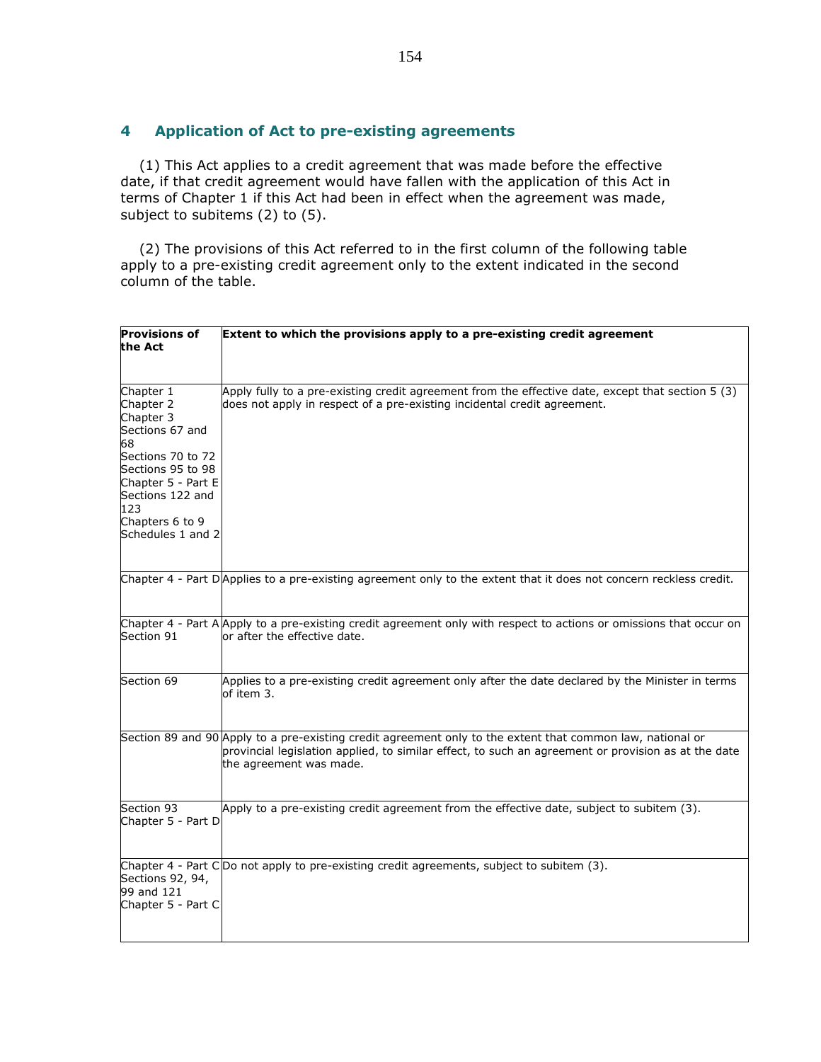## 4 Application of Act to pre-existing agreements

(1) This Act applies to a credit agreement that was made before the effective date, if that credit agreement would have fallen with the application of this Act in terms of Chapter 1 if this Act had been in effect when the agreement was made, subject to subitems (2) to (5).

(2) The provisions of this Act referred to in the first column of the following table apply to a pre-existing credit agreement only to the extent indicated in the second column of the table.

| Provisions of the Act | Extent to which the provisions apply to a pre-existing credit agreement |
|---|---|
| Chapter 1<br>Chapter 2<br>Chapter 3<br>Sections 67 and 68<br>Sections 70 to 72<br>Sections 95 to 98<br>Chapter 5 - Part E<br>Sections 122 and 123<br>Chapters 6 to 9<br>Schedules 1 and 2 | Apply fully to a pre-existing credit agreement from the effective date, except that section 5 (3) does not apply in respect of a pre-existing incidental credit agreement. |
| Chapter 4 - Part D | Applies to a pre-existing agreement only to the extent that it does not concern reckless credit. |
| Chapter 4 - Part A<br>Section 91 | Apply to a pre-existing credit agreement only with respect to actions or omissions that occur on or after the effective date. |
| Section 69 | Applies to a pre-existing credit agreement only after the date declared by the Minister in terms of item 3. |
| Section 89 and 90 | Apply to a pre-existing credit agreement only to the extent that common law, national or provincial legislation applied, to similar effect, to such an agreement or provision as at the date the agreement was made. |
| Section 93<br>Chapter 5 - Part D | Apply to a pre-existing credit agreement from the effective date, subject to subitem (3). |
| Chapter 4 - Part C<br>Sections 92, 94, 99 and 121<br>Chapter 5 - Part C | Do not apply to pre-existing credit agreements, subject to subitem (3). |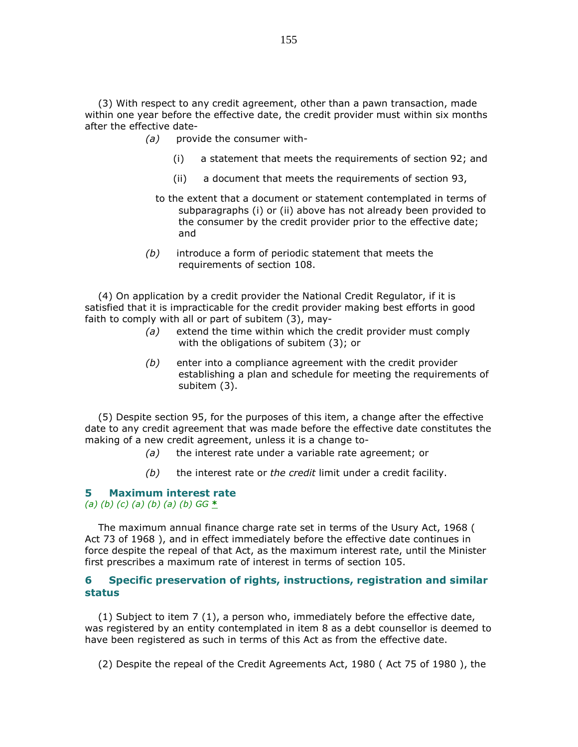(3) With respect to any credit agreement, other than a pawn transaction, made within one year before the effective date, the credit provider must within six months after the effective date-

*(a)* provide the consumer with-

(i) a statement that meets the requirements of section 92; and

(ii) a document that meets the requirements of section 93,

to the extent that a document or statement contemplated in terms of subparagraphs (i) or (ii) above has not already been provided to the consumer by the credit provider prior to the effective date; and

*(b)* introduce a form of periodic statement that meets the requirements of section 108.

(4) On application by a credit provider the National Credit Regulator, if it is satisfied that it is impracticable for the credit provider making best efforts in good faith to comply with all or part of subitem (3), may-

*(a)* extend the time within which the credit provider must comply with the obligations of subitem (3); or

*(b)* enter into a compliance agreement with the credit provider establishing a plan and schedule for meeting the requirements of subitem (3).

(5) Despite section 95, for the purposes of this item, a change after the effective date to any credit agreement that was made before the effective date constitutes the making of a new credit agreement, unless it is a change to-

*(a)* the interest rate under a variable rate agreement; or

*(b)* the interest rate or *the credit* limit under a credit facility.

## 5 Maximum interest rate

*(a) (b) (c) (a) (b) (a) (b) GG* *

The maximum annual finance charge rate set in terms of the Usury Act, 1968 ( Act 73 of 1968 ), and in effect immediately before the effective date continues in force despite the repeal of that Act, as the maximum interest rate, until the Minister first prescribes a maximum rate of interest in terms of section 105.

## 6 Specific preservation of rights, instructions, registration and similar status

(1) Subject to item 7 (1), a person who, immediately before the effective date, was registered by an entity contemplated in item 8 as a debt counsellor is deemed to have been registered as such in terms of this Act as from the effective date.

(2) Despite the repeal of the Credit Agreements Act, 1980 ( Act 75 of 1980 ), the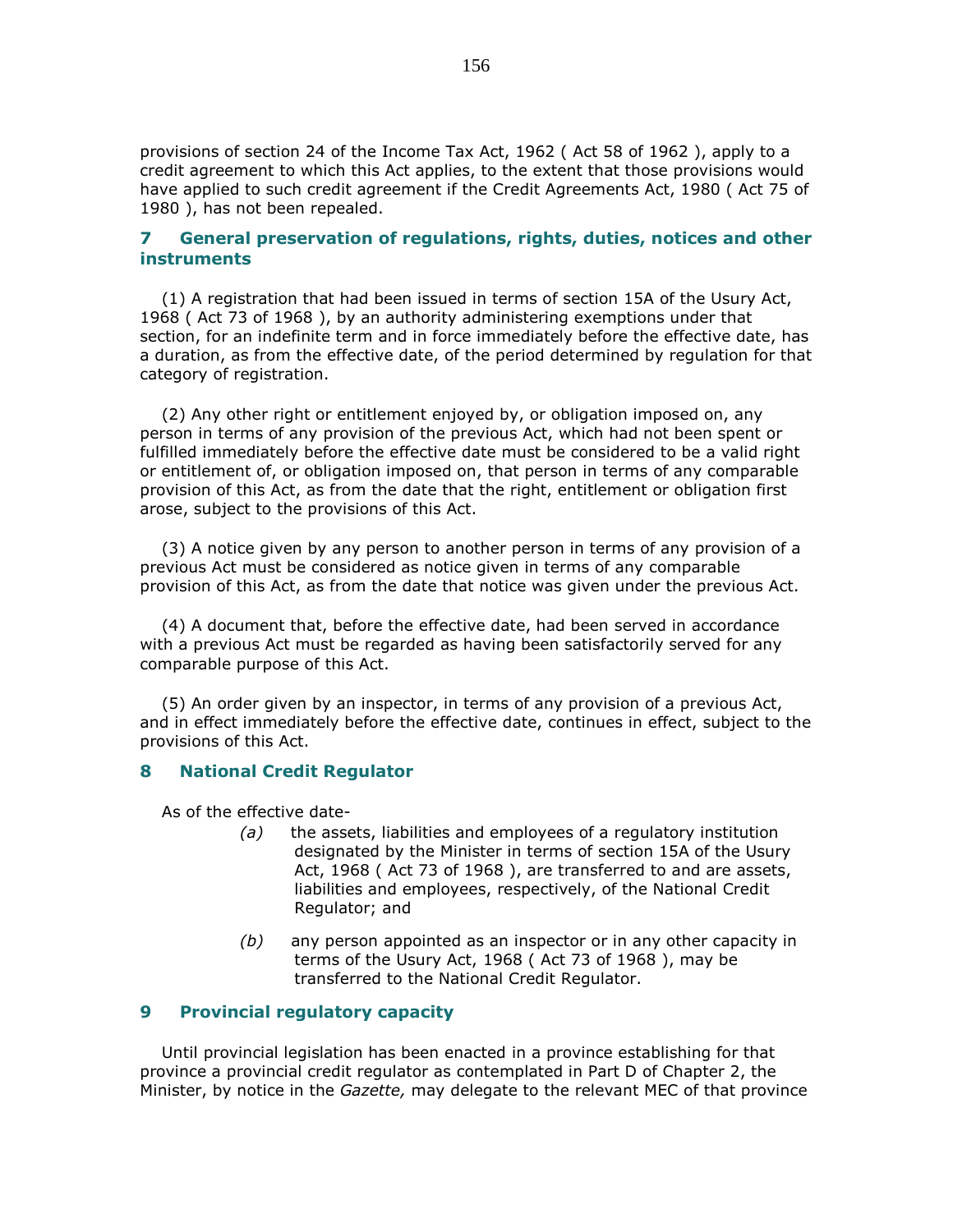provisions of section 24 of the Income Tax Act, 1962 ( Act 58 of 1962 ), apply to a credit agreement to which this Act applies, to the extent that those provisions would have applied to such credit agreement if the Credit Agreements Act, 1980 ( Act 75 of 1980 ), has not been repealed.

## 7 General preservation of regulations, rights, duties, notices and other instruments

(1) A registration that had been issued in terms of section 15A of the Usury Act, 1968 ( Act 73 of 1968 ), by an authority administering exemptions under that section, for an indefinite term and in force immediately before the effective date, has a duration, as from the effective date, of the period determined by regulation for that category of registration.

(2) Any other right or entitlement enjoyed by, or obligation imposed on, any person in terms of any provision of the previous Act, which had not been spent or fulfilled immediately before the effective date must be considered to be a valid right or entitlement of, or obligation imposed on, that person in terms of any comparable provision of this Act, as from the date that the right, entitlement or obligation first arose, subject to the provisions of this Act.

(3) A notice given by any person to another person in terms of any provision of a previous Act must be considered as notice given in terms of any comparable provision of this Act, as from the date that notice was given under the previous Act.

(4) A document that, before the effective date, had been served in accordance with a previous Act must be regarded as having been satisfactorily served for any comparable purpose of this Act.

(5) An order given by an inspector, in terms of any provision of a previous Act, and in effect immediately before the effective date, continues in effect, subject to the provisions of this Act.

## 8 National Credit Regulator

As of the effective date-

*(a)* the assets, liabilities and employees of a regulatory institution designated by the Minister in terms of section 15A of the Usury Act, 1968 ( Act 73 of 1968 ), are transferred to and are assets, liabilities and employees, respectively, of the National Credit Regulator; and

*(b)* any person appointed as an inspector or in any other capacity in terms of the Usury Act, 1968 ( Act 73 of 1968 ), may be transferred to the National Credit Regulator.

## 9 Provincial regulatory capacity

Until provincial legislation has been enacted in a province establishing for that province a provincial credit regulator as contemplated in Part D of Chapter 2, the Minister, by notice in the *Gazette,* may delegate to the relevant MEC of that province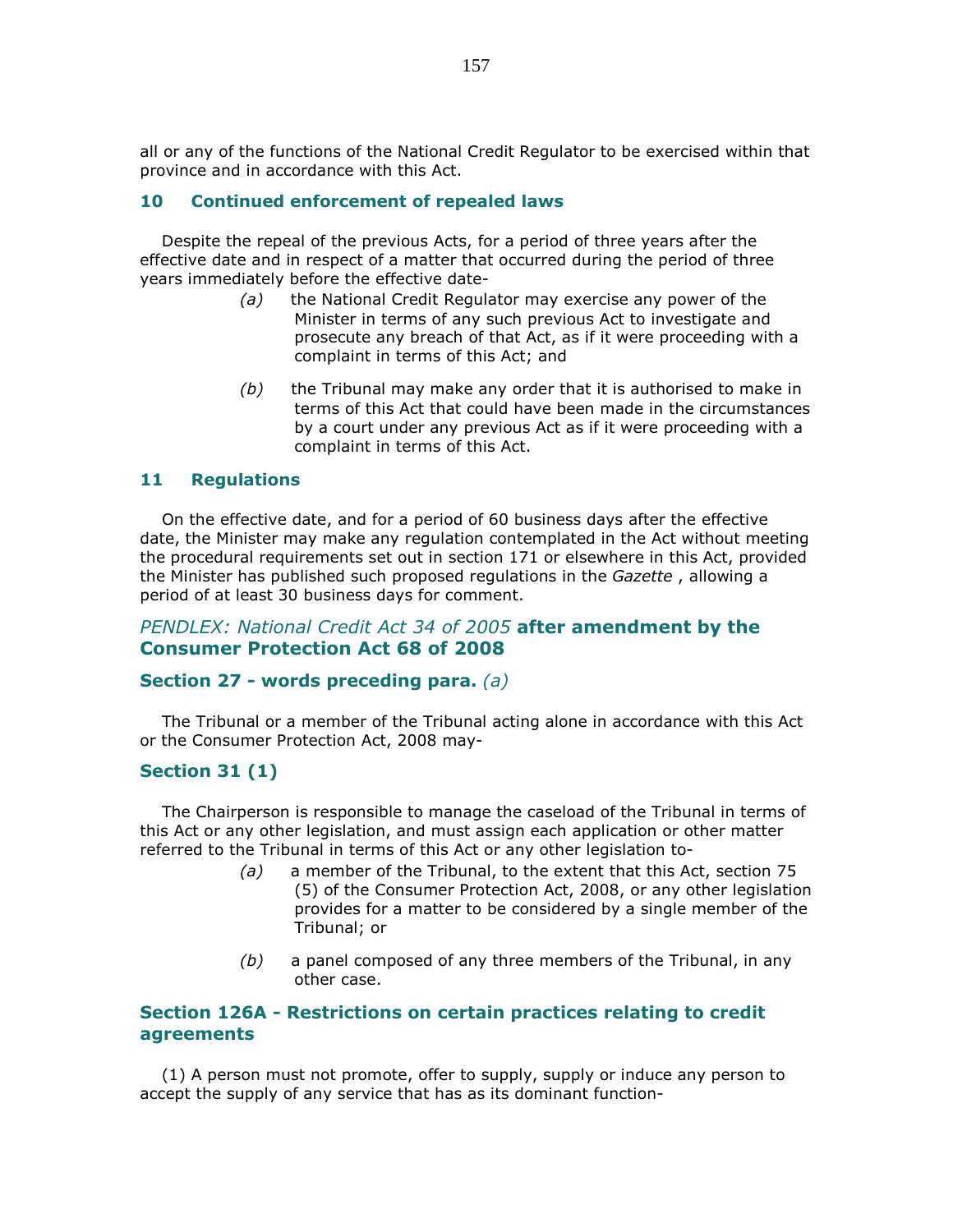all or any of the functions of the National Credit Regulator to be exercised within that province and in accordance with this Act.

### 10 Continued enforcement of repealed laws

Despite the repeal of the previous Acts, for a period of three years after the effective date and in respect of a matter that occurred during the period of three years immediately before the effective date-

*(a)* the National Credit Regulator may exercise any power of the Minister in terms of any such previous Act to investigate and prosecute any breach of that Act, as if it were proceeding with a complaint in terms of this Act; and

*(b)* the Tribunal may make any order that it is authorised to make in terms of this Act that could have been made in the circumstances by a court under any previous Act as if it were proceeding with a complaint in terms of this Act.

### 11 Regulations

On the effective date, and for a period of 60 business days after the effective date, the Minister may make any regulation contemplated in the Act without meeting the procedural requirements set out in section 171 or elsewhere in this Act, provided the Minister has published such proposed regulations in the *Gazette* , allowing a period of at least 30 business days for comment.

## *PENDLEX: National Credit Act 34 of 2005* after amendment by the Consumer Protection Act 68 of 2008

### Section 27 - words preceding para. *(a)*

The Tribunal or a member of the Tribunal acting alone in accordance with this Act or the Consumer Protection Act, 2008 may-

### Section 31 (1)

The Chairperson is responsible to manage the caseload of the Tribunal in terms of this Act or any other legislation, and must assign each application or other matter referred to the Tribunal in terms of this Act or any other legislation to-

*(a)* a member of the Tribunal, to the extent that this Act, section 75 (5) of the Consumer Protection Act, 2008, or any other legislation provides for a matter to be considered by a single member of the Tribunal; or

*(b)* a panel composed of any three members of the Tribunal, in any other case.

### Section 126A - Restrictions on certain practices relating to credit agreements

(1) A person must not promote, offer to supply, supply or induce any person to accept the supply of any service that has as its dominant function-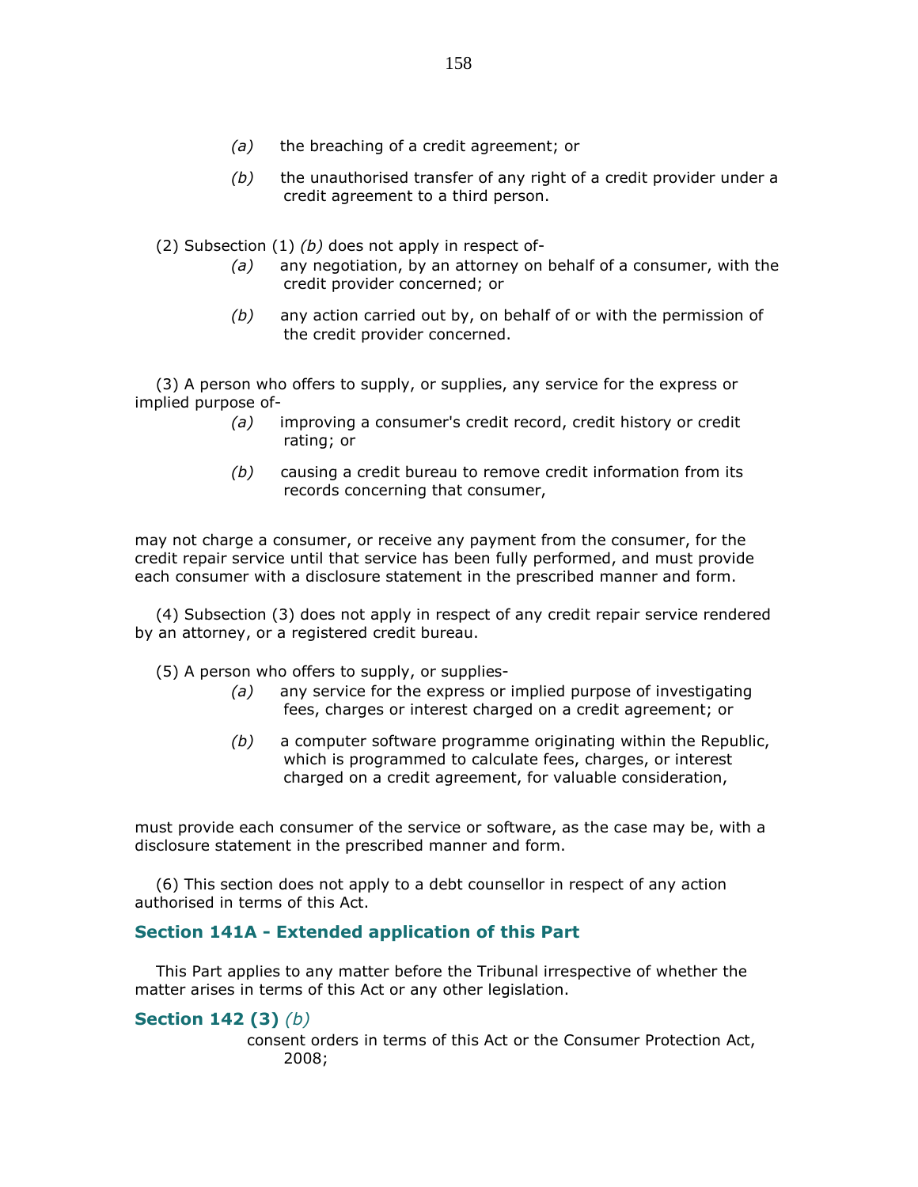(a) the breaching of a credit agreement; or

(b) the unauthorised transfer of any right of a credit provider under a credit agreement to a third person.

(2) Subsection (1) *(b)* does not apply in respect of-

(a) any negotiation, by an attorney on behalf of a consumer, with the credit provider concerned; or

(b) any action carried out by, on behalf of or with the permission of the credit provider concerned.

(3) A person who offers to supply, or supplies, any service for the express or implied purpose of-

(a) improving a consumer's credit record, credit history or credit rating; or

(b) causing a credit bureau to remove credit information from its records concerning that consumer,

may not charge a consumer, or receive any payment from the consumer, for the credit repair service until that service has been fully performed, and must provide each consumer with a disclosure statement in the prescribed manner and form.

(4) Subsection (3) does not apply in respect of any credit repair service rendered by an attorney, or a registered credit bureau.

(5) A person who offers to supply, or supplies-

(a) any service for the express or implied purpose of investigating fees, charges or interest charged on a credit agreement; or

(b) a computer software programme originating within the Republic, which is programmed to calculate fees, charges, or interest charged on a credit agreement, for valuable consideration,

must provide each consumer of the service or software, as the case may be, with a disclosure statement in the prescribed manner and form.

(6) This section does not apply to a debt counsellor in respect of any action authorised in terms of this Act.

### Section 141A - Extended application of this Part

This Part applies to any matter before the Tribunal irrespective of whether the matter arises in terms of this Act or any other legislation.

### Section 142 (3) *(b)*

consent orders in terms of this Act or the Consumer Protection Act, 2008;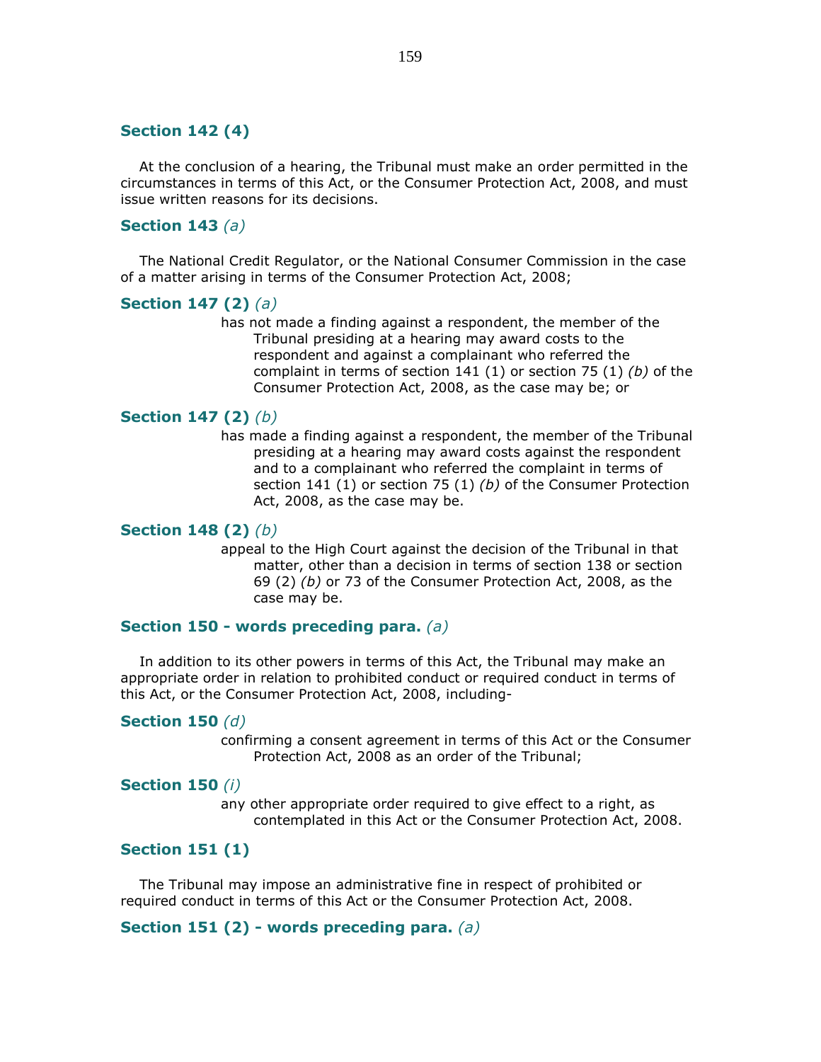### **Section 142 (4)**

At the conclusion of a hearing, the Tribunal must make an order permitted in the circumstances in terms of this Act, or the Consumer Protection Act, 2008, and must issue written reasons for its decisions.

### **Section 143** *(a)*

The National Credit Regulator, or the National Consumer Commission in the case of a matter arising in terms of the Consumer Protection Act, 2008;

### **Section 147 (2)** *(a)*

has not made a finding against a respondent, the member of the Tribunal presiding at a hearing may award costs to the respondent and against a complainant who referred the complaint in terms of section 141 (1) or section 75 (1) *(b)* of the Consumer Protection Act, 2008, as the case may be; or

### **Section 147 (2)** *(b)*

has made a finding against a respondent, the member of the Tribunal presiding at a hearing may award costs against the respondent and to a complainant who referred the complaint in terms of section 141 (1) or section 75 (1) *(b)* of the Consumer Protection Act, 2008, as the case may be.

### **Section 148 (2)** *(b)*

appeal to the High Court against the decision of the Tribunal in that matter, other than a decision in terms of section 138 or section 69 (2) *(b)* or 73 of the Consumer Protection Act, 2008, as the case may be.

### **Section 150 - words preceding para.** *(a)*

In addition to its other powers in terms of this Act, the Tribunal may make an appropriate order in relation to prohibited conduct or required conduct in terms of this Act, or the Consumer Protection Act, 2008, including-

### **Section 150** *(d)*

confirming a consent agreement in terms of this Act or the Consumer Protection Act, 2008 as an order of the Tribunal;

### **Section 150** *(i)*

any other appropriate order required to give effect to a right, as contemplated in this Act or the Consumer Protection Act, 2008.

### **Section 151 (1)**

The Tribunal may impose an administrative fine in respect of prohibited or required conduct in terms of this Act or the Consumer Protection Act, 2008.

### **Section 151 (2) - words preceding para.** *(a)*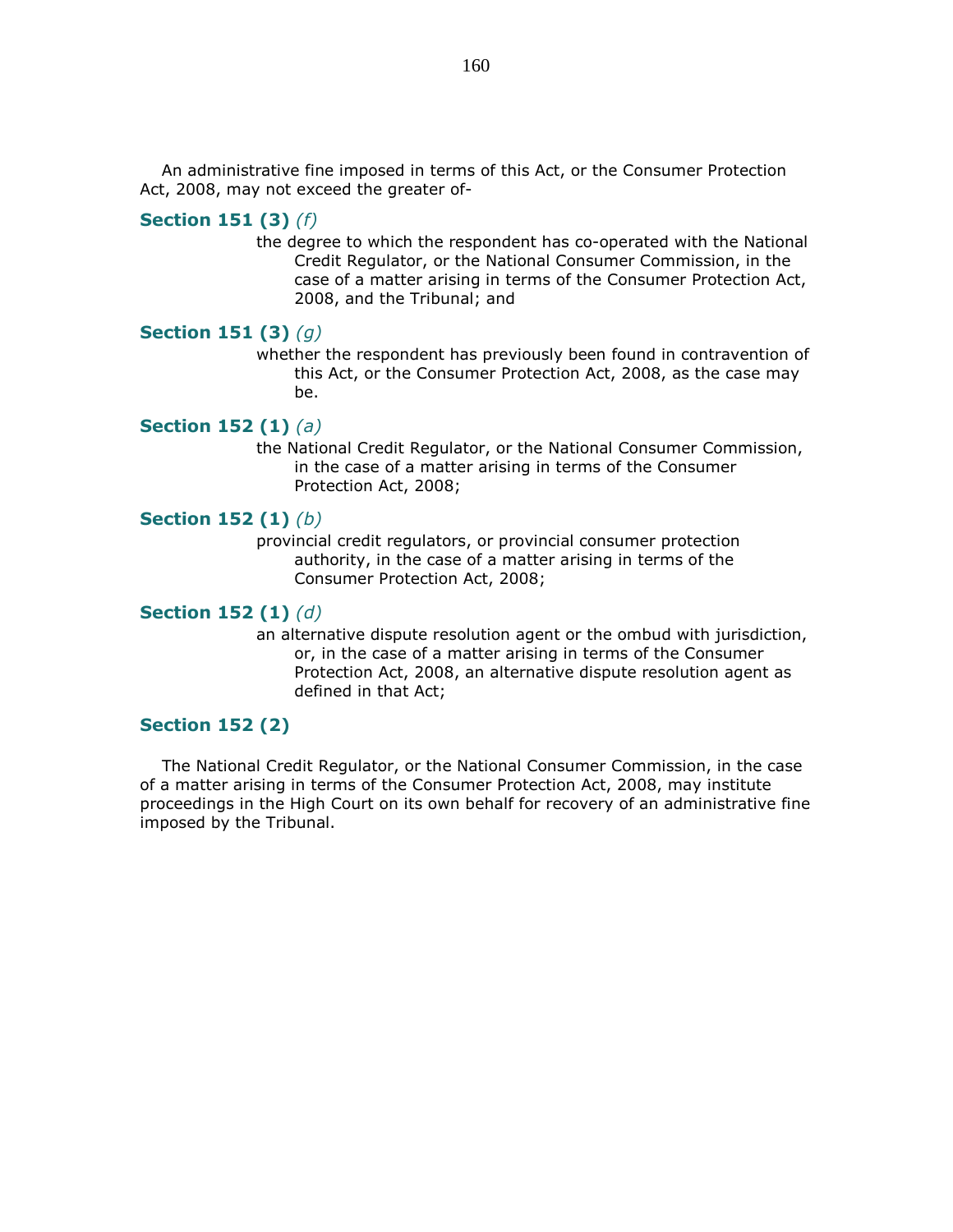An administrative fine imposed in terms of this Act, or the Consumer Protection Act, 2008, may not exceed the greater of-

### **Section 151 (3)** *(f)*

the degree to which the respondent has co-operated with the National Credit Regulator, or the National Consumer Commission, in the case of a matter arising in terms of the Consumer Protection Act, 2008, and the Tribunal; and

### **Section 151 (3)** *(g)*

whether the respondent has previously been found in contravention of this Act, or the Consumer Protection Act, 2008, as the case may be.

### **Section 152 (1)** *(a)*

the National Credit Regulator, or the National Consumer Commission, in the case of a matter arising in terms of the Consumer Protection Act, 2008;

### **Section 152 (1)** *(b)*

provincial credit regulators, or provincial consumer protection authority, in the case of a matter arising in terms of the Consumer Protection Act, 2008;

### **Section 152 (1)** *(d)*

an alternative dispute resolution agent or the ombud with jurisdiction, or, in the case of a matter arising in terms of the Consumer Protection Act, 2008, an alternative dispute resolution agent as defined in that Act;

### **Section 152 (2)**

The National Credit Regulator, or the National Consumer Commission, in the case of a matter arising in terms of the Consumer Protection Act, 2008, may institute proceedings in the High Court on its own behalf for recovery of an administrative fine imposed by the Tribunal.